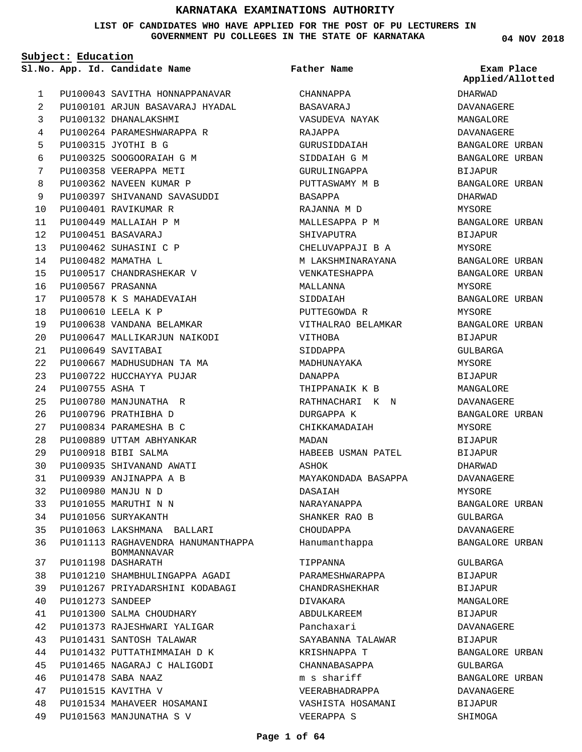# KARNATAKA EXAMINATIONS AUTHORITY

**LIST OF CANDIDATES WHO HAVE APPLIED FOR THE POST OF PU LECTURERS IN GOVERNMENT PU COLLEGES IN THE STATE OF KARNATAKA**

**04 NOV 2018**

**Subject: Education**

| Sl.No. | App. Id. | Candidate Name | Father Name | Exam Place Applied/Allotted |
|---|---|---|---|---|
| 1 | PU100043 | SAVITHA HONNAPPANAVAR | CHANNAPPA | DHARWAD |
| 2 | PU100101 | ARJUN BASAVARAJ HYADAL | BASAVARAJ | DAVANAGERE |
| 3 | PU100132 | DHANALAKSHMI | VASUDEVA NAYAK | MANGALORE |
| 4 | PU100264 | PARAMESHWARAPPA R | RAJAPPA | DAVANAGERE |
| 5 | PU100315 | JYOTHI B G | GURUSIDDAIAH | BANGALORE URBAN |
| 6 | PU100325 | SOOGOORAIAH G M | SIDDAIAH G M | BANGALORE URBAN |
| 7 | PU100358 | VEERAPPA METI | GURULINGAPPA | BIJAPUR |
| 8 | PU100362 | NAVEEN KUMAR P | PUTTASWAMY M B | BANGALORE URBAN |
| 9 | PU100397 | SHIVANAND SAVASUDDI | BASAPPA | DHARWAD |
| 10 | PU100401 | RAVIKUMAR R | RAJANNA M D | MYSORE |
| 11 | PU100449 | MALLAIAH P M | MALLESAPPA P M | BANGALORE URBAN |
| 12 | PU100451 | BASAVARAJ | SHIVAPUTRA | BIJAPUR |
| 13 | PU100462 | SUHASINI C P | CHELUVAPPAJI B A | MYSORE |
| 14 | PU100482 | MAMATHA L | M LAKSHMINARAYANA | BANGALORE URBAN |
| 15 | PU100517 | CHANDRASHEKAR V | VENKATESHAPPA | BANGALORE URBAN |
| 16 | PU100567 | PRASANNA | MALLANNA | MYSORE |
| 17 | PU100578 | K S MAHADEVAIAH | SIDDAIAH | BANGALORE URBAN |
| 18 | PU100610 | LEELA K P | PUTTEGOWDA R | MYSORE |
| 19 | PU100638 | VANDANA BELAMKAR | VITHALRAO BELAMKAR | BANGALORE URBAN |
| 20 | PU100647 | MALLIKARJUN NAIKODI | VITHOBA | BIJAPUR |
| 21 | PU100649 | SAVITABAI | SIDDAPPA | GULBARGA |
| 22 | PU100667 | MADHUSUDHAN TA MA | MADHUNAYAKA | MYSORE |
| 23 | PU100722 | HUCCHAYYA PUJAR | DANAPPA | BIJAPUR |
| 24 | PU100755 | ASHA T | THIPPANAIK K B | MANGALORE |
| 25 | PU100780 | MANJUNATHA R | RATHNACHARI K N | DAVANAGERE |
| 26 | PU100796 | PRATHIBHA D | DURGAPPA K | BANGALORE URBAN |
| 27 | PU100834 | PARAMESHA B C | CHIKKAMADAIAH | MYSORE |
| 28 | PU100889 | UTTAM ABHYANKAR | MADAN | BIJAPUR |
| 29 | PU100918 | BIBI SALMA | HABEEB USMAN PATEL | BIJAPUR |
| 30 | PU100935 | SHIVANAND AWATI | ASHOK | DHARWAD |
| 31 | PU100939 | ANJINAPPA A B | MAYAKONDADA BASAPPA | DAVANAGERE |
| 32 | PU100980 | MANJU N D | DASAIAH | MYSORE |
| 33 | PU101055 | MARUTHI N N | NARAYANAPPA | BANGALORE URBAN |
| 34 | PU101056 | SURYAKANTH | SHANKER RAO B | GULBARGA |
| 35 | PU101063 | LAKSHMANA BALLARI | CHOUDAPPA | DAVANAGERE |
| 36 | PU101113 | RAGHAVENDRA HANUMANTHAPPA BOMMANNAVAR | Hanumanthappa | BANGALORE URBAN |
| 37 | PU101198 | DASHARATH | TIPPANNA | GULBARGA |
| 38 | PU101210 | SHAMBHULINGAPPA AGADI | PARAMESHWARAPPA | BIJAPUR |
| 39 | PU101267 | PRIYADARSHINI KODABAGI | CHANDRASHEKHAR | BIJAPUR |
| 40 | PU101273 | SANDEEP | DIVAKARA | MANGALORE |
| 41 | PU101300 | SALMA CHOUDHARY | ABDULKAREEM | BIJAPUR |
| 42 | PU101373 | RAJESHWARI YALIGAR | Panchaxari | DAVANAGERE |
| 43 | PU101431 | SANTOSH TALAWAR | SAYABANNA TALAWAR | BIJAPUR |
| 44 | PU101432 | PUTTATHIMMAIAH D K | KRISHNAPPA T | BANGALORE URBAN |
| 45 | PU101465 | NAGARAJ C HALIGODI | CHANNABASAPPA | GULBARGA |
| 46 | PU101478 | SABA NAAZ | m s shariff | BANGALORE URBAN |
| 47 | PU101515 | KAVITHA V | VEERABHADRAPPA | DAVANAGERE |
| 48 | PU101534 | MAHAVEER HOSAMANI | VASHISTA HOSAMANI | BIJAPUR |
| 49 | PU101563 | MANJUNATHA S V | VEERAPPA S | SHIMOGA |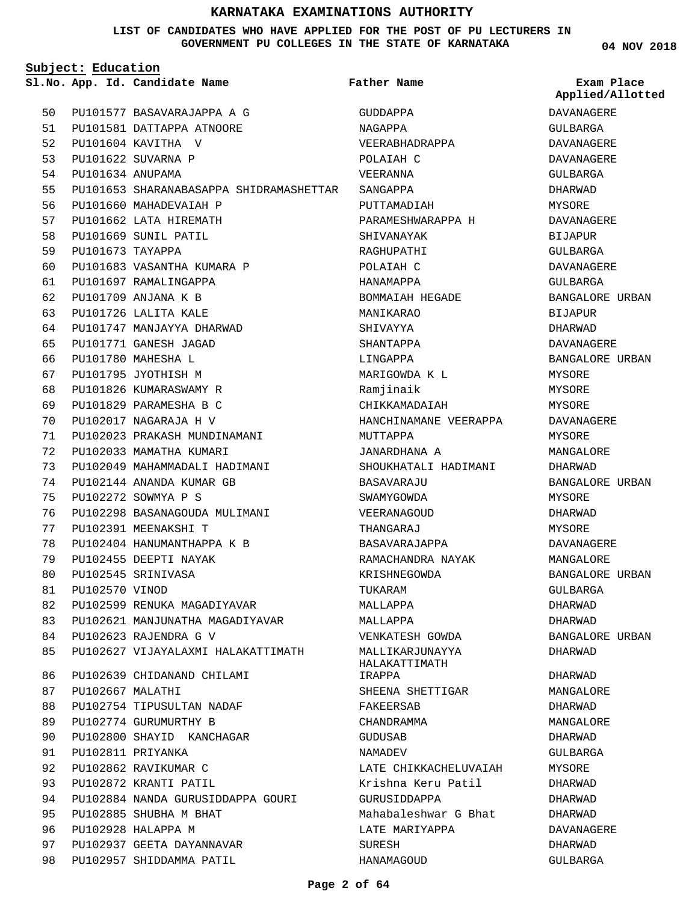# KARNATAKA EXAMINATIONS AUTHORITY

**LIST OF CANDIDATES WHO HAVE APPLIED FOR THE POST OF PU LECTURERS IN GOVERNMENT PU COLLEGES IN THE STATE OF KARNATAKA**

04 NOV 2018

**Subject: Education**

| Sl.No. | App. Id. | Candidate Name | Father Name | Exam Place Applied/Allotted |
|---|---|---|---|---|
| 50 | PU101577 | BASAVARAJAPPA A G | GUDDAPPA | DAVANAGERE |
| 51 | PU101581 | DATTAPPA ATNOORE | NAGAPPA | GULBARGA |
| 52 | PU101604 | KAVITHA V | VEERABHADRAPPA | DAVANAGERE |
| 53 | PU101622 | SUVARNA P | POLAIAH C | DAVANAGERE |
| 54 | PU101634 | ANUPAMA | VEERANNA | GULBARGA |
| 55 | PU101653 | SHARANABASAPPA SHIDRAMASHETTAR | SANGAPPA | DHARWAD |
| 56 | PU101660 | MAHADEVAIAH P | PUTTAMADIAH | MYSORE |
| 57 | PU101662 | LATA HIREMATH | PARAMESHWARAPPA H | DAVANAGERE |
| 58 | PU101669 | SUNIL PATIL | SHIVANAYAK | BIJAPUR |
| 59 | PU101673 | TAYAPPA | RAGHUPATHI | GULBARGA |
| 60 | PU101683 | VASANTHA KUMARA P | POLAIAH C | DAVANAGERE |
| 61 | PU101697 | RAMALINGAPPA | HANAMAPPA | GULBARGA |
| 62 | PU101709 | ANJANA K B | BOMMAIAH HEGADE | BANGALORE URBAN |
| 63 | PU101726 | LALITA KALE | MANIKARAO | BIJAPUR |
| 64 | PU101747 | MANJAYYA DHARWAD | SHIVAYYA | DHARWAD |
| 65 | PU101771 | GANESH JAGAD | SHANTAPPA | DAVANAGERE |
| 66 | PU101780 | MAHESHA L | LINGAPPA | BANGALORE URBAN |
| 67 | PU101795 | JYOTHISH M | MARIGOWDA K L | MYSORE |
| 68 | PU101826 | KUMARASWAMY R | Ramjinaik | MYSORE |
| 69 | PU101829 | PARAMESHA B C | CHIKKAMADAIAH | MYSORE |
| 70 | PU102017 | NAGARAJA H V | HANCHINAMANE VEERAPPA | DAVANAGERE |
| 71 | PU102023 | PRAKASH MUNDINAMANI | MUTTAPPA | MYSORE |
| 72 | PU102033 | MAMATHA KUMARI | JANARDHANA A | MANGALORE |
| 73 | PU102049 | MAHAMMADALI HADIMANI | SHOUKHATALI HADIMANI | DHARWAD |
| 74 | PU102144 | ANANDA KUMAR GB | BASAVARAJU | BANGALORE URBAN |
| 75 | PU102272 | SOWMYA P S | SWAMYGOWDA | MYSORE |
| 76 | PU102298 | BASANAGOUDA MULIMANI | VEERANAGOUD | DHARWAD |
| 77 | PU102391 | MEENAKSHI T | THANGARAJ | MYSORE |
| 78 | PU102404 | HANUMANTHAPPA K B | BASAVARAJAPPA | DAVANAGERE |
| 79 | PU102455 | DEEPTI NAYAK | RAMACHANDRA NAYAK | MANGALORE |
| 80 | PU102545 | SRINIVASA | KRISHNEGOWDA | BANGALORE URBAN |
| 81 | PU102570 | VINOD | TUKARAM | GULBARGA |
| 82 | PU102599 | RENUKA MAGADIYAVAR | MALLAPPA | DHARWAD |
| 83 | PU102621 | MANJUNATHA MAGADIYAVAR | MALLAPPA | DHARWAD |
| 84 | PU102623 | RAJENDRA G V | VENKATESH GOWDA | BANGALORE URBAN |
| 85 | PU102627 | VIJAYALAXMI HALAKATTIMATH | MALLIKARJUNAYYA HALAKATTIMATH | DHARWAD |
| 86 | PU102639 | CHIDANAND CHILAMI | IRAPPA | DHARWAD |
| 87 | PU102667 | MALATHI | SHEENA SHETTIGAR | MANGALORE |
| 88 | PU102754 | TIPUSULTAN NADAF | FAKEERSAB | DHARWAD |
| 89 | PU102774 | GURUMURTHY B | CHANDRAMMA | MANGALORE |
| 90 | PU102800 | SHAYID KANCHAGAR | GUDUSAB | DHARWAD |
| 91 | PU102811 | PRIYANKA | NAMADEV | GULBARGA |
| 92 | PU102862 | RAVIKUMAR C | LATE CHIKKACHELUVAIAH | MYSORE |
| 93 | PU102872 | KRANTI PATIL | Krishna Keru Patil | DHARWAD |
| 94 | PU102884 | NANDA GURUSIDDAPPA GOURI | GURUSIDDAPPA | DHARWAD |
| 95 | PU102885 | SHUBHA M BHAT | Mahabaleshwar G Bhat | DHARWAD |
| 96 | PU102928 | HALAPPA M | LATE MARIYAPPA | DAVANAGERE |
| 97 | PU102937 | GEETA DAYANNAVAR | SURESH | DHARWAD |
| 98 | PU102957 | SHIDDAMMA PATIL | HANAMAGOUD | GULBARGA |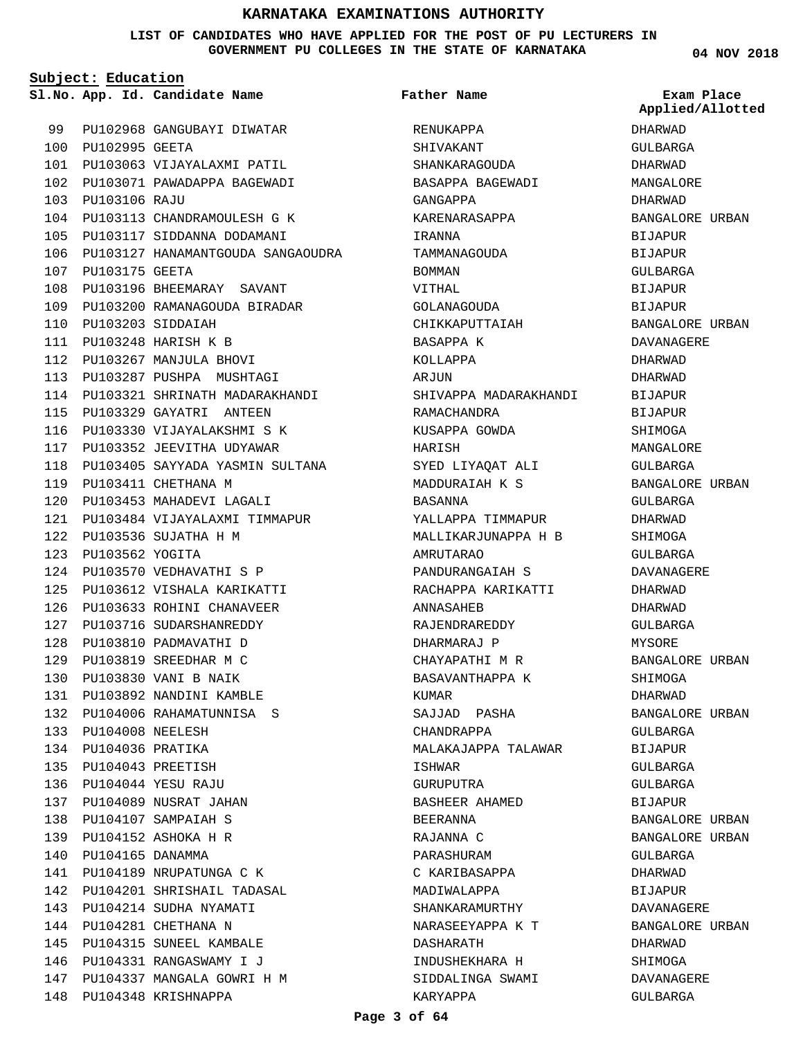# KARNATAKA EXAMINATIONS AUTHORITY

**LIST OF CANDIDATES WHO HAVE APPLIED FOR THE POST OF PU LECTURERS IN GOVERNMENT PU COLLEGES IN THE STATE OF KARNATAKA**

**04 NOV 2018**

**Subject: Education**

| Sl.No. | App. Id. | Candidate Name | Father Name | Exam Place Applied/Allotted |
|---|---|---|---|---|
| 99 | PU102968 | GANGUBAYI DIWATAR | RENUKAPPA | DHARWAD |
| 100 | PU102995 | GEETA | SHIVAKANT | GULBARGA |
| 101 | PU103063 | VIJAYALAXMI PATIL | SHANKARAGOUDA | DHARWAD |
| 102 | PU103071 | PAWADAPPA BAGEWADI | BASAPPA BAGEWADI | MANGALORE |
| 103 | PU103106 | RAJU | GANGAPPA | DHARWAD |
| 104 | PU103113 | CHANDRAMOULESH G K | KARENARASAPPA | BANGALORE URBAN |
| 105 | PU103117 | SIDDANNA DODAMANI | IRANNA | BIJAPUR |
| 106 | PU103127 | HANAMANTGOUDA SANGAOUDRA | TAMMANAGOUDA | BIJAPUR |
| 107 | PU103175 | GEETA | BOMMAN | GULBARGA |
| 108 | PU103196 | BHEEMARAY SAVANT | VITHAL | BIJAPUR |
| 109 | PU103200 | RAMANAGOUDA BIRADAR | GOLANAGOUDA | BIJAPUR |
| 110 | PU103203 | SIDDAIAH | CHIKKAPUTTAIAH | BANGALORE URBAN |
| 111 | PU103248 | HARISH K B | BASAPPA K | DAVANAGERE |
| 112 | PU103267 | MANJULA BHOVI | KOLLAPPA | DHARWAD |
| 113 | PU103287 | PUSHPA MUSHTAGI | ARJUN | DHARWAD |
| 114 | PU103321 | SHRINATH MADARAKHANDI | SHIVAPPA MADARAKHANDI | BIJAPUR |
| 115 | PU103329 | GAYATRI ANTEEN | RAMACHANDRA | BIJAPUR |
| 116 | PU103330 | VIJAYALAKSHMI S K | KUSAPPA GOWDA | SHIMOGA |
| 117 | PU103352 | JEEVITHA UDYAWAR | HARISH | MANGALORE |
| 118 | PU103405 | SAYYADA YASMIN SULTANA | SYED LIYAQAT ALI | GULBARGA |
| 119 | PU103411 | CHETHANA M | MADDURAIAH K S | BANGALORE URBAN |
| 120 | PU103453 | MAHADEVI LAGALI | BASANNA | GULBARGA |
| 121 | PU103484 | VIJAYALAXMI TIMMAPUR | YALLAPPA TIMMAPUR | DHARWAD |
| 122 | PU103536 | SUJATHA H M | MALLIKARJUNAPPA H B | SHIMOGA |
| 123 | PU103562 | YOGITA | AMRUTARAO | GULBARGA |
| 124 | PU103570 | VEDHAVATHI S P | PANDURANGAIAH S | DAVANAGERE |
| 125 | PU103612 | VISHALA KARIKATTI | RACHAPPA KARIKATTI | DHARWAD |
| 126 | PU103633 | ROHINI CHANAVEER | ANNASAHEB | DHARWAD |
| 127 | PU103716 | SUDARSHANREDDY | RAJENDRAREDDY | GULBARGA |
| 128 | PU103810 | PADMAVATHI D | DHARMARAJ P | MYSORE |
| 129 | PU103819 | SREEDHAR M C | CHAYAPATHI M R | BANGALORE URBAN |
| 130 | PU103830 | VANI B NAIK | BASAVANTHAPPA K | SHIMOGA |
| 131 | PU103892 | NANDINI KAMBLE | KUMAR | DHARWAD |
| 132 | PU104006 | RAHAMATUNNISA S | SAJJAD PASHA | BANGALORE URBAN |
| 133 | PU104008 | NEELESH | CHANDRAPPA | GULBARGA |
| 134 | PU104036 | PRATIKA | MALAKAJAPPA TALAWAR | BIJAPUR |
| 135 | PU104043 | PREETISH | ISHWAR | GULBARGA |
| 136 | PU104044 | YESU RAJU | GURUPUTRA | GULBARGA |
| 137 | PU104089 | NUSRAT JAHAN | BASHEER AHAMED | BIJAPUR |
| 138 | PU104107 | SAMPAIAH S | BEERANNA | BANGALORE URBAN |
| 139 | PU104152 | ASHOKA H R | RAJANNA C | BANGALORE URBAN |
| 140 | PU104165 | DANAMMA | PARASHURAM | GULBARGA |
| 141 | PU104189 | NRUPATUNGA C K | C KARIBASAPPA | DHARWAD |
| 142 | PU104201 | SHRISHAIL TADASAL | MADIWALAPPA | BIJAPUR |
| 143 | PU104214 | SUDHA NYAMATI | SHANKARAMURTHY | DAVANAGERE |
| 144 | PU104281 | CHETHANA N | NARASEEYAPPA K T | BANGALORE URBAN |
| 145 | PU104315 | SUNEEL KAMBALE | DASHARATH | DHARWAD |
| 146 | PU104331 | RANGASWAMY I J | INDUSHEKHARA H | SHIMOGA |
| 147 | PU104337 | MANGALA GOWRI H M | SIDDALINGA SWAMI | DAVANAGERE |
| 148 | PU104348 | KRISHNAPPA | KARYAPPA | GULBARGA |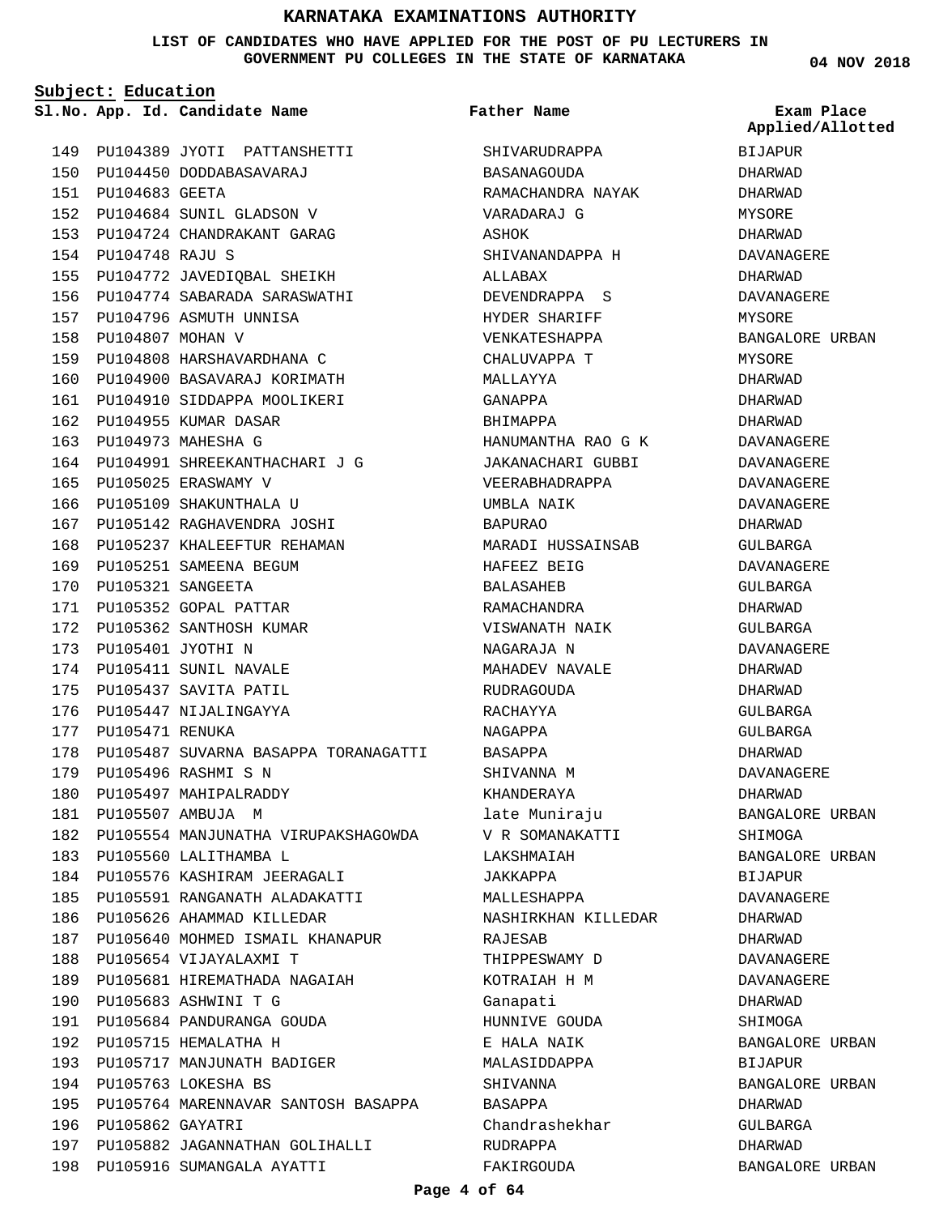# KARNATAKA EXAMINATIONS AUTHORITY

**LIST OF CANDIDATES WHO HAVE APPLIED FOR THE POST OF PU LECTURERS IN GOVERNMENT PU COLLEGES IN THE STATE OF KARNATAKA**

**04 NOV 2018**

**Subject: Education**

| Sl.No. | App. Id. | Candidate Name | Father Name | Exam Place Applied/Allotted |
|---|---|---|---|---|
| 149 | PU104389 | JYOTI  PATTANSHETTI | SHIVARUDRAPPA | BIJAPUR |
| 150 | PU104450 | DODDABASAVARAJ | BASANAGOUDA | DHARWAD |
| 151 | PU104683 | GEETA | RAMACHANDRA NAYAK | DHARWAD |
| 152 | PU104684 | SUNIL GLADSON V | VARADARAJ G | MYSORE |
| 153 | PU104724 | CHANDRAKANT GARAG | ASHOK | DHARWAD |
| 154 | PU104748 | RAJU S | SHIVANANDAPPA H | DAVANAGERE |
| 155 | PU104772 | JAVEDIQBAL SHEIKH | ALLABAX | DHARWAD |
| 156 | PU104774 | SABARADA SARASWATHI | DEVENDRAPPA  S | DAVANAGERE |
| 157 | PU104796 | ASMUTH UNNISA | HYDER SHARIFF | MYSORE |
| 158 | PU104807 | MOHAN V | VENKATESHAPPA | BANGALORE URBAN |
| 159 | PU104808 | HARSHAVARDHANA C | CHALUVAPPA T | MYSORE |
| 160 | PU104900 | BASAVARAJ KORIMATH | MALLAYYA | DHARWAD |
| 161 | PU104910 | SIDDAPPA MOOLIKERI | GANAPPA | DHARWAD |
| 162 | PU104955 | KUMAR DASAR | BHIMAPPA | DHARWAD |
| 163 | PU104973 | MAHESHA G | HANUMANTHA RAO G K | DAVANAGERE |
| 164 | PU104991 | SHREEKANTHACHARI J G | JAKANACHARI GUBBI | DAVANAGERE |
| 165 | PU105025 | ERASWAMY V | VEERABHADRAPPA | DAVANAGERE |
| 166 | PU105109 | SHAKUNTHALA U | UMBLA NAIK | DAVANAGERE |
| 167 | PU105142 | RAGHAVENDRA JOSHI | BAPURAO | DHARWAD |
| 168 | PU105237 | KHALEEFTUR REHAMAN | MARADI HUSSAINSAB | GULBARGA |
| 169 | PU105251 | SAMEENA BEGUM | HAFEEZ BEIG | DAVANAGERE |
| 170 | PU105321 | SANGEETA | BALASAHEB | GULBARGA |
| 171 | PU105352 | GOPAL PATTAR | RAMACHANDRA | DHARWAD |
| 172 | PU105362 | SANTHOSH KUMAR | VISWANATH NAIK | GULBARGA |
| 173 | PU105401 | JYOTHI N | NAGARAJA N | DAVANAGERE |
| 174 | PU105411 | SUNIL NAVALE | MAHADEV NAVALE | DHARWAD |
| 175 | PU105437 | SAVITA PATIL | RUDRAGOUDA | DHARWAD |
| 176 | PU105447 | NIJALINGAYYA | RACHAYYA | GULBARGA |
| 177 | PU105471 | RENUKA | NAGAPPA | GULBARGA |
| 178 | PU105487 | SUVARNA BASAPPA TORANAGATTI | BASAPPA | DHARWAD |
| 179 | PU105496 | RASHMI S N | SHIVANNA M | DAVANAGERE |
| 180 | PU105497 | MAHIPALRADDY | KHANDERAYA | DHARWAD |
| 181 | PU105507 | AMBUJA  M | late Muniraju | BANGALORE URBAN |
| 182 | PU105554 | MANJUNATHA VIRUPAKSHAGOWDA | V R SOMANAKATTI | SHIMOGA |
| 183 | PU105560 | LALITHAMBA L | LAKSHMAIAH | BANGALORE URBAN |
| 184 | PU105576 | KASHIRAM JEERAGALI | JAKKAPPA | BIJAPUR |
| 185 | PU105591 | RANGANATH ALADAKATTI | MALLESHAPPA | DAVANAGERE |
| 186 | PU105626 | AHAMMAD KILLEDAR | NASHIRKHAN KILLEDAR | DHARWAD |
| 187 | PU105640 | MOHMED ISMAIL KHANAPUR | RAJESAB | DHARWAD |
| 188 | PU105654 | VIJAYALAXMI T | THIPPESWAMY D | DAVANAGERE |
| 189 | PU105681 | HIREMATHADA NAGAIAH | KOTRAIAH H M | DAVANAGERE |
| 190 | PU105683 | ASHWINI T G | Ganapati | DHARWAD |
| 191 | PU105684 | PANDURANGA GOUDA | HUNNIVE GOUDA | SHIMOGA |
| 192 | PU105715 | HEMALATHA H | E HALA NAIK | BANGALORE URBAN |
| 193 | PU105717 | MANJUNATH BADIGER | MALASIDDAPPA | BIJAPUR |
| 194 | PU105763 | LOKESHA BS | SHIVANNA | BANGALORE URBAN |
| 195 | PU105764 | MARENNAVAR SANTOSH BASAPPA | BASAPPA | DHARWAD |
| 196 | PU105862 | GAYATRI | Chandrashekhar | GULBARGA |
| 197 | PU105882 | JAGANNATHAN GOLIHALLI | RUDRAPPA | DHARWAD |
| 198 | PU105916 | SUMANGALA AYATTI | FAKIRGOUDA | BANGALORE URBAN |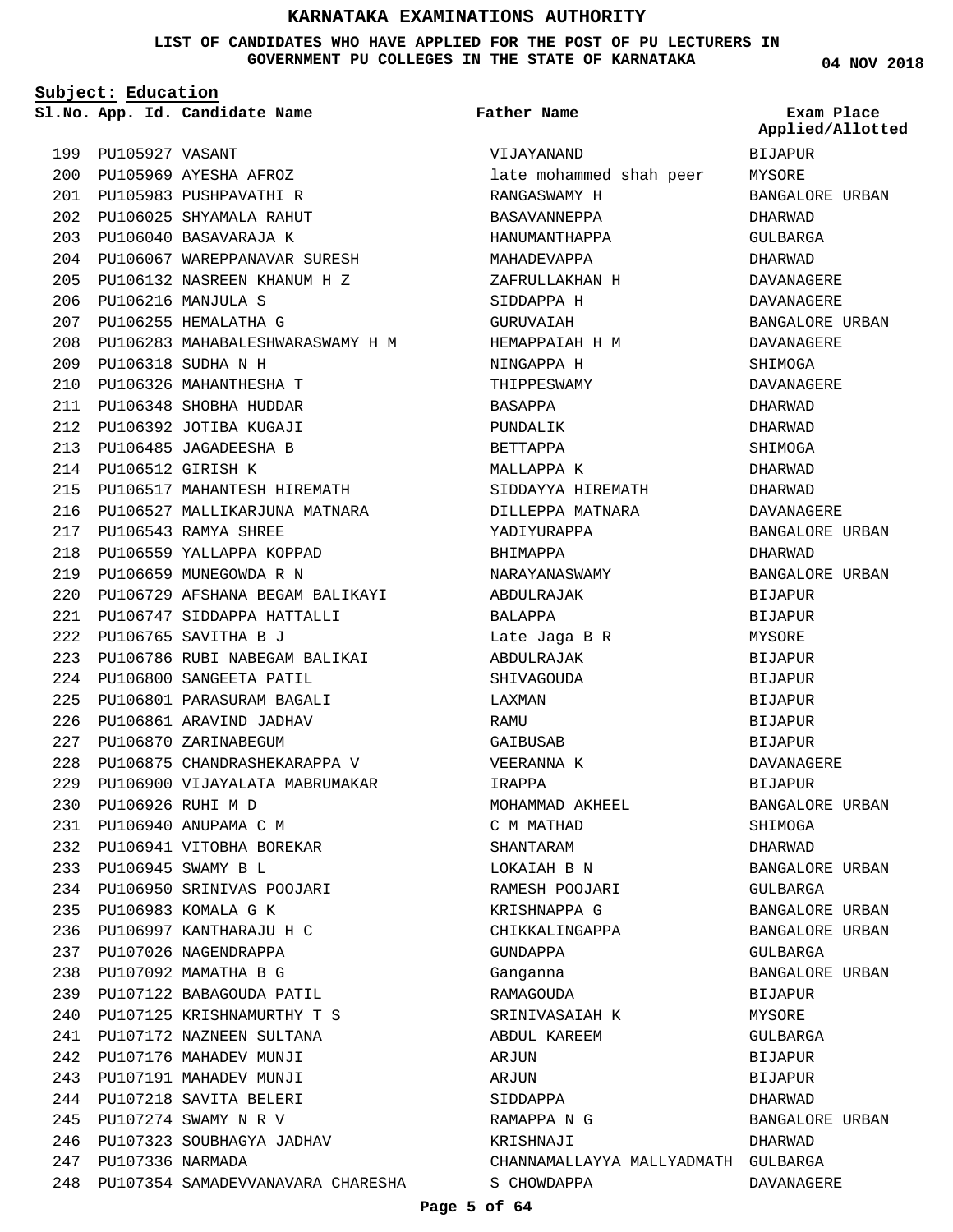# KARNATAKA EXAMINATIONS AUTHORITY

**LIST OF CANDIDATES WHO HAVE APPLIED FOR THE POST OF PU LECTURERS IN GOVERNMENT PU COLLEGES IN THE STATE OF KARNATAKA**

04 NOV 2018

**Subject: Education**

| Sl.No. | App. Id. | Candidate Name | Father Name | Exam Place Applied/Allotted |
|---|---|---|---|---|
| 199 | PU105927 | VASANT | VIJAYANAND | BIJAPUR |
| 200 | PU105969 | AYESHA AFROZ | late mohammed shah peer | MYSORE |
| 201 | PU105983 | PUSHPAVATHI R | RANGASWAMY H | BANGALORE URBAN |
| 202 | PU106025 | SHYAMALA RAHUT | BASAVANNEPPA | DHARWAD |
| 203 | PU106040 | BASAVARAJA K | HANUMANTHAPPA | GULBARGA |
| 204 | PU106067 | WAREPPANAVAR SURESH | MAHADEVAPPA | DHARWAD |
| 205 | PU106132 | NASREEN KHANUM H Z | ZAFRULLAKHAN H | DAVANAGERE |
| 206 | PU106216 | MANJULA S | SIDDAPPA H | DAVANAGERE |
| 207 | PU106255 | HEMALATHA G | GURUVAIAH | BANGALORE URBAN |
| 208 | PU106283 | MAHABALESHWARASWAMY H M | HEMAPPAIAH H M | DAVANAGERE |
| 209 | PU106318 | SUDHA N H | NINGAPPA H | SHIMOGA |
| 210 | PU106326 | MAHANTHESHA T | THIPPESWAMY | DAVANAGERE |
| 211 | PU106348 | SHOBHA HUDDAR | BASAPPA | DHARWAD |
| 212 | PU106392 | JOTIBA KUGAJI | PUNDALIK | DHARWAD |
| 213 | PU106485 | JAGADEESHA B | BETTAPPA | SHIMOGA |
| 214 | PU106512 | GIRISH K | MALLAPPA K | DHARWAD |
| 215 | PU106517 | MAHANTESH HIREMATH | SIDDAYYA HIREMATH | DHARWAD |
| 216 | PU106527 | MALLIKARJUNA MATNARA | DILLEPPA MATNARA | DAVANAGERE |
| 217 | PU106543 | RAMYA SHREE | YADIYURAPPA | BANGALORE URBAN |
| 218 | PU106559 | YALLAPPA KOPPAD | BHIMAPPA | DHARWAD |
| 219 | PU106659 | MUNEGOWDA R N | NARAYANASWAMY | BANGALORE URBAN |
| 220 | PU106729 | AFSHANA BEGAM BALIKAYI | ABDULRAJAK | BIJAPUR |
| 221 | PU106747 | SIDDAPPA HATTALLI | BALAPPA | BIJAPUR |
| 222 | PU106765 | SAVITHA B J | Late Jaga B R | MYSORE |
| 223 | PU106786 | RUBI NABEGAM BALIKAI | ABDULRAJAK | BIJAPUR |
| 224 | PU106800 | SANGEETA PATIL | SHIVAGOUDA | BIJAPUR |
| 225 | PU106801 | PARASURAM BAGALI | LAXMAN | BIJAPUR |
| 226 | PU106861 | ARAVIND JADHAV | RAMU | BIJAPUR |
| 227 | PU106870 | ZARINABEGUM | GAIBUSAB | BIJAPUR |
| 228 | PU106875 | CHANDRASHEKARAPPA V | VEERANNA K | DAVANAGERE |
| 229 | PU106900 | VIJAYALATA MABRUMAKAR | IRAPPA | BIJAPUR |
| 230 | PU106926 | RUHI M D | MOHAMMAD AKHEEL | BANGALORE URBAN |
| 231 | PU106940 | ANUPAMA C M | C M MATHAD | SHIMOGA |
| 232 | PU106941 | VITOBHA BOREKAR | SHANTARAM | DHARWAD |
| 233 | PU106945 | SWAMY B L | LOKAIAH B N | BANGALORE URBAN |
| 234 | PU106950 | SRINIVAS POOJARI | RAMESH POOJARI | GULBARGA |
| 235 | PU106983 | KOMALA G K | KRISHNAPPA G | BANGALORE URBAN |
| 236 | PU106997 | KANTHARAJU H C | CHIKKALINGAPPA | BANGALORE URBAN |
| 237 | PU107026 | NAGENDRAPPA | GUNDAPPA | GULBARGA |
| 238 | PU107092 | MAMATHA B G | Ganganna | BANGALORE URBAN |
| 239 | PU107122 | BABAGOUDA PATIL | RAMAGOUDA | BIJAPUR |
| 240 | PU107125 | KRISHNAMURTHY T S | SRINIVASAIAH K | MYSORE |
| 241 | PU107172 | NAZNEEN SULTANA | ABDUL KAREEM | GULBARGA |
| 242 | PU107176 | MAHADEV MUNJI | ARJUN | BIJAPUR |
| 243 | PU107191 | MAHADEV MUNJI | ARJUN | BIJAPUR |
| 244 | PU107218 | SAVITA BELERI | SIDDAPPA | DHARWAD |
| 245 | PU107274 | SWAMY N R V | RAMAPPA N G | BANGALORE URBAN |
| 246 | PU107323 | SOUBHAGYA JADHAV | KRISHNAJI | DHARWAD |
| 247 | PU107336 | NARMADA | CHANNAMALLAYYA MALLYADMATH | GULBARGA |
| 248 | PU107354 | SAMADEVVANAVARA CHARESHA | S CHOWDAPPA | DAVANAGERE |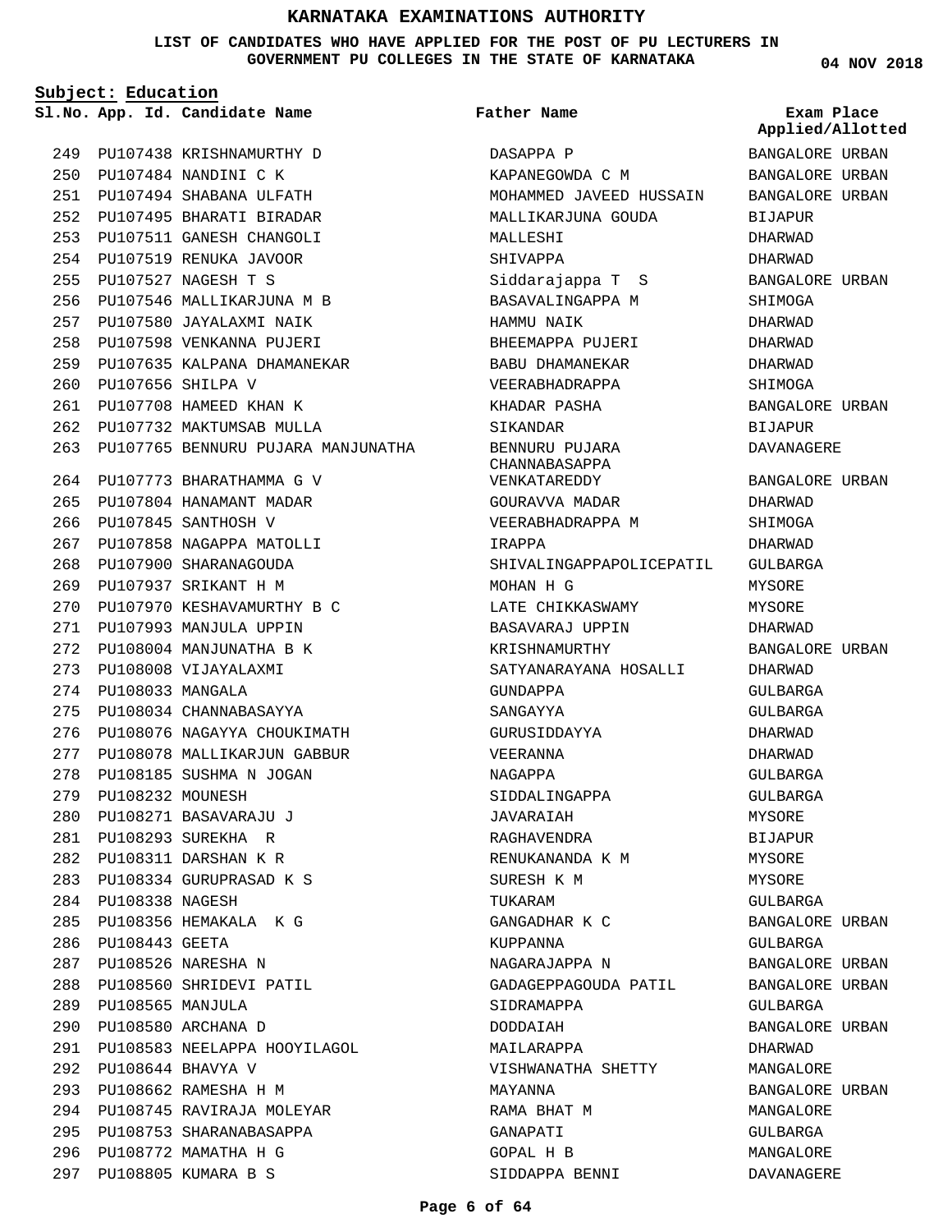# KARNATAKA EXAMINATIONS AUTHORITY

**LIST OF CANDIDATES WHO HAVE APPLIED FOR THE POST OF PU LECTURERS IN GOVERNMENT PU COLLEGES IN THE STATE OF KARNATAKA**

**04 NOV 2018**

**Subject: Education**

| Sl.No. | App. Id. | Candidate Name | Father Name | Exam Place Applied/Allotted |
|---|---|---|---|---|
| 249 | PU107438 | KRISHNAMURTHY D | DASAPPA P | BANGALORE URBAN |
| 250 | PU107484 | NANDINI C K | KAPANEGOWDA C M | BANGALORE URBAN |
| 251 | PU107494 | SHABANA ULFATH | MOHAMMED JAVEED HUSSAIN | BANGALORE URBAN |
| 252 | PU107495 | BHARATI BIRADAR | MALLIKARJUNA GOUDA | BIJAPUR |
| 253 | PU107511 | GANESH CHANGOLI | MALLESHI | DHARWAD |
| 254 | PU107519 | RENUKA JAVOOR | SHIVAPPA | DHARWAD |
| 255 | PU107527 | NAGESH T S | Siddarajappa T S | BANGALORE URBAN |
| 256 | PU107546 | MALLIKARJUNA M B | BASAVALINGAPPA M | SHIMOGA |
| 257 | PU107580 | JAYALAXMI NAIK | HAMMU NAIK | DHARWAD |
| 258 | PU107598 | VENKANNA PUJERI | BHEEMAPPA PUJERI | DHARWAD |
| 259 | PU107635 | KALPANA DHAMANEKAR | BABU DHAMANEKAR | DHARWAD |
| 260 | PU107656 | SHILPA V | VEERABHADRAPPA | SHIMOGA |
| 261 | PU107708 | HAMEED KHAN K | KHADAR PASHA | BANGALORE URBAN |
| 262 | PU107732 | MAKTUMSAB MULLA | SIKANDAR | BIJAPUR |
| 263 | PU107765 | BENNURU PUJARA MANJUNATHA | BENNURU PUJARA CHANNABASAPPA | DAVANAGERE |
| 264 | PU107773 | BHARATHAMMA G V | VENKATAREDDY | BANGALORE URBAN |
| 265 | PU107804 | HANAMANT MADAR | GOURAVVA MADAR | DHARWAD |
| 266 | PU107845 | SANTHOSH V | VEERABHADRAPPA M | SHIMOGA |
| 267 | PU107858 | NAGAPPA MATOLLI | IRAPPA | DHARWAD |
| 268 | PU107900 | SHARANAGOUDA | SHIVALINGAPPAPOLICEPATIL | GULBARGA |
| 269 | PU107937 | SRIKANT H M | MOHAN H G | MYSORE |
| 270 | PU107970 | KESHAVAMURTHY B C | LATE CHIKKASWAMY | MYSORE |
| 271 | PU107993 | MANJULA UPPIN | BASAVARAJ UPPIN | DHARWAD |
| 272 | PU108004 | MANJUNATHA B K | KRISHNAMURTHY | BANGALORE URBAN |
| 273 | PU108008 | VIJAYALAXMI | SATYANARAYANA HOSALLI | DHARWAD |
| 274 | PU108033 | MANGALA | GUNDAPPA | GULBARGA |
| 275 | PU108034 | CHANNABASAYYA | SANGAYYA | GULBARGA |
| 276 | PU108076 | NAGAYYA CHOUKIMATH | GURUSIDDAYYA | DHARWAD |
| 277 | PU108078 | MALLIKARJUN GABBUR | VEERANNA | DHARWAD |
| 278 | PU108185 | SUSHMA N JOGAN | NAGAPPA | GULBARGA |
| 279 | PU108232 | MOUNESH | SIDDALINGAPPA | GULBARGA |
| 280 | PU108271 | BASAVARAJU J | JAVARAIAH | MYSORE |
| 281 | PU108293 | SUREKHA R | RAGHAVENDRA | BIJAPUR |
| 282 | PU108311 | DARSHAN K R | RENUKANANDA K M | MYSORE |
| 283 | PU108334 | GURUPRASAD K S | SURESH K M | MYSORE |
| 284 | PU108338 | NAGESH | TUKARAM | GULBARGA |
| 285 | PU108356 | HEMAKALA K G | GANGADHAR K C | BANGALORE URBAN |
| 286 | PU108443 | GEETA | KUPPANNA | GULBARGA |
| 287 | PU108526 | NARESHA N | NAGARAJAPPA N | BANGALORE URBAN |
| 288 | PU108560 | SHRIDEVI PATIL | GADAGEPPAGOUDA PATIL | BANGALORE URBAN |
| 289 | PU108565 | MANJULA | SIDRAMAPPA | GULBARGA |
| 290 | PU108580 | ARCHANA D | DODDAIAH | BANGALORE URBAN |
| 291 | PU108583 | NEELAPPA HOOYILAGOL | MAILARAPPA | DHARWAD |
| 292 | PU108644 | BHAVYA V | VISHWANATHA SHETTY | MANGALORE |
| 293 | PU108662 | RAMESHA H M | MAYANNA | BANGALORE URBAN |
| 294 | PU108745 | RAVIRAJA MOLEYAR | RAMA BHAT M | MANGALORE |
| 295 | PU108753 | SHARANABASAPPA | GANAPATI | GULBARGA |
| 296 | PU108772 | MAMATHA H G | GOPAL H B | MANGALORE |
| 297 | PU108805 | KUMARA B S | SIDDAPPA BENNI | DAVANAGERE |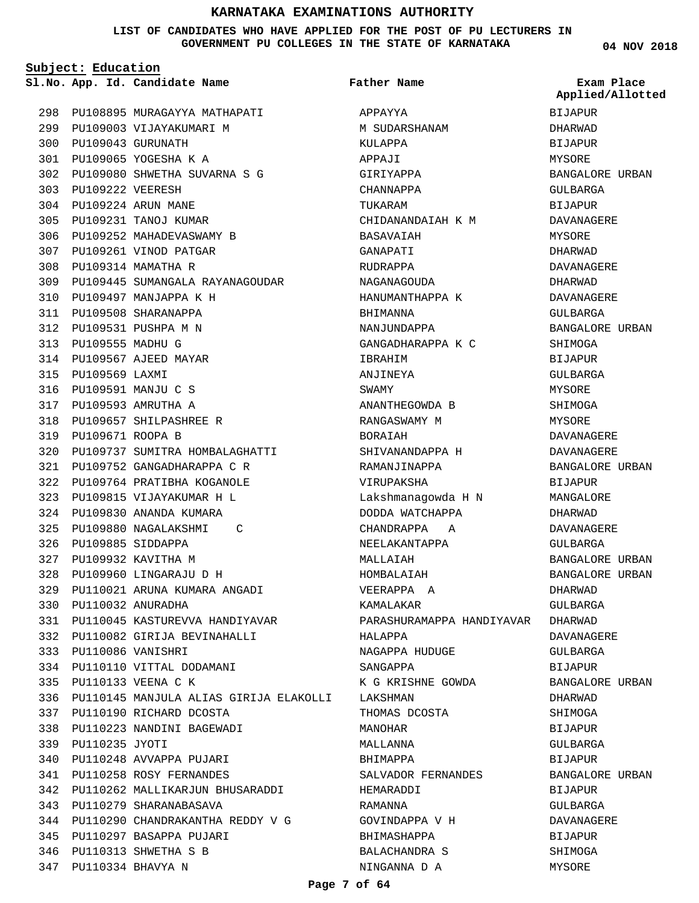# KARNATAKA EXAMINATIONS AUTHORITY

**LIST OF CANDIDATES WHO HAVE APPLIED FOR THE POST OF PU LECTURERS IN GOVERNMENT PU COLLEGES IN THE STATE OF KARNATAKA**

**04 NOV 2018**

**Subject: Education**

| Sl.No. | App. Id. | Candidate Name | Father Name | Exam Place Applied/Allotted |
|---|---|---|---|---|
| 298 | PU108895 | MURAGAYYA MATHAPATI | APPAYYA | BIJAPUR |
| 299 | PU109003 | VIJAYAKUMARI M | M SUDARSHANAM | DHARWAD |
| 300 | PU109043 | GURUNATH | KULAPPA | BIJAPUR |
| 301 | PU109065 | YOGESHA K A | APPAJI | MYSORE |
| 302 | PU109080 | SHWETHA SUVARNA S G | GIRIYAPPA | BANGALORE URBAN |
| 303 | PU109222 | VEERESH | CHANNAPPA | GULBARGA |
| 304 | PU109224 | ARUN MANE | TUKARAM | BIJAPUR |
| 305 | PU109231 | TANOJ KUMAR | CHIDANANDAIAH K M | DAVANAGERE |
| 306 | PU109252 | MAHADEVASWAMY B | BASAVAIAH | MYSORE |
| 307 | PU109261 | VINOD PATGAR | GANAPATI | DHARWAD |
| 308 | PU109314 | MAMATHA R | RUDRAPPA | DAVANAGERE |
| 309 | PU109445 | SUMANGALA RAYANAGOUDAR | NAGANAGOUDA | DHARWAD |
| 310 | PU109497 | MANJAPPA K H | HANUMANTHAPPA K | DAVANAGERE |
| 311 | PU109508 | SHARANAPPA | BHIMANNA | GULBARGA |
| 312 | PU109531 | PUSHPA M N | NANJUNDAPPA | BANGALORE URBAN |
| 313 | PU109555 | MADHU G | GANGADHARAPPA K C | SHIMOGA |
| 314 | PU109567 | AJEED MAYAR | IBRAHIM | BIJAPUR |
| 315 | PU109569 | LAXMI | ANJINEYA | GULBARGA |
| 316 | PU109591 | MANJU C S | SWAMY | MYSORE |
| 317 | PU109593 | AMRUTHA A | ANANTHEGOWDA B | SHIMOGA |
| 318 | PU109657 | SHILPASHREE R | RANGASWAMY M | MYSORE |
| 319 | PU109671 | ROOPA B | BORAIAH | DAVANAGERE |
| 320 | PU109737 | SUMITRA HOMBALAGHATTI | SHIVANANDAPPA H | DAVANAGERE |
| 321 | PU109752 | GANGADHARAPPA C R | RAMANJINAPPA | BANGALORE URBAN |
| 322 | PU109764 | PRATIBHA KOGANOLE | VIRUPAKSHA | BIJAPUR |
| 323 | PU109815 | VIJAYAKUMAR H L | Lakshmanagowda H N | MANGALORE |
| 324 | PU109830 | ANANDA KUMARA | DODDA WATCHAPPA | DHARWAD |
| 325 | PU109880 | NAGALAKSHMI C | CHANDRAPPA A | DAVANAGERE |
| 326 | PU109885 | SIDDAPPA | NEELAKANTAPPA | GULBARGA |
| 327 | PU109932 | KAVITHA M | MALLAIAH | BANGALORE URBAN |
| 328 | PU109960 | LINGARAJU D H | HOMBALAIAH | BANGALORE URBAN |
| 329 | PU110021 | ARUNA KUMARA ANGADI | VEERAPPA A | DHARWAD |
| 330 | PU110032 | ANURADHA | KAMALAKAR | GULBARGA |
| 331 | PU110045 | KASTUREVVA HANDIYAVAR | PARASHURAMAPPA HANDIYAVAR | DHARWAD |
| 332 | PU110082 | GIRIJA BEVINAHALLI | HALAPPA | DAVANAGERE |
| 333 | PU110086 | VANISHRI | NAGAPPA HUDUGE | GULBARGA |
| 334 | PU110110 | VITTAL DODAMANI | SANGAPPA | BIJAPUR |
| 335 | PU110133 | VEENA C K | K G KRISHNE GOWDA | BANGALORE URBAN |
| 336 | PU110145 | MANJULA ALIAS GIRIJA ELAKOLLI | LAKSHMAN | DHARWAD |
| 337 | PU110190 | RICHARD DCOSTA | THOMAS DCOSTA | SHIMOGA |
| 338 | PU110223 | NANDINI BAGEWADI | MANOHAR | BIJAPUR |
| 339 | PU110235 | JYOTI | MALLANNA | GULBARGA |
| 340 | PU110248 | AVVAPPA PUJARI | BHIMAPPA | BIJAPUR |
| 341 | PU110258 | ROSY FERNANDES | SALVADOR FERNANDES | BANGALORE URBAN |
| 342 | PU110262 | MALLIKARJUN BHUSARADDI | HEMARADDI | BIJAPUR |
| 343 | PU110279 | SHARANABASAVA | RAMANNA | GULBARGA |
| 344 | PU110290 | CHANDRAKANTHA REDDY V G | GOVINDAPPA V H | DAVANAGERE |
| 345 | PU110297 | BASAPPA PUJARI | BHIMASHAPPA | BIJAPUR |
| 346 | PU110313 | SHWETHA S B | BALACHANDRA S | SHIMOGA |
| 347 | PU110334 | BHAVYA N | NINGANNA D A | MYSORE |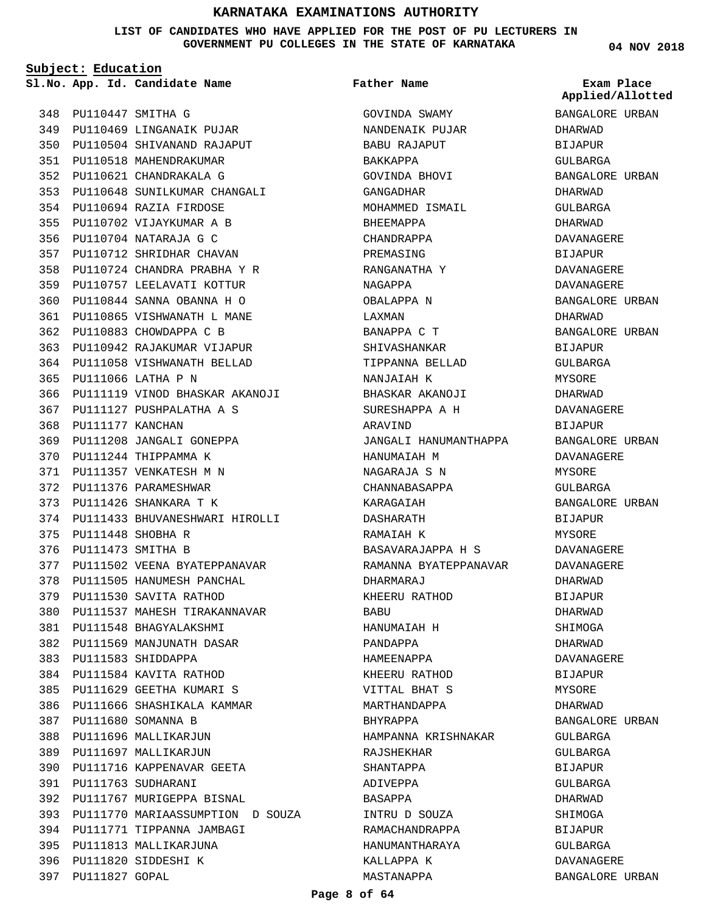# KARNATAKA EXAMINATIONS AUTHORITY

**LIST OF CANDIDATES WHO HAVE APPLIED FOR THE POST OF PU LECTURERS IN GOVERNMENT PU COLLEGES IN THE STATE OF KARNATAKA**

04 NOV 2018

**Subject: Education**

| Sl.No. | App. Id. | Candidate Name | Father Name | Exam Place Applied/Allotted |
|---|---|---|---|---|
| 348 | PU110447 | SMITHA G | GOVINDA SWAMY | BANGALORE URBAN |
| 349 | PU110469 | LINGANAIK PUJAR | NANDENAIK PUJAR | DHARWAD |
| 350 | PU110504 | SHIVANAND RAJAPUT | BABU RAJAPUT | BIJAPUR |
| 351 | PU110518 | MAHENDRAKUMAR | BAKKAPPA | GULBARGA |
| 352 | PU110621 | CHANDRAKALA G | GOVINDA BHOVI | BANGALORE URBAN |
| 353 | PU110648 | SUNILKUMAR CHANGALI | GANGADHAR | DHARWAD |
| 354 | PU110694 | RAZIA FIRDOSE | MOHAMMED ISMAIL | GULBARGA |
| 355 | PU110702 | VIJAYKUMAR A B | BHEEMAPPA | DHARWAD |
| 356 | PU110704 | NATARAJA G C | CHANDRAPPA | DAVANAGERE |
| 357 | PU110712 | SHRIDHAR CHAVAN | PREMASING | BIJAPUR |
| 358 | PU110724 | CHANDRA PRABHA Y R | RANGANATHA Y | DAVANAGERE |
| 359 | PU110757 | LEELAVATI KOTTUR | NAGAPPA | DAVANAGERE |
| 360 | PU110844 | SANNA OBANNA H O | OBALAPPA N | BANGALORE URBAN |
| 361 | PU110865 | VISHWANATH L MANE | LAXMAN | DHARWAD |
| 362 | PU110883 | CHOWDAPPA C B | BANAPPA C T | BANGALORE URBAN |
| 363 | PU110942 | RAJAKUMAR VIJAPUR | SHIVASHANKAR | BIJAPUR |
| 364 | PU111058 | VISHWANATH BELLAD | TIPPANNA BELLAD | GULBARGA |
| 365 | PU111066 | LATHA P N | NANJAIAH K | MYSORE |
| 366 | PU111119 | VINOD BHASKAR AKANOJI | BHASKAR AKANOJI | DHARWAD |
| 367 | PU111127 | PUSHPALATHA A S | SURESHAPPA A H | DAVANAGERE |
| 368 | PU111177 | KANCHAN | ARAVIND | BIJAPUR |
| 369 | PU111208 | JANGALI GONEPPA | JANGALI HANUMANTHAPPA | BANGALORE URBAN |
| 370 | PU111244 | THIPPAMMA K | HANUMAIAH M | DAVANAGERE |
| 371 | PU111357 | VENKATESH M N | NAGARAJA S N | MYSORE |
| 372 | PU111376 | PARAMESHWAR | CHANNABASAPPA | GULBARGA |
| 373 | PU111426 | SHANKARA T K | KARAGAIAH | BANGALORE URBAN |
| 374 | PU111433 | BHUVANESHWARI HIROLLI | DASHARATH | BIJAPUR |
| 375 | PU111448 | SHOBHA R | RAMAIAH K | MYSORE |
| 376 | PU111473 | SMITHA B | BASAVARAJAPPA H S | DAVANAGERE |
| 377 | PU111502 | VEENA BYATEPPANAVAR | RAMANNA BYATEPPANAVAR | DAVANAGERE |
| 378 | PU111505 | HANUMESH PANCHAL | DHARMARAJ | DHARWAD |
| 379 | PU111530 | SAVITA RATHOD | KHEERU RATHOD | BIJAPUR |
| 380 | PU111537 | MAHESH TIRAKANNAVAR | BABU | DHARWAD |
| 381 | PU111548 | BHAGYALAKSHMI | HANUMAIAH H | SHIMOGA |
| 382 | PU111569 | MANJUNATH DASAR | PANDAPPA | DHARWAD |
| 383 | PU111583 | SHIDDAPPA | HAMEENAPPA | DAVANAGERE |
| 384 | PU111584 | KAVITA RATHOD | KHEERU RATHOD | BIJAPUR |
| 385 | PU111629 | GEETHA KUMARI S | VITTAL BHAT S | MYSORE |
| 386 | PU111666 | SHASHIKALA KAMMAR | MARTHANDAPPA | DHARWAD |
| 387 | PU111680 | SOMANNA B | BHYRAPPA | BANGALORE URBAN |
| 388 | PU111696 | MALLIKARJUN | HAMPANNA KRISHNAKAR | GULBARGA |
| 389 | PU111697 | MALLIKARJUN | RAJSHEKHAR | GULBARGA |
| 390 | PU111716 | KAPPENAVAR GEETA | SHANTAPPA | BIJAPUR |
| 391 | PU111763 | SUDHARANI | ADIVEPPA | GULBARGA |
| 392 | PU111767 | MURIGEPPA BISNAL | BASAPPA | DHARWAD |
| 393 | PU111770 | MARIAASSUMPTION D SOUZA | INTRU D SOUZA | SHIMOGA |
| 394 | PU111771 | TIPPANNA JAMBAGI | RAMACHANDRAPPA | BIJAPUR |
| 395 | PU111813 | MALLIKARJUNA | HANUMANTHARAYA | GULBARGA |
| 396 | PU111820 | SIDDESHI K | KALLAPPA K | DAVANAGERE |
| 397 | PU111827 | GOPAL | MASTANAPPA | BANGALORE URBAN |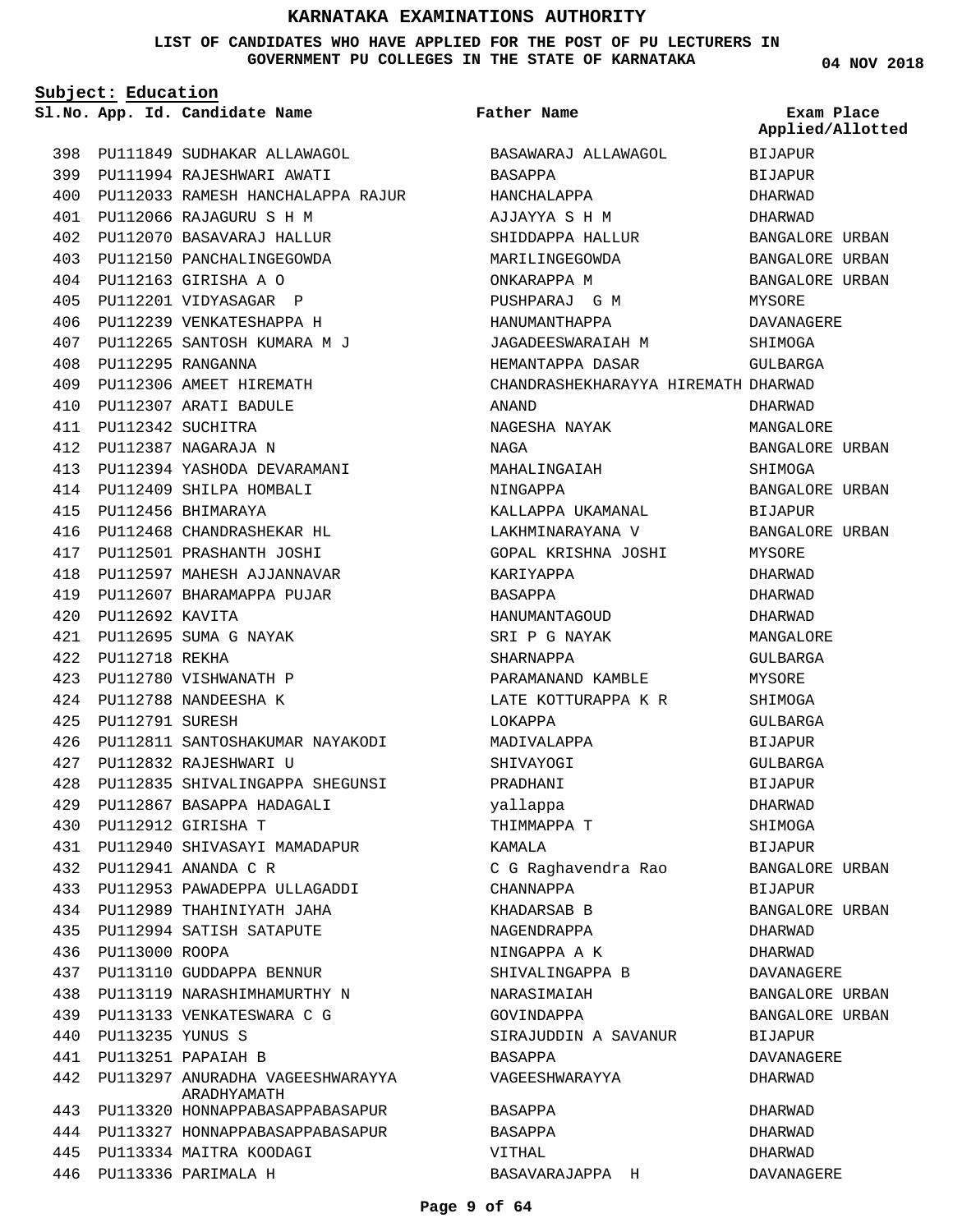# KARNATAKA EXAMINATIONS AUTHORITY

**LIST OF CANDIDATES WHO HAVE APPLIED FOR THE POST OF PU LECTURERS IN GOVERNMENT PU COLLEGES IN THE STATE OF KARNATAKA**

04 NOV 2018

**Subject: Education**

| Sl.No. | App. Id. | Candidate Name | Father Name | Exam Place Applied/Allotted |
|---|---|---|---|---|
| 398 | PU111849 | SUDHAKAR ALLAWAGOL | BASAWARAJ ALLAWAGOL | BIJAPUR |
| 399 | PU111994 | RAJESHWARI AWATI | BASAPPA | BIJAPUR |
| 400 | PU112033 | RAMESH HANCHALAPPA RAJUR | HANCHALAPPA | DHARWAD |
| 401 | PU112066 | RAJAGURU S H M | AJJAYYA S H M | DHARWAD |
| 402 | PU112070 | BASAVARAJ HALLUR | SHIDDAPPA HALLUR | BANGALORE URBAN |
| 403 | PU112150 | PANCHALINGEGOWDA | MARILINGEGOWDA | BANGALORE URBAN |
| 404 | PU112163 | GIRISHA A O | ONKARAPPA M | BANGALORE URBAN |
| 405 | PU112201 | VIDYASAGAR P | PUSHPARAJ G M | MYSORE |
| 406 | PU112239 | VENKATESHAPPA H | HANUMANTHAPPA | DAVANAGERE |
| 407 | PU112265 | SANTOSH KUMARA M J | JAGADEESWARAIAH M | SHIMOGA |
| 408 | PU112295 | RANGANNA | HEMANTAPPA DASAR | GULBARGA |
| 409 | PU112306 | AMEET HIREMATH | CHANDRASHEKHARAYYA HIREMATH | DHARWAD |
| 410 | PU112307 | ARATI BADULE | ANAND | DHARWAD |
| 411 | PU112342 | SUCHITRA | NAGESHA NAYAK | MANGALORE |
| 412 | PU112387 | NAGARAJA N | NAGA | BANGALORE URBAN |
| 413 | PU112394 | YASHODA DEVARAMANI | MAHALINGAIAH | SHIMOGA |
| 414 | PU112409 | SHILPA HOMBALI | NINGAPPA | BANGALORE URBAN |
| 415 | PU112456 | BHIMARAYA | KALLAPPA UKAMANAL | BIJAPUR |
| 416 | PU112468 | CHANDRASHEKAR HL | LAKHMINARAYANA V | BANGALORE URBAN |
| 417 | PU112501 | PRASHANTH JOSHI | GOPAL KRISHNA JOSHI | MYSORE |
| 418 | PU112597 | MAHESH AJJANNAVAR | KARIYAPPA | DHARWAD |
| 419 | PU112607 | BHARAMAPPA PUJAR | BASAPPA | DHARWAD |
| 420 | PU112692 | KAVITA | HANUMANTAGOUD | DHARWAD |
| 421 | PU112695 | SUMA G NAYAK | SRI P G NAYAK | MANGALORE |
| 422 | PU112718 | REKHA | SHARNAPPA | GULBARGA |
| 423 | PU112780 | VISHWANATH P | PARAMANAND KAMBLE | MYSORE |
| 424 | PU112788 | NANDEESHA K | LATE KOTTURAPPA K R | SHIMOGA |
| 425 | PU112791 | SURESH | LOKAPPA | GULBARGA |
| 426 | PU112811 | SANTOSHAKUMAR NAYAKODI | MADIVALAPPA | BIJAPUR |
| 427 | PU112832 | RAJESHWARI U | SHIVAYOGI | GULBARGA |
| 428 | PU112835 | SHIVALINGAPPA SHEGUNSI | PRADHANI | BIJAPUR |
| 429 | PU112867 | BASAPPA HADAGALI | yallappa | DHARWAD |
| 430 | PU112912 | GIRISHA T | THIMMAPPA T | SHIMOGA |
| 431 | PU112940 | SHIVASAYI MAMADAPUR | KAMALA | BIJAPUR |
| 432 | PU112941 | ANANDA C R | C G Raghavendra Rao | BANGALORE URBAN |
| 433 | PU112953 | PAWADEPPA ULLAGADDI | CHANNAPPA | BIJAPUR |
| 434 | PU112989 | THAHINIYATH JAHA | KHADARSAB B | BANGALORE URBAN |
| 435 | PU112994 | SATISH SATAPUTE | NAGENDRAPPA | DHARWAD |
| 436 | PU113000 | ROOPA | NINGAPPA A K | DHARWAD |
| 437 | PU113110 | GUDDAPPA BENNUR | SHIVALINGAPPA B | DAVANAGERE |
| 438 | PU113119 | NARASHIMHAMURTHY N | NARASIMAIAH | BANGALORE URBAN |
| 439 | PU113133 | VENKATESWARA C G | GOVINDAPPA | BANGALORE URBAN |
| 440 | PU113235 | YUNUS S | SIRAJUDDIN A SAVANUR | BIJAPUR |
| 441 | PU113251 | PAPAIAH B | BASAPPA | DAVANAGERE |
| 442 | PU113297 | ANURADHA VAGEESHWARAYYA ARADHYAMATH | VAGEESHWARAYYA | DHARWAD |
| 443 | PU113320 | HONNAPPABASAPPABASAPUR | BASAPPA | DHARWAD |
| 444 | PU113327 | HONNAPPABASAPPABASAPUR | BASAPPA | DHARWAD |
| 445 | PU113334 | MAITRA KOODAGI | VITHAL | DHARWAD |
| 446 | PU113336 | PARIMALA H | BASAVARAJAPPA H | DAVANAGERE |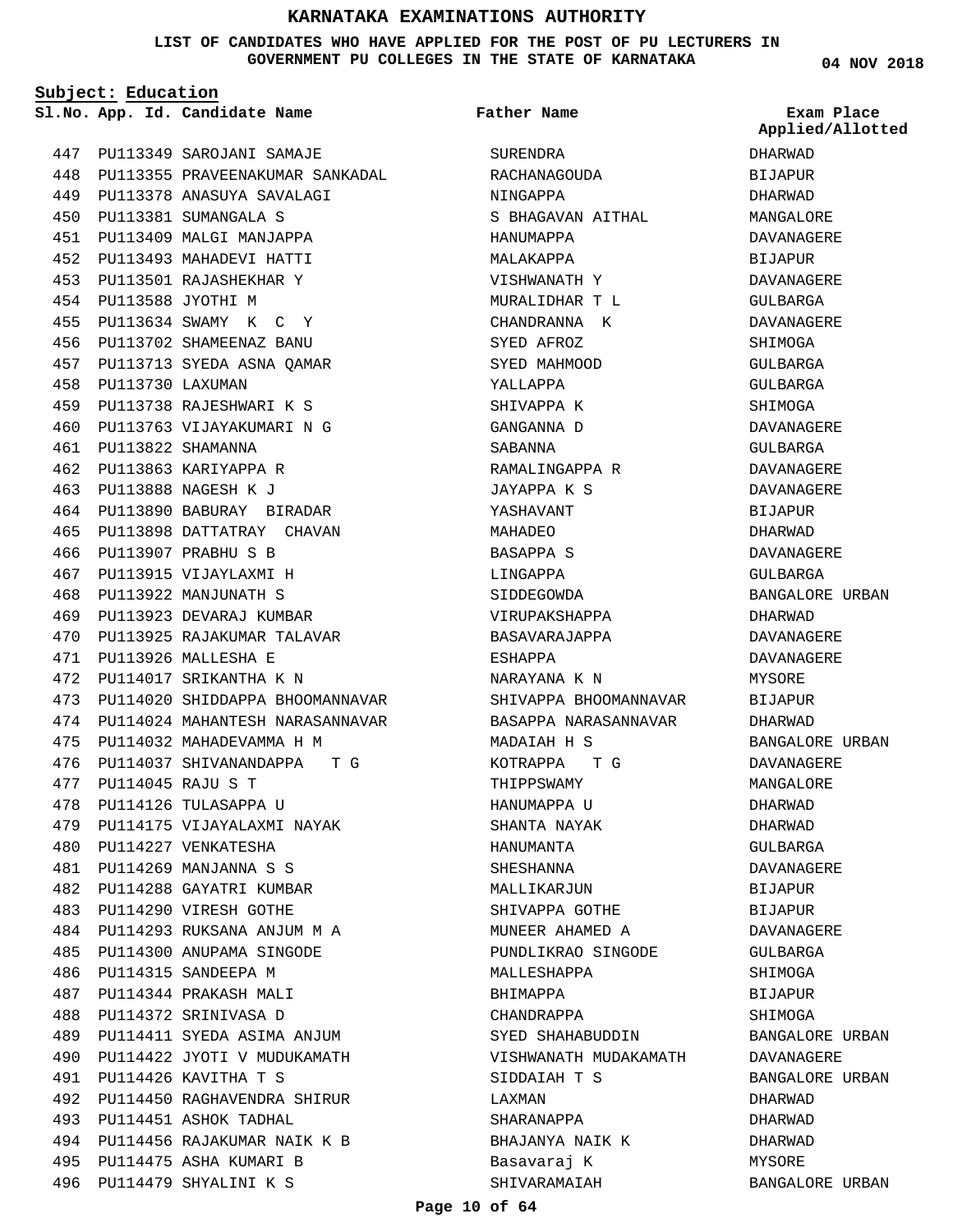# KARNATAKA EXAMINATIONS AUTHORITY

**LIST OF CANDIDATES WHO HAVE APPLIED FOR THE POST OF PU LECTURERS IN GOVERNMENT PU COLLEGES IN THE STATE OF KARNATAKA**

04 NOV 2018

**Subject: Education**

| Sl.No. | App. Id. | Candidate Name | Father Name | Exam Place Applied/Allotted |
|---|---|---|---|---|
| 447 | PU113349 | SAROJANI SAMAJE | SURENDRA | DHARWAD |
| 448 | PU113355 | PRAVEENAKUMAR SANKADAL | RACHANAGOUDA | BIJAPUR |
| 449 | PU113378 | ANASUYA SAVALAGI | NINGAPPA | DHARWAD |
| 450 | PU113381 | SUMANGALA S | S BHAGAVAN AITHAL | MANGALORE |
| 451 | PU113409 | MALGI MANJAPPA | HANUMAPPA | DAVANAGERE |
| 452 | PU113493 | MAHADEVI HATTI | MALAKAPPA | BIJAPUR |
| 453 | PU113501 | RAJASHEKHAR Y | VISHWANATH Y | DAVANAGERE |
| 454 | PU113588 | JYOTHI M | MURALIDHAR T L | GULBARGA |
| 455 | PU113634 | SWAMY K C Y | CHANDRANNA K | DAVANAGERE |
| 456 | PU113702 | SHAMEENAZ BANU | SYED AFROZ | SHIMOGA |
| 457 | PU113713 | SYEDA ASNA QAMAR | SYED MAHMOOD | GULBARGA |
| 458 | PU113730 | LAXUMAN | YALLAPPA | GULBARGA |
| 459 | PU113738 | RAJESHWARI K S | SHIVAPPA K | SHIMOGA |
| 460 | PU113763 | VIJAYAKUMARI N G | GANGANNA D | DAVANAGERE |
| 461 | PU113822 | SHAMANNA | SABANNA | GULBARGA |
| 462 | PU113863 | KARIYAPPA R | RAMALINGAPPA R | DAVANAGERE |
| 463 | PU113888 | NAGESH K J | JAYAPPA K S | DAVANAGERE |
| 464 | PU113890 | BABURAY BIRADAR | YASHAVANT | BIJAPUR |
| 465 | PU113898 | DATTATRAY CHAVAN | MAHADEO | DHARWAD |
| 466 | PU113907 | PRABHU S B | BASAPPA S | DAVANAGERE |
| 467 | PU113915 | VIJAYLAXMI H | LINGAPPA | GULBARGA |
| 468 | PU113922 | MANJUNATH S | SIDDEGOWDA | BANGALORE URBAN |
| 469 | PU113923 | DEVARAJ KUMBAR | VIRUPAKSHAPPA | DHARWAD |
| 470 | PU113925 | RAJAKUMAR TALAVAR | BASAVARAJAPPA | DAVANAGERE |
| 471 | PU113926 | MALLESHA E | ESHAPPA | DAVANAGERE |
| 472 | PU114017 | SRIKANTHA K N | NARAYANA K N | MYSORE |
| 473 | PU114020 | SHIDDAPPA BHOOMANNAVAR | SHIVAPPA BHOOMANNAVAR | BIJAPUR |
| 474 | PU114024 | MAHANTESH NARASANNAVAR | BASAPPA NARASANNAVAR | DHARWAD |
| 475 | PU114032 | MAHADEVAMMA H M | MADAIAH H S | BANGALORE URBAN |
| 476 | PU114037 | SHIVANANDAPPA T G | KOTRAPPA T G | DAVANAGERE |
| 477 | PU114045 | RAJU S T | THIPPSWAMY | MANGALORE |
| 478 | PU114126 | TULASAPPA U | HANUMAPPA U | DHARWAD |
| 479 | PU114175 | VIJAYALAXMI NAYAK | SHANTA NAYAK | DHARWAD |
| 480 | PU114227 | VENKATESHA | HANUMANTA | GULBARGA |
| 481 | PU114269 | MANJANNA S S | SHESHANNA | DAVANAGERE |
| 482 | PU114288 | GAYATRI KUMBAR | MALLIKARJUN | BIJAPUR |
| 483 | PU114290 | VIRESH GOTHE | SHIVAPPA GOTHE | BIJAPUR |
| 484 | PU114293 | RUKSANA ANJUM M A | MUNEER AHAMED A | DAVANAGERE |
| 485 | PU114300 | ANUPAMA SINGODE | PUNDLIKRAO SINGODE | GULBARGA |
| 486 | PU114315 | SANDEEPA M | MALLESHAPPA | SHIMOGA |
| 487 | PU114344 | PRAKASH MALI | BHIMAPPA | BIJAPUR |
| 488 | PU114372 | SRINIVASA D | CHANDRAPPA | SHIMOGA |
| 489 | PU114411 | SYEDA ASIMA ANJUM | SYED SHAHABUDDIN | BANGALORE URBAN |
| 490 | PU114422 | JYOTI V MUDUKAMATH | VISHWANATH MUDAKAMATH | DAVANAGERE |
| 491 | PU114426 | KAVITHA T S | SIDDAIAH T S | BANGALORE URBAN |
| 492 | PU114450 | RAGHAVENDRA SHIRUR | LAXMAN | DHARWAD |
| 493 | PU114451 | ASHOK TADHAL | SHARANAPPA | DHARWAD |
| 494 | PU114456 | RAJAKUMAR NAIK K B | BHAJANYA NAIK K | DHARWAD |
| 495 | PU114475 | ASHA KUMARI B | Basavaraj K | MYSORE |
| 496 | PU114479 | SHYALINI K S | SHIVARAMAIAH | BANGALORE URBAN |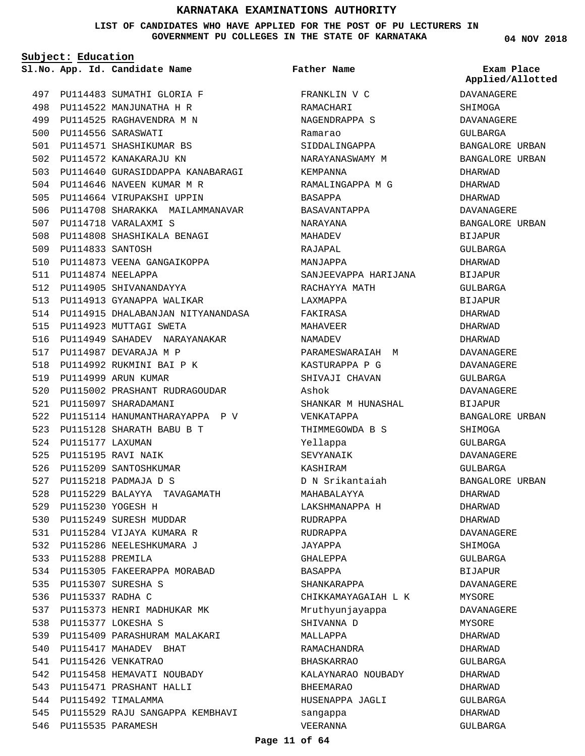# KARNATAKA EXAMINATIONS AUTHORITY

**LIST OF CANDIDATES WHO HAVE APPLIED FOR THE POST OF PU LECTURERS IN GOVERNMENT PU COLLEGES IN THE STATE OF KARNATAKA**

04 NOV 2018

**Subject: Education**

| Sl.No. | App. Id. | Candidate Name | Father Name | Exam Place Applied/Allotted |
|---|---|---|---|---|
| 497 | PU114483 | SUMATHI GLORIA F | FRANKLIN V C | DAVANAGERE |
| 498 | PU114522 | MANJUNATHA H R | RAMACHARI | SHIMOGA |
| 499 | PU114525 | RAGHAVENDRA M N | NAGENDRAPPA S | DAVANAGERE |
| 500 | PU114556 | SARASWATI | Ramarao | GULBARGA |
| 501 | PU114571 | SHASHIKUMAR BS | SIDDALINGAPPA | BANGALORE URBAN |
| 502 | PU114572 | KANAKARAJU KN | NARAYANASWAMY M | BANGALORE URBAN |
| 503 | PU114640 | GURASIDDAPPA KANABARAGI | KEMPANNA | DHARWAD |
| 504 | PU114646 | NAVEEN KUMAR M R | RAMALINGAPPA M G | DHARWAD |
| 505 | PU114664 | VIRUPAKSHI UPPIN | BASAPPA | DHARWAD |
| 506 | PU114708 | SHARAKKA MAILAMMANAVAR | BASAVANTAPPA | DAVANAGERE |
| 507 | PU114718 | VARALAXMI S | NARAYANA | BANGALORE URBAN |
| 508 | PU114808 | SHASHIKALA BENAGI | MAHADEV | BIJAPUR |
| 509 | PU114833 | SANTOSH | RAJAPAL | GULBARGA |
| 510 | PU114873 | VEENA GANGAIKOPPA | MANJAPPA | DHARWAD |
| 511 | PU114874 | NEELAPPA | SANJEEVAPPA HARIJANA | BIJAPUR |
| 512 | PU114905 | SHIVANANDAYYA | RACHAYYA MATH | GULBARGA |
| 513 | PU114913 | GYANAPPA WALIKAR | LAXMAPPA | BIJAPUR |
| 514 | PU114915 | DHALABANJAN NITYANANDASA | FAKIRASA | DHARWAD |
| 515 | PU114923 | MUTTAGI SWETA | MAHAVEER | DHARWAD |
| 516 | PU114949 | SAHADEV NARAYANAKAR | NAMADEV | DHARWAD |
| 517 | PU114987 | DEVARAJA M P | PARAMESWARAIAH M | DAVANAGERE |
| 518 | PU114992 | RUKMINI BAI P K | KASTURAPPA P G | DAVANAGERE |
| 519 | PU114999 | ARUN KUMAR | SHIVAJI CHAVAN | GULBARGA |
| 520 | PU115002 | PRASHANT RUDRAGOUDAR | Ashok | DAVANAGERE |
| 521 | PU115097 | SHARADAMANI | SHANKAR M HUNASHAL | BIJAPUR |
| 522 | PU115114 | HANUMANTHARAYAPPA P V | VENKATAPPA | BANGALORE URBAN |
| 523 | PU115128 | SHARATH BABU B T | THIMMEGOWDA B S | SHIMOGA |
| 524 | PU115177 | LAXUMAN | Yellappa | GULBARGA |
| 525 | PU115195 | RAVI NAIK | SEVYANAIK | DAVANAGERE |
| 526 | PU115209 | SANTOSHKUMAR | KASHIRAM | GULBARGA |
| 527 | PU115218 | PADMAJA D S | D N Srikantaiah | BANGALORE URBAN |
| 528 | PU115229 | BALAYYA TAVAGAMATH | MAHABALAYYA | DHARWAD |
| 529 | PU115230 | YOGESH H | LAKSHMANAPPA H | DHARWAD |
| 530 | PU115249 | SURESH MUDDAR | RUDRAPPA | DHARWAD |
| 531 | PU115284 | VIJAYA KUMARA R | RUDRAPPA | DAVANAGERE |
| 532 | PU115286 | NEELESHKUMARA J | JAYAPPA | SHIMOGA |
| 533 | PU115288 | PREMILA | GHALEPPA | GULBARGA |
| 534 | PU115305 | FAKEERAPPA MORABAD | BASAPPA | BIJAPUR |
| 535 | PU115307 | SURESHA S | SHANKARAPPA | DAVANAGERE |
| 536 | PU115337 | RADHA C | CHIKKAMAYAGAIAH L K | MYSORE |
| 537 | PU115373 | HENRI MADHUKAR MK | Mruthyunjayappa | DAVANAGERE |
| 538 | PU115377 | LOKESHA S | SHIVANNA D | MYSORE |
| 539 | PU115409 | PARASHURAM MALAKARI | MALLAPPA | DHARWAD |
| 540 | PU115417 | MAHADEV BHAT | RAMACHANDRA | DHARWAD |
| 541 | PU115426 | VENKATRAO | BHASKARRAO | GULBARGA |
| 542 | PU115458 | HEMAVATI NOUBADY | KALAYNARAO NOUBADY | DHARWAD |
| 543 | PU115471 | PRASHANT HALLI | BHEEMARAO | DHARWAD |
| 544 | PU115492 | TIMALAMMA | HUSENAPPA JAGLI | GULBARGA |
| 545 | PU115529 | RAJU SANGAPPA KEMBHAVI | sangappa | DHARWAD |
| 546 | PU115535 | PARAMESH | VEERANNA | GULBARGA |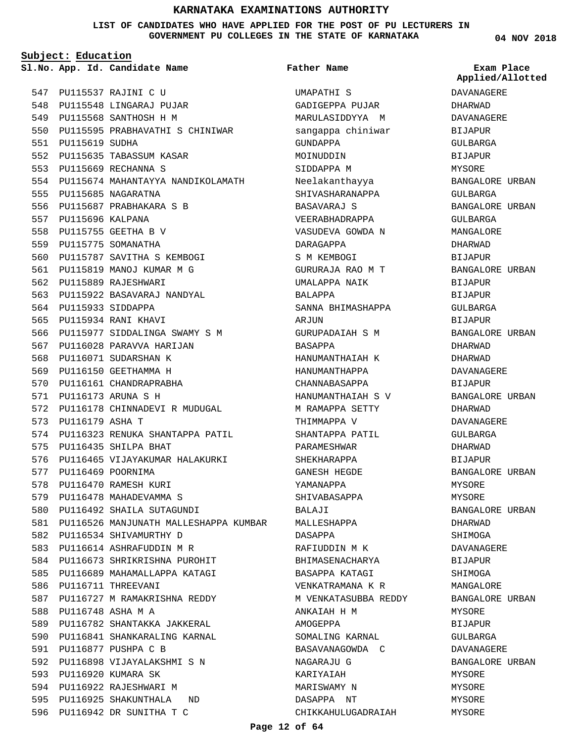# KARNATAKA EXAMINATIONS AUTHORITY

**LIST OF CANDIDATES WHO HAVE APPLIED FOR THE POST OF PU LECTURERS IN GOVERNMENT PU COLLEGES IN THE STATE OF KARNATAKA**

04 NOV 2018

**Subject: Education**

| Sl.No. | App. Id. | Candidate Name | Father Name | Exam Place Applied/Allotted |
|---|---|---|---|---|
| 547 | PU115537 | RAJINI C U | UMAPATHI S | DAVANAGERE |
| 548 | PU115548 | LINGARAJ PUJAR | GADIGEPPA PUJAR | DHARWAD |
| 549 | PU115568 | SANTHOSH H M | MARULASIDDYYA M | DAVANAGERE |
| 550 | PU115595 | PRABHAVATHI S CHINIWAR | sangappa chiniwar | BIJAPUR |
| 551 | PU115619 | SUDHA | GUNDAPPA | GULBARGA |
| 552 | PU115635 | TABASSUM KASAR | MOINUDDIN | BIJAPUR |
| 553 | PU115669 | RECHANNA S | SIDDAPPA M | MYSORE |
| 554 | PU115674 | MAHANTAYYA NANDIKOLAMATH | Neelakanthayya | BANGALORE URBAN |
| 555 | PU115685 | NAGARATNA | SHIVASHARANAPPA | GULBARGA |
| 556 | PU115687 | PRABHAKARA S B | BASAVARAJ S | BANGALORE URBAN |
| 557 | PU115696 | KALPANA | VEERABHADRAPPA | GULBARGA |
| 558 | PU115755 | GEETHA B V | VASUDEVA GOWDA N | MANGALORE |
| 559 | PU115775 | SOMANATHA | DARAGAPPA | DHARWAD |
| 560 | PU115787 | SAVITHA S KEMBOGI | S M KEMBOGI | BIJAPUR |
| 561 | PU115819 | MANOJ KUMAR M G | GURURAJA RAO M T | BANGALORE URBAN |
| 562 | PU115889 | RAJESHWARI | UMALAPPA NAIK | BIJAPUR |
| 563 | PU115922 | BASAVARAJ NANDYAL | BALAPPA | BIJAPUR |
| 564 | PU115933 | SIDDAPPA | SANNA BHIMASHAPPA | GULBARGA |
| 565 | PU115934 | RANI KHAVI | ARJUN | BIJAPUR |
| 566 | PU115977 | SIDDALINGA SWAMY S M | GURUPADAIAH S M | BANGALORE URBAN |
| 567 | PU116028 | PARAVVA HARIJAN | BASAPPA | DHARWAD |
| 568 | PU116071 | SUDARSHAN K | HANUMANTHAIAH K | DHARWAD |
| 569 | PU116150 | GEETHAMMA H | HANUMANTHAPPA | DAVANAGERE |
| 570 | PU116161 | CHANDRAPRABHA | CHANNABASAPPA | BIJAPUR |
| 571 | PU116173 | ARUNA S H | HANUMANTHAIAH S V | BANGALORE URBAN |
| 572 | PU116178 | CHINNADEVI R MUDUGAL | M RAMAPPA SETTY | DHARWAD |
| 573 | PU116179 | ASHA T | THIMMAPPA V | DAVANAGERE |
| 574 | PU116323 | RENUKA SHANTAPPA PATIL | SHANTAPPA PATIL | GULBARGA |
| 575 | PU116435 | SHILPA BHAT | PARAMESHWAR | DHARWAD |
| 576 | PU116465 | VIJAYAKUMAR HALAKURKI | SHEKHARAPPA | BIJAPUR |
| 577 | PU116469 | POORNIMA | GANESH HEGDE | BANGALORE URBAN |
| 578 | PU116470 | RAMESH KURI | YAMANAPPA | MYSORE |
| 579 | PU116478 | MAHADEVAMMA S | SHIVABASAPPA | MYSORE |
| 580 | PU116492 | SHAILA SUTAGUNDI | BALAJI | BANGALORE URBAN |
| 581 | PU116526 | MANJUNATH MALLESHAPPA KUMBAR | MALLESHAPPA | DHARWAD |
| 582 | PU116534 | SHIVAMURTHY D | DASAPPA | SHIMOGA |
| 583 | PU116614 | ASHRAFUDDIN M R | RAFIUDDIN M K | DAVANAGERE |
| 584 | PU116673 | SHRIKRISHNA PUROHIT | BHIMASENACHARYA | BIJAPUR |
| 585 | PU116689 | MAHAMALLAPPA KATAGI | BASAPPA KATAGI | SHIMOGA |
| 586 | PU116711 | THREEVANI | VENKATRAMANA K R | MANGALORE |
| 587 | PU116727 | M RAMAKRISHNA REDDY | M VENKATASUBBA REDDY | BANGALORE URBAN |
| 588 | PU116748 | ASHA M A | ANKAIAH H M | MYSORE |
| 589 | PU116782 | SHANTAKKA JAKKERAL | AMOGEPPA | BIJAPUR |
| 590 | PU116841 | SHANKARALING KARNAL | SOMALING KARNAL | GULBARGA |
| 591 | PU116877 | PUSHPA C B | BASAVANAGOWDA C | DAVANAGERE |
| 592 | PU116898 | VIJAYALAKSHMI S N | NAGARAJU G | BANGALORE URBAN |
| 593 | PU116920 | KUMARA SK | KARIYAIAH | MYSORE |
| 594 | PU116922 | RAJESHWARI M | MARISWAMY N | MYSORE |
| 595 | PU116925 | SHAKUNTHALA ND | DASAPPA NT | MYSORE |
| 596 | PU116942 | DR SUNITHA T C | CHIKKAHULUGADRAIAH | MYSORE |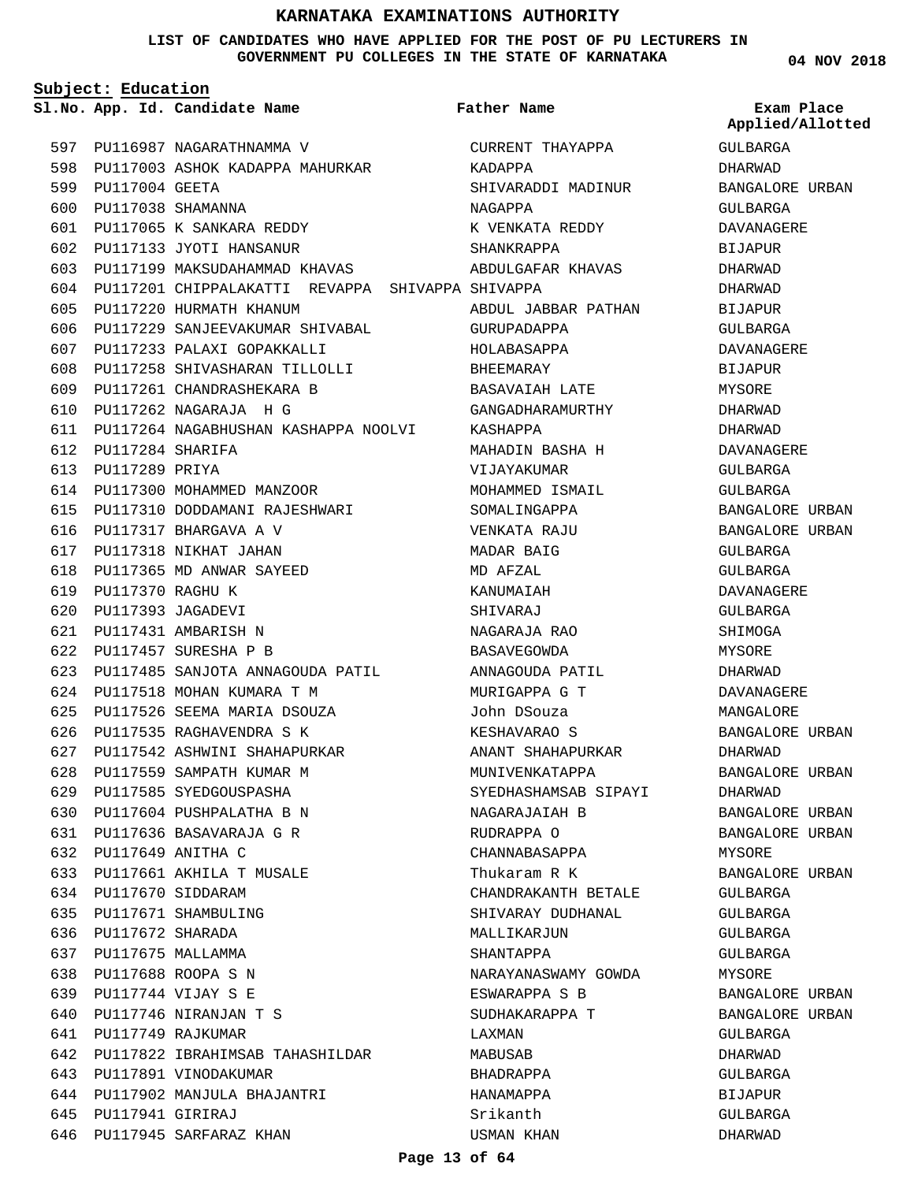# KARNATAKA EXAMINATIONS AUTHORITY

**LIST OF CANDIDATES WHO HAVE APPLIED FOR THE POST OF PU LECTURERS IN GOVERNMENT PU COLLEGES IN THE STATE OF KARNATAKA**

04 NOV 2018

**Subject: Education**

| Sl.No. | App. Id. | Candidate Name | Father Name | Exam Place Applied/Allotted |
|---|---|---|---|---|
| 597 | PU116987 | NAGARATHNAMMA V | CURRENT THAYAPPA | GULBARGA |
| 598 | PU117003 | ASHOK KADAPPA MAHURKAR | KADAPPA | DHARWAD |
| 599 | PU117004 | GEETA | SHIVARADDI MADINUR | BANGALORE URBAN |
| 600 | PU117038 | SHAMANNA | NAGAPPA | GULBARGA |
| 601 | PU117065 | K SANKARA REDDY | K VENKATA REDDY | DAVANAGERE |
| 602 | PU117133 | JYOTI HANSANUR | SHANKRAPPA | BIJAPUR |
| 603 | PU117199 | MAKSUDAHAMMAD KHAVAS | ABDULGAFAR KHAVAS | DHARWAD |
| 604 | PU117201 | CHIPPALAKATTI REVAPPA SHIVAPPA | SHIVAPPA | DHARWAD |
| 605 | PU117220 | HURMATH KHANUM | ABDUL JABBAR PATHAN | BIJAPUR |
| 606 | PU117229 | SANJEEVAKUMAR SHIVABAL | GURUPADAPPA | GULBARGA |
| 607 | PU117233 | PALAXI GOPAKKALLI | HOLABASAPPA | DAVANAGERE |
| 608 | PU117258 | SHIVASHARAN TILLOLLI | BHEEMARAY | BIJAPUR |
| 609 | PU117261 | CHANDRASHEKARA B | BASAVAIAH LATE | MYSORE |
| 610 | PU117262 | NAGARAJA H G | GANGADHARAMURTHY | DHARWAD |
| 611 | PU117264 | NAGABHUSHAN KASHAPPA NOOLVI | KASHAPPA | DHARWAD |
| 612 | PU117284 | SHARIFA | MAHADIN BASHA H | DAVANAGERE |
| 613 | PU117289 | PRIYA | VIJAYAKUMAR | GULBARGA |
| 614 | PU117300 | MOHAMMED MANZOOR | MOHAMMED ISMAIL | GULBARGA |
| 615 | PU117310 | DODDAMANI RAJESHWARI | SOMALINGAPPA | BANGALORE URBAN |
| 616 | PU117317 | BHARGAVA A V | VENKATA RAJU | BANGALORE URBAN |
| 617 | PU117318 | NIKHAT JAHAN | MADAR BAIG | GULBARGA |
| 618 | PU117365 | MD ANWAR SAYEED | MD AFZAL | GULBARGA |
| 619 | PU117370 | RAGHU K | KANUMAIAH | DAVANAGERE |
| 620 | PU117393 | JAGADEVI | SHIVARAJ | GULBARGA |
| 621 | PU117431 | AMBARISH N | NAGARAJA RAO | SHIMOGA |
| 622 | PU117457 | SURESHA P B | BASAVEGOWDA | MYSORE |
| 623 | PU117485 | SANJOTA ANNAGOUDA PATIL | ANNAGOUDA PATIL | DHARWAD |
| 624 | PU117518 | MOHAN KUMARA T M | MURIGAPPA G T | DAVANAGERE |
| 625 | PU117526 | SEEMA MARIA DSOUZA | John DSouza | MANGALORE |
| 626 | PU117535 | RAGHAVENDRA S K | KESHAVARAO S | BANGALORE URBAN |
| 627 | PU117542 | ASHWINI SHAHAPURKAR | ANANT SHAHAPURKAR | DHARWAD |
| 628 | PU117559 | SAMPATH KUMAR M | MUNIVENKATAPPA | BANGALORE URBAN |
| 629 | PU117585 | SYEDGOUSPASHA | SYEDHASHAMSAB SIPAYI | DHARWAD |
| 630 | PU117604 | PUSHPALATHA B N | NAGARAJAIAH B | BANGALORE URBAN |
| 631 | PU117636 | BASAVARAJA G R | RUDRAPPA O | BANGALORE URBAN |
| 632 | PU117649 | ANITHA C | CHANNABASAPPA | MYSORE |
| 633 | PU117661 | AKHILA T MUSALE | Thukaram R K | BANGALORE URBAN |
| 634 | PU117670 | SIDDARAM | CHANDRAKANTH BETALE | GULBARGA |
| 635 | PU117671 | SHAMBULING | SHIVARAY DUDHANAL | GULBARGA |
| 636 | PU117672 | SHARADA | MALLIKARJUN | GULBARGA |
| 637 | PU117675 | MALLAMMA | SHANTAPPA | GULBARGA |
| 638 | PU117688 | ROOPA S N | NARAYANASWAMY GOWDA | MYSORE |
| 639 | PU117744 | VIJAY S E | ESWARAPPA S B | BANGALORE URBAN |
| 640 | PU117746 | NIRANJAN T S | SUDHAKARAPPA T | BANGALORE URBAN |
| 641 | PU117749 | RAJKUMAR | LAXMAN | GULBARGA |
| 642 | PU117822 | IBRAHIMSAB TAHASHILDAR | MABUSAB | DHARWAD |
| 643 | PU117891 | VINODAKUMAR | BHADRAPPA | GULBARGA |
| 644 | PU117902 | MANJULA BHAJANTRI | HANAMAPPA | BIJAPUR |
| 645 | PU117941 | GIRIRAJ | Srikanth | GULBARGA |
| 646 | PU117945 | SARFARAZ KHAN | USMAN KHAN | DHARWAD |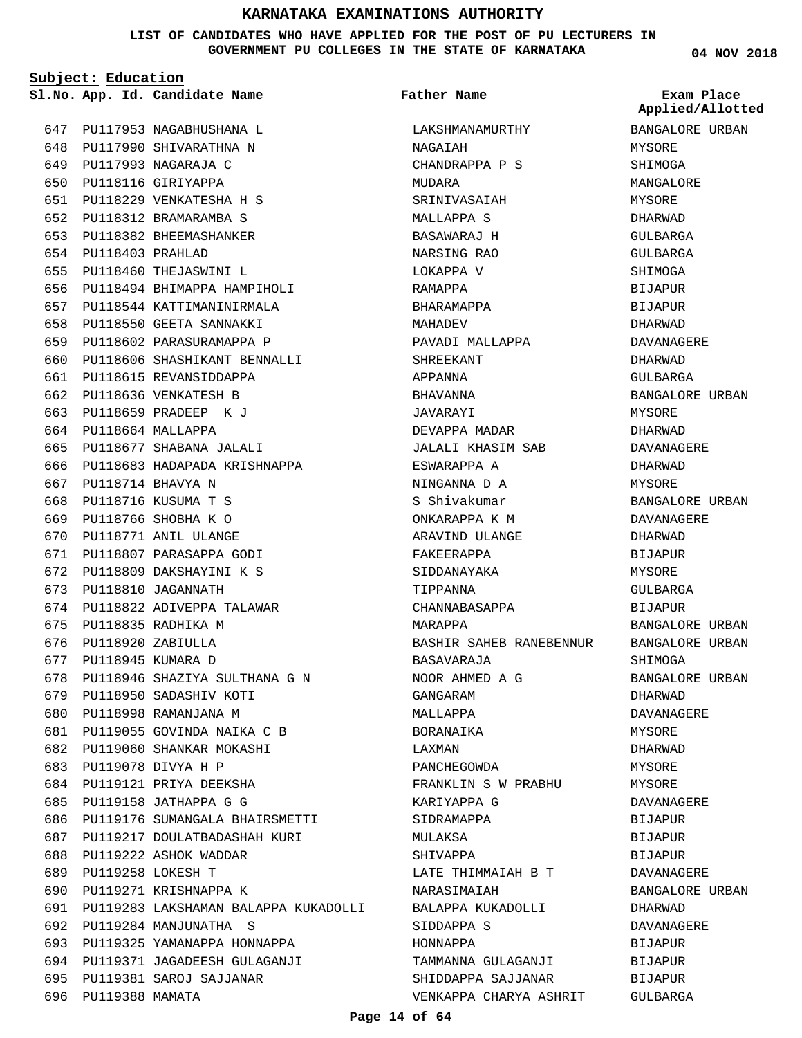# KARNATAKA EXAMINATIONS AUTHORITY

**LIST OF CANDIDATES WHO HAVE APPLIED FOR THE POST OF PU LECTURERS IN GOVERNMENT PU COLLEGES IN THE STATE OF KARNATAKA**

04 NOV 2018

**Subject: Education**

| Sl.No. | App. Id. | Candidate Name | Father Name | Exam Place Applied/Allotted |
|---|---|---|---|---|
| 647 | PU117953 | NAGABHUSHANA L | LAKSHMANAMURTHY | BANGALORE URBAN |
| 648 | PU117990 | SHIVARATHNA N | NAGAIAH | MYSORE |
| 649 | PU117993 | NAGARAJA C | CHANDRAPPA P S | SHIMOGA |
| 650 | PU118116 | GIRIYAPPA | MUDARA | MANGALORE |
| 651 | PU118229 | VENKATESHA H S | SRINIVASAIAH | MYSORE |
| 652 | PU118312 | BRAMARAMBA S | MALLAPPA S | DHARWAD |
| 653 | PU118382 | BHEEMASHANKER | BASAWARAJ H | GULBARGA |
| 654 | PU118403 | PRAHLAD | NARSING RAO | GULBARGA |
| 655 | PU118460 | THEJASWINI L | LOKAPPA V | SHIMOGA |
| 656 | PU118494 | BHIMAPPA HAMPIHOLI | RAMAPPA | BIJAPUR |
| 657 | PU118544 | KATTIMANINIRMALA | BHARAMAPPA | BIJAPUR |
| 658 | PU118550 | GEETA SANNAKKI | MAHADEV | DHARWAD |
| 659 | PU118602 | PARASURAMAPPA P | PAVADI MALLAPPA | DAVANAGERE |
| 660 | PU118606 | SHASHIKANT BENNALLI | SHREEKANT | DHARWAD |
| 661 | PU118615 | REVANSIDDAPPA | APPANNA | GULBARGA |
| 662 | PU118636 | VENKATESH B | BHAVANNA | BANGALORE URBAN |
| 663 | PU118659 | PRADEEP K J | JAVARAYI | MYSORE |
| 664 | PU118664 | MALLAPPA | DEVAPPA MADAR | DHARWAD |
| 665 | PU118677 | SHABANA JALALI | JALALI KHASIM SAB | DAVANAGERE |
| 666 | PU118683 | HADAPADA KRISHNAPPA | ESWARAPPA A | DHARWAD |
| 667 | PU118714 | BHAVYA N | NINGANNA D A | MYSORE |
| 668 | PU118716 | KUSUMA T S | S Shivakumar | BANGALORE URBAN |
| 669 | PU118766 | SHOBHA K O | ONKARAPPA K M | DAVANAGERE |
| 670 | PU118771 | ANIL ULANGE | ARAVIND ULANGE | DHARWAD |
| 671 | PU118807 | PARASAPPA GODI | FAKEERAPPA | BIJAPUR |
| 672 | PU118809 | DAKSHAYINI K S | SIDDANAYAKA | MYSORE |
| 673 | PU118810 | JAGANNATH | TIPPANNA | GULBARGA |
| 674 | PU118822 | ADIVEPPA TALAWAR | CHANNABASAPPA | BIJAPUR |
| 675 | PU118835 | RADHIKA M | MARAPPA | BANGALORE URBAN |
| 676 | PU118920 | ZABIULLA | BASHIR SAHEB RANEBENNUR | BANGALORE URBAN |
| 677 | PU118945 | KUMARA D | BASAVARAJA | SHIMOGA |
| 678 | PU118946 | SHAZIYA SULTHANA G N | NOOR AHMED A G | BANGALORE URBAN |
| 679 | PU118950 | SADASHIV KOTI | GANGARAM | DHARWAD |
| 680 | PU118998 | RAMANJANA M | MALLAPPA | DAVANAGERE |
| 681 | PU119055 | GOVINDA NAIKA C B | BORANAIKA | MYSORE |
| 682 | PU119060 | SHANKAR MOKASHI | LAXMAN | DHARWAD |
| 683 | PU119078 | DIVYA H P | PANCHEGOWDA | MYSORE |
| 684 | PU119121 | PRIYA DEEKSHA | FRANKLIN S W PRABHU | MYSORE |
| 685 | PU119158 | JATHAPPA G G | KARIYAPPA G | DAVANAGERE |
| 686 | PU119176 | SUMANGALA BHAIRSMETTI | SIDRAMAPPA | BIJAPUR |
| 687 | PU119217 | DOULATBADASHAH KURI | MULAKSA | BIJAPUR |
| 688 | PU119222 | ASHOK WADDAR | SHIVAPPA | BIJAPUR |
| 689 | PU119258 | LOKESH T | LATE THIMMAIAH B T | DAVANAGERE |
| 690 | PU119271 | KRISHNAPPA K | NARASIMAIAH | BANGALORE URBAN |
| 691 | PU119283 | LAKSHAMAN BALAPPA KUKADOLLI | BALAPPA KUKADOLLI | DHARWAD |
| 692 | PU119284 | MANJUNATHA S | SIDDAPPA S | DAVANAGERE |
| 693 | PU119325 | YAMANAPPA HONNAPPA | HONNAPPA | BIJAPUR |
| 694 | PU119371 | JAGADEESH GULAGANJI | TAMMANNA GULAGANJI | BIJAPUR |
| 695 | PU119381 | SAROJ SAJJANAR | SHIDDAPPA SAJJANAR | BIJAPUR |
| 696 | PU119388 | MAMATA | VENKAPPA CHARYA ASHRIT | GULBARGA |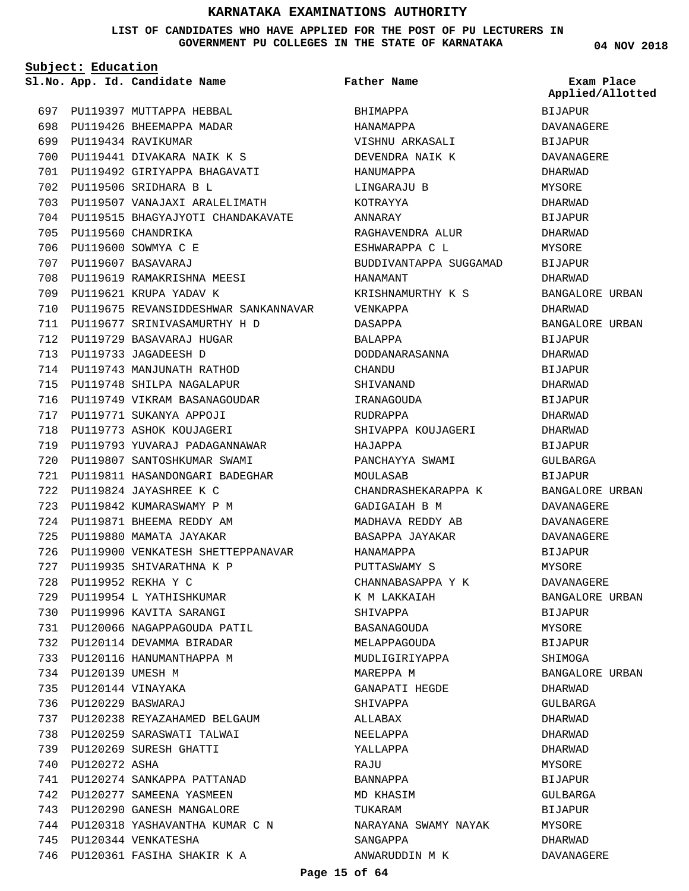# KARNATAKA EXAMINATIONS AUTHORITY

**LIST OF CANDIDATES WHO HAVE APPLIED FOR THE POST OF PU LECTURERS IN GOVERNMENT PU COLLEGES IN THE STATE OF KARNATAKA**

04 NOV 2018

**Subject: Education**

| Sl.No. | App. Id. | Candidate Name | Father Name | Exam Place Applied/Allotted |
|---|---|---|---|---|
| 697 | PU119397 | MUTTAPPA HEBBAL | BHIMAPPA | BIJAPUR |
| 698 | PU119426 | BHEEMAPPA MADAR | HANAMAPPA | DAVANAGERE |
| 699 | PU119434 | RAVIKUMAR | VISHNU ARKASALI | BIJAPUR |
| 700 | PU119441 | DIVAKARA NAIK K S | DEVENDRA NAIK K | DAVANAGERE |
| 701 | PU119492 | GIRIYAPPA BHAGAVATI | HANUMAPPA | DHARWAD |
| 702 | PU119506 | SRIDHARA B L | LINGARAJU B | MYSORE |
| 703 | PU119507 | VANAJAXI ARALELIMATH | KOTRAYYA | DHARWAD |
| 704 | PU119515 | BHAGYAJYOTI CHANDAKAVATE | ANNARAY | BIJAPUR |
| 705 | PU119560 | CHANDRIKA | RAGHAVENDRA ALUR | DHARWAD |
| 706 | PU119600 | SOWMYA C E | ESHWARAPPA C L | MYSORE |
| 707 | PU119607 | BASAVARAJ | BUDDIVANTAPPA SUGGAMAD | BIJAPUR |
| 708 | PU119619 | RAMAKRISHNA MEESI | HANAMANT | DHARWAD |
| 709 | PU119621 | KRUPA YADAV K | KRISHNAMURTHY K S | BANGALORE URBAN |
| 710 | PU119675 | REVANSIDDESHWAR SANKANNAVAR | VENKAPPA | DHARWAD |
| 711 | PU119677 | SRINIVASAMURTHY H D | DASAPPA | BANGALORE URBAN |
| 712 | PU119729 | BASAVARAJ HUGAR | BALAPPA | BIJAPUR |
| 713 | PU119733 | JAGADEESH D | DODDANARASANNA | DHARWAD |
| 714 | PU119743 | MANJUNATH RATHOD | CHANDU | BIJAPUR |
| 715 | PU119748 | SHILPA NAGALAPUR | SHIVANAND | DHARWAD |
| 716 | PU119749 | VIKRAM BASANAGOUDAR | IRANAGOUDA | BIJAPUR |
| 717 | PU119771 | SUKANYA APPOJI | RUDRAPPA | DHARWAD |
| 718 | PU119773 | ASHOK KOUJAGERI | SHIVAPPA KOUJAGERI | DHARWAD |
| 719 | PU119793 | YUVARAJ PADAGANNAWAR | HAJAPPA | BIJAPUR |
| 720 | PU119807 | SANTOSHKUMAR SWAMI | PANCHAYYA SWAMI | GULBARGA |
| 721 | PU119811 | HASANDONGARI BADEGHAR | MOULASAB | BIJAPUR |
| 722 | PU119824 | JAYASHREE K C | CHANDRASHEKARAPPA K | BANGALORE URBAN |
| 723 | PU119842 | KUMARASWAMY P M | GADIGAIAH B M | DAVANAGERE |
| 724 | PU119871 | BHEEMA REDDY AM | MADHAVA REDDY AB | DAVANAGERE |
| 725 | PU119880 | MAMATA JAYAKAR | BASAPPA JAYAKAR | DAVANAGERE |
| 726 | PU119900 | VENKATESH SHETTEPPANAVAR | HANAMAPPA | BIJAPUR |
| 727 | PU119935 | SHIVARATHNA K P | PUTTASWAMY S | MYSORE |
| 728 | PU119952 | REKHA Y C | CHANNABASAPPA Y K | DAVANAGERE |
| 729 | PU119954 | L YATHISHKUMAR | K M LAKKAIAH | BANGALORE URBAN |
| 730 | PU119996 | KAVITA SARANGI | SHIVAPPA | BIJAPUR |
| 731 | PU120066 | NAGAPPAGOUDA PATIL | BASANAGOUDA | MYSORE |
| 732 | PU120114 | DEVAMMA BIRADAR | MELAPPAGOUDA | BIJAPUR |
| 733 | PU120116 | HANUMANTHAPPA M | MUDLIGIRIYAPPA | SHIMOGA |
| 734 | PU120139 | UMESH M | MAREPPA M | BANGALORE URBAN |
| 735 | PU120144 | VINAYAKA | GANAPATI HEGDE | DHARWAD |
| 736 | PU120229 | BASWARAJ | SHIVAPPA | GULBARGA |
| 737 | PU120238 | REYAZAHAMED BELGAUM | ALLABAX | DHARWAD |
| 738 | PU120259 | SARASWATI TALWAI | NEELAPPA | DHARWAD |
| 739 | PU120269 | SURESH GHATTI | YALLAPPA | DHARWAD |
| 740 | PU120272 | ASHA | RAJU | MYSORE |
| 741 | PU120274 | SANKAPPA PATTANAD | BANNAPPA | BIJAPUR |
| 742 | PU120277 | SAMEENA YASMEEN | MD KHASIM | GULBARGA |
| 743 | PU120290 | GANESH MANGALORE | TUKARAM | BIJAPUR |
| 744 | PU120318 | YASHAVANTHA KUMAR C N | NARAYANA SWAMY NAYAK | MYSORE |
| 745 | PU120344 | VENKATESHA | SANGAPPA | DHARWAD |
| 746 | PU120361 | FASIHA SHAKIR K A | ANWARUDDIN M K | DAVANAGERE |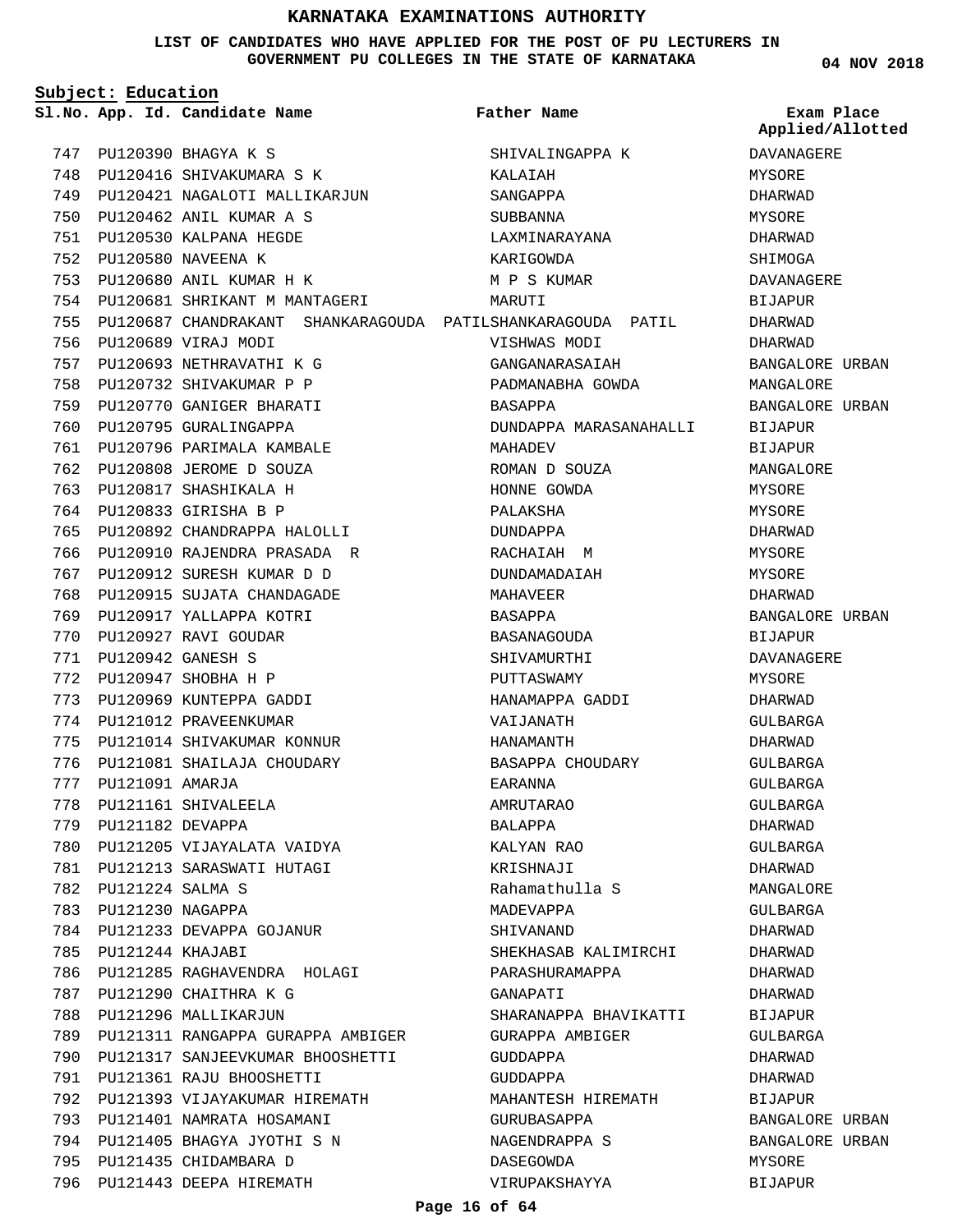# KARNATAKA EXAMINATIONS AUTHORITY

**LIST OF CANDIDATES WHO HAVE APPLIED FOR THE POST OF PU LECTURERS IN GOVERNMENT PU COLLEGES IN THE STATE OF KARNATAKA**

**04 NOV 2018**

**Subject: Education**

| Sl.No. | App. Id. | Candidate Name | Father Name | Exam Place Applied/Allotted |
|---|---|---|---|---|
| 747 | PU120390 | BHAGYA K S | SHIVALINGAPPA K | DAVANAGERE |
| 748 | PU120416 | SHIVAKUMARA S K | KALAIAH | MYSORE |
| 749 | PU120421 | NAGALOTI MALLIKARJUN | SANGAPPA | DHARWAD |
| 750 | PU120462 | ANIL KUMAR A S | SUBBANNA | MYSORE |
| 751 | PU120530 | KALPANA HEGDE | LAXMINARAYANA | DHARWAD |
| 752 | PU120580 | NAVEENA K | KARIGOWDA | SHIMOGA |
| 753 | PU120680 | ANIL KUMAR H K | M P S KUMAR | DAVANAGERE |
| 754 | PU120681 | SHRIKANT M MANTAGERI | MARUTI | BIJAPUR |
| 755 | PU120687 | CHANDRAKANT SHANKARAGOUDA PATIL | SHANKARAGOUDA PATIL | DHARWAD |
| 756 | PU120689 | VIRAJ MODI | VISHWAS MODI | DHARWAD |
| 757 | PU120693 | NETHRAVATHI K G | GANGANARASAIAH | BANGALORE URBAN |
| 758 | PU120732 | SHIVAKUMAR P P | PADMANABHA GOWDA | MANGALORE |
| 759 | PU120770 | GANIGER BHARATI | BASAPPA | BANGALORE URBAN |
| 760 | PU120795 | GURALINGAPPA | DUNDAPPA MARASANAHALLI | BIJAPUR |
| 761 | PU120796 | PARIMALA KAMBALE | MAHADEV | BIJAPUR |
| 762 | PU120808 | JEROME D SOUZA | ROMAN D SOUZA | MANGALORE |
| 763 | PU120817 | SHASHIKALA H | HONNE GOWDA | MYSORE |
| 764 | PU120833 | GIRISHA B P | PALAKSHA | MYSORE |
| 765 | PU120892 | CHANDRAPPA HALOLLI | DUNDAPPA | DHARWAD |
| 766 | PU120910 | RAJENDRA PRASADA R | RACHAIAH M | MYSORE |
| 767 | PU120912 | SURESH KUMAR D D | DUNDAMADAIAH | MYSORE |
| 768 | PU120915 | SUJATA CHANDAGADE | MAHAVEER | DHARWAD |
| 769 | PU120917 | YALLAPPA KOTRI | BASAPPA | BANGALORE URBAN |
| 770 | PU120927 | RAVI GOUDAR | BASANAGOUDA | BIJAPUR |
| 771 | PU120942 | GANESH S | SHIVAMURTHI | DAVANAGERE |
| 772 | PU120947 | SHOBHA H P | PUTTASWAMY | MYSORE |
| 773 | PU120969 | KUNTEPPA GADDI | HANAMAPPA GADDI | DHARWAD |
| 774 | PU121012 | PRAVEENKUMAR | VAIJANATH | GULBARGA |
| 775 | PU121014 | SHIVAKUMAR KONNUR | HANAMANTH | DHARWAD |
| 776 | PU121081 | SHAILAJA CHOUDARY | BASAPPA CHOUDARY | GULBARGA |
| 777 | PU121091 | AMARJA | EARANNA | GULBARGA |
| 778 | PU121161 | SHIVALEELA | AMRUTARAO | GULBARGA |
| 779 | PU121182 | DEVAPPA | BALAPPA | DHARWAD |
| 780 | PU121205 | VIJAYALATA VAIDYA | KALYAN RAO | GULBARGA |
| 781 | PU121213 | SARASWATI HUTAGI | KRISHNAJI | DHARWAD |
| 782 | PU121224 | SALMA S | Rahamathulla S | MANGALORE |
| 783 | PU121230 | NAGAPPA | MADEVAPPA | GULBARGA |
| 784 | PU121233 | DEVAPPA GOJANUR | SHIVANAND | DHARWAD |
| 785 | PU121244 | KHAJABI | SHEKHASAB KALIMIRCHI | DHARWAD |
| 786 | PU121285 | RAGHAVENDRA HOLAGI | PARASHURAMAPPA | DHARWAD |
| 787 | PU121290 | CHAITHRA K G | GANAPATI | DHARWAD |
| 788 | PU121296 | MALLIKARJUN | SHARANAPPA BHAVIKATTI | BIJAPUR |
| 789 | PU121311 | RANGAPPA GURAPPA AMBIGER | GURAPPA AMBIGER | GULBARGA |
| 790 | PU121317 | SANJEEVKUMAR BHOOSHETTI | GUDDAPPA | DHARWAD |
| 791 | PU121361 | RAJU BHOOSHETTI | GUDDAPPA | DHARWAD |
| 792 | PU121393 | VIJAYAKUMAR HIREMATH | MAHANTESH HIREMATH | BIJAPUR |
| 793 | PU121401 | NAMRATA HOSAMANI | GURUBASAPPA | BANGALORE URBAN |
| 794 | PU121405 | BHAGYA JYOTHI S N | NAGENDRAPPA S | BANGALORE URBAN |
| 795 | PU121435 | CHIDAMBARA D | DASEGOWDA | MYSORE |
| 796 | PU121443 | DEEPA HIREMATH | VIRUPAKSHAYYA | BIJAPUR |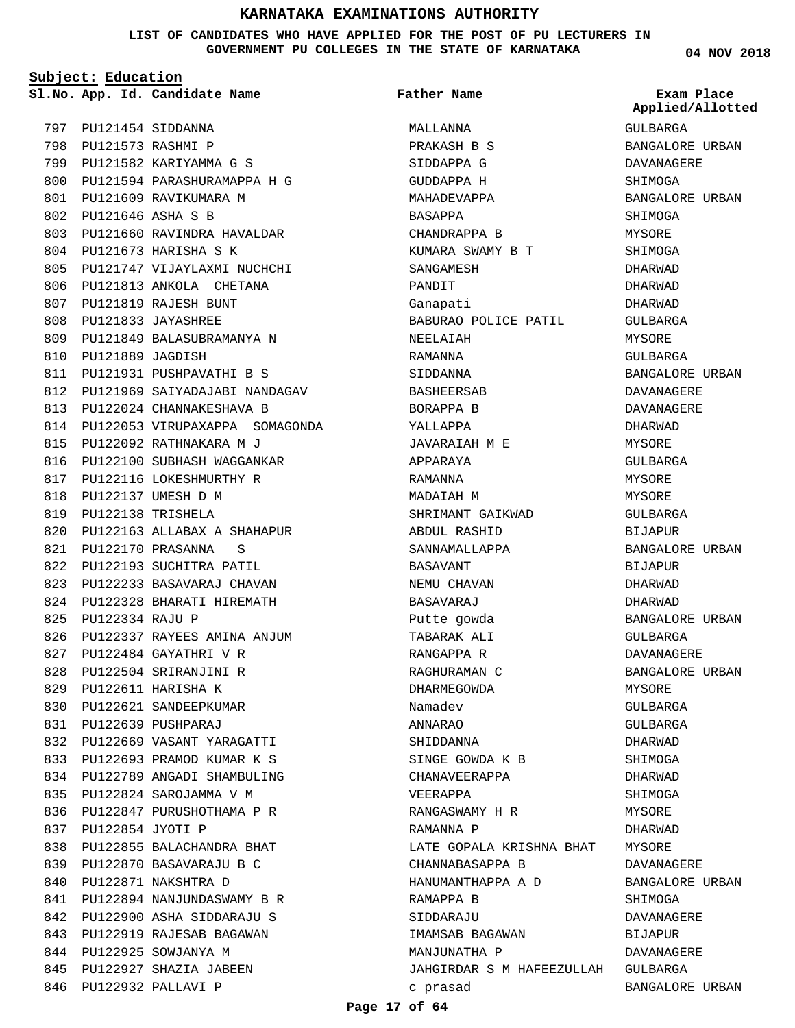# KARNATAKA EXAMINATIONS AUTHORITY

**LIST OF CANDIDATES WHO HAVE APPLIED FOR THE POST OF PU LECTURERS IN GOVERNMENT PU COLLEGES IN THE STATE OF KARNATAKA**

**04 NOV 2018**

**Subject: Education**

| Sl.No. | App. Id. | Candidate Name | Father Name | Exam Place Applied/Allotted |
|---|---|---|---|---|
| 797 | PU121454 | SIDDANNA | MALLANNA | GULBARGA |
| 798 | PU121573 | RASHMI P | PRAKASH B S | BANGALORE URBAN |
| 799 | PU121582 | KARIYAMMA G S | SIDDAPPA G | DAVANAGERE |
| 800 | PU121594 | PARASHURAMAPPA H G | GUDDAPPA H | SHIMOGA |
| 801 | PU121609 | RAVIKUMARA M | MAHADEVAPPA | BANGALORE URBAN |
| 802 | PU121646 | ASHA S B | BASAPPA | SHIMOGA |
| 803 | PU121660 | RAVINDRA HAVALDAR | CHANDRAPPA B | MYSORE |
| 804 | PU121673 | HARISHA S K | KUMARA SWAMY B T | SHIMOGA |
| 805 | PU121747 | VIJAYLAXMI NUCHCHI | SANGAMESH | DHARWAD |
| 806 | PU121813 | ANKOLA CHETANA | PANDIT | DHARWAD |
| 807 | PU121819 | RAJESH BUNT | Ganapati | DHARWAD |
| 808 | PU121833 | JAYASHREE | BABURAO POLICE PATIL | GULBARGA |
| 809 | PU121849 | BALASUBRAMANYA N | NEELAIAH | MYSORE |
| 810 | PU121889 | JAGDISH | RAMANNA | GULBARGA |
| 811 | PU121931 | PUSHPAVATHI B S | SIDDANNA | BANGALORE URBAN |
| 812 | PU121969 | SAIYADAJABI NANDAGAV | BASHEERSAB | DAVANAGERE |
| 813 | PU122024 | CHANNAKESHAVA B | BORAPPA B | DAVANAGERE |
| 814 | PU122053 | VIRUPAXAPPA SOMAGONDA | YALLAPPA | DHARWAD |
| 815 | PU122092 | RATHNAKARA M J | JAVARAIAH M E | MYSORE |
| 816 | PU122100 | SUBHASH WAGGANKAR | APPARAYA | GULBARGA |
| 817 | PU122116 | LOKESHMURTHY R | RAMANNA | MYSORE |
| 818 | PU122137 | UMESH D M | MADAIAH M | MYSORE |
| 819 | PU122138 | TRISHELA | SHRIMANT GAIKWAD | GULBARGA |
| 820 | PU122163 | ALLABAX A SHAHAPUR | ABDUL RASHID | BIJAPUR |
| 821 | PU122170 | PRASANNA S | SANNAMALLAPPA | BANGALORE URBAN |
| 822 | PU122193 | SUCHITRA PATIL | BASAVANT | BIJAPUR |
| 823 | PU122233 | BASAVARAJ CHAVAN | NEMU CHAVAN | DHARWAD |
| 824 | PU122328 | BHARATI HIREMATH | BASAVARAJ | DHARWAD |
| 825 | PU122334 | RAJU P | Putte gowda | BANGALORE URBAN |
| 826 | PU122337 | RAYEES AMINA ANJUM | TABARAK ALI | GULBARGA |
| 827 | PU122484 | GAYATHRI V R | RANGAPPA R | DAVANAGERE |
| 828 | PU122504 | SRIRANJINI R | RAGHURAMAN C | BANGALORE URBAN |
| 829 | PU122611 | HARISHA K | DHARMEGOWDA | MYSORE |
| 830 | PU122621 | SANDEEPKUMAR | Namadev | GULBARGA |
| 831 | PU122639 | PUSHPARAJ | ANNARAO | GULBARGA |
| 832 | PU122669 | VASANT YARAGATTI | SHIDDANNA | DHARWAD |
| 833 | PU122693 | PRAMOD KUMAR K S | SINGE GOWDA K B | SHIMOGA |
| 834 | PU122789 | ANGADI SHAMBULING | CHANAVEERAPPA | DHARWAD |
| 835 | PU122824 | SAROJAMMA V M | VEERAPPA | SHIMOGA |
| 836 | PU122847 | PURUSHOTHAMA P R | RANGASWAMY H R | MYSORE |
| 837 | PU122854 | JYOTI P | RAMANNA P | DHARWAD |
| 838 | PU122855 | BALACHANDRA BHAT | LATE GOPALA KRISHNA BHAT | MYSORE |
| 839 | PU122870 | BASAVARAJU B C | CHANNABASAPPA B | DAVANAGERE |
| 840 | PU122871 | NAKSHTRA D | HANUMANTHAPPA A D | BANGALORE URBAN |
| 841 | PU122894 | NANJUNDASWAMY B R | RAMAPPA B | SHIMOGA |
| 842 | PU122900 | ASHA SIDDARAJU S | SIDDARAJU | DAVANAGERE |
| 843 | PU122919 | RAJESAB BAGAWAN | IMAMSAB BAGAWAN | BIJAPUR |
| 844 | PU122925 | SOWJANYA M | MANJUNATHA P | DAVANAGERE |
| 845 | PU122927 | SHAZIA JABEEN | JAHGIRDAR S M HAFEEZULLAH | GULBARGA |
| 846 | PU122932 | PALLAVI P | c prasad | BANGALORE URBAN |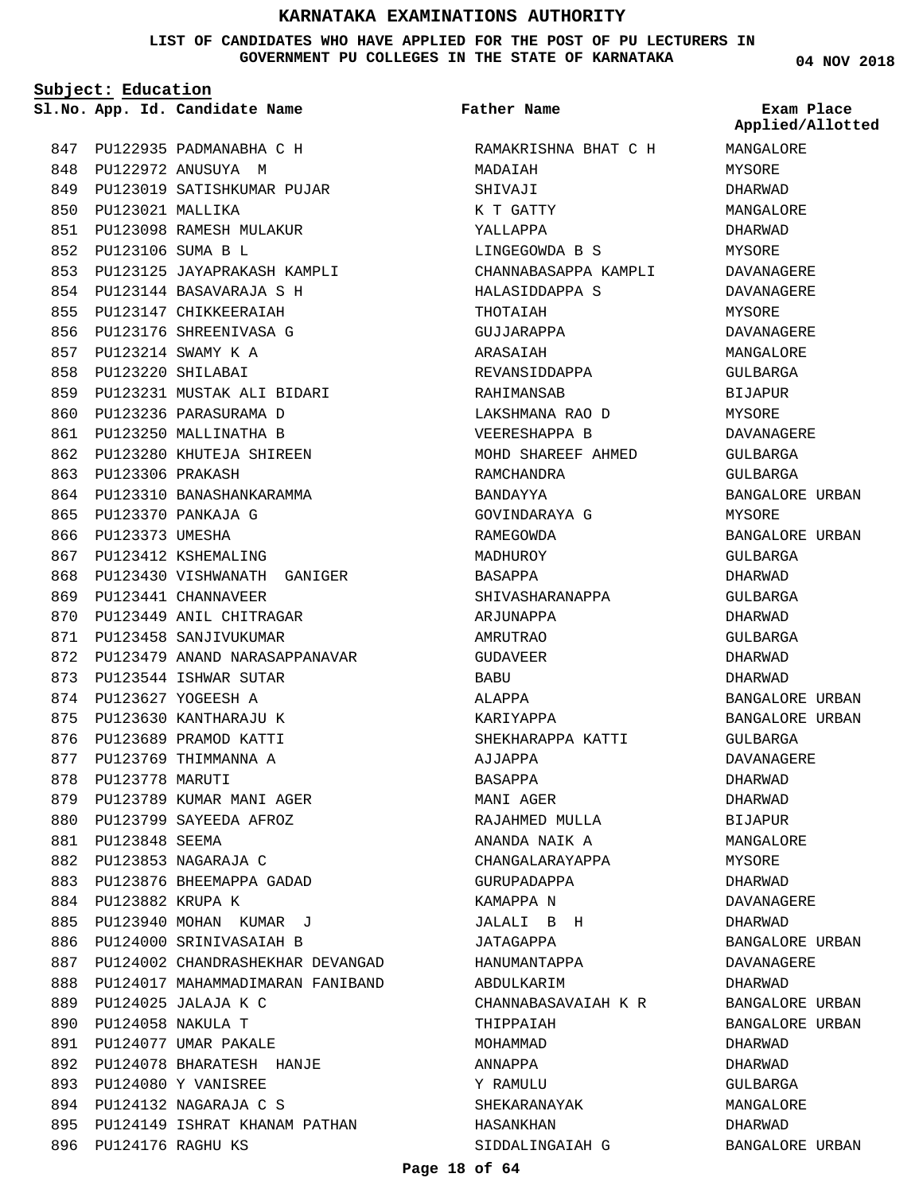# KARNATAKA EXAMINATIONS AUTHORITY

**LIST OF CANDIDATES WHO HAVE APPLIED FOR THE POST OF PU LECTURERS IN GOVERNMENT PU COLLEGES IN THE STATE OF KARNATAKA**

**04 NOV 2018**

**Subject: Education**

| Sl.No. | App. Id. | Candidate Name | Father Name | Exam Place Applied/Allotted |
|---|---|---|---|---|
| 847 | PU122935 | PADMANABHA C H | RAMAKRISHNA BHAT C H | MANGALORE |
| 848 | PU122972 | ANUSUYA M | MADAIAH | MYSORE |
| 849 | PU123019 | SATISHKUMAR PUJAR | SHIVAJI | DHARWAD |
| 850 | PU123021 | MALLIKA | K T GATTY | MANGALORE |
| 851 | PU123098 | RAMESH MULAKUR | YALLAPPA | DHARWAD |
| 852 | PU123106 | SUMA B L | LINGEGOWDA B S | MYSORE |
| 853 | PU123125 | JAYAPRAKASH KAMPLI | CHANNABASAPPA KAMPLI | DAVANAGERE |
| 854 | PU123144 | BASAVARAJA S H | HALASIDDAPPA S | DAVANAGERE |
| 855 | PU123147 | CHIKKEERAIAH | THOTAIAH | MYSORE |
| 856 | PU123176 | SHREENIVASA G | GUJJARAPPA | DAVANAGERE |
| 857 | PU123214 | SWAMY K A | ARASAIAH | MANGALORE |
| 858 | PU123220 | SHILABAI | REVANSIDDAPPA | GULBARGA |
| 859 | PU123231 | MUSTAK ALI BIDARI | RAHIMANSAB | BIJAPUR |
| 860 | PU123236 | PARASURAMA D | LAKSHMANA RAO D | MYSORE |
| 861 | PU123250 | MALLINATHA B | VEERESHAPPA B | DAVANAGERE |
| 862 | PU123280 | KHUTEJA SHIREEN | MOHD SHAREEF AHMED | GULBARGA |
| 863 | PU123306 | PRAKASH | RAMCHANDRA | GULBARGA |
| 864 | PU123310 | BANASHANKARAMMA | BANDAYYA | BANGALORE URBAN |
| 865 | PU123370 | PANKAJA G | GOVINDARAYA G | MYSORE |
| 866 | PU123373 | UMESHA | RAMEGOWDA | BANGALORE URBAN |
| 867 | PU123412 | KSHEMALING | MADHUROY | GULBARGA |
| 868 | PU123430 | VISHWANATH GANIGER | BASAPPA | DHARWAD |
| 869 | PU123441 | CHANNAVEER | SHIVASHARANAPPA | GULBARGA |
| 870 | PU123449 | ANIL CHITRAGAR | ARJUNAPPA | DHARWAD |
| 871 | PU123458 | SANJIVUKUMAR | AMRUTRAO | GULBARGA |
| 872 | PU123479 | ANAND NARASAPPANAVAR | GUDAVEER | DHARWAD |
| 873 | PU123544 | ISHWAR SUTAR | BABU | DHARWAD |
| 874 | PU123627 | YOGEESH A | ALAPPA | BANGALORE URBAN |
| 875 | PU123630 | KANTHARAJU K | KARIYAPPA | BANGALORE URBAN |
| 876 | PU123689 | PRAMOD KATTI | SHEKHARAPPA KATTI | GULBARGA |
| 877 | PU123769 | THIMMANNA A | AJJAPPA | DAVANAGERE |
| 878 | PU123778 | MARUTI | BASAPPA | DHARWAD |
| 879 | PU123789 | KUMAR MANI AGER | MANI AGER | DHARWAD |
| 880 | PU123799 | SAYEEDA AFROZ | RAJAHMED MULLA | BIJAPUR |
| 881 | PU123848 | SEEMA | ANANDA NAIK A | MANGALORE |
| 882 | PU123853 | NAGARAJA C | CHANGALARAYAPPA | MYSORE |
| 883 | PU123876 | BHEEMAPPA GADAD | GURUPADAPPA | DHARWAD |
| 884 | PU123882 | KRUPA K | KAMAPPA N | DAVANAGERE |
| 885 | PU123940 | MOHAN KUMAR J | JALALI B H | DHARWAD |
| 886 | PU124000 | SRINIVASAIAH B | JATAGAPPA | BANGALORE URBAN |
| 887 | PU124002 | CHANDRASHEKHAR DEVANGAD | HANUMANTAPPA | DAVANAGERE |
| 888 | PU124017 | MAHAMMADIMARAN FANIBAND | ABDULKARIM | DHARWAD |
| 889 | PU124025 | JALAJA K C | CHANNABASAVAIAH K R | BANGALORE URBAN |
| 890 | PU124058 | NAKULA T | THIPPAIAH | BANGALORE URBAN |
| 891 | PU124077 | UMAR PAKALE | MOHAMMAD | DHARWAD |
| 892 | PU124078 | BHARATESH HANJE | ANNAPPA | DHARWAD |
| 893 | PU124080 | Y VANISREE | Y RAMULU | GULBARGA |
| 894 | PU124132 | NAGARAJA C S | SHEKARANAYAK | MANGALORE |
| 895 | PU124149 | ISHRAT KHANAM PATHAN | HASANKHAN | DHARWAD |
| 896 | PU124176 | RAGHU KS | SIDDALINGAIAH G | BANGALORE URBAN |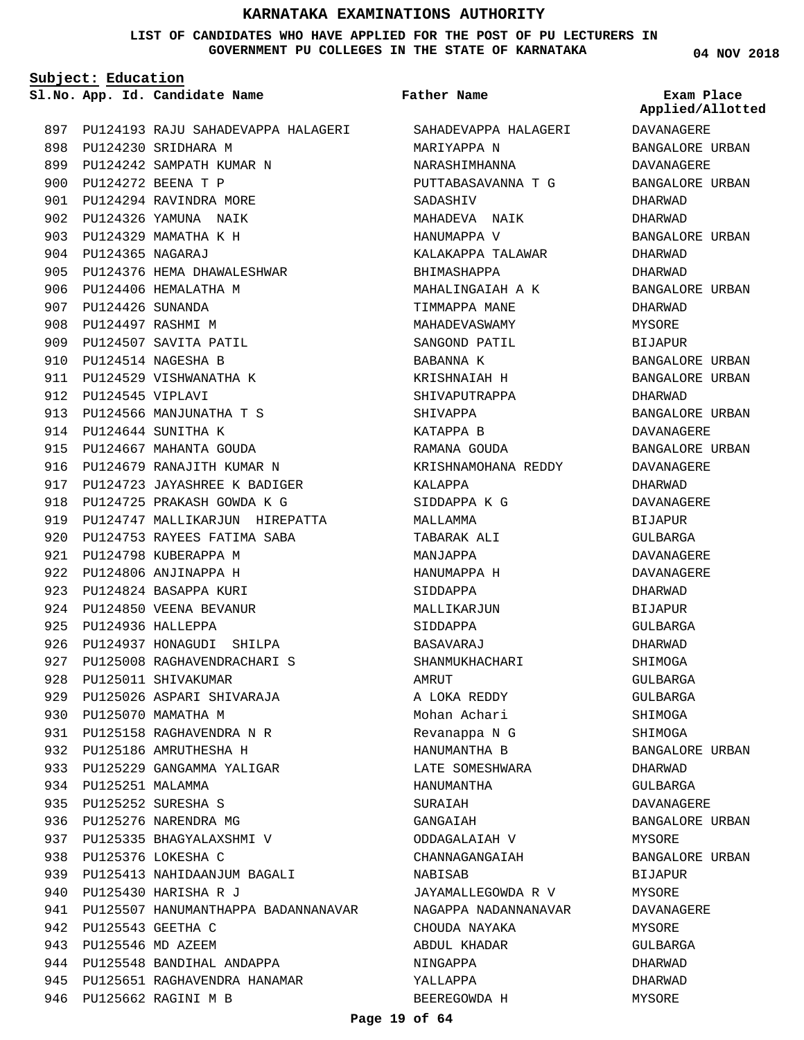# KARNATAKA EXAMINATIONS AUTHORITY

**LIST OF CANDIDATES WHO HAVE APPLIED FOR THE POST OF PU LECTURERS IN GOVERNMENT PU COLLEGES IN THE STATE OF KARNATAKA**

04 NOV 2018

**Subject: Education**

| Sl.No. | App. Id. | Candidate Name | Father Name | Exam Place Applied/Allotted |
|---|---|---|---|---|
| 897 | PU124193 | RAJU SAHADEVAPPA HALAGERI | SAHADEVAPPA HALAGERI | DAVANAGERE |
| 898 | PU124230 | SRIDHARA M | MARIYAPPA N | BANGALORE URBAN |
| 899 | PU124242 | SAMPATH KUMAR N | NARASHIMHANNA | DAVANAGERE |
| 900 | PU124272 | BEENA T P | PUTTABASAVANNA T G | BANGALORE URBAN |
| 901 | PU124294 | RAVINDRA MORE | SADASHIV | DHARWAD |
| 902 | PU124326 | YAMUNA NAIK | MAHADEVA NAIK | DHARWAD |
| 903 | PU124329 | MAMATHA K H | HANUMAPPA V | BANGALORE URBAN |
| 904 | PU124365 | NAGARAJ | KALAKAPPA TALAWAR | DHARWAD |
| 905 | PU124376 | HEMA DHAWALESHWAR | BHIMASHAPPA | DHARWAD |
| 906 | PU124406 | HEMALATHA M | MAHALINGAIAH A K | BANGALORE URBAN |
| 907 | PU124426 | SUNANDA | TIMMAPPA MANE | DHARWAD |
| 908 | PU124497 | RASHMI M | MAHADEVASWAMY | MYSORE |
| 909 | PU124507 | SAVITA PATIL | SANGOND PATIL | BIJAPUR |
| 910 | PU124514 | NAGESHA B | BABANNA K | BANGALORE URBAN |
| 911 | PU124529 | VISHWANATHA K | KRISHNAIAH H | BANGALORE URBAN |
| 912 | PU124545 | VIPLAVI | SHIVAPUTRAPPA | DHARWAD |
| 913 | PU124566 | MANJUNATHA T S | SHIVAPPA | BANGALORE URBAN |
| 914 | PU124644 | SUNITHA K | KATAPPA B | DAVANAGERE |
| 915 | PU124667 | MAHANTA GOUDA | RAMANA GOUDA | BANGALORE URBAN |
| 916 | PU124679 | RANAJITH KUMAR N | KRISHNAMOHANA REDDY | DAVANAGERE |
| 917 | PU124723 | JAYASHREE K BADIGER | KALAPPA | DHARWAD |
| 918 | PU124725 | PRAKASH GOWDA K G | SIDDAPPA K G | DAVANAGERE |
| 919 | PU124747 | MALLIKARJUN HIREPATTA | MALLAMMA | BIJAPUR |
| 920 | PU124753 | RAYEES FATIMA SABA | TABARAK ALI | GULBARGA |
| 921 | PU124798 | KUBERAPPA M | MANJAPPA | DAVANAGERE |
| 922 | PU124806 | ANJINAPPA H | HANUMAPPA H | DAVANAGERE |
| 923 | PU124824 | BASAPPA KURI | SIDDAPPA | DHARWAD |
| 924 | PU124850 | VEENA BEVANUR | MALLIKARJUN | BIJAPUR |
| 925 | PU124936 | HALLEPPA | SIDDAPPA | GULBARGA |
| 926 | PU124937 | HONAGUDI SHILPA | BASAVARAJ | DHARWAD |
| 927 | PU125008 | RAGHAVENDRACHARI S | SHANMUKHACHARI | SHIMOGA |
| 928 | PU125011 | SHIVAKUMAR | AMRUT | GULBARGA |
| 929 | PU125026 | ASPARI SHIVARAJA | A LOKA REDDY | GULBARGA |
| 930 | PU125070 | MAMATHA M | Mohan Achari | SHIMOGA |
| 931 | PU125158 | RAGHAVENDRA N R | Revanappa N G | SHIMOGA |
| 932 | PU125186 | AMRUTHESHA H | HANUMANTHA B | BANGALORE URBAN |
| 933 | PU125229 | GANGAMMA YALIGAR | LATE SOMESHWARA | DHARWAD |
| 934 | PU125251 | MALAMMA | HANUMANTHA | GULBARGA |
| 935 | PU125252 | SURESHA S | SURAIAH | DAVANAGERE |
| 936 | PU125276 | NARENDRA MG | GANGAIAH | BANGALORE URBAN |
| 937 | PU125335 | BHAGYALAXSHMI V | ODDAGALAIAH V | MYSORE |
| 938 | PU125376 | LOKESHA C | CHANNAGANGAIAH | BANGALORE URBAN |
| 939 | PU125413 | NAHIDAANJUM BAGALI | NABISAB | BIJAPUR |
| 940 | PU125430 | HARISHA R J | JAYAMALLEGOWDA R V | MYSORE |
| 941 | PU125507 | HANUMANTHAPPA BADANNANAVAR | NAGAPPA NADANNANAVAR | DAVANAGERE |
| 942 | PU125543 | GEETHA C | CHOUDA NAYAKA | MYSORE |
| 943 | PU125546 | MD AZEEM | ABDUL KHADAR | GULBARGA |
| 944 | PU125548 | BANDIHAL ANDAPPA | NINGAPPA | DHARWAD |
| 945 | PU125651 | RAGHAVENDRA HANAMAR | YALLAPPA | DHARWAD |
| 946 | PU125662 | RAGINI M B | BEEREGOWDA H | MYSORE |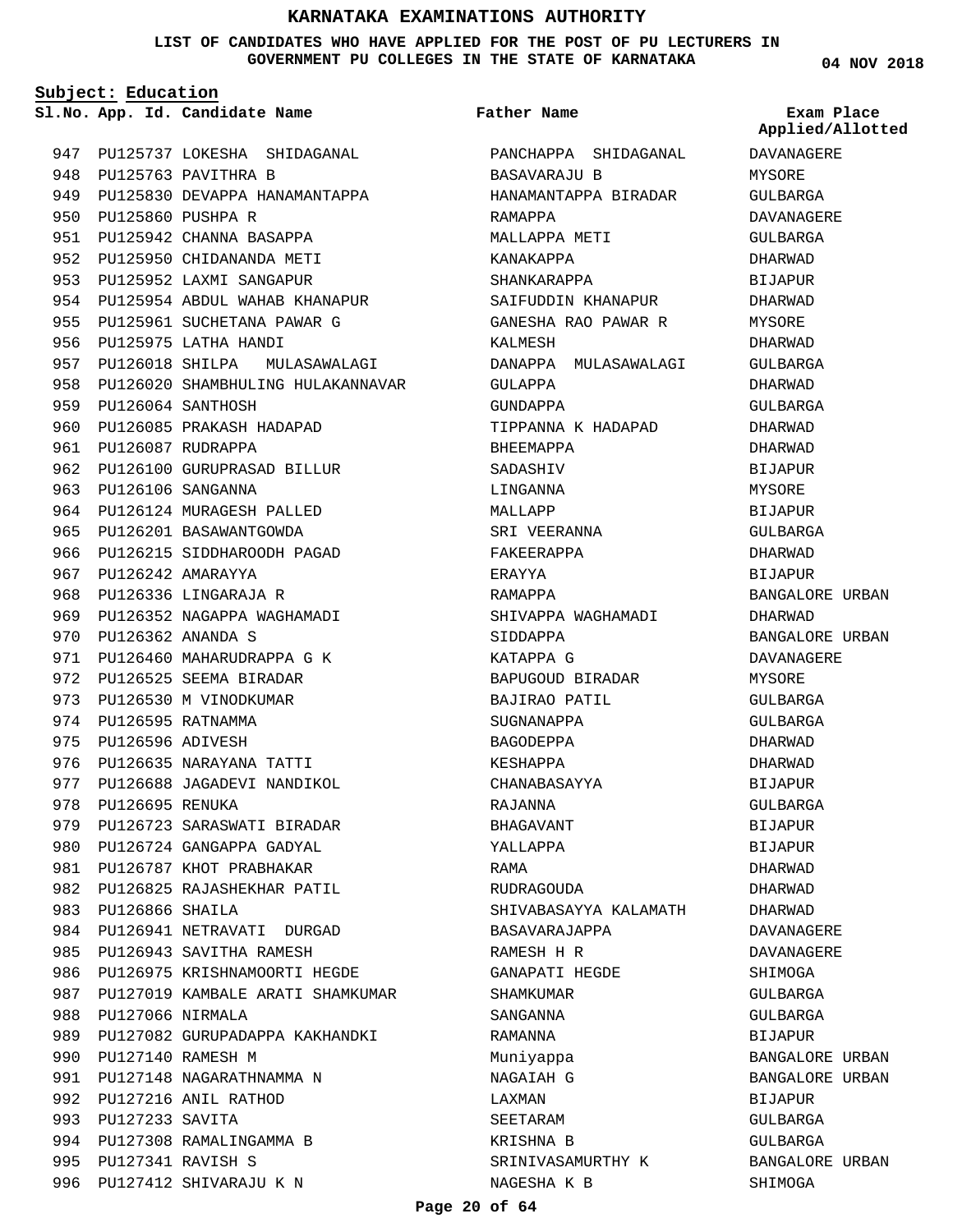# KARNATAKA EXAMINATIONS AUTHORITY

**LIST OF CANDIDATES WHO HAVE APPLIED FOR THE POST OF PU LECTURERS IN GOVERNMENT PU COLLEGES IN THE STATE OF KARNATAKA**

**04 NOV 2018**

**Subject: Education**

| Sl.No. | App. Id. | Candidate Name | Father Name | Exam Place Applied/Allotted |
|---|---|---|---|---|
| 947 | PU125737 | LOKESHA SHIDAGANAL | PANCHAPPA SHIDAGANAL | DAVANAGERE |
| 948 | PU125763 | PAVITHRA B | BASAVARAJU B | MYSORE |
| 949 | PU125830 | DEVAPPA HANAMANTAPPA | HANAMANTAPPA BIRADAR | GULBARGA |
| 950 | PU125860 | PUSHPA R | RAMAPPA | DAVANAGERE |
| 951 | PU125942 | CHANNA BASAPPA | MALLAPPA METI | GULBARGA |
| 952 | PU125950 | CHIDANANDA METI | KANAKAPPA | DHARWAD |
| 953 | PU125952 | LAXMI SANGAPUR | SHANKARAPPA | BIJAPUR |
| 954 | PU125954 | ABDUL WAHAB KHANAPUR | SAIFUDDIN KHANAPUR | DHARWAD |
| 955 | PU125961 | SUCHETANA PAWAR G | GANESHA RAO PAWAR R | MYSORE |
| 956 | PU125975 | LATHA HANDI | KALMESH | DHARWAD |
| 957 | PU126018 | SHILPA MULASAWALAGI | DANAPPA MULASAWALAGI | GULBARGA |
| 958 | PU126020 | SHAMBHULING HULAKANNAVAR | GULAPPA | DHARWAD |
| 959 | PU126064 | SANTHOSH | GUNDAPPA | GULBARGA |
| 960 | PU126085 | PRAKASH HADAPAD | TIPPANNA K HADAPAD | DHARWAD |
| 961 | PU126087 | RUDRAPPA | BHEEMAPPA | DHARWAD |
| 962 | PU126100 | GURUPRASAD BILLUR | SADASHIV | BIJAPUR |
| 963 | PU126106 | SANGANNA | LINGANNA | MYSORE |
| 964 | PU126124 | MURAGESH PALLED | MALLAPP | BIJAPUR |
| 965 | PU126201 | BASAWANTGOWDA | SRI VEERANNA | GULBARGA |
| 966 | PU126215 | SIDDHAROODH PAGAD | FAKEERAPPA | DHARWAD |
| 967 | PU126242 | AMARAYYA | ERAYYA | BIJAPUR |
| 968 | PU126336 | LINGARAJA R | RAMAPPA | BANGALORE URBAN |
| 969 | PU126352 | NAGAPPA WAGHAMADI | SHIVAPPA WAGHAMADI | DHARWAD |
| 970 | PU126362 | ANANDA S | SIDDAPPA | BANGALORE URBAN |
| 971 | PU126460 | MAHARUDRAPPA G K | KATAPPA G | DAVANAGERE |
| 972 | PU126525 | SEEMA BIRADAR | BAPUGOUD BIRADAR | MYSORE |
| 973 | PU126530 | M VINODKUMAR | BAJIRAO PATIL | GULBARGA |
| 974 | PU126595 | RATNAMMA | SUGNANAPPA | GULBARGA |
| 975 | PU126596 | ADIVESH | BAGODEPPA | DHARWAD |
| 976 | PU126635 | NARAYANA TATTI | KESHAPPA | DHARWAD |
| 977 | PU126688 | JAGADEVI NANDIKOL | CHANABASAYYA | BIJAPUR |
| 978 | PU126695 | RENUKA | RAJANNA | GULBARGA |
| 979 | PU126723 | SARASWATI BIRADAR | BHAGAVANT | BIJAPUR |
| 980 | PU126724 | GANGAPPA GADYAL | YALLAPPA | BIJAPUR |
| 981 | PU126787 | KHOT PRABHAKAR | RAMA | DHARWAD |
| 982 | PU126825 | RAJASHEKHAR PATIL | RUDRAGOUDA | DHARWAD |
| 983 | PU126866 | SHAILA | SHIVABASAYYA KALAMATH | DHARWAD |
| 984 | PU126941 | NETRAVATI DURGAD | BASAVARAJAPPA | DAVANAGERE |
| 985 | PU126943 | SAVITHA RAMESH | RAMESH H R | DAVANAGERE |
| 986 | PU126975 | KRISHNAMOORTI HEGDE | GANAPATI HEGDE | SHIMOGA |
| 987 | PU127019 | KAMBALE ARATI SHAMKUMAR | SHAMKUMAR | GULBARGA |
| 988 | PU127066 | NIRMALA | SANGANNA | GULBARGA |
| 989 | PU127082 | GURUPADAPPA KAKHANDKI | RAMANNA | BIJAPUR |
| 990 | PU127140 | RAMESH M | Muniyappa | BANGALORE URBAN |
| 991 | PU127148 | NAGARATHNAMMA N | NAGAIAH G | BANGALORE URBAN |
| 992 | PU127216 | ANIL RATHOD | LAXMAN | BIJAPUR |
| 993 | PU127233 | SAVITA | SEETARAM | GULBARGA |
| 994 | PU127308 | RAMALINGAMMA B | KRISHNA B | GULBARGA |
| 995 | PU127341 | RAVISH S | SRINIVASAMURTHY K | BANGALORE URBAN |
| 996 | PU127412 | SHIVARAJU K N | NAGESHA K B | SHIMOGA |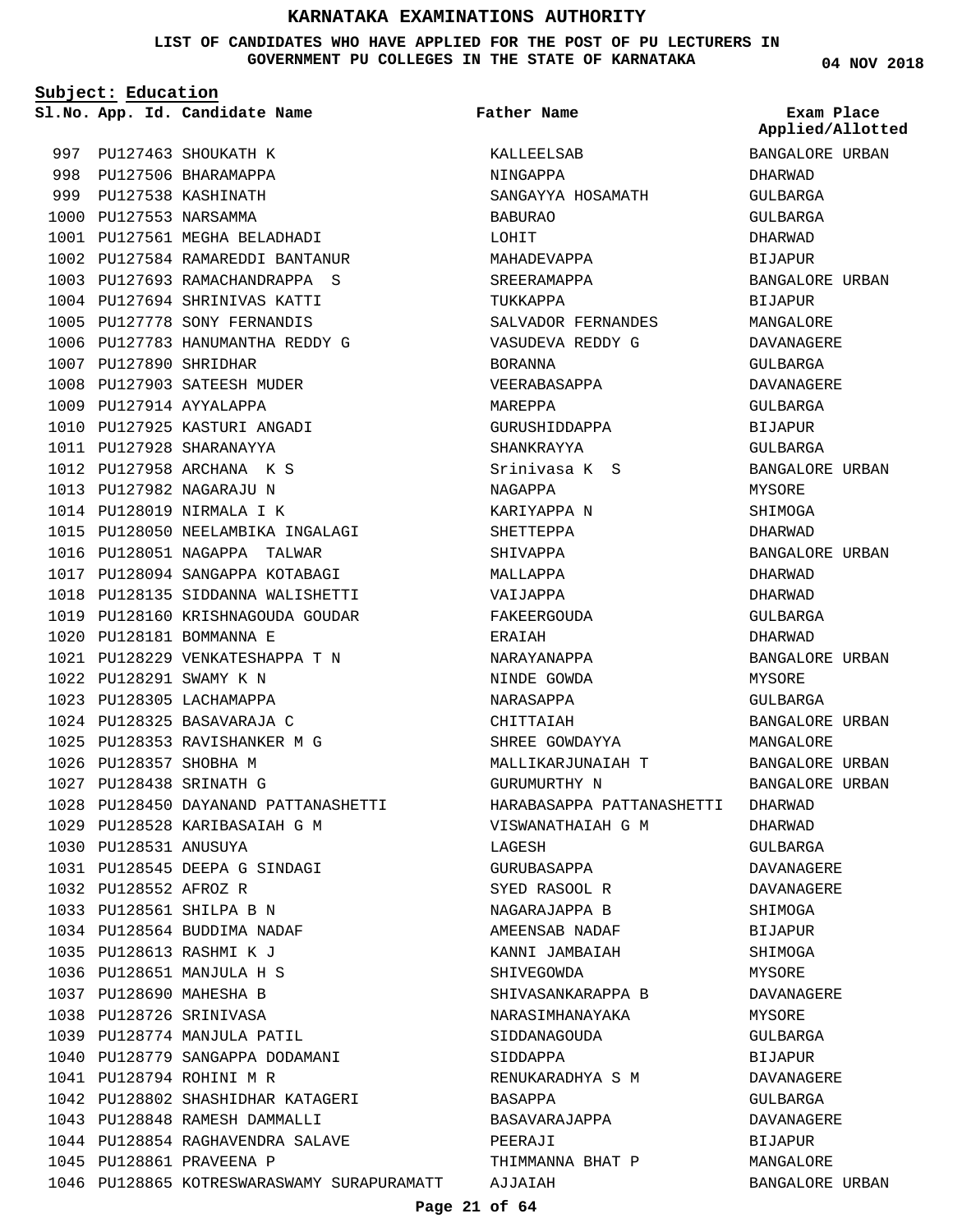# KARNATAKA EXAMINATIONS AUTHORITY

**LIST OF CANDIDATES WHO HAVE APPLIED FOR THE POST OF PU LECTURERS IN GOVERNMENT PU COLLEGES IN THE STATE OF KARNATAKA**

04 NOV 2018

**Subject: Education**

| Sl.No. | App. Id. | Candidate Name | Father Name | Exam Place Applied/Allotted |
|---|---|---|---|---|
| 997 | PU127463 | SHOUKATH K | KALLEELSAB | BANGALORE URBAN |
| 998 | PU127506 | BHARAMAPPA | NINGAPPA | DHARWAD |
| 999 | PU127538 | KASHINATH | SANGAYYA HOSAMATH | GULBARGA |
| 1000 | PU127553 | NARSAMMA | BABURAO | GULBARGA |
| 1001 | PU127561 | MEGHA BELADHADI | LOHIT | DHARWAD |
| 1002 | PU127584 | RAMAREDDI BANTANUR | MAHADEVAPPA | BIJAPUR |
| 1003 | PU127693 | RAMACHANDRAPPA S | SREERAMAPPA | BANGALORE URBAN |
| 1004 | PU127694 | SHRINIVAS KATTI | TUKKAPPA | BIJAPUR |
| 1005 | PU127778 | SONY FERNANDIS | SALVADOR FERNANDES | MANGALORE |
| 1006 | PU127783 | HANUMANTHA REDDY G | VASUDEVA REDDY G | DAVANAGERE |
| 1007 | PU127890 | SHRIDHAR | BORANNA | GULBARGA |
| 1008 | PU127903 | SATEESH MUDER | VEERABASAPPA | DAVANAGERE |
| 1009 | PU127914 | AYYALAPPA | MAREPPA | GULBARGA |
| 1010 | PU127925 | KASTURI ANGADI | GURUSHIDDAPPA | BIJAPUR |
| 1011 | PU127928 | SHARANAYYA | SHANKRAYYA | GULBARGA |
| 1012 | PU127958 | ARCHANA K S | Srinivasa K S | BANGALORE URBAN |
| 1013 | PU127982 | NAGARAJU N | NAGAPPA | MYSORE |
| 1014 | PU128019 | NIRMALA I K | KARIYAPPA N | SHIMOGA |
| 1015 | PU128050 | NEELAMBIKA INGALAGI | SHETTEPPA | DHARWAD |
| 1016 | PU128051 | NAGAPPA TALWAR | SHIVAPPA | BANGALORE URBAN |
| 1017 | PU128094 | SANGAPPA KOTABAGI | MALLAPPA | DHARWAD |
| 1018 | PU128135 | SIDDANNA WALISHETTI | VAIJAPPA | DHARWAD |
| 1019 | PU128160 | KRISHNAGOUDA GOUDAR | FAKEERGOUDA | GULBARGA |
| 1020 | PU128181 | BOMMANNA E | ERAIAH | DHARWAD |
| 1021 | PU128229 | VENKATESHAPPA T N | NARAYANAPPA | BANGALORE URBAN |
| 1022 | PU128291 | SWAMY K N | NINDE GOWDA | MYSORE |
| 1023 | PU128305 | LACHAMAPPA | NARASAPPA | GULBARGA |
| 1024 | PU128325 | BASAVARAJA C | CHITTAIAH | BANGALORE URBAN |
| 1025 | PU128353 | RAVISHANKER M G | SHREE GOWDAYYA | MANGALORE |
| 1026 | PU128357 | SHOBHA M | MALLIKARJUNAIAH T | BANGALORE URBAN |
| 1027 | PU128438 | SRINATH G | GURUMURTHY N | BANGALORE URBAN |
| 1028 | PU128450 | DAYANAND PATTANASHETTI | HARABASAPPA PATTANASHETTI | DHARWAD |
| 1029 | PU128528 | KARIBASAIAH G M | VISWANATHAIAH G M | DHARWAD |
| 1030 | PU128531 | ANUSUYA | LAGESH | GULBARGA |
| 1031 | PU128545 | DEEPA G SINDAGI | GURUBASAPPA | DAVANAGERE |
| 1032 | PU128552 | AFROZ R | SYED RASOOL R | DAVANAGERE |
| 1033 | PU128561 | SHILPA B N | NAGARAJAPPA B | SHIMOGA |
| 1034 | PU128564 | BUDDIMA NADAF | AMEENSAB NADAF | BIJAPUR |
| 1035 | PU128613 | RASHMI K J | KANNI JAMBAIAH | SHIMOGA |
| 1036 | PU128651 | MANJULA H S | SHIVEGOWDA | MYSORE |
| 1037 | PU128690 | MAHESHA B | SHIVASANKARAPPA B | DAVANAGERE |
| 1038 | PU128726 | SRINIVASA | NARASIMHANAYAKA | MYSORE |
| 1039 | PU128774 | MANJULA PATIL | SIDDANAGOUDA | GULBARGA |
| 1040 | PU128779 | SANGAPPA DODAMANI | SIDDAPPA | BIJAPUR |
| 1041 | PU128794 | ROHINI M R | RENUKARADHYA S M | DAVANAGERE |
| 1042 | PU128802 | SHASHIDHAR KATAGERI | BASAPPA | GULBARGA |
| 1043 | PU128848 | RAMESH DAMMALLI | BASAVARAJAPPA | DAVANAGERE |
| 1044 | PU128854 | RAGHAVENDRA SALAVE | PEERAJI | BIJAPUR |
| 1045 | PU128861 | PRAVEENA P | THIMMANNA BHAT P | MANGALORE |
| 1046 | PU128865 | KOTRESWARASWAMY SURAPURAMATT | AJJAIAH | BANGALORE URBAN |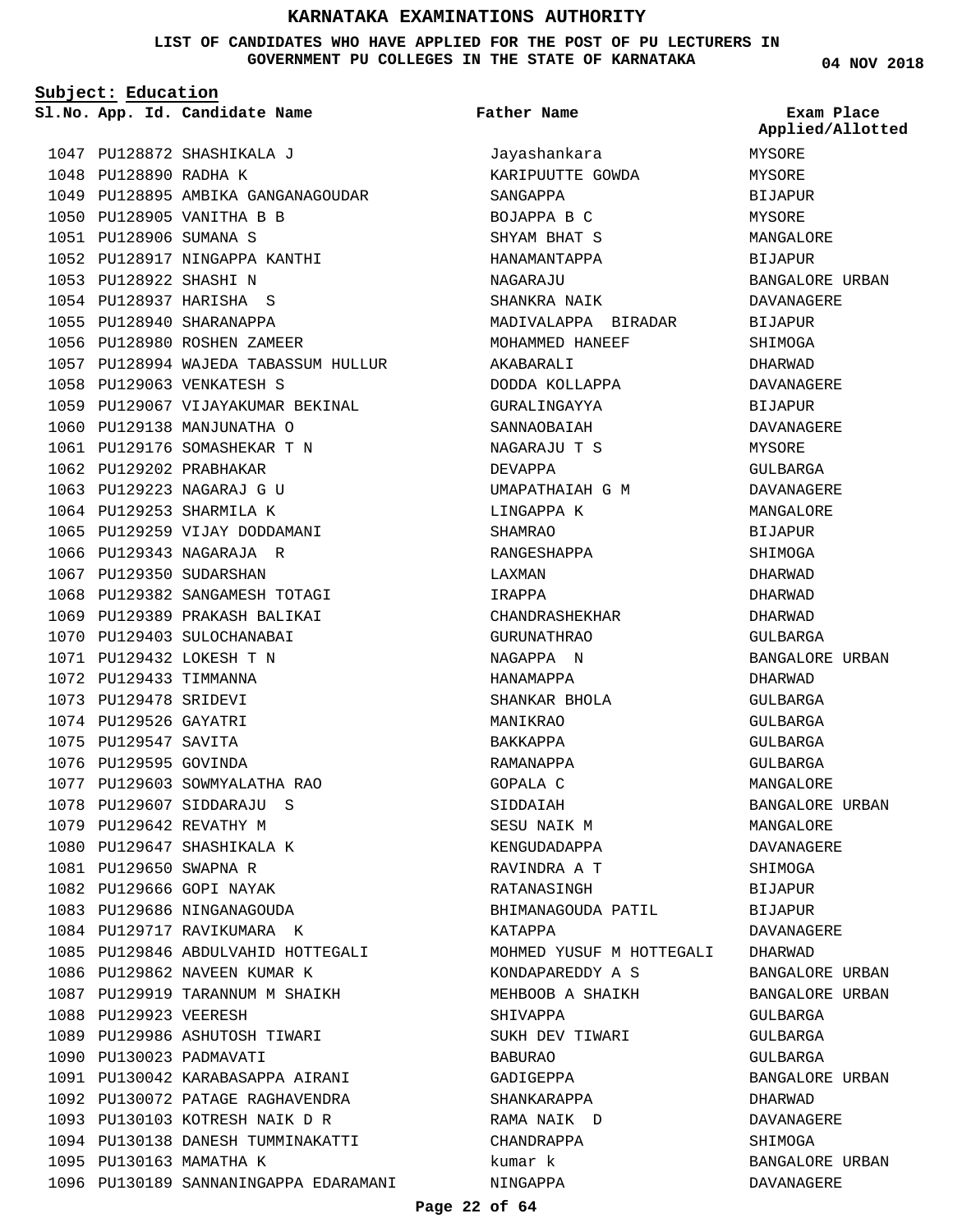# KARNATAKA EXAMINATIONS AUTHORITY

**LIST OF CANDIDATES WHO HAVE APPLIED FOR THE POST OF PU LECTURERS IN GOVERNMENT PU COLLEGES IN THE STATE OF KARNATAKA**

**04 NOV 2018**

**Subject: Education**

| Sl.No. | App. Id. | Candidate Name | Father Name | Exam Place Applied/Allotted |
|---|---|---|---|---|
| 1047 | PU128872 | SHASHIKALA J | Jayashankara | MYSORE |
| 1048 | PU128890 | RADHA K | KARIPUUTTE GOWDA | MYSORE |
| 1049 | PU128895 | AMBIKA GANGANAGOUDAR | SANGAPPA | BIJAPUR |
| 1050 | PU128905 | VANITHA B B | BOJAPPA B C | MYSORE |
| 1051 | PU128906 | SUMANA S | SHYAM BHAT S | MANGALORE |
| 1052 | PU128917 | NINGAPPA KANTHI | HANAMANTAPPA | BIJAPUR |
| 1053 | PU128922 | SHASHI N | NAGARAJU | BANGALORE URBAN |
| 1054 | PU128937 | HARISHA S | SHANKRA NAIK | DAVANAGERE |
| 1055 | PU128940 | SHARANAPPA | MADIVALAPPA BIRADAR | BIJAPUR |
| 1056 | PU128980 | ROSHEN ZAMEER | MOHAMMED HANEEF | SHIMOGA |
| 1057 | PU128994 | WAJEDA TABASSUM HULLUR | AKABARALI | DHARWAD |
| 1058 | PU129063 | VENKATESH S | DODDA KOLLAPPA | DAVANAGERE |
| 1059 | PU129067 | VIJAYAKUMAR BEKINAL | GURALINGAYYA | BIJAPUR |
| 1060 | PU129138 | MANJUNATHA O | SANNAOBAIAH | DAVANAGERE |
| 1061 | PU129176 | SOMASHEKAR T N | NAGARAJU T S | MYSORE |
| 1062 | PU129202 | PRABHAKAR | DEVAPPA | GULBARGA |
| 1063 | PU129223 | NAGARAJ G U | UMAPATHAIAH G M | DAVANAGERE |
| 1064 | PU129253 | SHARMILA K | LINGAPPA K | MANGALORE |
| 1065 | PU129259 | VIJAY DODDAMANI | SHAMRAO | BIJAPUR |
| 1066 | PU129343 | NAGARAJA R | RANGESHAPPA | SHIMOGA |
| 1067 | PU129350 | SUDARSHAN | LAXMAN | DHARWAD |
| 1068 | PU129382 | SANGAMESH TOTAGI | IRAPPA | DHARWAD |
| 1069 | PU129389 | PRAKASH BALIKAI | CHANDRASHEKHAR | DHARWAD |
| 1070 | PU129403 | SULOCHANABAI | GURUNATHRAO | GULBARGA |
| 1071 | PU129432 | LOKESH T N | NAGAPPA N | BANGALORE URBAN |
| 1072 | PU129433 | TIMMANNA | HANAMAPPA | DHARWAD |
| 1073 | PU129478 | SRIDEVI | SHANKAR BHOLA | GULBARGA |
| 1074 | PU129526 | GAYATRI | MANIKRAO | GULBARGA |
| 1075 | PU129547 | SAVITA | BAKKAPPA | GULBARGA |
| 1076 | PU129595 | GOVINDA | RAMANAPPA | GULBARGA |
| 1077 | PU129603 | SOWMYALATHA RAO | GOPALA C | MANGALORE |
| 1078 | PU129607 | SIDDARAJU S | SIDDAIAH | BANGALORE URBAN |
| 1079 | PU129642 | REVATHY M | SESU NAIK M | MANGALORE |
| 1080 | PU129647 | SHASHIKALA K | KENGUDADAPPA | DAVANAGERE |
| 1081 | PU129650 | SWAPNA R | RAVINDRA A T | SHIMOGA |
| 1082 | PU129666 | GOPI NAYAK | RATANASINGH | BIJAPUR |
| 1083 | PU129686 | NINGANAGOUDA | BHIMANAGOUDA PATIL | BIJAPUR |
| 1084 | PU129717 | RAVIKUMARA K | KATAPPA | DAVANAGERE |
| 1085 | PU129846 | ABDULVAHID HOTTEGALI | MOHMED YUSUF M HOTTEGALI | DHARWAD |
| 1086 | PU129862 | NAVEEN KUMAR K | KONDAPAREDDY A S | BANGALORE URBAN |
| 1087 | PU129919 | TARANNUM M SHAIKH | MEHBOOB A SHAIKH | BANGALORE URBAN |
| 1088 | PU129923 | VEERESH | SHIVAPPA | GULBARGA |
| 1089 | PU129986 | ASHUTOSH TIWARI | SUKH DEV TIWARI | GULBARGA |
| 1090 | PU130023 | PADMAVATI | BABURAO | GULBARGA |
| 1091 | PU130042 | KARABASAPPA AIRANI | GADIGEPPA | BANGALORE URBAN |
| 1092 | PU130072 | PATAGE RAGHAVENDRA | SHANKARAPPA | DHARWAD |
| 1093 | PU130103 | KOTRESH NAIK D R | RAMA NAIK D | DAVANAGERE |
| 1094 | PU130138 | DANESH TUMMINAKATTI | CHANDRAPPA | SHIMOGA |
| 1095 | PU130163 | MAMATHA K | kumar k | BANGALORE URBAN |
| 1096 | PU130189 | SANNANINGAPPA EDARAMANI | NINGAPPA | DAVANAGERE |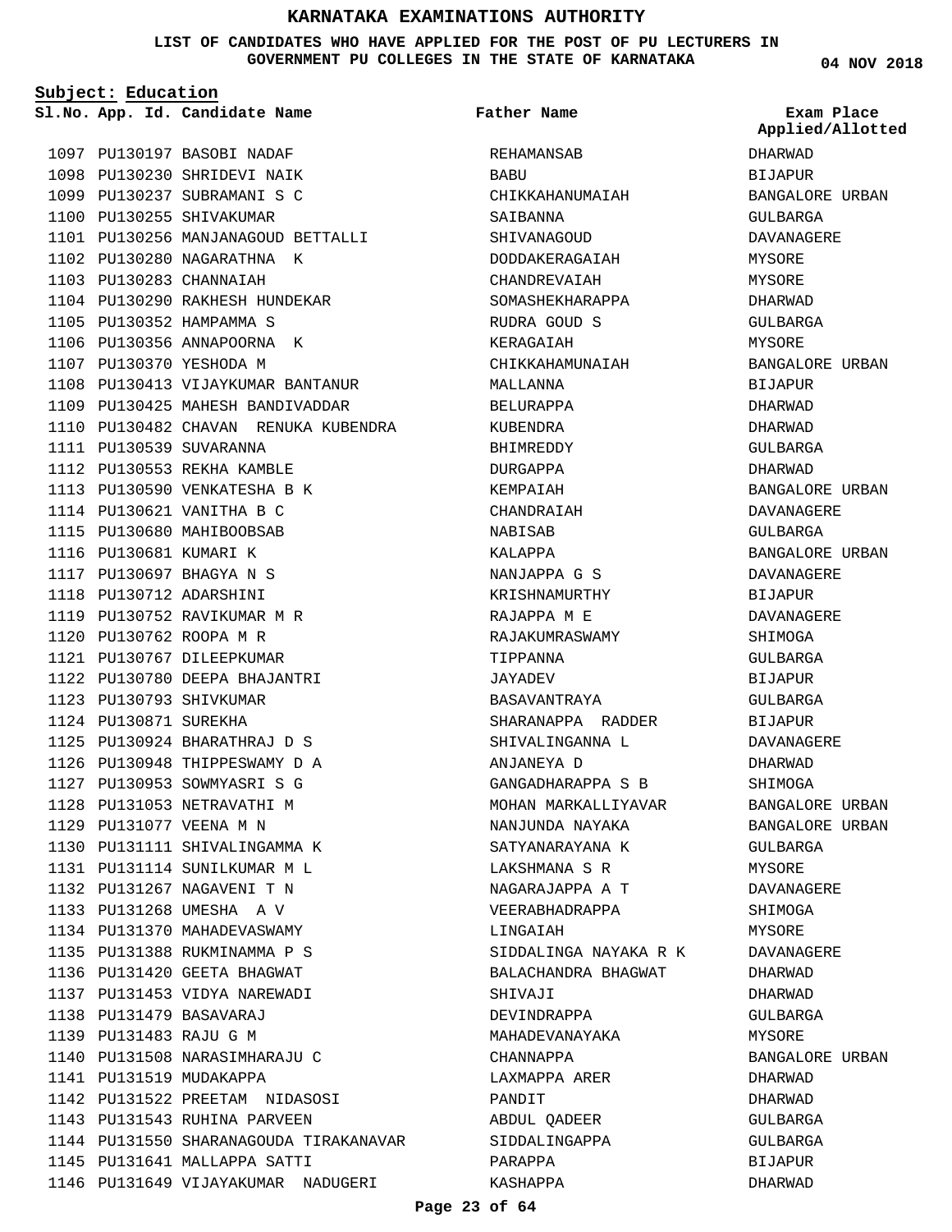# KARNATAKA EXAMINATIONS AUTHORITY

**LIST OF CANDIDATES WHO HAVE APPLIED FOR THE POST OF PU LECTURERS IN GOVERNMENT PU COLLEGES IN THE STATE OF KARNATAKA**

**04 NOV 2018**

**Subject: Education**

| Sl.No. | App. Id. | Candidate Name | Father Name | Exam Place Applied/Allotted |
|---|---|---|---|---|
| 1097 | PU130197 | BASOBI NADAF | REHAMANSAB | DHARWAD |
| 1098 | PU130230 | SHRIDEVI NAIK | BABU | BIJAPUR |
| 1099 | PU130237 | SUBRAMANI S C | CHIKKAHANUMAIAH | BANGALORE URBAN |
| 1100 | PU130255 | SHIVAKUMAR | SAIBANNA | GULBARGA |
| 1101 | PU130256 | MANJANAGOUD BETTALLI | SHIVANAGOUD | DAVANAGERE |
| 1102 | PU130280 | NAGARATHNA K | DODDAKERAGAIAH | MYSORE |
| 1103 | PU130283 | CHANNAIAH | CHANDREVAIAH | MYSORE |
| 1104 | PU130290 | RAKHESH HUNDEKAR | SOMASHEKHARAPPA | DHARWAD |
| 1105 | PU130352 | HAMPAMMA S | RUDRA GOUD S | GULBARGA |
| 1106 | PU130356 | ANNAPOORNA K | KERAGAIAH | MYSORE |
| 1107 | PU130370 | YESHODA M | CHIKKAHAMUNAIAH | BANGALORE URBAN |
| 1108 | PU130413 | VIJAYKUMAR BANTANUR | MALLANNA | BIJAPUR |
| 1109 | PU130425 | MAHESH BANDIVADDAR | BELURAPPA | DHARWAD |
| 1110 | PU130482 | CHAVAN RENUKA KUBENDRA | KUBENDRA | DHARWAD |
| 1111 | PU130539 | SUVARANNA | BHIMREDDY | GULBARGA |
| 1112 | PU130553 | REKHA KAMBLE | DURGAPPA | DHARWAD |
| 1113 | PU130590 | VENKATESHA B K | KEMPAIAH | BANGALORE URBAN |
| 1114 | PU130621 | VANITHA B C | CHANDRAIAH | DAVANAGERE |
| 1115 | PU130680 | MAHIBOOBSAB | NABISAB | GULBARGA |
| 1116 | PU130681 | KUMARI K | KALAPPA | BANGALORE URBAN |
| 1117 | PU130697 | BHAGYA N S | NANJAPPA G S | DAVANAGERE |
| 1118 | PU130712 | ADARSHINI | KRISHNAMURTHY | BIJAPUR |
| 1119 | PU130752 | RAVIKUMAR M R | RAJAPPA M E | DAVANAGERE |
| 1120 | PU130762 | ROOPA M R | RAJAKUMRASWAMY | SHIMOGA |
| 1121 | PU130767 | DILEEPKUMAR | TIPPANNA | GULBARGA |
| 1122 | PU130780 | DEEPA BHAJANTRI | JAYADEV | BIJAPUR |
| 1123 | PU130793 | SHIVKUMAR | BASAVANTRAYA | GULBARGA |
| 1124 | PU130871 | SUREKHA | SHARANAPPA RADDER | BIJAPUR |
| 1125 | PU130924 | BHARATHRAJ D S | SHIVALINGANNA L | DAVANAGERE |
| 1126 | PU130948 | THIPPESWAMY D A | ANJANEYA D | DHARWAD |
| 1127 | PU130953 | SOWMYASRI S G | GANGADHARAPPA S B | SHIMOGA |
| 1128 | PU131053 | NETRAVATHI M | MOHAN MARKALLIYAVAR | BANGALORE URBAN |
| 1129 | PU131077 | VEENA M N | NANJUNDA NAYAKA | BANGALORE URBAN |
| 1130 | PU131111 | SHIVALINGAMMA K | SATYANARAYANA K | GULBARGA |
| 1131 | PU131114 | SUNILKUMAR M L | LAKSHMANA S R | MYSORE |
| 1132 | PU131267 | NAGAVENI T N | NAGARAJAPPA A T | DAVANAGERE |
| 1133 | PU131268 | UMESHA A V | VEERABHADRAPPA | SHIMOGA |
| 1134 | PU131370 | MAHADEVASWAMY | LINGAIAH | MYSORE |
| 1135 | PU131388 | RUKMINAMMA P S | SIDDALINGA NAYAKA R K | DAVANAGERE |
| 1136 | PU131420 | GEETA BHAGWAT | BALACHANDRA BHAGWAT | DHARWAD |
| 1137 | PU131453 | VIDYA NAREWADI | SHIVAJI | DHARWAD |
| 1138 | PU131479 | BASAVARAJ | DEVINDRAPPA | GULBARGA |
| 1139 | PU131483 | RAJU G M | MAHADEVANAYAKA | MYSORE |
| 1140 | PU131508 | NARASIMHARAJU C | CHANNAPPA | BANGALORE URBAN |
| 1141 | PU131519 | MUDAKAPPA | LAXMAPPA ARER | DHARWAD |
| 1142 | PU131522 | PREETAM NIDASOSI | PANDIT | DHARWAD |
| 1143 | PU131543 | RUHINA PARVEEN | ABDUL QADEER | GULBARGA |
| 1144 | PU131550 | SHARANAGOUDA TIRAKANAVAR | SIDDALINGAPPA | GULBARGA |
| 1145 | PU131641 | MALLAPPA SATTI | PARAPPA | BIJAPUR |
| 1146 | PU131649 | VIJAYAKUMAR NADUGERI | KASHAPPA | DHARWAD |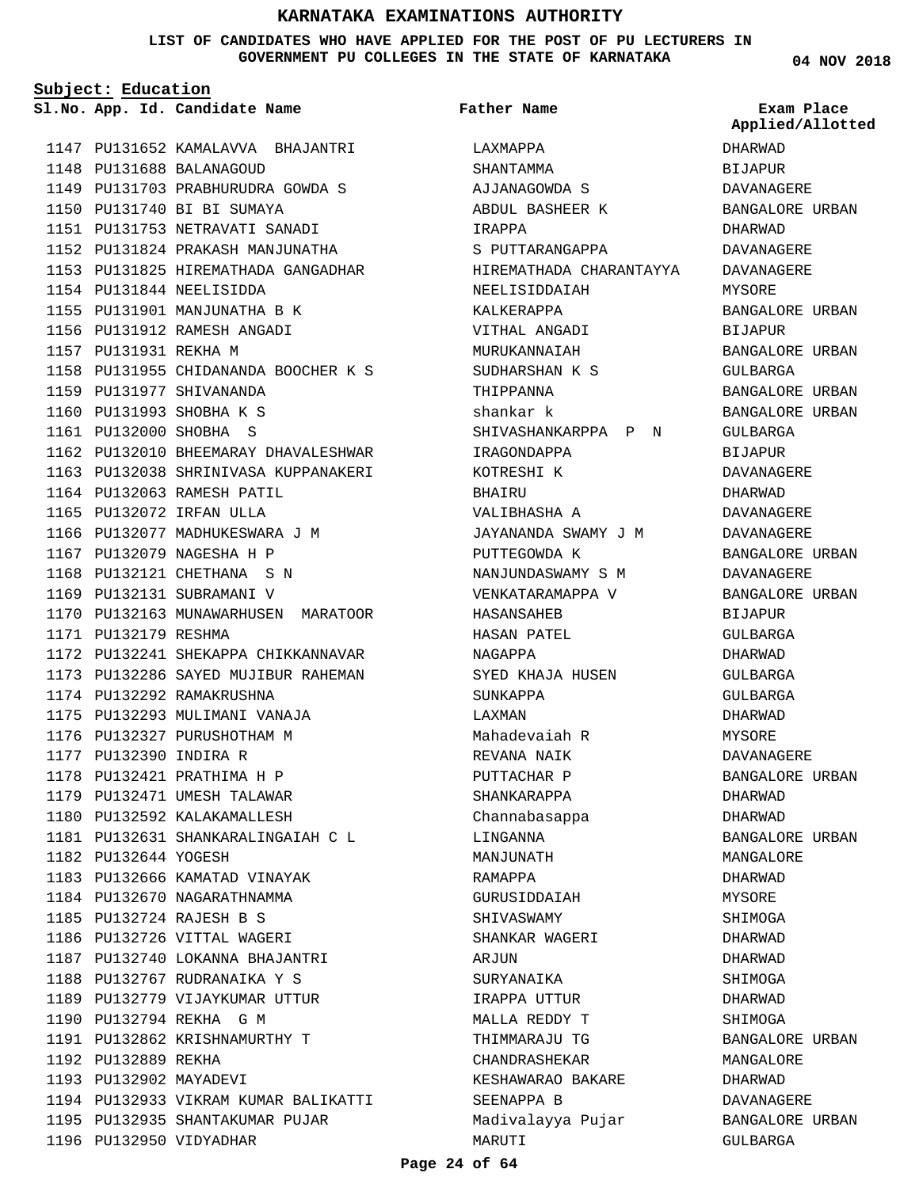# KARNATAKA EXAMINATIONS AUTHORITY

**LIST OF CANDIDATES WHO HAVE APPLIED FOR THE POST OF PU LECTURERS IN GOVERNMENT PU COLLEGES IN THE STATE OF KARNATAKA**

04 NOV 2018

**Subject: Education**

| Sl.No. | App. Id. | Candidate Name | Father Name | Exam Place Applied/Allotted |
|---|---|---|---|---|
| 1147 | PU131652 | KAMALAVVA BHAJANTRI | LAXMAPPA | DHARWAD |
| 1148 | PU131688 | BALANAGOUD | SHANTAMMA | BIJAPUR |
| 1149 | PU131703 | PRABHURUDRA GOWDA S | AJJANAGOWDA S | DAVANAGERE |
| 1150 | PU131740 | BI BI SUMAYA | ABDUL BASHEER K | BANGALORE URBAN |
| 1151 | PU131753 | NETRAVATI SANADI | IRAPPA | DHARWAD |
| 1152 | PU131824 | PRAKASH MANJUNATHA | S PUTTARANGAPPA | DAVANAGERE |
| 1153 | PU131825 | HIREMATHADA GANGADHAR | HIREMATHADA CHARANTAYYA | DAVANAGERE |
| 1154 | PU131844 | NEELISIDDA | NEELISIDDAIAH | MYSORE |
| 1155 | PU131901 | MANJUNATHA B K | KALKERAPPA | BANGALORE URBAN |
| 1156 | PU131912 | RAMESH ANGADI | VITHAL ANGADI | BIJAPUR |
| 1157 | PU131931 | REKHA M | MURUKANNAIAH | BANGALORE URBAN |
| 1158 | PU131955 | CHIDANANDA BOOCHER K S | SUDHARSHAN K S | GULBARGA |
| 1159 | PU131977 | SHIVANANDA | THIPPANNA | BANGALORE URBAN |
| 1160 | PU131993 | SHOBHA K S | shankar k | BANGALORE URBAN |
| 1161 | PU132000 | SHOBHA S | SHIVASHANKARPPA P N | GULBARGA |
| 1162 | PU132010 | BHEEMARAY DHAVALESHWAR | IRAGONDAPPA | BIJAPUR |
| 1163 | PU132038 | SHRINIVASA KUPPANAKERI | KOTRESHI K | DAVANAGERE |
| 1164 | PU132063 | RAMESH PATIL | BHAIRU | DHARWAD |
| 1165 | PU132072 | IRFAN ULLA | VALIBHASHA A | DAVANAGERE |
| 1166 | PU132077 | MADHUKESWARA J M | JAYANANDA SWAMY J M | DAVANAGERE |
| 1167 | PU132079 | NAGESHA H P | PUTTEGOWDA K | BANGALORE URBAN |
| 1168 | PU132121 | CHETHANA S N | NANJUNDASWAMY S M | DAVANAGERE |
| 1169 | PU132131 | SUBRAMANI V | VENKATARAMAPPA V | BANGALORE URBAN |
| 1170 | PU132163 | MUNAWARHUSEN MARATOOR | HASANSAHEB | BIJAPUR |
| 1171 | PU132179 | RESHMA | HASAN PATEL | GULBARGA |
| 1172 | PU132241 | SHEKAPPA CHIKKANNAVAR | NAGAPPA | DHARWAD |
| 1173 | PU132286 | SAYED MUJIBUR RAHEMAN | SYED KHAJA HUSEN | GULBARGA |
| 1174 | PU132292 | RAMAKRUSHNA | SUNKAPPA | GULBARGA |
| 1175 | PU132293 | MULIMANI VANAJA | LAXMAN | DHARWAD |
| 1176 | PU132327 | PURUSHOTHAM M | Mahadevaiah R | MYSORE |
| 1177 | PU132390 | INDIRA R | REVANA NAIK | DAVANAGERE |
| 1178 | PU132421 | PRATHIMA H P | PUTTACHAR P | BANGALORE URBAN |
| 1179 | PU132471 | UMESH TALAWAR | SHANKARAPPA | DHARWAD |
| 1180 | PU132592 | KALAKAMALLESH | Channabasappa | DHARWAD |
| 1181 | PU132631 | SHANKARALINGAIAH C L | LINGANNA | BANGALORE URBAN |
| 1182 | PU132644 | YOGESH | MANJUNATH | MANGALORE |
| 1183 | PU132666 | KAMATAD VINAYAK | RAMAPPA | DHARWAD |
| 1184 | PU132670 | NAGARATHNAMMA | GURUSIDDAIAH | MYSORE |
| 1185 | PU132724 | RAJESH B S | SHIVASWAMY | SHIMOGA |
| 1186 | PU132726 | VITTAL WAGERI | SHANKAR WAGERI | DHARWAD |
| 1187 | PU132740 | LOKANNA BHAJANTRI | ARJUN | DHARWAD |
| 1188 | PU132767 | RUDRANAIKA Y S | SURYANAIKA | SHIMOGA |
| 1189 | PU132779 | VIJAYKUMAR UTTUR | IRAPPA UTTUR | DHARWAD |
| 1190 | PU132794 | REKHA G M | MALLA REDDY T | SHIMOGA |
| 1191 | PU132862 | KRISHNAMURTHY T | THIMMARAJU TG | BANGALORE URBAN |
| 1192 | PU132889 | REKHA | CHANDRASHEKAR | MANGALORE |
| 1193 | PU132902 | MAYADEVI | KESHAWARAO BAKARE | DHARWAD |
| 1194 | PU132933 | VIKRAM KUMAR BALIKATTI | SEENAPPA B | DAVANAGERE |
| 1195 | PU132935 | SHANTAKUMAR PUJAR | Madivalayya Pujar | BANGALORE URBAN |
| 1196 | PU132950 | VIDYADHAR | MARUTI | GULBARGA |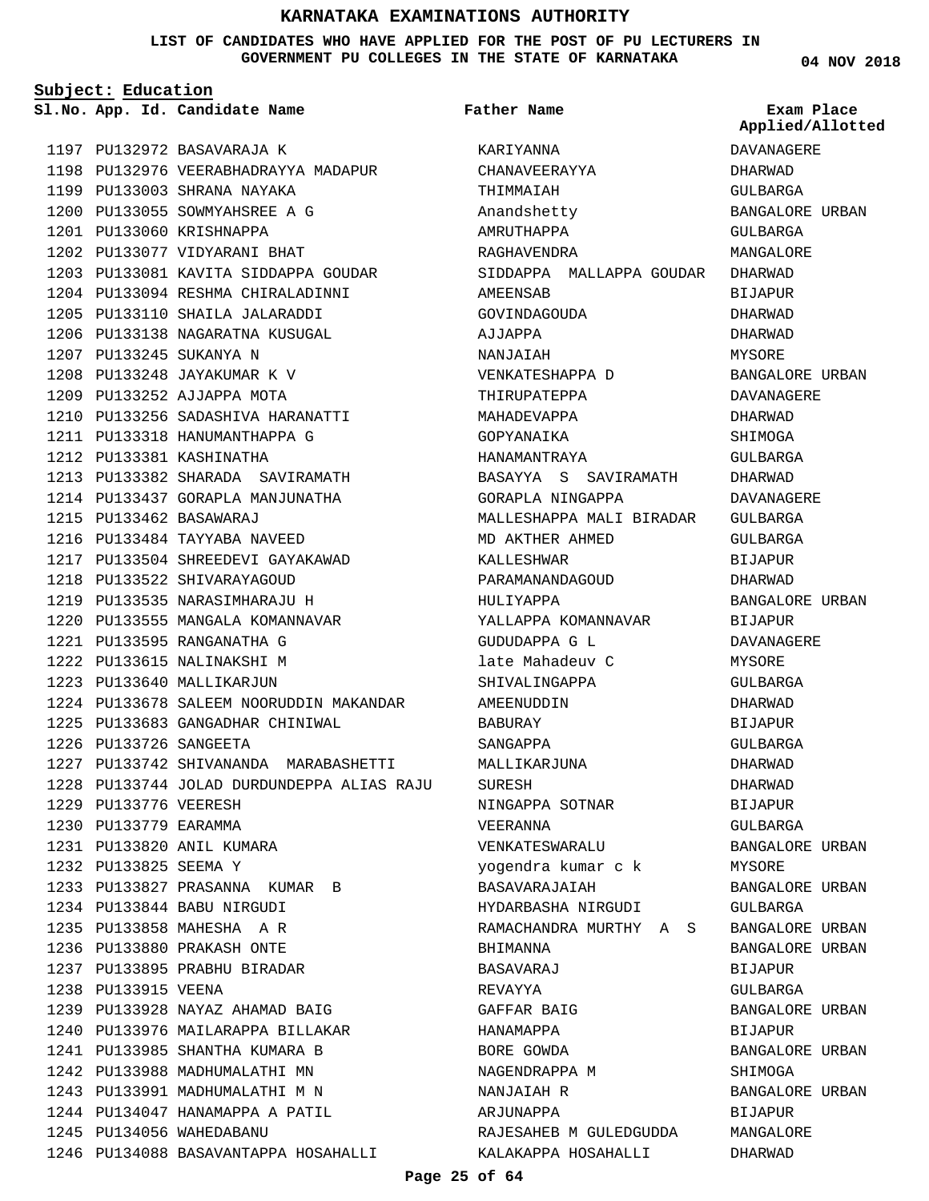# KARNATAKA EXAMINATIONS AUTHORITY

**LIST OF CANDIDATES WHO HAVE APPLIED FOR THE POST OF PU LECTURERS IN GOVERNMENT PU COLLEGES IN THE STATE OF KARNATAKA**

**04 NOV 2018**

**Subject: Education**

| Sl.No. | App. Id. | Candidate Name | Father Name | Exam Place Applied/Allotted |
|---|---|---|---|---|
| 1197 | PU132972 | BASAVARAJA K | KARIYANNA | DAVANAGERE |
| 1198 | PU132976 | VEERABHADRAYYA MADAPUR | CHANAVEERAYYA | DHARWAD |
| 1199 | PU133003 | SHRANA NAYAKA | THIMMAIAH | GULBARGA |
| 1200 | PU133055 | SOWMYAHSREE A G | Anandshetty | BANGALORE URBAN |
| 1201 | PU133060 | KRISHNAPPA | AMRUTHAPPA | GULBARGA |
| 1202 | PU133077 | VIDYARANI BHAT | RAGHAVENDRA | MANGALORE |
| 1203 | PU133081 | KAVITA SIDDAPPA GOUDAR | SIDDAPPA MALLAPPA GOUDAR | DHARWAD |
| 1204 | PU133094 | RESHMA CHIRALADINNI | AMEENSAB | BIJAPUR |
| 1205 | PU133110 | SHAILA JALARADDI | GOVINDAGOUDA | DHARWAD |
| 1206 | PU133138 | NAGARATNA KUSUGAL | AJJAPPA | DHARWAD |
| 1207 | PU133245 | SUKANYA N | NANJAIAH | MYSORE |
| 1208 | PU133248 | JAYAKUMAR K V | VENKATESHAPPA D | BANGALORE URBAN |
| 1209 | PU133252 | AJJAPPA MOTA | THIRUPATEPPA | DAVANAGERE |
| 1210 | PU133256 | SADASHIVA HARANATTI | MAHADEVAPPA | DHARWAD |
| 1211 | PU133318 | HANUMANTHAPPA G | GOPYANAIKA | SHIMOGA |
| 1212 | PU133381 | KASHINATHA | HANAMANTRAYA | GULBARGA |
| 1213 | PU133382 | SHARADA SAVIRAMATH | BASAYYA S SAVIRAMATH | DHARWAD |
| 1214 | PU133437 | GORAPLA MANJUNATHA | GORAPLA NINGAPPA | DAVANAGERE |
| 1215 | PU133462 | BASAWARAJ | MALLESHAPPA MALI BIRADAR | GULBARGA |
| 1216 | PU133484 | TAYYABA NAVEED | MD AKTHER AHMED | GULBARGA |
| 1217 | PU133504 | SHREEDEVI GAYAKAWAD | KALLESHWAR | BIJAPUR |
| 1218 | PU133522 | SHIVARAYAGOUD | PARAMANANDAGOUD | DHARWAD |
| 1219 | PU133535 | NARASIMHARAJU H | HULIYAPPA | BANGALORE URBAN |
| 1220 | PU133555 | MANGALA KOMANNAVAR | YALLAPPA KOMANNAVAR | BIJAPUR |
| 1221 | PU133595 | RANGANATHA G | GUDUDAPPA G L | DAVANAGERE |
| 1222 | PU133615 | NALINAKSHI M | late Mahadeuv C | MYSORE |
| 1223 | PU133640 | MALLIKARJUN | SHIVALINGAPPA | GULBARGA |
| 1224 | PU133678 | SALEEM NOORUDDIN MAKANDAR | AMEENUDDIN | DHARWAD |
| 1225 | PU133683 | GANGADHAR CHINIWAL | BABURAY | BIJAPUR |
| 1226 | PU133726 | SANGEETA | SANGAPPA | GULBARGA |
| 1227 | PU133742 | SHIVANANDA MARABASHETTI | MALLIKARJUNA | DHARWAD |
| 1228 | PU133744 | JOLAD DURDUNDEPPA ALIAS RAJU | SURESH | DHARWAD |
| 1229 | PU133776 | VEERESH | NINGAPPA SOTNAR | BIJAPUR |
| 1230 | PU133779 | EARAMMA | VEERANNA | GULBARGA |
| 1231 | PU133820 | ANIL KUMARA | VENKATESWARALU | BANGALORE URBAN |
| 1232 | PU133825 | SEEMA Y | yogendra kumar c k | MYSORE |
| 1233 | PU133827 | PRASANNA KUMAR B | BASAVARAJAIAH | BANGALORE URBAN |
| 1234 | PU133844 | BABU NIRGUDI | HYDARBASHA NIRGUDI | GULBARGA |
| 1235 | PU133858 | MAHESHA A R | RAMACHANDRA MURTHY A S | BANGALORE URBAN |
| 1236 | PU133880 | PRAKASH ONTE | BHIMANNA | BANGALORE URBAN |
| 1237 | PU133895 | PRABHU BIRADAR | BASAVARAJ | BIJAPUR |
| 1238 | PU133915 | VEENA | REVAYYA | GULBARGA |
| 1239 | PU133928 | NAYAZ AHAMAD BAIG | GAFFAR BAIG | BANGALORE URBAN |
| 1240 | PU133976 | MAILARAPPA BILLAKAR | HANAMAPPA | BIJAPUR |
| 1241 | PU133985 | SHANTHA KUMARA B | BORE GOWDA | BANGALORE URBAN |
| 1242 | PU133988 | MADHUMALATHI MN | NAGENDRAPPA M | SHIMOGA |
| 1243 | PU133991 | MADHUMALATHI M N | NANJAIAH R | BANGALORE URBAN |
| 1244 | PU134047 | HANAMAPPA A PATIL | ARJUNAPPA | BIJAPUR |
| 1245 | PU134056 | WAHEDABANU | RAJESAHEB M GULEDGUDDA | MANGALORE |
| 1246 | PU134088 | BASAVANTAPPA HOSAHALLI | KALAKAPPA HOSAHALLI | DHARWAD |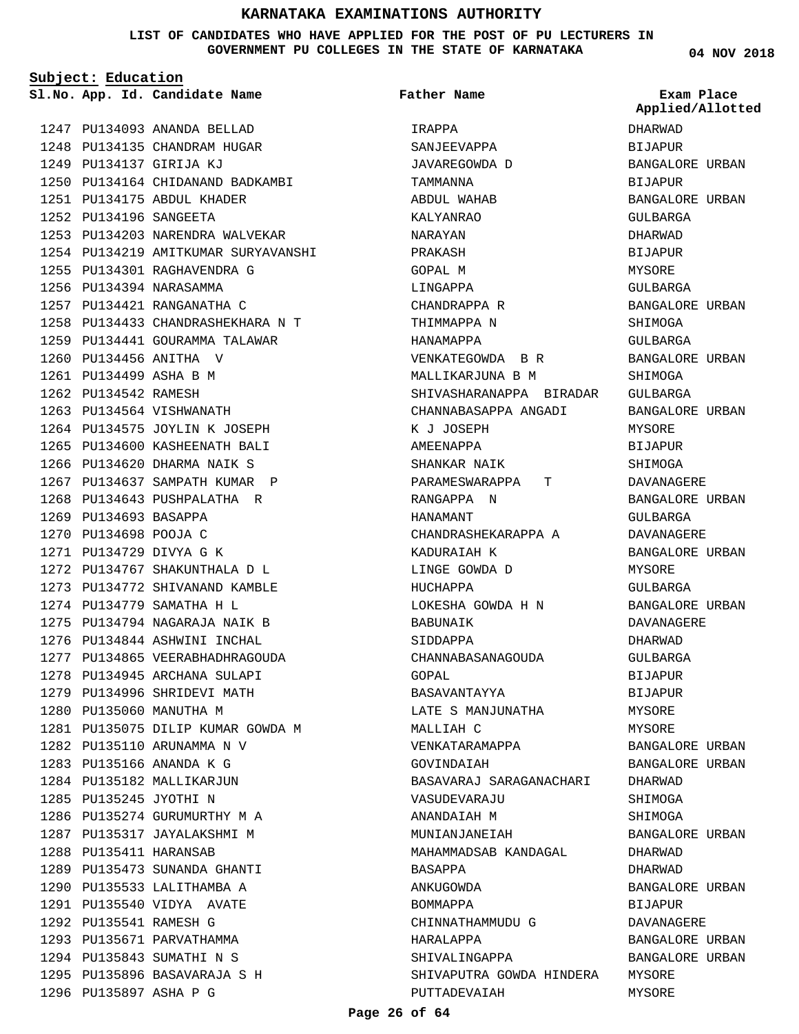# KARNATAKA EXAMINATIONS AUTHORITY

**LIST OF CANDIDATES WHO HAVE APPLIED FOR THE POST OF PU LECTURERS IN GOVERNMENT PU COLLEGES IN THE STATE OF KARNATAKA**

04 NOV 2018

**Subject: Education**

| Sl.No. | App. Id. | Candidate Name | Father Name | Exam Place Applied/Allotted |
|---|---|---|---|---|
| 1247 | PU134093 | ANANDA BELLAD | IRAPPA | DHARWAD |
| 1248 | PU134135 | CHANDRAM HUGAR | SANJEEVAPPA | BIJAPUR |
| 1249 | PU134137 | GIRIJA KJ | JAVAREGOWDA D | BANGALORE URBAN |
| 1250 | PU134164 | CHIDANAND BADKAMBI | TAMMANNA | BIJAPUR |
| 1251 | PU134175 | ABDUL KHADER | ABDUL WAHAB | BANGALORE URBAN |
| 1252 | PU134196 | SANGEETA | KALYANRAO | GULBARGA |
| 1253 | PU134203 | NARENDRA WALVEKAR | NARAYAN | DHARWAD |
| 1254 | PU134219 | AMITKUMAR SURYAVANSHI | PRAKASH | BIJAPUR |
| 1255 | PU134301 | RAGHAVENDRA G | GOPAL M | MYSORE |
| 1256 | PU134394 | NARASAMMA | LINGAPPA | GULBARGA |
| 1257 | PU134421 | RANGANATHA C | CHANDRAPPA R | BANGALORE URBAN |
| 1258 | PU134433 | CHANDRASHEKHARA N T | THIMMAPPA N | SHIMOGA |
| 1259 | PU134441 | GOURAMMA TALAWAR | HANAMAPPA | GULBARGA |
| 1260 | PU134456 | ANITHA V | VENKATEGOWDA B R | BANGALORE URBAN |
| 1261 | PU134499 | ASHA B M | MALLIKARJUNA B M | SHIMOGA |
| 1262 | PU134542 | RAMESH | SHIVASHARANAPPA BIRADAR | GULBARGA |
| 1263 | PU134564 | VISHWANATH | CHANNABASAPPA ANGADI | BANGALORE URBAN |
| 1264 | PU134575 | JOYLIN K JOSEPH | K J JOSEPH | MYSORE |
| 1265 | PU134600 | KASHEENATH BALI | AMEENAPPA | BIJAPUR |
| 1266 | PU134620 | DHARMA NAIK S | SHANKAR NAIK | SHIMOGA |
| 1267 | PU134637 | SAMPATH KUMAR P | PARAMESWARAPPA T | DAVANAGERE |
| 1268 | PU134643 | PUSHPALATHA R | RANGAPPA N | BANGALORE URBAN |
| 1269 | PU134693 | BASAPPA | HANAMANT | GULBARGA |
| 1270 | PU134698 | POOJA C | CHANDRASHEKARAPPA A | DAVANAGERE |
| 1271 | PU134729 | DIVYA G K | KADURAIAH K | BANGALORE URBAN |
| 1272 | PU134767 | SHAKUNTHALA D L | LINGE GOWDA D | MYSORE |
| 1273 | PU134772 | SHIVANAND KAMBLE | HUCHAPPA | GULBARGA |
| 1274 | PU134779 | SAMATHA H L | LOKESHA GOWDA H N | BANGALORE URBAN |
| 1275 | PU134794 | NAGARAJA NAIK B | BABUNAIK | DAVANAGERE |
| 1276 | PU134844 | ASHWINI INCHAL | SIDDAPPA | DHARWAD |
| 1277 | PU134865 | VEERABHADHRAGOUDA | CHANNABASANAGOUDA | GULBARGA |
| 1278 | PU134945 | ARCHANA SULAPI | GOPAL | BIJAPUR |
| 1279 | PU134996 | SHRIDEVI MATH | BASAVANTAYYA | BIJAPUR |
| 1280 | PU135060 | MANUTHA M | LATE S MANJUNATHA | MYSORE |
| 1281 | PU135075 | DILIP KUMAR GOWDA M | MALLIAH C | MYSORE |
| 1282 | PU135110 | ARUNAMMA N V | VENKATARAMAPPA | BANGALORE URBAN |
| 1283 | PU135166 | ANANDA K G | GOVINDAIAH | BANGALORE URBAN |
| 1284 | PU135182 | MALLIKARJUN | BASAVARAJ SARAGANACHARI | DHARWAD |
| 1285 | PU135245 | JYOTHI N | VASUDEVARAJU | SHIMOGA |
| 1286 | PU135274 | GURUMURTHY M A | ANANDAIAH M | SHIMOGA |
| 1287 | PU135317 | JAYALAKSHMI M | MUNIANJANEIAH | BANGALORE URBAN |
| 1288 | PU135411 | HARANSAB | MAHAMMADSAB KANDAGAL | DHARWAD |
| 1289 | PU135473 | SUNANDA GHANTI | BASAPPA | DHARWAD |
| 1290 | PU135533 | LALITHAMBA A | ANKUGOWDA | BANGALORE URBAN |
| 1291 | PU135540 | VIDYA AVATE | BOMMAPPA | BIJAPUR |
| 1292 | PU135541 | RAMESH G | CHINNATHAMMUDU G | DAVANAGERE |
| 1293 | PU135671 | PARVATHAMMA | HARALAPPA | BANGALORE URBAN |
| 1294 | PU135843 | SUMATHI N S | SHIVALINGAPPA | BANGALORE URBAN |
| 1295 | PU135896 | BASAVARAJA S H | SHIVAPUTRA GOWDA HINDERA | MYSORE |
| 1296 | PU135897 | ASHA P G | PUTTADEVAIAH | MYSORE |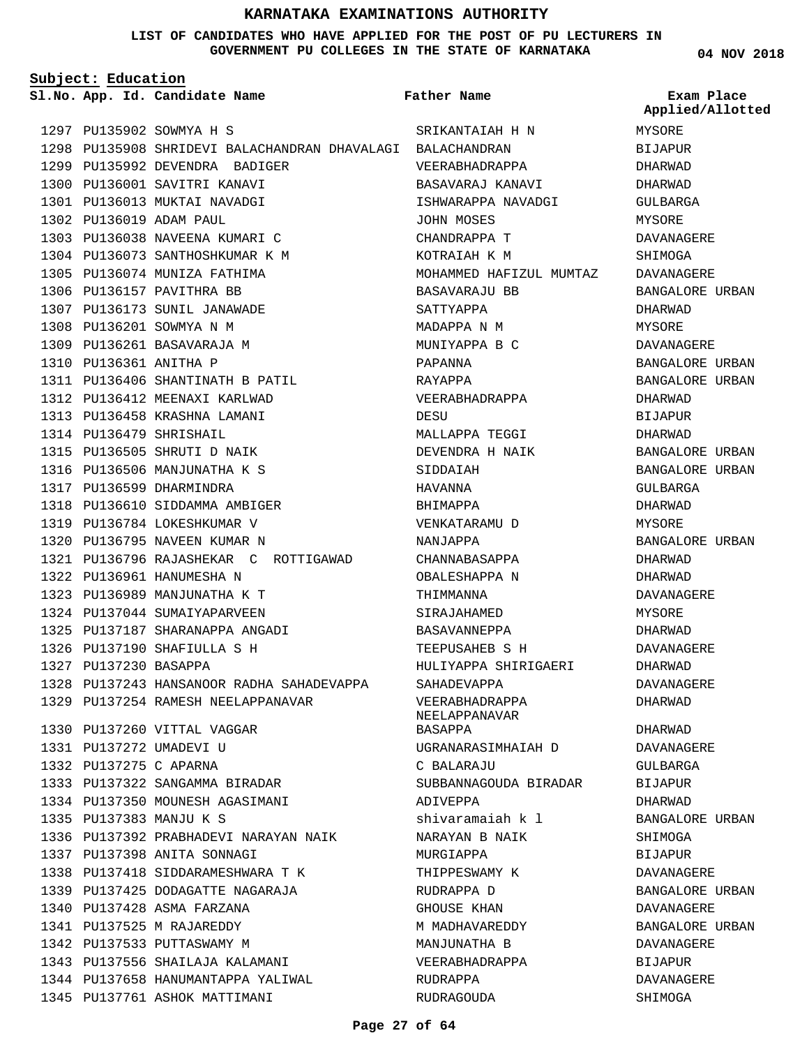# KARNATAKA EXAMINATIONS AUTHORITY

**LIST OF CANDIDATES WHO HAVE APPLIED FOR THE POST OF PU LECTURERS IN GOVERNMENT PU COLLEGES IN THE STATE OF KARNATAKA**

04 NOV 2018

**Subject: Education**

| Sl.No. | App. Id. | Candidate Name | Father Name | Exam Place Applied/Allotted |
|---|---|---|---|---|
| 1297 | PU135902 | SOWMYA H S | SRIKANTAIAH H N | MYSORE |
| 1298 | PU135908 | SHRIDEVI BALACHANDRAN DHAVALAGI | BALACHANDRAN | BIJAPUR |
| 1299 | PU135992 | DEVENDRA BADIGER | VEERABHADRAPPA | DHARWAD |
| 1300 | PU136001 | SAVITRI KANAVI | BASAVARAJ KANAVI | DHARWAD |
| 1301 | PU136013 | MUKTAI NAVADGI | ISHWARAPPA NAVADGI | GULBARGA |
| 1302 | PU136019 | ADAM PAUL | JOHN MOSES | MYSORE |
| 1303 | PU136038 | NAVEENA KUMARI C | CHANDRAPPA T | DAVANAGERE |
| 1304 | PU136073 | SANTHOSHKUMAR K M | KOTRAIAH K M | SHIMOGA |
| 1305 | PU136074 | MUNIZA FATHIMA | MOHAMMED HAFIZUL MUMTAZ | DAVANAGERE |
| 1306 | PU136157 | PAVITHRA BB | BASAVARAJU BB | BANGALORE URBAN |
| 1307 | PU136173 | SUNIL JANAWADE | SATTYAPPA | DHARWAD |
| 1308 | PU136201 | SOWMYA N M | MADAPPA N M | MYSORE |
| 1309 | PU136261 | BASAVARAJA M | MUNIYAPPA B C | DAVANAGERE |
| 1310 | PU136361 | ANITHA P | PAPANNA | BANGALORE URBAN |
| 1311 | PU136406 | SHANTINATH B PATIL | RAYAPPA | BANGALORE URBAN |
| 1312 | PU136412 | MEENAXI KARLWAD | VEERABHADRAPPA | DHARWAD |
| 1313 | PU136458 | KRASHNA LAMANI | DESU | BIJAPUR |
| 1314 | PU136479 | SHRISHAIL | MALLAPPA TEGGI | DHARWAD |
| 1315 | PU136505 | SHRUTI D NAIK | DEVENDRA H NAIK | BANGALORE URBAN |
| 1316 | PU136506 | MANJUNATHA K S | SIDDAIAH | BANGALORE URBAN |
| 1317 | PU136599 | DHARMINDRA | HAVANNA | GULBARGA |
| 1318 | PU136610 | SIDDAMMA AMBIGER | BHIMAPPA | DHARWAD |
| 1319 | PU136784 | LOKESHKUMAR V | VENKATARAMU D | MYSORE |
| 1320 | PU136795 | NAVEEN KUMAR N | NANJAPPA | BANGALORE URBAN |
| 1321 | PU136796 | RAJASHEKAR C ROTTIGAWAD | CHANNABASAPPA | DHARWAD |
| 1322 | PU136961 | HANUMESHA N | OBALESHAPPA N | DHARWAD |
| 1323 | PU136989 | MANJUNATHA K T | THIMMANNA | DAVANAGERE |
| 1324 | PU137044 | SUMAIYAPARVEEN | SIRAJAHAMED | MYSORE |
| 1325 | PU137187 | SHARANAPPA ANGADI | BASAVANNEPPA | DHARWAD |
| 1326 | PU137190 | SHAFIULLA S H | TEEPUSAHEB S H | DAVANAGERE |
| 1327 | PU137230 | BASAPPA | HULIYAPPA SHIRIGAERI | DHARWAD |
| 1328 | PU137243 | HANSANOOR RADHA SAHADEVAPPA | SAHADEVAPPA | DAVANAGERE |
| 1329 | PU137254 | RAMESH NEELAPPANAVAR | VEERABHADRAPPA NEELAPPANAVAR | DHARWAD |
| 1330 | PU137260 | VITTAL VAGGAR | BASAPPA | DHARWAD |
| 1331 | PU137272 | UMADEVI U | UGRANARASIMHAIAH D | DAVANAGERE |
| 1332 | PU137275 | C APARNA | C BALARAJU | GULBARGA |
| 1333 | PU137322 | SANGAMMA BIRADAR | SUBBANNAGOUDA BIRADAR | BIJAPUR |
| 1334 | PU137350 | MOUNESH AGASIMANI | ADIVEPPA | DHARWAD |
| 1335 | PU137383 | MANJU K S | shivaramaiah k l | BANGALORE URBAN |
| 1336 | PU137392 | PRABHADEVI NARAYAN NAIK | NARAYAN B NAIK | SHIMOGA |
| 1337 | PU137398 | ANITA SONNAGI | MURGIAPPA | BIJAPUR |
| 1338 | PU137418 | SIDDARAMESHWARA T K | THIPPESWAMY K | DAVANAGERE |
| 1339 | PU137425 | DODAGATTE NAGARAJA | RUDRAPPA D | BANGALORE URBAN |
| 1340 | PU137428 | ASMA FARZANA | GHOUSE KHAN | DAVANAGERE |
| 1341 | PU137525 | M RAJAREDDY | M MADHAVAREDDY | BANGALORE URBAN |
| 1342 | PU137533 | PUTTASWAMY M | MANJUNATHA B | DAVANAGERE |
| 1343 | PU137556 | SHAILAJA KALAMANI | VEERABHADRAPPA | BIJAPUR |
| 1344 | PU137658 | HANUMANTAPPA YALIWAL | RUDRAPPA | DAVANAGERE |
| 1345 | PU137761 | ASHOK MATTIMANI | RUDRAGOUDA | SHIMOGA |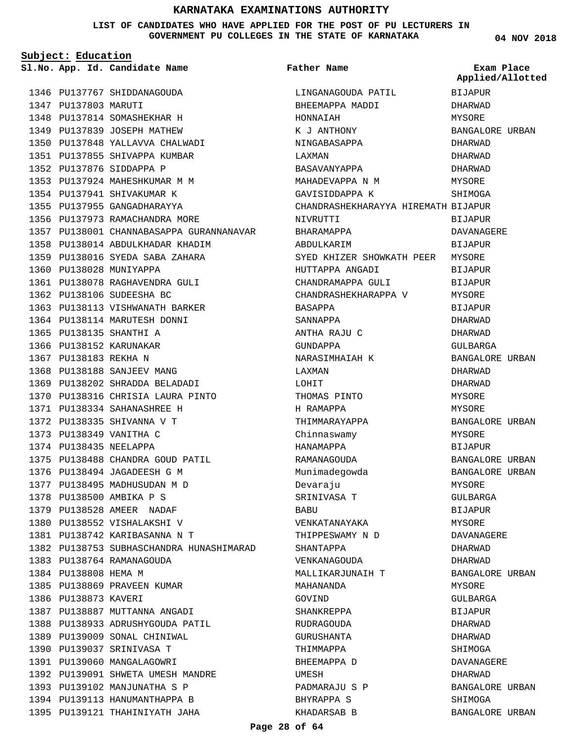# KARNATAKA EXAMINATIONS AUTHORITY

**LIST OF CANDIDATES WHO HAVE APPLIED FOR THE POST OF PU LECTURERS IN GOVERNMENT PU COLLEGES IN THE STATE OF KARNATAKA**

04 NOV 2018

**Subject: Education**

| Sl.No. | App. Id. | Candidate Name | Father Name | Exam Place Applied/Allotted |
|---|---|---|---|---|
| 1346 | PU137767 | SHIDDANAGOUDA | LINGANAGOUDA PATIL | BIJAPUR |
| 1347 | PU137803 | MARUTI | BHEEMAPPA MADDI | DHARWAD |
| 1348 | PU137814 | SOMASHEKHAR H | HONNAIAH | MYSORE |
| 1349 | PU137839 | JOSEPH MATHEW | K J ANTHONY | BANGALORE URBAN |
| 1350 | PU137848 | YALLAVVA CHALWADI | NINGABASAPPA | DHARWAD |
| 1351 | PU137855 | SHIVAPPA KUMBAR | LAXMAN | DHARWAD |
| 1352 | PU137876 | SIDDAPPA P | BASAVANYAPPA | DHARWAD |
| 1353 | PU137924 | MAHESHKUMAR M M | MAHADEVAPPA N M | MYSORE |
| 1354 | PU137941 | SHIVAKUMAR K | GAVISIDDAPPA K | SHIMOGA |
| 1355 | PU137955 | GANGADHARAYYA | CHANDRASHEKHARAYYA HIREMATH | BIJAPUR |
| 1356 | PU137973 | RAMACHANDRA MORE | NIVRUTTI | BIJAPUR |
| 1357 | PU138001 | CHANNABASAPPA GURANNANAVAR | BHARAMAPPA | DAVANAGERE |
| 1358 | PU138014 | ABDULKHADAR KHADIM | ABDULKARIM | BIJAPUR |
| 1359 | PU138016 | SYEDA SABA ZAHARA | SYED KHIZER SHOWKATH PEER | MYSORE |
| 1360 | PU138028 | MUNIYAPPA | HUTTAPPA ANGADI | BIJAPUR |
| 1361 | PU138078 | RAGHAVENDRA GULI | CHANDRAMAPPA GULI | BIJAPUR |
| 1362 | PU138106 | SUDEESHA BC | CHANDRASHEKHARAPPA V | MYSORE |
| 1363 | PU138113 | VISHWANATH BARKER | BASAPPA | BIJAPUR |
| 1364 | PU138114 | MARUTESH DONNI | SANNAPPA | DHARWAD |
| 1365 | PU138135 | SHANTHI A | ANTHA RAJU C | DHARWAD |
| 1366 | PU138152 | KARUNAKAR | GUNDAPPA | GULBARGA |
| 1367 | PU138183 | REKHA N | NARASIMHAIAH K | BANGALORE URBAN |
| 1368 | PU138188 | SANJEEV MANG | LAXMAN | DHARWAD |
| 1369 | PU138202 | SHRADDA BELADADI | LOHIT | DHARWAD |
| 1370 | PU138316 | CHRISIA LAURA PINTO | THOMAS PINTO | MYSORE |
| 1371 | PU138334 | SAHANASHREE H | H RAMAPPA | MYSORE |
| 1372 | PU138335 | SHIVANNA V T | THIMMARAYAPPA | BANGALORE URBAN |
| 1373 | PU138349 | VANITHA C | Chinnaswamy | MYSORE |
| 1374 | PU138435 | NEELAPPA | HANAMAPPA | BIJAPUR |
| 1375 | PU138488 | CHANDRA GOUD PATIL | RAMANAGOUDA | BANGALORE URBAN |
| 1376 | PU138494 | JAGADEESH G M | Munimadegowda | BANGALORE URBAN |
| 1377 | PU138495 | MADHUSUDAN M D | Devaraju | MYSORE |
| 1378 | PU138500 | AMBIKA P S | SRINIVASA T | GULBARGA |
| 1379 | PU138528 | AMEER NADAF | BABU | BIJAPUR |
| 1380 | PU138552 | VISHALAKSHI V | VENKATANAYAKA | MYSORE |
| 1381 | PU138742 | KARIBASANNA N T | THIPPESWAMY N D | DAVANAGERE |
| 1382 | PU138753 | SUBHASCHANDRA HUNASHIMARAD | SHANTAPPA | DHARWAD |
| 1383 | PU138764 | RAMANAGOUDA | VENKANAGOUDA | DHARWAD |
| 1384 | PU138808 | HEMA M | MALLIKARJUNAIH T | BANGALORE URBAN |
| 1385 | PU138869 | PRAVEEN KUMAR | MAHANANDA | MYSORE |
| 1386 | PU138873 | KAVERI | GOVIND | GULBARGA |
| 1387 | PU138887 | MUTTANNA ANGADI | SHANKREPPA | BIJAPUR |
| 1388 | PU138933 | ADRUSHYGOUDA PATIL | RUDRAGOUDA | DHARWAD |
| 1389 | PU139009 | SONAL CHINIWAL | GURUSHANTA | DHARWAD |
| 1390 | PU139037 | SRINIVASA T | THIMMAPPA | SHIMOGA |
| 1391 | PU139060 | MANGALAGOWRI | BHEEMAPPA D | DAVANAGERE |
| 1392 | PU139091 | SHWETA UMESH MANDRE | UMESH | DHARWAD |
| 1393 | PU139102 | MANJUNATHA S P | PADMARAJU S P | BANGALORE URBAN |
| 1394 | PU139113 | HANUMANTHAPPA B | BHYRAPPA S | SHIMOGA |
| 1395 | PU139121 | THAHINIYATH JAHA | KHADARSAB B | BANGALORE URBAN |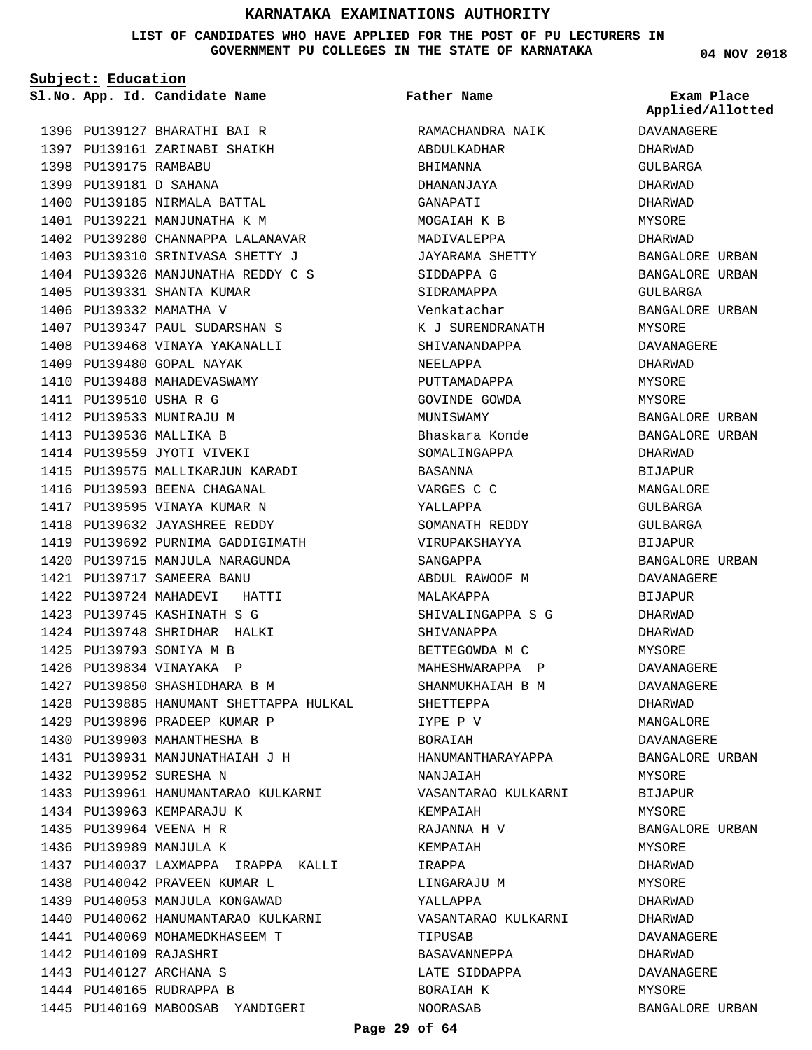# KARNATAKA EXAMINATIONS AUTHORITY

**LIST OF CANDIDATES WHO HAVE APPLIED FOR THE POST OF PU LECTURERS IN GOVERNMENT PU COLLEGES IN THE STATE OF KARNATAKA**

04 NOV 2018

**Subject: Education**

| Sl.No. | App. Id. | Candidate Name | Father Name | Exam Place Applied/Allotted |
|---|---|---|---|---|
| 1396 | PU139127 | BHARATHI BAI R | RAMACHANDRA NAIK | DAVANAGERE |
| 1397 | PU139161 | ZARINABI SHAIKH | ABDULKADHAR | DHARWAD |
| 1398 | PU139175 | RAMBABU | BHIMANNA | GULBARGA |
| 1399 | PU139181 | D SAHANA | DHANANJAYA | DHARWAD |
| 1400 | PU139185 | NIRMALA BATTAL | GANAPATI | DHARWAD |
| 1401 | PU139221 | MANJUNATHA K M | MOGAIAH K B | MYSORE |
| 1402 | PU139280 | CHANNAPPA LALANAVAR | MADIVALEPPA | DHARWAD |
| 1403 | PU139310 | SRINIVASA SHETTY J | JAYARAMA SHETTY | BANGALORE URBAN |
| 1404 | PU139326 | MANJUNATHA REDDY C S | SIDDAPPA G | BANGALORE URBAN |
| 1405 | PU139331 | SHANTA KUMAR | SIDRAMAPPA | GULBARGA |
| 1406 | PU139332 | MAMATHA V | Venkatachar | BANGALORE URBAN |
| 1407 | PU139347 | PAUL SUDARSHAN S | K J SURENDRANATH | MYSORE |
| 1408 | PU139468 | VINAYA YAKANALLI | SHIVANANDAPPA | DAVANAGERE |
| 1409 | PU139480 | GOPAL NAYAK | NEELAPPA | DHARWAD |
| 1410 | PU139488 | MAHADEVASWAMY | PUTTAMADAPPA | MYSORE |
| 1411 | PU139510 | USHA R G | GOVINDE GOWDA | MYSORE |
| 1412 | PU139533 | MUNIRAJU M | MUNISWAMY | BANGALORE URBAN |
| 1413 | PU139536 | MALLIKA B | Bhaskara Konde | BANGALORE URBAN |
| 1414 | PU139559 | JYOTI VIVEKI | SOMALINGAPPA | DHARWAD |
| 1415 | PU139575 | MALLIKARJUN KARADI | BASANNA | BIJAPUR |
| 1416 | PU139593 | BEENA CHAGANAL | VARGES C C | MANGALORE |
| 1417 | PU139595 | VINAYA KUMAR N | YALLAPPA | GULBARGA |
| 1418 | PU139632 | JAYASHREE REDDY | SOMANATH REDDY | GULBARGA |
| 1419 | PU139692 | PURNIMA GADDIGIMATH | VIRUPAKSHAYYA | BIJAPUR |
| 1420 | PU139715 | MANJULA NARAGUNDA | SANGAPPA | BANGALORE URBAN |
| 1421 | PU139717 | SAMEERA BANU | ABDUL RAWOOF M | DAVANAGERE |
| 1422 | PU139724 | MAHADEVI HATTI | MALAKAPPA | BIJAPUR |
| 1423 | PU139745 | KASHINATH S G | SHIVALINGAPPA S G | DHARWAD |
| 1424 | PU139748 | SHRIDHAR HALKI | SHIVANAPPA | DHARWAD |
| 1425 | PU139793 | SONIYA M B | BETTEGOWDA M C | MYSORE |
| 1426 | PU139834 | VINAYAKA P | MAHESHWARAPPA P | DAVANAGERE |
| 1427 | PU139850 | SHASHIDHARA B M | SHANMUKHAIAH B M | DAVANAGERE |
| 1428 | PU139885 | HANUMANT SHETTAPPA HULKAL | SHETTEPPA | DHARWAD |
| 1429 | PU139896 | PRADEEP KUMAR P | IYPE P V | MANGALORE |
| 1430 | PU139903 | MAHANTHESHA B | BORAIAH | DAVANAGERE |
| 1431 | PU139931 | MANJUNATHAIAH J H | HANUMANTHARAYAPPA | BANGALORE URBAN |
| 1432 | PU139952 | SURESHA N | NANJAIAH | MYSORE |
| 1433 | PU139961 | HANUMANTARAO KULKARNI | VASANTARAO KULKARNI | BIJAPUR |
| 1434 | PU139963 | KEMPARAJU K | KEMPAIAH | MYSORE |
| 1435 | PU139964 | VEENA H R | RAJANNA H V | BANGALORE URBAN |
| 1436 | PU139989 | MANJULA K | KEMPAIAH | MYSORE |
| 1437 | PU140037 | LAXMAPPA IRAPPA KALLI | IRAPPA | DHARWAD |
| 1438 | PU140042 | PRAVEEN KUMAR L | LINGARAJU M | MYSORE |
| 1439 | PU140053 | MANJULA KONGAWAD | YALLAPPA | DHARWAD |
| 1440 | PU140062 | HANUMANTARAO KULKARNI | VASANTARAO KULKARNI | DHARWAD |
| 1441 | PU140069 | MOHAMEDKHASEEM T | TIPUSAB | DAVANAGERE |
| 1442 | PU140109 | RAJASHRI | BASAVANNEPPA | DHARWAD |
| 1443 | PU140127 | ARCHANA S | LATE SIDDAPPA | DAVANAGERE |
| 1444 | PU140165 | RUDRAPPA B | BORAIAH K | MYSORE |
| 1445 | PU140169 | MABOOSAB YANDIGERI | NOORASAB | BANGALORE URBAN |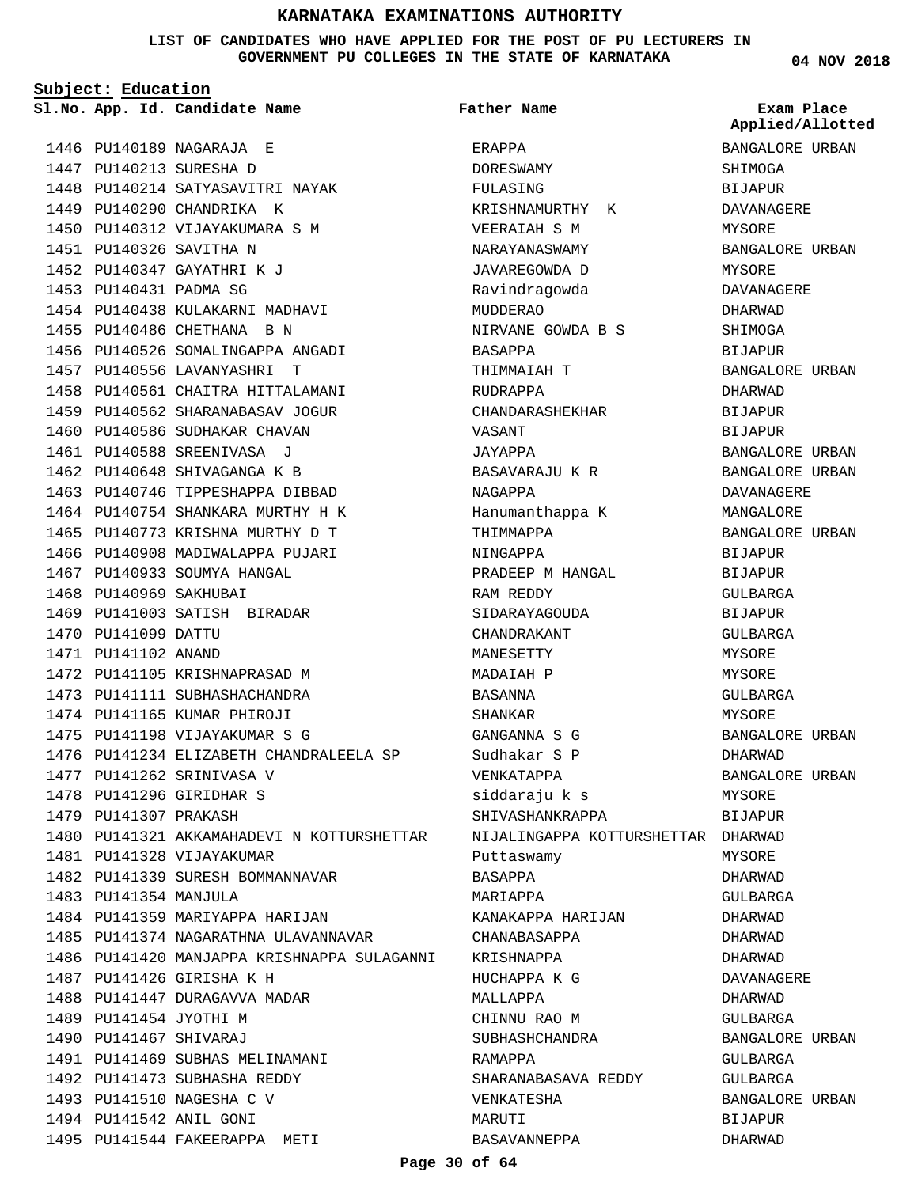# KARNATAKA EXAMINATIONS AUTHORITY

**LIST OF CANDIDATES WHO HAVE APPLIED FOR THE POST OF PU LECTURERS IN GOVERNMENT PU COLLEGES IN THE STATE OF KARNATAKA**

04 NOV 2018

**Subject: Education**

| Sl.No. | App. Id. | Candidate Name | Father Name | Exam Place Applied/Allotted |
|---|---|---|---|---|
| 1446 | PU140189 | NAGARAJA E | ERAPPA | BANGALORE URBAN |
| 1447 | PU140213 | SURESHA D | DORESWAMY | SHIMOGA |
| 1448 | PU140214 | SATYASAVITRI NAYAK | FULASING | BIJAPUR |
| 1449 | PU140290 | CHANDRIKA K | KRISHNAMURTHY K | DAVANAGERE |
| 1450 | PU140312 | VIJAYAKUMARA S M | VEERAIAH S M | MYSORE |
| 1451 | PU140326 | SAVITHA N | NARAYANASWAMY | BANGALORE URBAN |
| 1452 | PU140347 | GAYATHRI K J | JAVAREGOWDA D | MYSORE |
| 1453 | PU140431 | PADMA SG | Ravindragowda | DAVANAGERE |
| 1454 | PU140438 | KULAKARNI MADHAVI | MUDDERAO | DHARWAD |
| 1455 | PU140486 | CHETHANA B N | NIRVANE GOWDA B S | SHIMOGA |
| 1456 | PU140526 | SOMALINGAPPA ANGADI | BASAPPA | BIJAPUR |
| 1457 | PU140556 | LAVANYASHRI T | THIMMAIAH T | BANGALORE URBAN |
| 1458 | PU140561 | CHAITRA HITTALAMANI | RUDRAPPA | DHARWAD |
| 1459 | PU140562 | SHARANABASAV JOGUR | CHANDARASHEKHAR | BIJAPUR |
| 1460 | PU140586 | SUDHAKAR CHAVAN | VASANT | BIJAPUR |
| 1461 | PU140588 | SREENIVASA J | JAYAPPA | BANGALORE URBAN |
| 1462 | PU140648 | SHIVAGANGA K B | BASAVARAJU K R | BANGALORE URBAN |
| 1463 | PU140746 | TIPPESHAPPA DIBBAD | NAGAPPA | DAVANAGERE |
| 1464 | PU140754 | SHANKARA MURTHY H K | Hanumanthappa K | MANGALORE |
| 1465 | PU140773 | KRISHNA MURTHY D T | THIMMAPPA | BANGALORE URBAN |
| 1466 | PU140908 | MADIWALAPPA PUJARI | NINGAPPA | BIJAPUR |
| 1467 | PU140933 | SOUMYA HANGAL | PRADEEP M HANGAL | BIJAPUR |
| 1468 | PU140969 | SAKHUBAI | RAM REDDY | GULBARGA |
| 1469 | PU141003 | SATISH BIRADAR | SIDARAYAGOUDA | BIJAPUR |
| 1470 | PU141099 | DATTU | CHANDRAKANT | GULBARGA |
| 1471 | PU141102 | ANAND | MANESETTY | MYSORE |
| 1472 | PU141105 | KRISHNAPRASAD M | MADAIAH P | MYSORE |
| 1473 | PU141111 | SUBHASHACHANDRA | BASANNA | GULBARGA |
| 1474 | PU141165 | KUMAR PHIROJI | SHANKAR | MYSORE |
| 1475 | PU141198 | VIJAYAKUMAR S G | GANGANNA S G | BANGALORE URBAN |
| 1476 | PU141234 | ELIZABETH CHANDRALEELA SP | Sudhakar S P | DHARWAD |
| 1477 | PU141262 | SRINIVASA V | VENKATAPPA | BANGALORE URBAN |
| 1478 | PU141296 | GIRIDHAR S | siddaraju k s | MYSORE |
| 1479 | PU141307 | PRAKASH | SHIVASHANKRAPPA | BIJAPUR |
| 1480 | PU141321 | AKKAMAHADEVI N KOTTURSHETTAR | NIJALINGAPPA KOTTURSHETTAR | DHARWAD |
| 1481 | PU141328 | VIJAYAKUMAR | Puttaswamy | MYSORE |
| 1482 | PU141339 | SURESH BOMMANNAVAR | BASAPPA | DHARWAD |
| 1483 | PU141354 | MANJULA | MARIAPPA | GULBARGA |
| 1484 | PU141359 | MARIYAPPA HARIJAN | KANAKAPPA HARIJAN | DHARWAD |
| 1485 | PU141374 | NAGARATHNA ULAVANNAVAR | CHANABASAPPA | DHARWAD |
| 1486 | PU141420 | MANJAPPA KRISHNAPPA SULAGANNI | KRISHNAPPA | DHARWAD |
| 1487 | PU141426 | GIRISHA K H | HUCHAPPA K G | DAVANAGERE |
| 1488 | PU141447 | DURAGAVVA MADAR | MALLAPPA | DHARWAD |
| 1489 | PU141454 | JYOTHI M | CHINNU RAO M | GULBARGA |
| 1490 | PU141467 | SHIVARAJ | SUBHASHCHANDRA | BANGALORE URBAN |
| 1491 | PU141469 | SUBHAS MELINAMANI | RAMAPPA | GULBARGA |
| 1492 | PU141473 | SUBHASHA REDDY | SHARANABASAVA REDDY | GULBARGA |
| 1493 | PU141510 | NAGESHA C V | VENKATESHA | BANGALORE URBAN |
| 1494 | PU141542 | ANIL GONI | MARUTI | BIJAPUR |
| 1495 | PU141544 | FAKEERAPPA METI | BASAVANNEPPA | DHARWAD |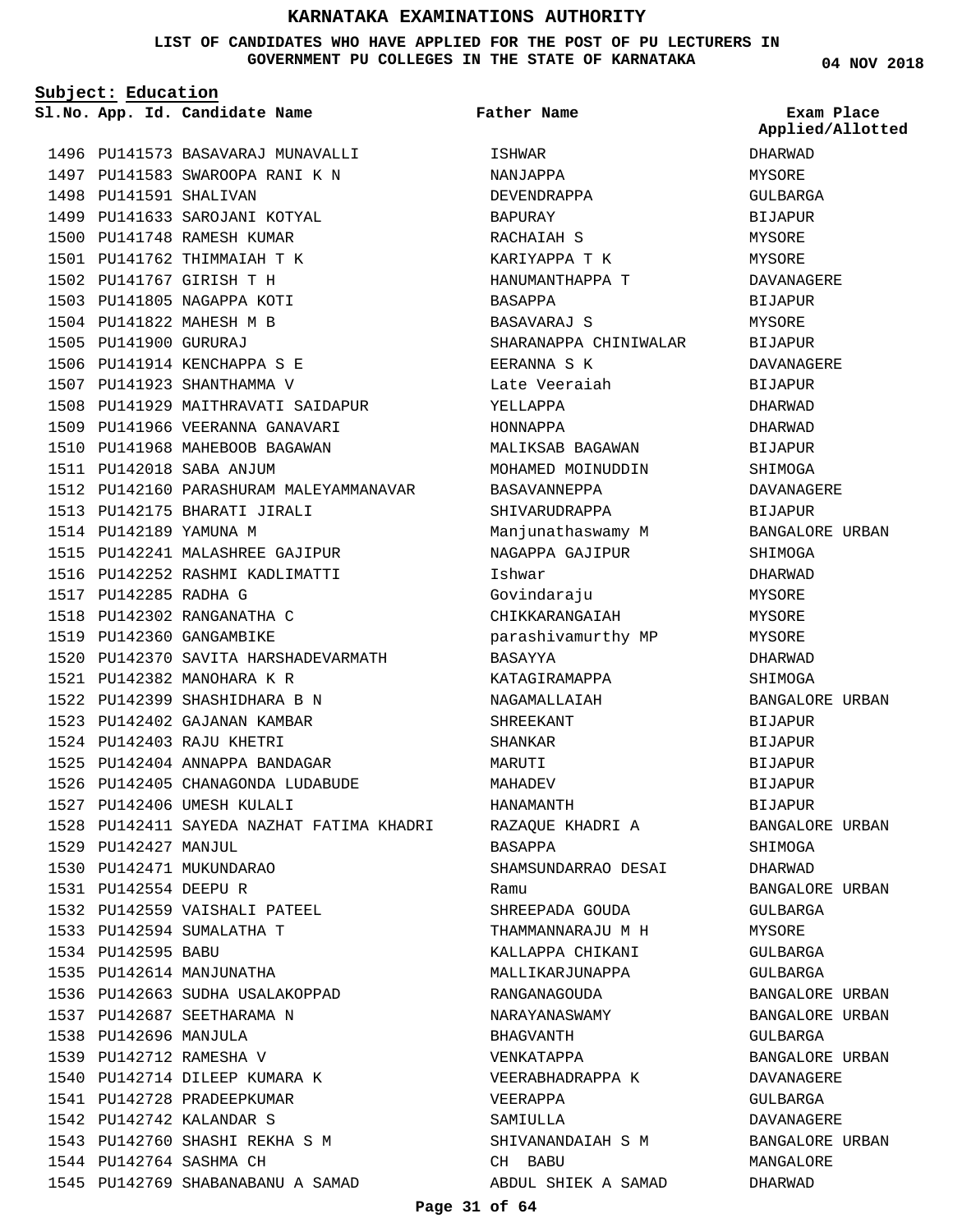# KARNATAKA EXAMINATIONS AUTHORITY

**LIST OF CANDIDATES WHO HAVE APPLIED FOR THE POST OF PU LECTURERS IN GOVERNMENT PU COLLEGES IN THE STATE OF KARNATAKA**

**04 NOV 2018**

**Subject: Education**

| Sl.No. | App. Id. | Candidate Name | Father Name | Exam Place Applied/Allotted |
|---|---|---|---|---|
| 1496 | PU141573 | BASAVARAJ MUNAVALLI | ISHWAR | DHARWAD |
| 1497 | PU141583 | SWAROOPA RANI K N | NANJAPPA | MYSORE |
| 1498 | PU141591 | SHALIVAN | DEVENDRAPPA | GULBARGA |
| 1499 | PU141633 | SAROJANI KOTYAL | BAPURAY | BIJAPUR |
| 1500 | PU141748 | RAMESH KUMAR | RACHAIAH S | MYSORE |
| 1501 | PU141762 | THIMMAIAH T K | KARIYAPPA T K | MYSORE |
| 1502 | PU141767 | GIRISH T H | HANUMANTHAPPA T | DAVANAGERE |
| 1503 | PU141805 | NAGAPPA KOTI | BASAPPA | BIJAPUR |
| 1504 | PU141822 | MAHESH M B | BASAVARAJ S | MYSORE |
| 1505 | PU141900 | GURURAJ | SHARANAPPA CHINIWALAR | BIJAPUR |
| 1506 | PU141914 | KENCHAPPA S E | EERANNA S K | DAVANAGERE |
| 1507 | PU141923 | SHANTHAMMA V | Late Veeraiah | BIJAPUR |
| 1508 | PU141929 | MAITHRAVATI SAIDAPUR | YELLAPPA | DHARWAD |
| 1509 | PU141966 | VEERANNA GANAVARI | HONNAPPA | DHARWAD |
| 1510 | PU141968 | MAHEBOOB BAGAWAN | MALIKSAB BAGAWAN | BIJAPUR |
| 1511 | PU142018 | SABA ANJUM | MOHAMED MOINUDDIN | SHIMOGA |
| 1512 | PU142160 | PARASHURAM MALEYAMMANAVAR | BASAVANNEPPA | DAVANAGERE |
| 1513 | PU142175 | BHARATI JIRALI | SHIVARUDRAPPA | BIJAPUR |
| 1514 | PU142189 | YAMUNA M | Manjunathaswamy M | BANGALORE URBAN |
| 1515 | PU142241 | MALASHREE GAJIPUR | NAGAPPA GAJIPUR | SHIMOGA |
| 1516 | PU142252 | RASHMI KADLIMATTI | Ishwar | DHARWAD |
| 1517 | PU142285 | RADHA G | Govindaraju | MYSORE |
| 1518 | PU142302 | RANGANATHA C | CHIKKARANGAIAH | MYSORE |
| 1519 | PU142360 | GANGAMBIKE | parashivamurthy MP | MYSORE |
| 1520 | PU142370 | SAVITA HARSHADEVARMATH | BASAYYA | DHARWAD |
| 1521 | PU142382 | MANOHARA K R | KATAGIRAMAPPA | SHIMOGA |
| 1522 | PU142399 | SHASHIDHARA B N | NAGAMALLAIAH | BANGALORE URBAN |
| 1523 | PU142402 | GAJANAN KAMBAR | SHREEKANT | BIJAPUR |
| 1524 | PU142403 | RAJU KHETRI | SHANKAR | BIJAPUR |
| 1525 | PU142404 | ANNAPPA BANDAGAR | MARUTI | BIJAPUR |
| 1526 | PU142405 | CHANAGONDA LUDABUDE | MAHADEV | BIJAPUR |
| 1527 | PU142406 | UMESH KULALI | HANAMANTH | BIJAPUR |
| 1528 | PU142411 | SAYEDA NAZHAT FATIMA KHADRI | RAZAQUE KHADRI A | BANGALORE URBAN |
| 1529 | PU142427 | MANJUL | BASAPPA | SHIMOGA |
| 1530 | PU142471 | MUKUNDARAO | SHAMSUNDARRAO DESAI | DHARWAD |
| 1531 | PU142554 | DEEPU R | Ramu | BANGALORE URBAN |
| 1532 | PU142559 | VAISHALI PATEEL | SHREEPADA GOUDA | GULBARGA |
| 1533 | PU142594 | SUMALATHA T | THAMMANNARAJU M H | MYSORE |
| 1534 | PU142595 | BABU | KALLAPPA CHIKANI | GULBARGA |
| 1535 | PU142614 | MANJUNATHA | MALLIKARJUNAPPA | GULBARGA |
| 1536 | PU142663 | SUDHA USALAKOPPAD | RANGANAGOUDA | BANGALORE URBAN |
| 1537 | PU142687 | SEETHARAMA N | NARAYANASWAMY | BANGALORE URBAN |
| 1538 | PU142696 | MANJULA | BHAGVANTH | GULBARGA |
| 1539 | PU142712 | RAMESHA V | VENKATAPPA | BANGALORE URBAN |
| 1540 | PU142714 | DILEEP KUMARA K | VEERABHADRAPPA K | DAVANAGERE |
| 1541 | PU142728 | PRADEEPKUMAR | VEERAPPA | GULBARGA |
| 1542 | PU142742 | KALANDAR S | SAMIULLA | DAVANAGERE |
| 1543 | PU142760 | SHASHI REKHA S M | SHIVANANDAIAH S M | BANGALORE URBAN |
| 1544 | PU142764 | SASHMA CH | CH BABU | MANGALORE |
| 1545 | PU142769 | SHABANABANU A SAMAD | ABDUL SHIEK A SAMAD | DHARWAD |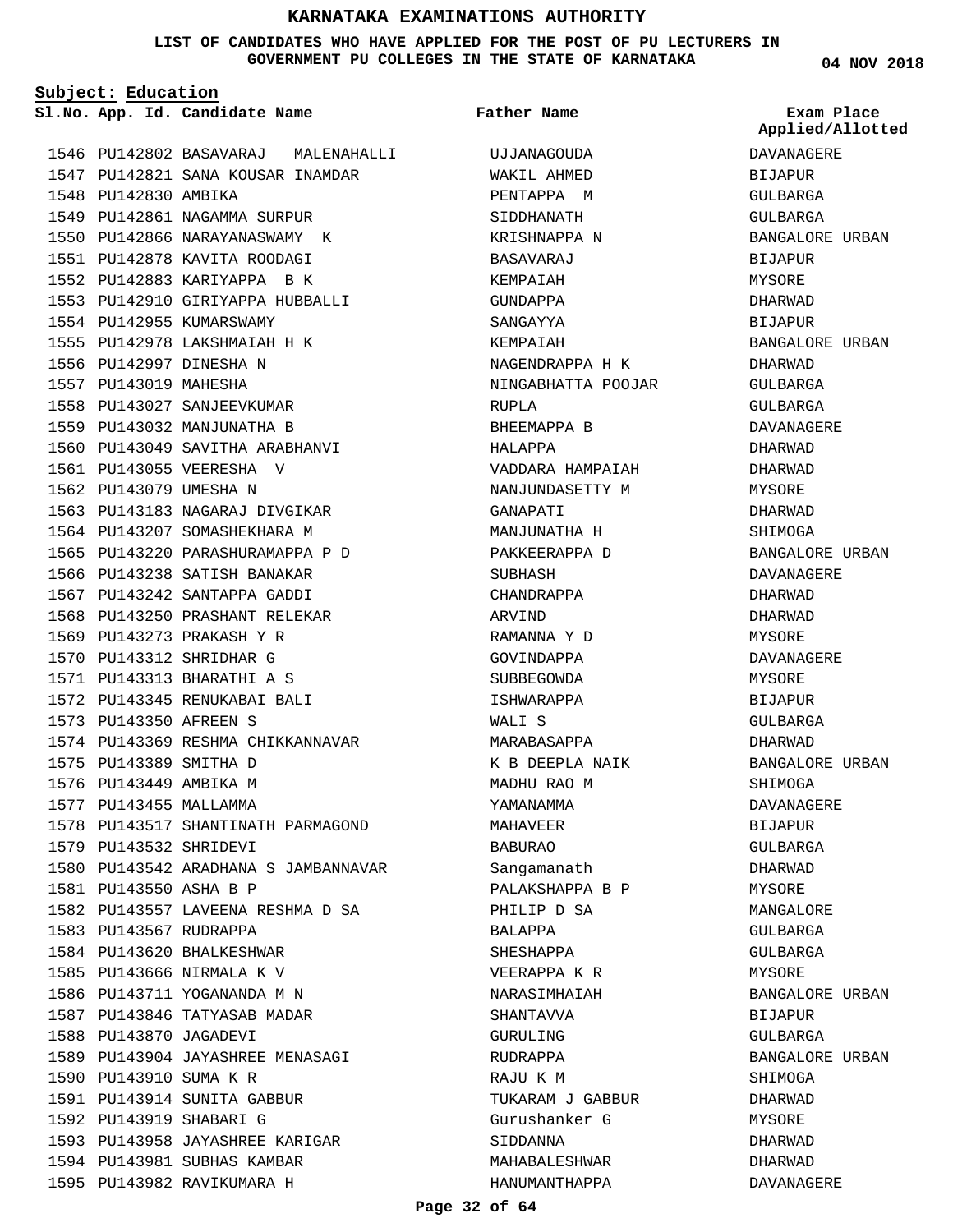# KARNATAKA EXAMINATIONS AUTHORITY

**LIST OF CANDIDATES WHO HAVE APPLIED FOR THE POST OF PU LECTURERS IN GOVERNMENT PU COLLEGES IN THE STATE OF KARNATAKA**

04 NOV 2018

**Subject: Education**

| Sl.No. | App. Id. | Candidate Name | Father Name | Exam Place Applied/Allotted |
|---|---|---|---|---|
| 1546 | PU142802 | BASAVARAJ MALENAHALLI | UJJANAGOUDA | DAVANAGERE |
| 1547 | PU142821 | SANA KOUSAR INAMDAR | WAKIL AHMED | BIJAPUR |
| 1548 | PU142830 | AMBIKA | PENTAPPA M | GULBARGA |
| 1549 | PU142861 | NAGAMMA SURPUR | SIDDHANATH | GULBARGA |
| 1550 | PU142866 | NARAYANASWAMY K | KRISHNAPPA N | BANGALORE URBAN |
| 1551 | PU142878 | KAVITA ROODAGI | BASAVARAJ | BIJAPUR |
| 1552 | PU142883 | KARIYAPPA B K | KEMPAIAH | MYSORE |
| 1553 | PU142910 | GIRIYAPPA HUBBALLI | GUNDAPPA | DHARWAD |
| 1554 | PU142955 | KUMARSWAMY | SANGAYYA | BIJAPUR |
| 1555 | PU142978 | LAKSHMAIAH H K | KEMPAIAH | BANGALORE URBAN |
| 1556 | PU142997 | DINESHA N | NAGENDRAPPA H K | DHARWAD |
| 1557 | PU143019 | MAHESHA | NINGABHATTA POOJAR | GULBARGA |
| 1558 | PU143027 | SANJEEVKUMAR | RUPLA | GULBARGA |
| 1559 | PU143032 | MANJUNATHA B | BHEEMAPPA B | DAVANAGERE |
| 1560 | PU143049 | SAVITHA ARABHANVI | HALAPPA | DHARWAD |
| 1561 | PU143055 | VEERESHA V | VADDARA HAMPAIAH | DHARWAD |
| 1562 | PU143079 | UMESHA N | NANJUNDASETTY M | MYSORE |
| 1563 | PU143183 | NAGARAJ DIVGIKAR | GANAPATI | DHARWAD |
| 1564 | PU143207 | SOMASHEKHARA M | MANJUNATHA H | SHIMOGA |
| 1565 | PU143220 | PARASHURAMAPPA P D | PAKKEERAPPA D | BANGALORE URBAN |
| 1566 | PU143238 | SATISH BANAKAR | SUBHASH | DAVANAGERE |
| 1567 | PU143242 | SANTAPPA GADDI | CHANDRAPPA | DHARWAD |
| 1568 | PU143250 | PRASHANT RELEKAR | ARVIND | DHARWAD |
| 1569 | PU143273 | PRAKASH Y R | RAMANNA Y D | MYSORE |
| 1570 | PU143312 | SHRIDHAR G | GOVINDAPPA | DAVANAGERE |
| 1571 | PU143313 | BHARATHI A S | SUBBEGOWDA | MYSORE |
| 1572 | PU143345 | RENUKABAI BALI | ISHWARAPPA | BIJAPUR |
| 1573 | PU143350 | AFREEN S | WALI S | GULBARGA |
| 1574 | PU143369 | RESHMA CHIKKANNAVAR | MARABASAPPA | DHARWAD |
| 1575 | PU143389 | SMITHA D | K B DEEPLA NAIK | BANGALORE URBAN |
| 1576 | PU143449 | AMBIKA M | MADHU RAO M | SHIMOGA |
| 1577 | PU143455 | MALLAMMA | YAMANAMMA | DAVANAGERE |
| 1578 | PU143517 | SHANTINATH PARMAGOND | MAHAVEER | BIJAPUR |
| 1579 | PU143532 | SHRIDEVI | BABURAO | GULBARGA |
| 1580 | PU143542 | ARADHANA S JAMBANNAVAR | Sangamanath | DHARWAD |
| 1581 | PU143550 | ASHA B P | PALAKSHAPPA B P | MYSORE |
| 1582 | PU143557 | LAVEENA RESHMA D SA | PHILIP D SA | MANGALORE |
| 1583 | PU143567 | RUDRAPPA | BALAPPA | GULBARGA |
| 1584 | PU143620 | BHALKESHWAR | SHESHAPPA | GULBARGA |
| 1585 | PU143666 | NIRMALA K V | VEERAPPA K R | MYSORE |
| 1586 | PU143711 | YOGANANDA M N | NARASIMHAIAH | BANGALORE URBAN |
| 1587 | PU143846 | TATYASAB MADAR | SHANTAVVA | BIJAPUR |
| 1588 | PU143870 | JAGADEVI | GURULING | GULBARGA |
| 1589 | PU143904 | JAYASHREE MENASAGI | RUDRAPPA | BANGALORE URBAN |
| 1590 | PU143910 | SUMA K R | RAJU K M | SHIMOGA |
| 1591 | PU143914 | SUNITA GABBUR | TUKARAM J GABBUR | DHARWAD |
| 1592 | PU143919 | SHABARI G | Gurushanker G | MYSORE |
| 1593 | PU143958 | JAYASHREE KARIGAR | SIDDANNA | DHARWAD |
| 1594 | PU143981 | SUBHAS KAMBAR | MAHABALESHWAR | DHARWAD |
| 1595 | PU143982 | RAVIKUMARA H | HANUMANTHAPPA | DAVANAGERE |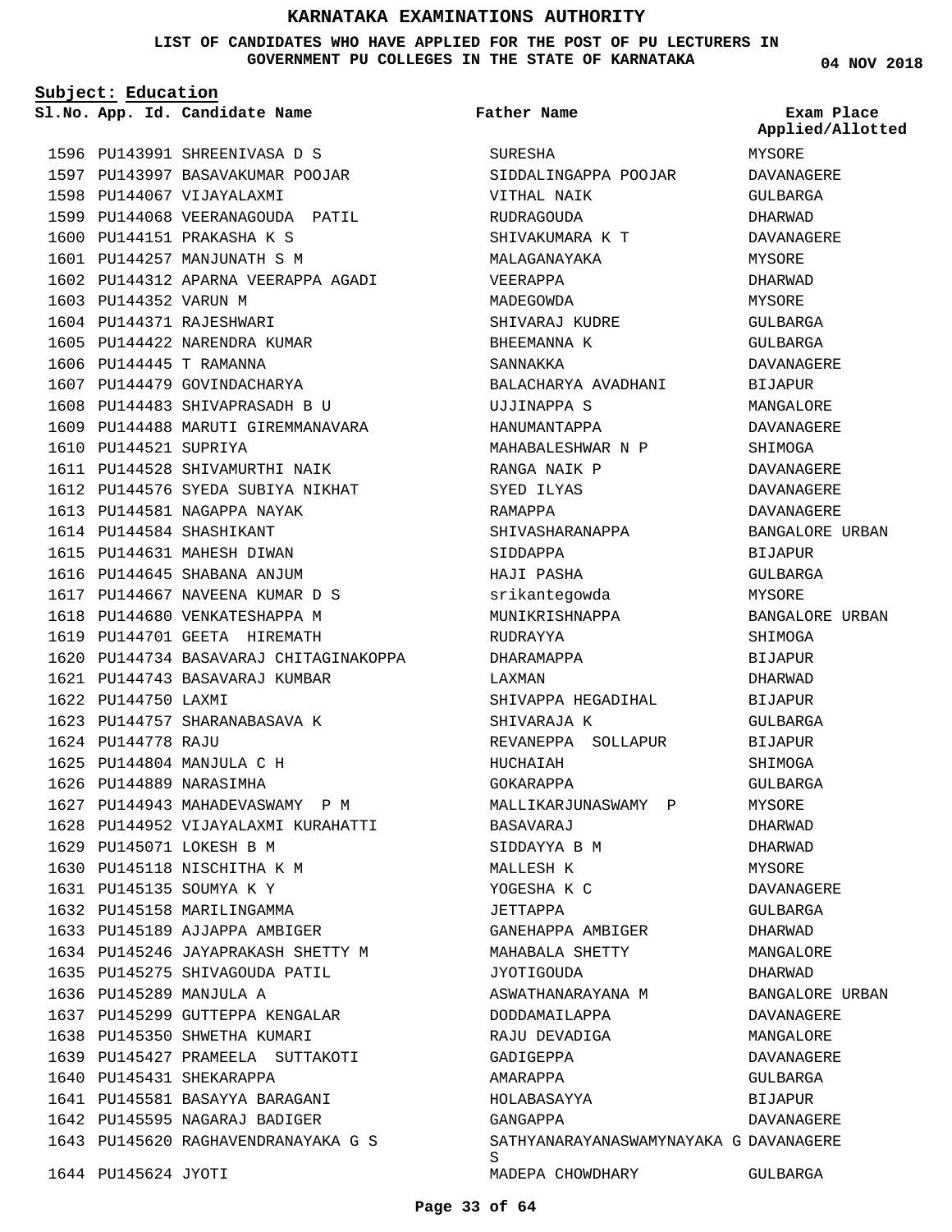# KARNATAKA EXAMINATIONS AUTHORITY

**LIST OF CANDIDATES WHO HAVE APPLIED FOR THE POST OF PU LECTURERS IN GOVERNMENT PU COLLEGES IN THE STATE OF KARNATAKA**

04 NOV 2018

**Subject: Education**

| Sl.No. | App. Id. | Candidate Name | Father Name | Exam Place Applied/Allotted |
|---|---|---|---|---|
| 1596 | PU143991 | SHREENIVASA D S | SURESHA | MYSORE |
| 1597 | PU143997 | BASAVAKUMAR POOJAR | SIDDALINGAPPA POOJAR | DAVANAGERE |
| 1598 | PU144067 | VIJAYALAXMI | VITHAL NAIK | GULBARGA |
| 1599 | PU144068 | VEERANAGOUDA PATIL | RUDRAGOUDA | DHARWAD |
| 1600 | PU144151 | PRAKASHA K S | SHIVAKUMARA K T | DAVANAGERE |
| 1601 | PU144257 | MANJUNATH S M | MALAGANAYAKA | MYSORE |
| 1602 | PU144312 | APARNA VEERAPPA AGADI | VEERAPPA | DHARWAD |
| 1603 | PU144352 | VARUN M | MADEGOWDA | MYSORE |
| 1604 | PU144371 | RAJESHWARI | SHIVARAJ KUDRE | GULBARGA |
| 1605 | PU144422 | NARENDRA KUMAR | BHEEMANNA K | GULBARGA |
| 1606 | PU144445 | T RAMANNA | SANNAKKA | DAVANAGERE |
| 1607 | PU144479 | GOVINDACHARYA | BALACHARYA AVADHANI | BIJAPUR |
| 1608 | PU144483 | SHIVAPRASADH B U | UJJINAPPA S | MANGALORE |
| 1609 | PU144488 | MARUTI GIREMMANAVARA | HANUMANTAPPA | DAVANAGERE |
| 1610 | PU144521 | SUPRIYA | MAHABALESHWAR N P | SHIMOGA |
| 1611 | PU144528 | SHIVAMURTHI NAIK | RANGA NAIK P | DAVANAGERE |
| 1612 | PU144576 | SYEDA SUBIYA NIKHAT | SYED ILYAS | DAVANAGERE |
| 1613 | PU144581 | NAGAPPA NAYAK | RAMAPPA | DAVANAGERE |
| 1614 | PU144584 | SHASHIKANT | SHIVASHARANAPPA | BANGALORE URBAN |
| 1615 | PU144631 | MAHESH DIWAN | SIDDAPPA | BIJAPUR |
| 1616 | PU144645 | SHABANA ANJUM | HAJI PASHA | GULBARGA |
| 1617 | PU144667 | NAVEENA KUMAR D S | srikantegowda | MYSORE |
| 1618 | PU144680 | VENKATESHAPPA M | MUNIKRISHNAPPA | BANGALORE URBAN |
| 1619 | PU144701 | GEETA HIREMATH | RUDRAYYA | SHIMOGA |
| 1620 | PU144734 | BASAVARAJ CHITAGINAKOPPA | DHARAMAPPA | BIJAPUR |
| 1621 | PU144743 | BASAVARAJ KUMBAR | LAXMAN | DHARWAD |
| 1622 | PU144750 | LAXMI | SHIVAPPA HEGADIHAL | BIJAPUR |
| 1623 | PU144757 | SHARANABASAVA K | SHIVARAJA K | GULBARGA |
| 1624 | PU144778 | RAJU | REVANEPPA SOLLAPUR | BIJAPUR |
| 1625 | PU144804 | MANJULA C H | HUCHAIAH | SHIMOGA |
| 1626 | PU144889 | NARASIMHA | GOKARAPPA | GULBARGA |
| 1627 | PU144943 | MAHADEVASWAMY P M | MALLIKARJUNASWAMY P | MYSORE |
| 1628 | PU144952 | VIJAYALAXMI KURAHATTI | BASAVARAJ | DHARWAD |
| 1629 | PU145071 | LOKESH B M | SIDDAYYA B M | DHARWAD |
| 1630 | PU145118 | NISCHITHA K M | MALLESH K | MYSORE |
| 1631 | PU145135 | SOUMYA K Y | YOGESHA K C | DAVANAGERE |
| 1632 | PU145158 | MARILINGAMMA | JETTAPPA | GULBARGA |
| 1633 | PU145189 | AJJAPPA AMBIGER | GANEHAPPA AMBIGER | DHARWAD |
| 1634 | PU145246 | JAYAPRAKASH SHETTY M | MAHABALA SHETTY | MANGALORE |
| 1635 | PU145275 | SHIVAGOUDA PATIL | JYOTIGOUDA | DHARWAD |
| 1636 | PU145289 | MANJULA A | ASWATHANARAYANA M | BANGALORE URBAN |
| 1637 | PU145299 | GUTTEPPA KENGALAR | DODDAMAILAPPA | DAVANAGERE |
| 1638 | PU145350 | SHWETHA KUMARI | RAJU DEVADIGA | MANGALORE |
| 1639 | PU145427 | PRAMEELA SUTTAKOTI | GADIGEPPA | DAVANAGERE |
| 1640 | PU145431 | SHEKARAPPA | AMARAPPA | GULBARGA |
| 1641 | PU145581 | BASAYYA BARAGANI | HOLABASAYYA | BIJAPUR |
| 1642 | PU145595 | NAGARAJ BADIGER | GANGAPPA | DAVANAGERE |
| 1643 | PU145620 | RAGHAVENDRANAYAKA G S | SATHYANARAYANASWAMYNAYAKA G S | DAVANAGERE |
| 1644 | PU145624 | JYOTI | MADEPA CHOWDHARY | GULBARGA |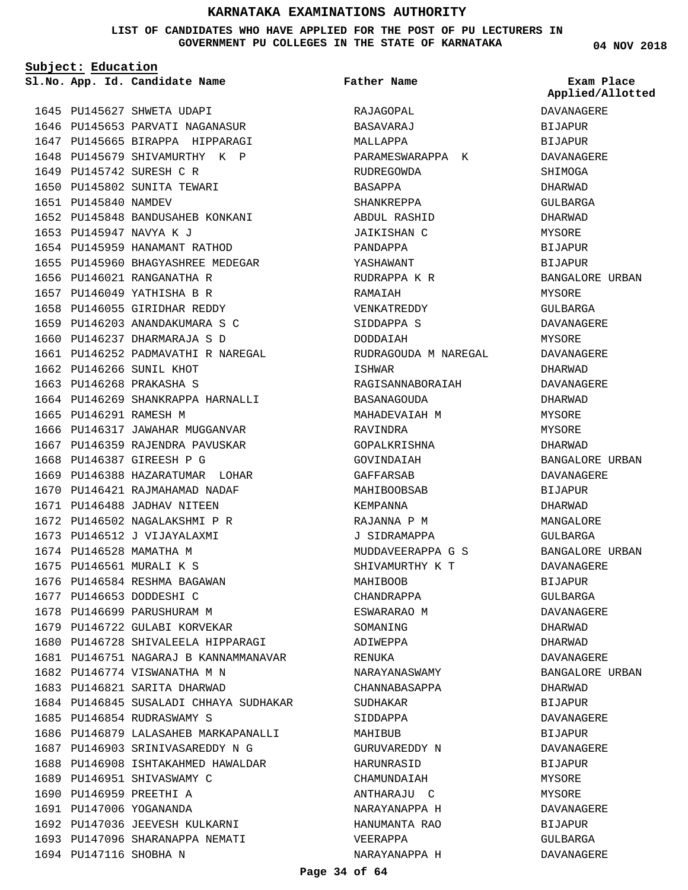# KARNATAKA EXAMINATIONS AUTHORITY

**LIST OF CANDIDATES WHO HAVE APPLIED FOR THE POST OF PU LECTURERS IN GOVERNMENT PU COLLEGES IN THE STATE OF KARNATAKA**

**04 NOV 2018**

**Subject: Education**

| Sl.No. | App. Id. | Candidate Name | Father Name | Exam Place Applied/Allotted |
|---|---|---|---|---|
| 1645 | PU145627 | SHWETA UDAPI | RAJAGOPAL | DAVANAGERE |
| 1646 | PU145653 | PARVATI NAGANASUR | BASAVARAJ | BIJAPUR |
| 1647 | PU145665 | BIRAPPA HIPPARAGI | MALLAPPA | BIJAPUR |
| 1648 | PU145679 | SHIVAMURTHY K P | PARAMESWARAPPA K | DAVANAGERE |
| 1649 | PU145742 | SURESH C R | RUDREGOWDA | SHIMOGA |
| 1650 | PU145802 | SUNITA TEWARI | BASAPPA | DHARWAD |
| 1651 | PU145840 | NAMDEV | SHANKREPPA | GULBARGA |
| 1652 | PU145848 | BANDUSAHEB KONKANI | ABDUL RASHID | DHARWAD |
| 1653 | PU145947 | NAVYA K J | JAIKISHAN C | MYSORE |
| 1654 | PU145959 | HANAMANT RATHOD | PANDAPPA | BIJAPUR |
| 1655 | PU145960 | BHAGYASHREE MEDEGAR | YASHAWANT | BIJAPUR |
| 1656 | PU146021 | RANGANATHA R | RUDRAPPA K R | BANGALORE URBAN |
| 1657 | PU146049 | YATHISHA B R | RAMAIAH | MYSORE |
| 1658 | PU146055 | GIRIDHAR REDDY | VENKATREDDY | GULBARGA |
| 1659 | PU146203 | ANANDAKUMARA S C | SIDDAPPA S | DAVANAGERE |
| 1660 | PU146237 | DHARMARAJA S D | DODDAIAH | MYSORE |
| 1661 | PU146252 | PADMAVATHI R NAREGAL | RUDRAGOUDA M NAREGAL | DAVANAGERE |
| 1662 | PU146266 | SUNIL KHOT | ISHWAR | DHARWAD |
| 1663 | PU146268 | PRAKASHA S | RAGISANNABORAIAH | DAVANAGERE |
| 1664 | PU146269 | SHANKRAPPA HARNALLI | BASANAGOUDA | DHARWAD |
| 1665 | PU146291 | RAMESH M | MAHADEVAIAH M | MYSORE |
| 1666 | PU146317 | JAWAHAR MUGGANVAR | RAVINDRA | MYSORE |
| 1667 | PU146359 | RAJENDRA PAVUSKAR | GOPALKRISHNA | DHARWAD |
| 1668 | PU146387 | GIREESH P G | GOVINDAIAH | BANGALORE URBAN |
| 1669 | PU146388 | HAZARATUMAR LOHAR | GAFFARSAB | DAVANAGERE |
| 1670 | PU146421 | RAJMAHAMAD NADAF | MAHIBOOBSAB | BIJAPUR |
| 1671 | PU146488 | JADHAV NITEEN | KEMPANNA | DHARWAD |
| 1672 | PU146502 | NAGALAKSHMI P R | RAJANNA P M | MANGALORE |
| 1673 | PU146512 | J VIJAYALAXMI | J SIDRAMAPPA | GULBARGA |
| 1674 | PU146528 | MAMATHA M | MUDDAVEERAPPA G S | BANGALORE URBAN |
| 1675 | PU146561 | MURALI K S | SHIVAMURTHY K T | DAVANAGERE |
| 1676 | PU146584 | RESHMA BAGAWAN | MAHIBOOB | BIJAPUR |
| 1677 | PU146653 | DODDESHI C | CHANDRAPPA | GULBARGA |
| 1678 | PU146699 | PARUSHURAM M | ESWARARAO M | DAVANAGERE |
| 1679 | PU146722 | GULABI KORVEKAR | SOMANING | DHARWAD |
| 1680 | PU146728 | SHIVALEELA HIPPARAGI | ADIWEPPA | DHARWAD |
| 1681 | PU146751 | NAGARAJ B KANNAMMANAVAR | RENUKA | DAVANAGERE |
| 1682 | PU146774 | VISWANATHA M N | NARAYANASWAMY | BANGALORE URBAN |
| 1683 | PU146821 | SARITA DHARWAD | CHANNABASAPPA | DHARWAD |
| 1684 | PU146845 | SUSALADI CHHAYA SUDHAKAR | SUDHAKAR | BIJAPUR |
| 1685 | PU146854 | RUDRASWAMY S | SIDDAPPA | DAVANAGERE |
| 1686 | PU146879 | LALASAHEB MARKAPANALLI | MAHIBUB | BIJAPUR |
| 1687 | PU146903 | SRINIVASAREDDY N G | GURUVAREDDY N | DAVANAGERE |
| 1688 | PU146908 | ISHTAKAHMED HAWALDAR | HARUNRASID | BIJAPUR |
| 1689 | PU146951 | SHIVASWAMY C | CHAMUNDAIAH | MYSORE |
| 1690 | PU146959 | PREETHI A | ANTHARAJU C | MYSORE |
| 1691 | PU147006 | YOGANANDA | NARAYANAPPA H | DAVANAGERE |
| 1692 | PU147036 | JEEVESH KULKARNI | HANUMANTA RAO | BIJAPUR |
| 1693 | PU147096 | SHARANAPPA NEMATI | VEERAPPA | GULBARGA |
| 1694 | PU147116 | SHOBHA N | NARAYANAPPA H | DAVANAGERE |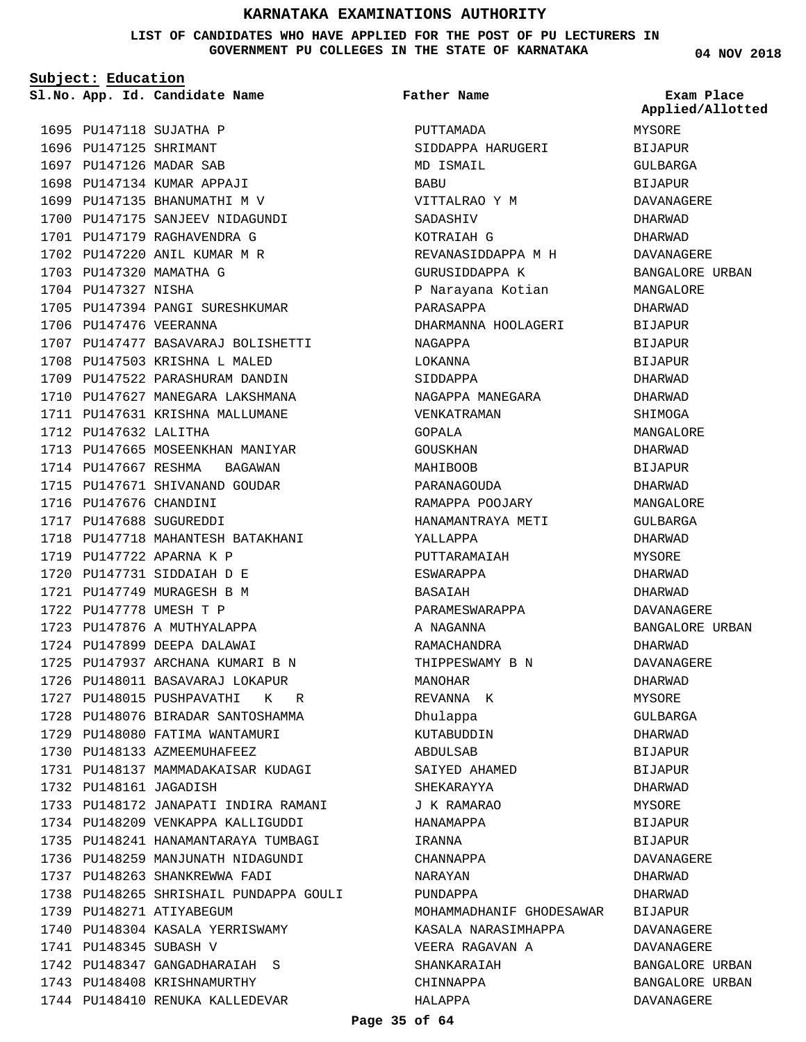# KARNATAKA EXAMINATIONS AUTHORITY

**LIST OF CANDIDATES WHO HAVE APPLIED FOR THE POST OF PU LECTURERS IN GOVERNMENT PU COLLEGES IN THE STATE OF KARNATAKA**

04 NOV 2018

**Subject: Education**

| Sl.No. | App. Id. | Candidate Name | Father Name | Exam Place Applied/Allotted |
|---|---|---|---|---|
| 1695 | PU147118 | SUJATHA P | PUTTAMADA | MYSORE |
| 1696 | PU147125 | SHRIMANT | SIDDAPPA HARUGERI | BIJAPUR |
| 1697 | PU147126 | MADAR SAB | MD ISMAIL | GULBARGA |
| 1698 | PU147134 | KUMAR APPAJI | BABU | BIJAPUR |
| 1699 | PU147135 | BHANUMATHI M V | VITTALRAO Y M | DAVANAGERE |
| 1700 | PU147175 | SANJEEV NIDAGUNDI | SADASHIV | DHARWAD |
| 1701 | PU147179 | RAGHAVENDRA G | KOTRAIAH G | DHARWAD |
| 1702 | PU147220 | ANIL KUMAR M R | REVANASIDDAPPA M H | DAVANAGERE |
| 1703 | PU147320 | MAMATHA G | GURUSIDDAPPA K | BANGALORE URBAN |
| 1704 | PU147327 | NISHA | P Narayana Kotian | MANGALORE |
| 1705 | PU147394 | PANGI SURESHKUMAR | PARASAPPA | DHARWAD |
| 1706 | PU147476 | VEERANNA | DHARMANNA HOOLAGERI | BIJAPUR |
| 1707 | PU147477 | BASAVARAJ BOLISHETTI | NAGAPPA | BIJAPUR |
| 1708 | PU147503 | KRISHNA L MALED | LOKANNA | BIJAPUR |
| 1709 | PU147522 | PARASHURAM DANDIN | SIDDAPPA | DHARWAD |
| 1710 | PU147627 | MANEGARA LAKSHMANA | NAGAPPA MANEGARA | DHARWAD |
| 1711 | PU147631 | KRISHNA MALLUMANE | VENKATRAMAN | SHIMOGA |
| 1712 | PU147632 | LALITHA | GOPALA | MANGALORE |
| 1713 | PU147665 | MOSEENKHAN MANIYAR | GOUSKHAN | DHARWAD |
| 1714 | PU147667 | RESHMA BAGAWAN | MAHIBOOB | BIJAPUR |
| 1715 | PU147671 | SHIVANAND GOUDAR | PARANAGOUDA | DHARWAD |
| 1716 | PU147676 | CHANDINI | RAMAPPA POOJARY | MANGALORE |
| 1717 | PU147688 | SUGUREDDI | HANAMANTRAYA METI | GULBARGA |
| 1718 | PU147718 | MAHANTESH BATAKHANI | YALLAPPA | DHARWAD |
| 1719 | PU147722 | APARNA K P | PUTTARAMAIAH | MYSORE |
| 1720 | PU147731 | SIDDAIAH D E | ESWARAPPA | DHARWAD |
| 1721 | PU147749 | MURAGESH B M | BASAIAH | DHARWAD |
| 1722 | PU147778 | UMESH T P | PARAMESWARAPPA | DAVANAGERE |
| 1723 | PU147876 | A MUTHYALAPPA | A NAGANNA | BANGALORE URBAN |
| 1724 | PU147899 | DEEPA DALAWAI | RAMACHANDRA | DHARWAD |
| 1725 | PU147937 | ARCHANA KUMARI B N | THIPPESWAMY B N | DAVANAGERE |
| 1726 | PU148011 | BASAVARAJ LOKAPUR | MANOHAR | DHARWAD |
| 1727 | PU148015 | PUSHPAVATHI K R | REVANNA K | MYSORE |
| 1728 | PU148076 | BIRADAR SANTOSHAMMA | Dhulappa | GULBARGA |
| 1729 | PU148080 | FATIMA WANTAMURI | KUTABUDDIN | DHARWAD |
| 1730 | PU148133 | AZMEEMUHAFEEZ | ABDULSAB | BIJAPUR |
| 1731 | PU148137 | MAMMADAKAISAR KUDAGI | SAIYED AHAMED | BIJAPUR |
| 1732 | PU148161 | JAGADISH | SHEKARAYYA | DHARWAD |
| 1733 | PU148172 | JANAPATI INDIRA RAMANI | J K RAMARAO | MYSORE |
| 1734 | PU148209 | VENKAPPA KALLIGUDDI | HANAMAPPA | BIJAPUR |
| 1735 | PU148241 | HANAMANTARAYA TUMBAGI | IRANNA | BIJAPUR |
| 1736 | PU148259 | MANJUNATH NIDAGUNDI | CHANNAPPA | DAVANAGERE |
| 1737 | PU148263 | SHANKREWWA FADI | NARAYAN | DHARWAD |
| 1738 | PU148265 | SHRISHAIL PUNDAPPA GOULI | PUNDAPPA | DHARWAD |
| 1739 | PU148271 | ATIYABEGUM | MOHAMMADHANIF GHODESAWAR | BIJAPUR |
| 1740 | PU148304 | KASALA YERRISWAMY | KASALA NARASIMHAPPA | DAVANAGERE |
| 1741 | PU148345 | SUBASH V | VEERA RAGAVAN A | DAVANAGERE |
| 1742 | PU148347 | GANGADHARAIAH S | SHANKARAIAH | BANGALORE URBAN |
| 1743 | PU148408 | KRISHNAMURTHY | CHINNAPPA | BANGALORE URBAN |
| 1744 | PU148410 | RENUKA KALLEDEVAR | HALAPPA | DAVANAGERE |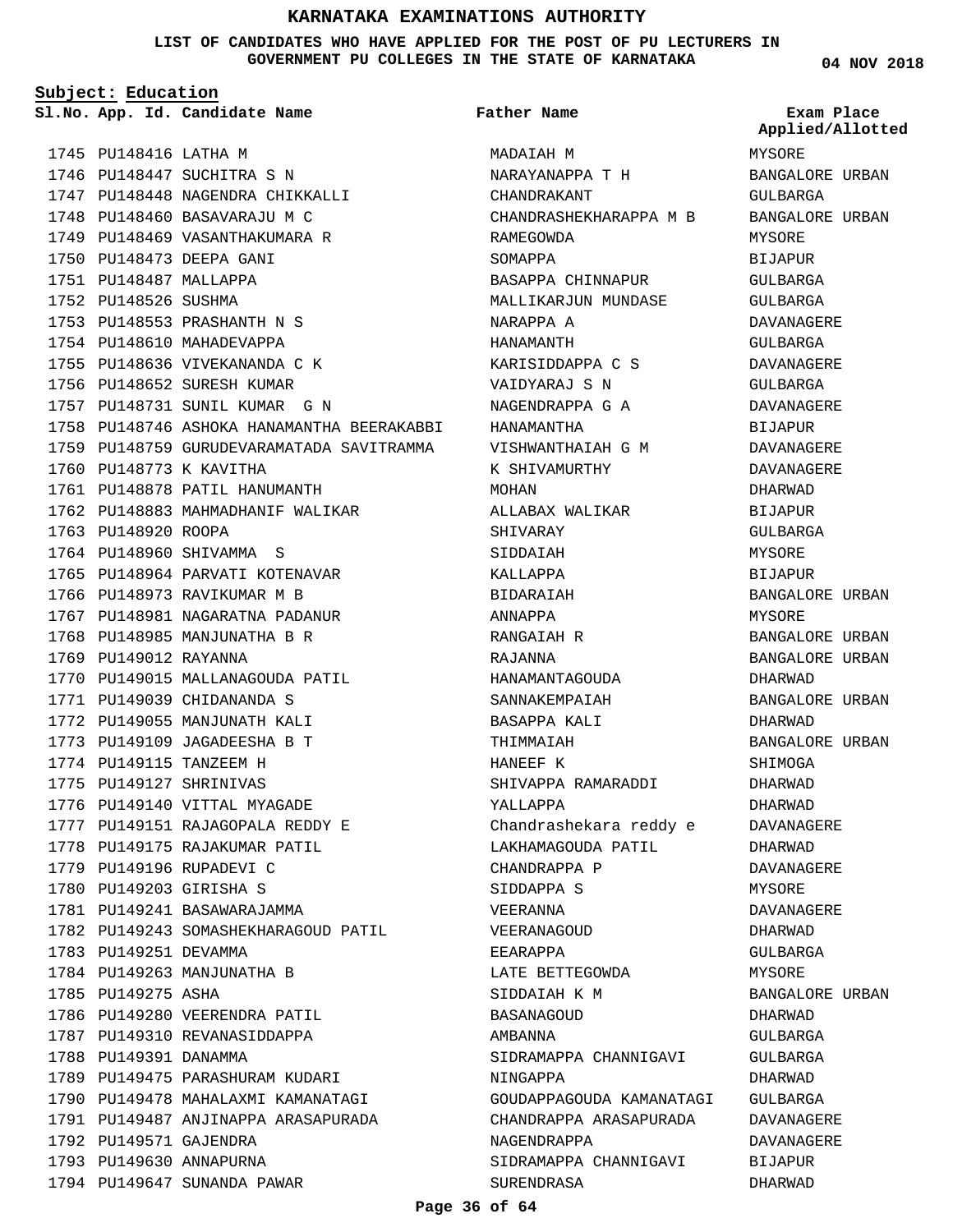# KARNATAKA EXAMINATIONS AUTHORITY

**LIST OF CANDIDATES WHO HAVE APPLIED FOR THE POST OF PU LECTURERS IN GOVERNMENT PU COLLEGES IN THE STATE OF KARNATAKA**

**04 NOV 2018**

**Subject: Education**

| Sl.No. | App. Id. | Candidate Name | Father Name | Exam Place Applied/Allotted |
|---|---|---|---|---|
| 1745 | PU148416 | LATHA M | MADAIAH M | MYSORE |
| 1746 | PU148447 | SUCHITRA S N | NARAYANAPPA T H | BANGALORE URBAN |
| 1747 | PU148448 | NAGENDRA CHIKKALLI | CHANDRAKANT | GULBARGA |
| 1748 | PU148460 | BASAVARAJU M C | CHANDRASHEKHARAPPA M B | BANGALORE URBAN |
| 1749 | PU148469 | VASANTHAKUMARA R | RAMEGOWDA | MYSORE |
| 1750 | PU148473 | DEEPA GANI | SOMAPPA | BIJAPUR |
| 1751 | PU148487 | MALLAPPA | BASAPPA CHINNAPUR | GULBARGA |
| 1752 | PU148526 | SUSHMA | MALLIKARJUN MUNDASE | GULBARGA |
| 1753 | PU148553 | PRASHANTH N S | NARAPPA A | DAVANAGERE |
| 1754 | PU148610 | MAHADEVAPPA | HANAMANTH | GULBARGA |
| 1755 | PU148636 | VIVEKANANDA C K | KARISIDDAPPA C S | DAVANAGERE |
| 1756 | PU148652 | SURESH KUMAR | VAIDYARAJ S N | GULBARGA |
| 1757 | PU148731 | SUNIL KUMAR G N | NAGENDRAPPA G A | DAVANAGERE |
| 1758 | PU148746 | ASHOKA HANAMANTHA BEERAKABBI | HANAMANTHA | BIJAPUR |
| 1759 | PU148759 | GURUDEVARAMATADA SAVITRAMMA | VISHWANTHAIAH G M | DAVANAGERE |
| 1760 | PU148773 | K KAVITHA | K SHIVAMURTHY | DAVANAGERE |
| 1761 | PU148878 | PATIL HANUMANTH | MOHAN | DHARWAD |
| 1762 | PU148883 | MAHMADHANIF WALIKAR | ALLABAX WALIKAR | BIJAPUR |
| 1763 | PU148920 | ROOPA | SHIVARAY | GULBARGA |
| 1764 | PU148960 | SHIVAMMA S | SIDDAIAH | MYSORE |
| 1765 | PU148964 | PARVATI KOTENAVAR | KALLAPPA | BIJAPUR |
| 1766 | PU148973 | RAVIKUMAR M B | BIDARAIAH | BANGALORE URBAN |
| 1767 | PU148981 | NAGARATNA PADANUR | ANNAPPA | MYSORE |
| 1768 | PU148985 | MANJUNATHA B R | RANGAIAH R | BANGALORE URBAN |
| 1769 | PU149012 | RAYANNA | RAJANNA | BANGALORE URBAN |
| 1770 | PU149015 | MALLANAGOUDA PATIL | HANAMANTAGOUDA | DHARWAD |
| 1771 | PU149039 | CHIDANANDA S | SANNAKEMPAIAH | BANGALORE URBAN |
| 1772 | PU149055 | MANJUNATH KALI | BASAPPA KALI | DHARWAD |
| 1773 | PU149109 | JAGADEESHA B T | THIMMAIAH | BANGALORE URBAN |
| 1774 | PU149115 | TANZEEM H | HANEEF K | SHIMOGA |
| 1775 | PU149127 | SHRINIVAS | SHIVAPPA RAMARADDI | DHARWAD |
| 1776 | PU149140 | VITTAL MYAGADE | YALLAPPA | DHARWAD |
| 1777 | PU149151 | RAJAGOPALA REDDY E | Chandrashekara reddy e | DAVANAGERE |
| 1778 | PU149175 | RAJAKUMAR PATIL | LAKHAMAGOUDA PATIL | DHARWAD |
| 1779 | PU149196 | RUPADEVI C | CHANDRAPPA P | DAVANAGERE |
| 1780 | PU149203 | GIRISHA S | SIDDAPPA S | MYSORE |
| 1781 | PU149241 | BASAWARAJAMMA | VEERANNA | DAVANAGERE |
| 1782 | PU149243 | SOMASHEKHARAGOUD PATIL | VEERANAGOUD | DHARWAD |
| 1783 | PU149251 | DEVAMMA | EEARAPPA | GULBARGA |
| 1784 | PU149263 | MANJUNATHA B | LATE BETTEGOWDA | MYSORE |
| 1785 | PU149275 | ASHA | SIDDAIAH K M | BANGALORE URBAN |
| 1786 | PU149280 | VEERENDRA PATIL | BASANAGOUD | DHARWAD |
| 1787 | PU149310 | REVANASIDDAPPA | AMBANNA | GULBARGA |
| 1788 | PU149391 | DANAMMA | SIDRAMAPPA CHANNIGAVI | GULBARGA |
| 1789 | PU149475 | PARASHURAM KUDARI | NINGAPPA | DHARWAD |
| 1790 | PU149478 | MAHALAXMI KAMANATAGI | GOUDAPPAGOUDA KAMANATAGI | GULBARGA |
| 1791 | PU149487 | ANJINAPPA ARASAPURADA | CHANDRAPPA ARASAPURADA | DAVANAGERE |
| 1792 | PU149571 | GAJENDRA | NAGENDRAPPA | DAVANAGERE |
| 1793 | PU149630 | ANNAPURNA | SIDRAMAPPA CHANNIGAVI | BIJAPUR |
| 1794 | PU149647 | SUNANDA PAWAR | SURENDRASA | DHARWAD |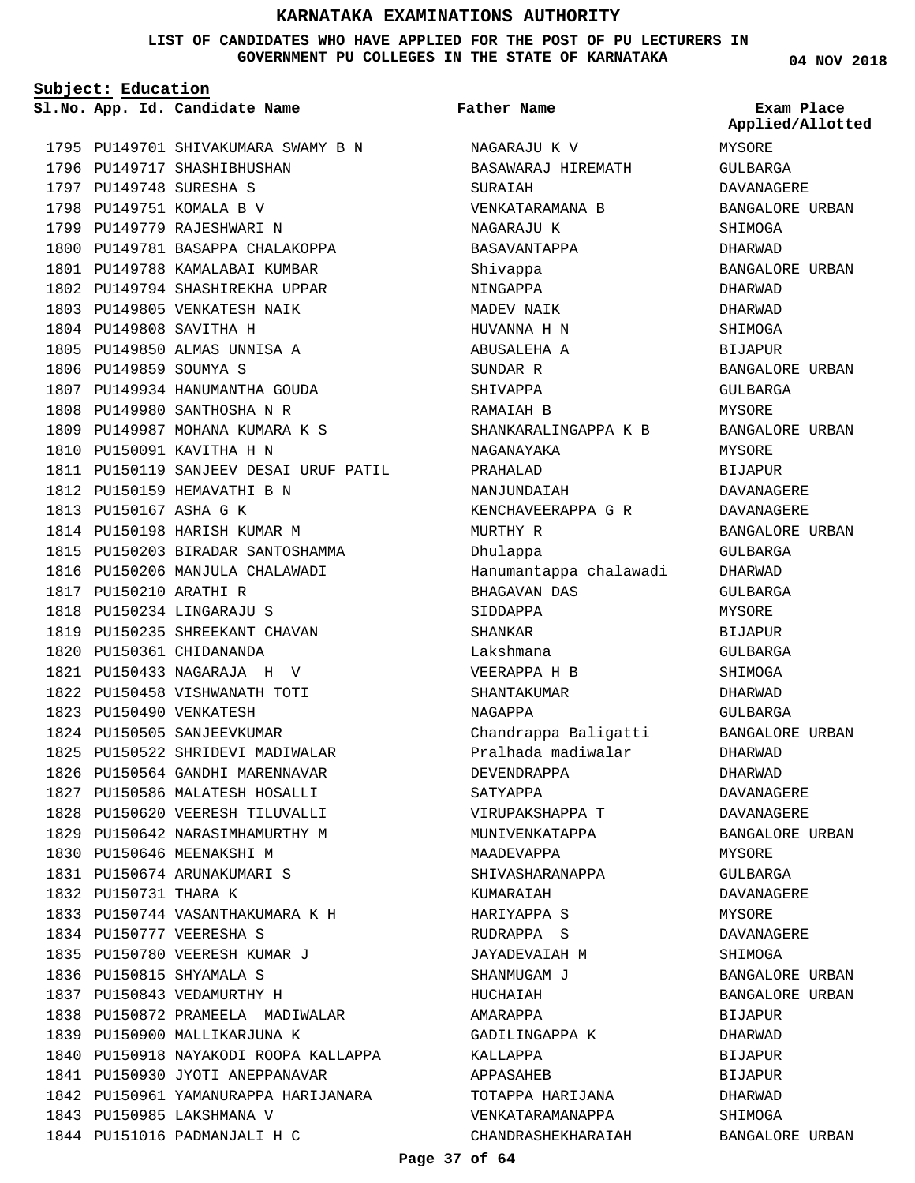# KARNATAKA EXAMINATIONS AUTHORITY

**LIST OF CANDIDATES WHO HAVE APPLIED FOR THE POST OF PU LECTURERS IN GOVERNMENT PU COLLEGES IN THE STATE OF KARNATAKA**

**04 NOV 2018**

**Subject: Education**

| Sl.No. | App. Id. | Candidate Name | Father Name | Exam Place Applied/Allotted |
|---|---|---|---|---|
| 1795 | PU149701 | SHIVAKUMARA SWAMY B N | NAGARAJU K V | MYSORE |
| 1796 | PU149717 | SHASHIBHUSHAN | BASAWARAJ HIREMATH | GULBARGA |
| 1797 | PU149748 | SURESHA S | SURAIAH | DAVANAGERE |
| 1798 | PU149751 | KOMALA B V | VENKATARAMANA B | BANGALORE URBAN |
| 1799 | PU149779 | RAJESHWARI N | NAGARAJU K | SHIMOGA |
| 1800 | PU149781 | BASAPPA CHALAKOPPA | BASAVANTAPPA | DHARWAD |
| 1801 | PU149788 | KAMALABAI KUMBAR | Shivappa | BANGALORE URBAN |
| 1802 | PU149794 | SHASHIREKHA UPPAR | NINGAPPA | DHARWAD |
| 1803 | PU149805 | VENKATESH NAIK | MADEV NAIK | DHARWAD |
| 1804 | PU149808 | SAVITHA H | HUVANNA H N | SHIMOGA |
| 1805 | PU149850 | ALMAS UNNISA A | ABUSALEHA A | BIJAPUR |
| 1806 | PU149859 | SOUMYA S | SUNDAR R | BANGALORE URBAN |
| 1807 | PU149934 | HANUMANTHA GOUDA | SHIVAPPA | GULBARGA |
| 1808 | PU149980 | SANTHOSHA N R | RAMAIAH B | MYSORE |
| 1809 | PU149987 | MOHANA KUMARA K S | SHANKARALINGAPPA K B | BANGALORE URBAN |
| 1810 | PU150091 | KAVITHA H N | NAGANAYAKA | MYSORE |
| 1811 | PU150119 | SANJEEV DESAI URUF PATIL | PRAHALAD | BIJAPUR |
| 1812 | PU150159 | HEMAVATHI B N | NANJUNDAIAH | DAVANAGERE |
| 1813 | PU150167 | ASHA G K | KENCHAVEERAPPA G R | DAVANAGERE |
| 1814 | PU150198 | HARISH KUMAR M | MURTHY R | BANGALORE URBAN |
| 1815 | PU150203 | BIRADAR SANTOSHAMMA | Dhulappa | GULBARGA |
| 1816 | PU150206 | MANJULA CHALAWADI | Hanumantappa chalawadi | DHARWAD |
| 1817 | PU150210 | ARATHI R | BHAGAVAN DAS | GULBARGA |
| 1818 | PU150234 | LINGARAJU S | SIDDAPPA | MYSORE |
| 1819 | PU150235 | SHREEKANT CHAVAN | SHANKAR | BIJAPUR |
| 1820 | PU150361 | CHIDANANDA | Lakshmana | GULBARGA |
| 1821 | PU150433 | NAGARAJA H V | VEERAPPA H B | SHIMOGA |
| 1822 | PU150458 | VISHWANATH TOTI | SHANTAKUMAR | DHARWAD |
| 1823 | PU150490 | VENKATESH | NAGAPPA | GULBARGA |
| 1824 | PU150505 | SANJEEVKUMAR | Chandrappa Baligatti | BANGALORE URBAN |
| 1825 | PU150522 | SHRIDEVI MADIWALAR | Pralhada madiwalar | DHARWAD |
| 1826 | PU150564 | GANDHI MARENNAVAR | DEVENDRAPPA | DHARWAD |
| 1827 | PU150586 | MALATESH HOSALLI | SATYAPPA | DAVANAGERE |
| 1828 | PU150620 | VEERESH TILUVALLI | VIRUPAKSHAPPA T | DAVANAGERE |
| 1829 | PU150642 | NARASIMHAMURTHY M | MUNIVENKATAPPA | BANGALORE URBAN |
| 1830 | PU150646 | MEENAKSHI M | MAADEVAPPA | MYSORE |
| 1831 | PU150674 | ARUNAKUMARI S | SHIVASHARANAPPA | GULBARGA |
| 1832 | PU150731 | THARA K | KUMARAIAH | DAVANAGERE |
| 1833 | PU150744 | VASANTHAKUMARA K H | HARIYAPPA S | MYSORE |
| 1834 | PU150777 | VEERESHA S | RUDRAPPA S | DAVANAGERE |
| 1835 | PU150780 | VEERESH KUMAR J | JAYADEVAIAH M | SHIMOGA |
| 1836 | PU150815 | SHYAMALA S | SHANMUGAM J | BANGALORE URBAN |
| 1837 | PU150843 | VEDAMURTHY H | HUCHAIAH | BANGALORE URBAN |
| 1838 | PU150872 | PRAMEELA MADIWALAR | AMARAPPA | BIJAPUR |
| 1839 | PU150900 | MALLIKARJUNA K | GADILINGAPPA K | DHARWAD |
| 1840 | PU150918 | NAYAKODI ROOPA KALLAPPA | KALLAPPA | BIJAPUR |
| 1841 | PU150930 | JYOTI ANEPPANAVAR | APPASAHEB | BIJAPUR |
| 1842 | PU150961 | YAMANURAPPA HARIJANARA | TOTAPPA HARIJANA | DHARWAD |
| 1843 | PU150985 | LAKSHMANA V | VENKATARAMANAPPA | SHIMOGA |
| 1844 | PU151016 | PADMANJALI H C | CHANDRASHEKHARAIAH | BANGALORE URBAN |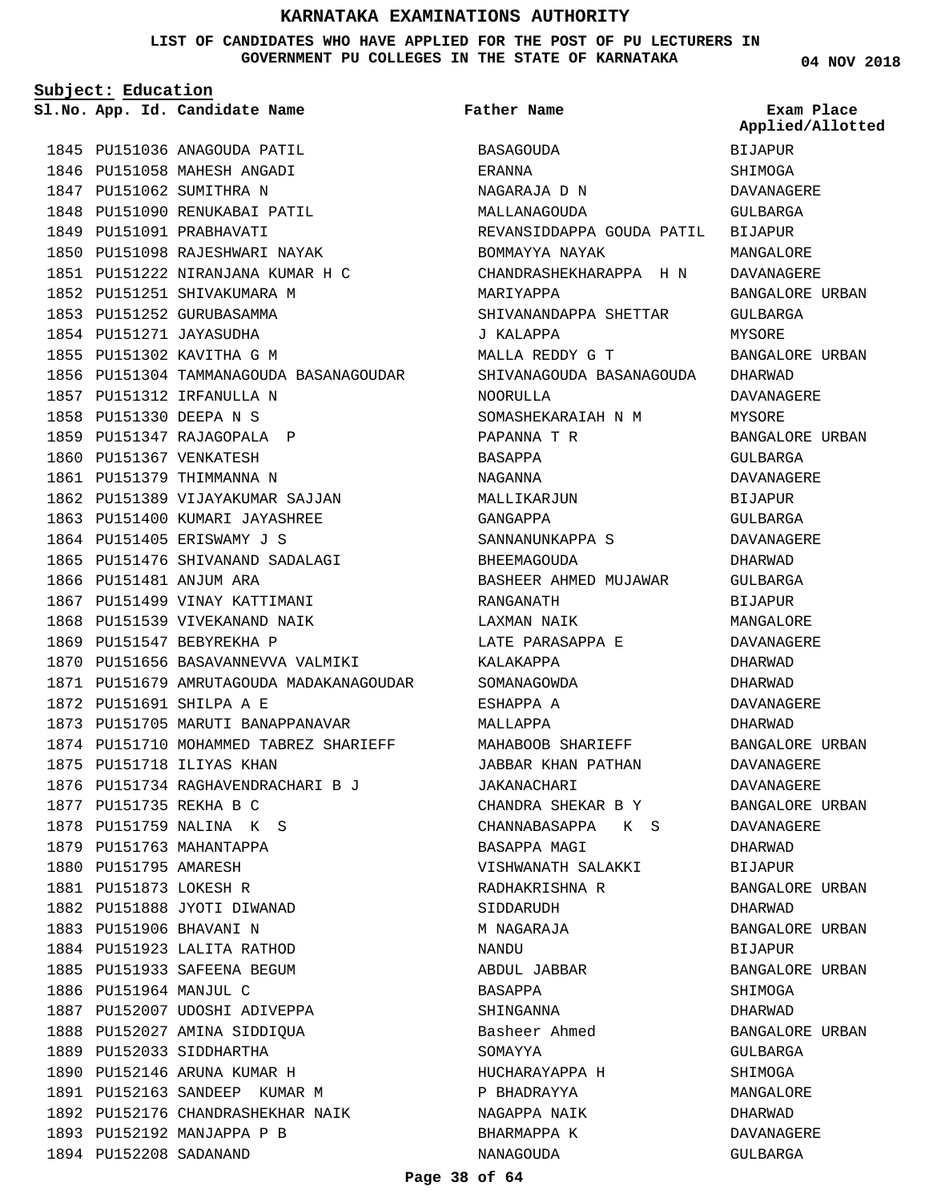# KARNATAKA EXAMINATIONS AUTHORITY

**LIST OF CANDIDATES WHO HAVE APPLIED FOR THE POST OF PU LECTURERS IN GOVERNMENT PU COLLEGES IN THE STATE OF KARNATAKA**

**04 NOV 2018**

**Subject: Education**

| Sl.No. | App. Id. | Candidate Name | Father Name | Exam Place Applied/Allotted |
|---|---|---|---|---|
| 1845 | PU151036 | ANAGOUDA PATIL | BASAGOUDA | BIJAPUR |
| 1846 | PU151058 | MAHESH ANGADI | ERANNA | SHIMOGA |
| 1847 | PU151062 | SUMITHRA N | NAGARAJA D N | DAVANAGERE |
| 1848 | PU151090 | RENUKABAI PATIL | MALLANAGOUDA | GULBARGA |
| 1849 | PU151091 | PRABHAVATI | REVANSIDDAPPA GOUDA PATIL | BIJAPUR |
| 1850 | PU151098 | RAJESHWARI NAYAK | BOMMAYYA NAYAK | MANGALORE |
| 1851 | PU151222 | NIRANJANA KUMAR H C | CHANDRASHEKHARAPPA H N | DAVANAGERE |
| 1852 | PU151251 | SHIVAKUMARA M | MARIYAPPA | BANGALORE URBAN |
| 1853 | PU151252 | GURUBASAMMA | SHIVANANDAPPA SHETTAR | GULBARGA |
| 1854 | PU151271 | JAYASUDHA | J KALAPPA | MYSORE |
| 1855 | PU151302 | KAVITHA G M | MALLA REDDY G T | BANGALORE URBAN |
| 1856 | PU151304 | TAMMANAGOUDA BASANAGOUDAR | SHIVANAGOUDA BASANAGOUDA | DHARWAD |
| 1857 | PU151312 | IRFANULLA N | NOORULLA | DAVANAGERE |
| 1858 | PU151330 | DEEPA N S | SOMASHEKARAIAH N M | MYSORE |
| 1859 | PU151347 | RAJAGOPALA P | PAPANNA T R | BANGALORE URBAN |
| 1860 | PU151367 | VENKATESH | BASAPPA | GULBARGA |
| 1861 | PU151379 | THIMMANNA N | NAGANNA | DAVANAGERE |
| 1862 | PU151389 | VIJAYAKUMAR SAJJAN | MALLIKARJUN | BIJAPUR |
| 1863 | PU151400 | KUMARI JAYASHREE | GANGAPPA | GULBARGA |
| 1864 | PU151405 | ERISWAMY J S | SANNANUNKAPPA S | DAVANAGERE |
| 1865 | PU151476 | SHIVANAND SADALAGI | BHEEMAGOUDA | DHARWAD |
| 1866 | PU151481 | ANJUM ARA | BASHEER AHMED MUJAWAR | GULBARGA |
| 1867 | PU151499 | VINAY KATTIMANI | RANGANATH | BIJAPUR |
| 1868 | PU151539 | VIVEKANAND NAIK | LAXMAN NAIK | MANGALORE |
| 1869 | PU151547 | BEBYREKHA P | LATE PARASAPPA E | DAVANAGERE |
| 1870 | PU151656 | BASAVANNEVVA VALMIKI | KALAKAPPA | DHARWAD |
| 1871 | PU151679 | AMRUTAGOUDA MADAKANAGOUDAR | SOMANAGOWDA | DHARWAD |
| 1872 | PU151691 | SHILPA A E | ESHAPPA A | DAVANAGERE |
| 1873 | PU151705 | MARUTI BANAPPANAVAR | MALLAPPA | DHARWAD |
| 1874 | PU151710 | MOHAMMED TABREZ SHARIEFF | MAHABOOB SHARIEFF | BANGALORE URBAN |
| 1875 | PU151718 | ILIYAS KHAN | JABBAR KHAN PATHAN | DAVANAGERE |
| 1876 | PU151734 | RAGHAVENDRACHARI B J | JAKANACHARI | DAVANAGERE |
| 1877 | PU151735 | REKHA B C | CHANDRA SHEKAR B Y | BANGALORE URBAN |
| 1878 | PU151759 | NALINA K S | CHANNABASAPPA K S | DAVANAGERE |
| 1879 | PU151763 | MAHANTAPPA | BASAPPA MAGI | DHARWAD |
| 1880 | PU151795 | AMARESH | VISHWANATH SALAKKI | BIJAPUR |
| 1881 | PU151873 | LOKESH R | RADHAKRISHNA R | BANGALORE URBAN |
| 1882 | PU151888 | JYOTI DIWANAD | SIDDARUDH | DHARWAD |
| 1883 | PU151906 | BHAVANI N | M NAGARAJA | BANGALORE URBAN |
| 1884 | PU151923 | LALITA RATHOD | NANDU | BIJAPUR |
| 1885 | PU151933 | SAFEENA BEGUM | ABDUL JABBAR | BANGALORE URBAN |
| 1886 | PU151964 | MANJUL C | BASAPPA | SHIMOGA |
| 1887 | PU152007 | UDOSHI ADIVEPPA | SHINGANNA | DHARWAD |
| 1888 | PU152027 | AMINA SIDDIQUA | Basheer Ahmed | BANGALORE URBAN |
| 1889 | PU152033 | SIDDHARTHA | SOMAYYA | GULBARGA |
| 1890 | PU152146 | ARUNA KUMAR H | HUCHARAYAPPA H | SHIMOGA |
| 1891 | PU152163 | SANDEEP KUMAR M | P BHADRAYYA | MANGALORE |
| 1892 | PU152176 | CHANDRASHEKHAR NAIK | NAGAPPA NAIK | DHARWAD |
| 1893 | PU152192 | MANJAPPA P B | BHARMAPPA K | DAVANAGERE |
| 1894 | PU152208 | SADANAND | NANAGOUDA | GULBARGA |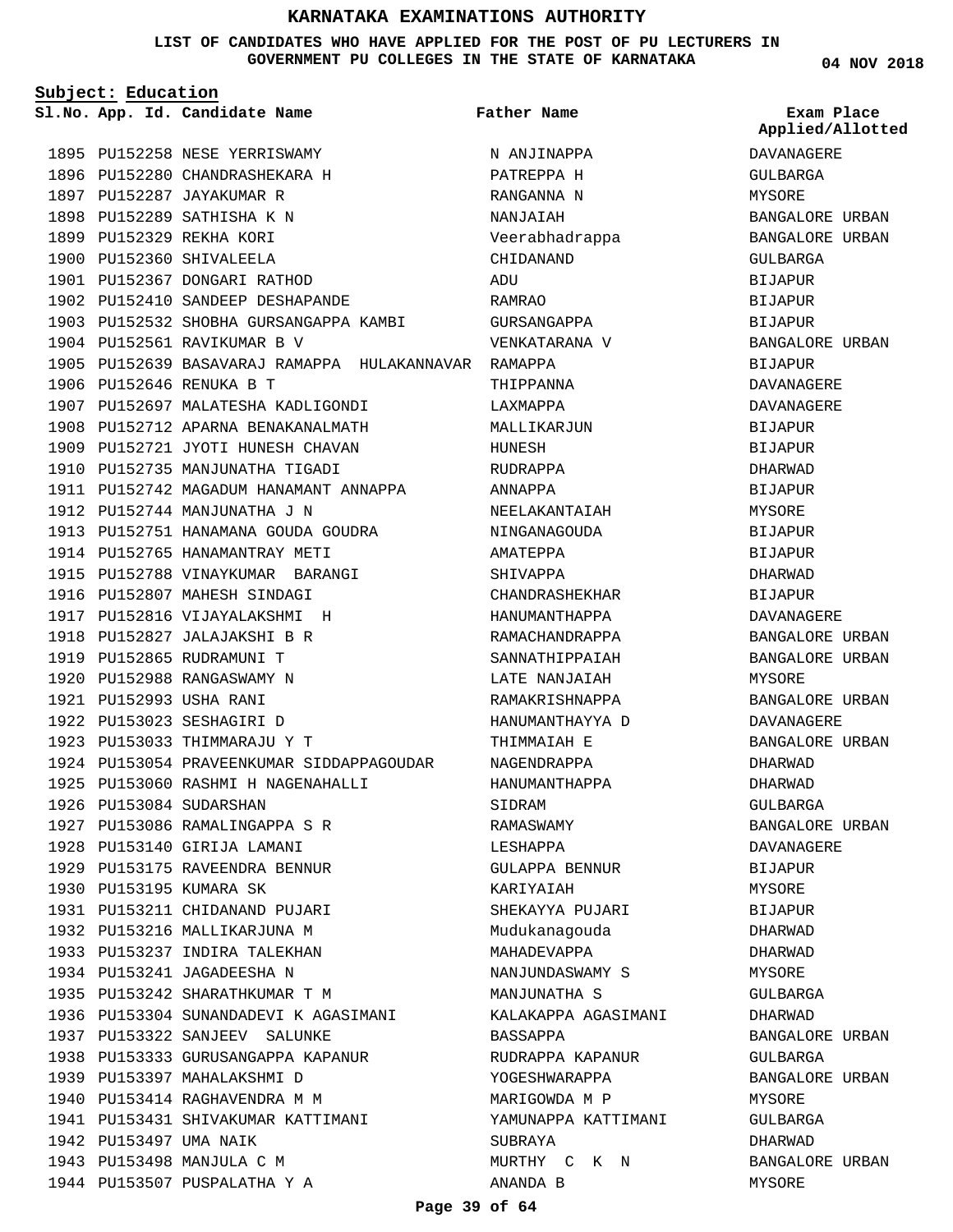# KARNATAKA EXAMINATIONS AUTHORITY

**LIST OF CANDIDATES WHO HAVE APPLIED FOR THE POST OF PU LECTURERS IN GOVERNMENT PU COLLEGES IN THE STATE OF KARNATAKA**

04 NOV 2018

**Subject: Education**

| Sl.No. | App. Id. | Candidate Name | Father Name | Exam Place Applied/Allotted |
|---|---|---|---|---|
| 1895 | PU152258 | NESE YERRISWAMY | N ANJINAPPA | DAVANAGERE |
| 1896 | PU152280 | CHANDRASHEKARA H | PATREPPA H | GULBARGA |
| 1897 | PU152287 | JAYAKUMAR R | RANGANNA N | MYSORE |
| 1898 | PU152289 | SATHISHA K N | NANJAIAH | BANGALORE URBAN |
| 1899 | PU152329 | REKHA KORI | Veerabhadrappa | BANGALORE URBAN |
| 1900 | PU152360 | SHIVALEELA | CHIDANAND | GULBARGA |
| 1901 | PU152367 | DONGARI RATHOD | ADU | BIJAPUR |
| 1902 | PU152410 | SANDEEP DESHAPANDE | RAMRAO | BIJAPUR |
| 1903 | PU152532 | SHOBHA GURSANGAPPA KAMBI | GURSANGAPPA | BIJAPUR |
| 1904 | PU152561 | RAVIKUMAR B V | VENKATARANA V | BANGALORE URBAN |
| 1905 | PU152639 | BASAVARAJ RAMAPPA HULAKANNAVAR | RAMAPPA | BIJAPUR |
| 1906 | PU152646 | RENUKA B T | THIPPANNA | DAVANAGERE |
| 1907 | PU152697 | MALATESHA KADLIGONDI | LAXMAPPA | DAVANAGERE |
| 1908 | PU152712 | APARNA BENAKANALMATH | MALLIKARJUN | BIJAPUR |
| 1909 | PU152721 | JYOTI HUNESH CHAVAN | HUNESH | BIJAPUR |
| 1910 | PU152735 | MANJUNATHA TIGADI | RUDRAPPA | DHARWAD |
| 1911 | PU152742 | MAGADUM HANAMANT ANNAPPA | ANNAPPA | BIJAPUR |
| 1912 | PU152744 | MANJUNATHA J N | NEELAKANTAIAH | MYSORE |
| 1913 | PU152751 | HANAMANA GOUDA GOUDRA | NINGANAGOUDA | BIJAPUR |
| 1914 | PU152765 | HANAMANTRAY METI | AMATEPPA | BIJAPUR |
| 1915 | PU152788 | VINAYKUMAR BARANGI | SHIVAPPA | DHARWAD |
| 1916 | PU152807 | MAHESH SINDAGI | CHANDRASHEKHAR | BIJAPUR |
| 1917 | PU152816 | VIJAYALAKSHMI H | HANUMANTHAPPA | DAVANAGERE |
| 1918 | PU152827 | JALAJAKSHI B R | RAMACHANDRAPPA | BANGALORE URBAN |
| 1919 | PU152865 | RUDRAMUNI T | SANNATHIPPAIAH | BANGALORE URBAN |
| 1920 | PU152988 | RANGASWAMY N | LATE NANJAIAH | MYSORE |
| 1921 | PU152993 | USHA RANI | RAMAKRISHNAPPA | BANGALORE URBAN |
| 1922 | PU153023 | SESHAGIRI D | HANUMANTHAYYA D | DAVANAGERE |
| 1923 | PU153033 | THIMMARAJU Y T | THIMMAIAH E | BANGALORE URBAN |
| 1924 | PU153054 | PRAVEENKUMAR SIDDAPPAGOUDAR | NAGENDRAPPA | DHARWAD |
| 1925 | PU153060 | RASHMI H NAGENAHALLI | HANUMANTHAPPA | DHARWAD |
| 1926 | PU153084 | SUDARSHAN | SIDRAM | GULBARGA |
| 1927 | PU153086 | RAMALINGAPPA S R | RAMASWAMY | BANGALORE URBAN |
| 1928 | PU153140 | GIRIJA LAMANI | LESHAPPA | DAVANAGERE |
| 1929 | PU153175 | RAVEENDRA BENNUR | GULAPPA BENNUR | BIJAPUR |
| 1930 | PU153195 | KUMARA SK | KARIYAIAH | MYSORE |
| 1931 | PU153211 | CHIDANAND PUJARI | SHEKAYYA PUJARI | BIJAPUR |
| 1932 | PU153216 | MALLIKARJUNA M | Mudukanagouda | DHARWAD |
| 1933 | PU153237 | INDIRA TALEKHAN | MAHADEVAPPA | DHARWAD |
| 1934 | PU153241 | JAGADEESHA N | NANJUNDASWAMY S | MYSORE |
| 1935 | PU153242 | SHARATHKUMAR T M | MANJUNATHA S | GULBARGA |
| 1936 | PU153304 | SUNANDADEVI K AGASIMANI | KALAKAPPA AGASIMANI | DHARWAD |
| 1937 | PU153322 | SANJEEV SALUNKE | BASSAPPA | BANGALORE URBAN |
| 1938 | PU153333 | GURUSANGAPPA KAPANUR | RUDRAPPA KAPANUR | GULBARGA |
| 1939 | PU153397 | MAHALAKSHMI D | YOGESHWARAPPA | BANGALORE URBAN |
| 1940 | PU153414 | RAGHAVENDRA M M | MARIGOWDA M P | MYSORE |
| 1941 | PU153431 | SHIVAKUMAR KATTIMANI | YAMUNAPPA KATTIMANI | GULBARGA |
| 1942 | PU153497 | UMA NAIK | SUBRAYA | DHARWAD |
| 1943 | PU153498 | MANJULA C M | MURTHY C K N | BANGALORE URBAN |
| 1944 | PU153507 | PUSPALATHA Y A | ANANDA B | MYSORE |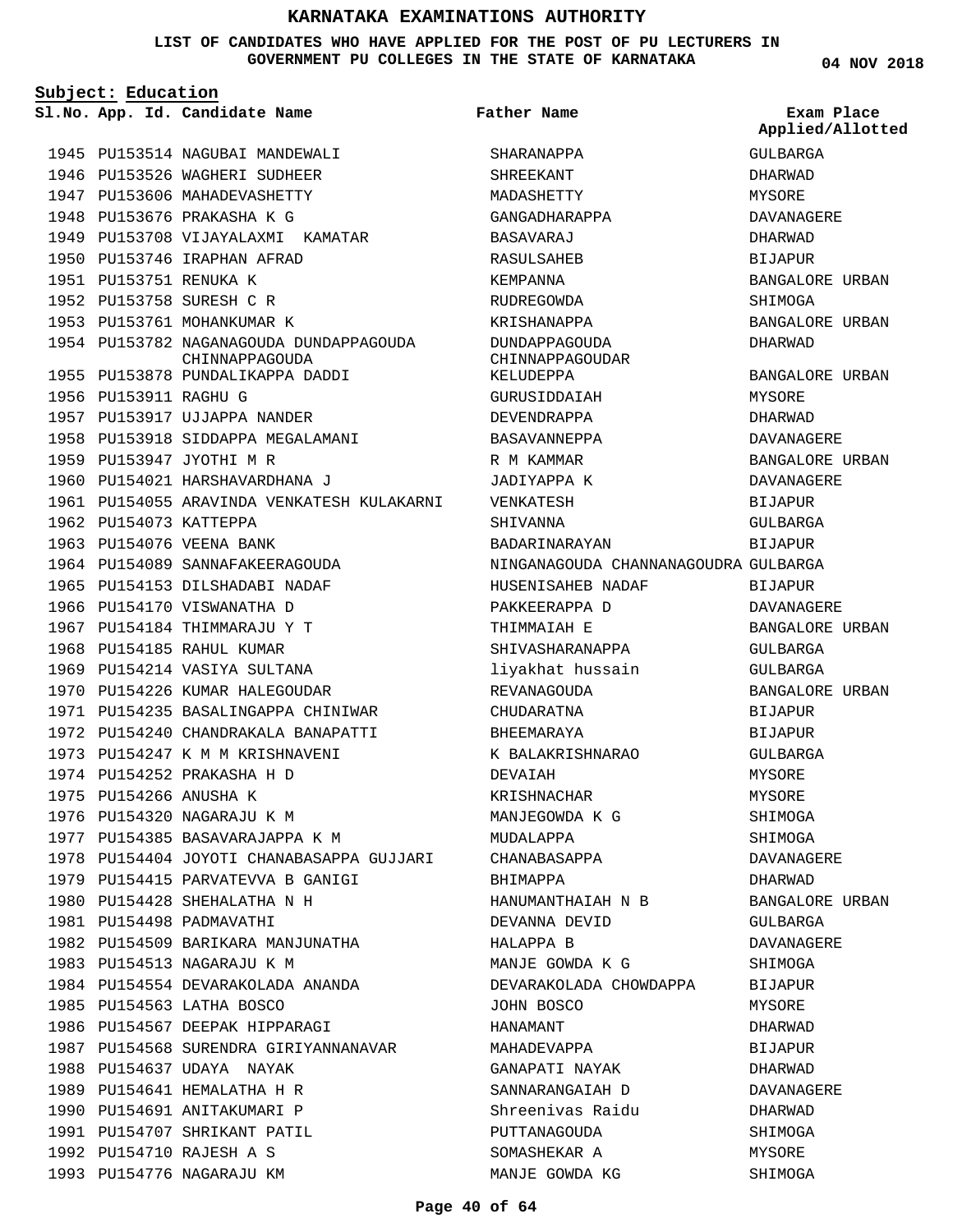# KARNATAKA EXAMINATIONS AUTHORITY

**LIST OF CANDIDATES WHO HAVE APPLIED FOR THE POST OF PU LECTURERS IN GOVERNMENT PU COLLEGES IN THE STATE OF KARNATAKA**

04 NOV 2018

**Subject: Education**

| Sl.No. | App. Id. | Candidate Name | Father Name | Exam Place Applied/Allotted |
|---|---|---|---|---|
| 1945 | PU153514 | NAGUBAI MANDEWALI | SHARANAPPA | GULBARGA |
| 1946 | PU153526 | WAGHERI SUDHEER | SHREEKANT | DHARWAD |
| 1947 | PU153606 | MAHADEVASHETTY | MADASHETTY | MYSORE |
| 1948 | PU153676 | PRAKASHA K G | GANGADHARAPPA | DAVANAGERE |
| 1949 | PU153708 | VIJAYALAXMI KAMATAR | BASAVARAJ | DHARWAD |
| 1950 | PU153746 | IRAPHAN AFRAD | RASULSAHEB | BIJAPUR |
| 1951 | PU153751 | RENUKA K | KEMPANNA | BANGALORE URBAN |
| 1952 | PU153758 | SURESH C R | RUDREGOWDA | SHIMOGA |
| 1953 | PU153761 | MOHANKUMAR K | KRISHANAPPA | BANGALORE URBAN |
| 1954 | PU153782 | NAGANAGOUDA DUNDAPPAGOUDA CHINNAPPAGOUDA | DUNDAPPAGOUDA CHINNAPPAGOUDAR | DHARWAD |
| 1955 | PU153878 | PUNDALIKAPPA DADDI | KELUDEPPA | BANGALORE URBAN |
| 1956 | PU153911 | RAGHU G | GURUSIDDAIAH | MYSORE |
| 1957 | PU153917 | UJJAPPA NANDER | DEVENDRAPPA | DHARWAD |
| 1958 | PU153918 | SIDDAPPA MEGALAMANI | BASAVANNEPPA | DAVANAGERE |
| 1959 | PU153947 | JYOTHI M R | R M KAMMAR | BANGALORE URBAN |
| 1960 | PU154021 | HARSHAVARDHANA J | JADIYAPPA K | DAVANAGERE |
| 1961 | PU154055 | ARAVINDA VENKATESH KULAKARNI | VENKATESH | BIJAPUR |
| 1962 | PU154073 | KATTEPPA | SHIVANNA | GULBARGA |
| 1963 | PU154076 | VEENA BANK | BADARINARAYAN | BIJAPUR |
| 1964 | PU154089 | SANNAFAKEERAGOUDA | NINGANAGOUDA CHANNANAGOUDRA | GULBARGA |
| 1965 | PU154153 | DILSHADABI NADAF | HUSENISAHEB NADAF | BIJAPUR |
| 1966 | PU154170 | VISWANATHA D | PAKKEERAPPA D | DAVANAGERE |
| 1967 | PU154184 | THIMMARAJU Y T | THIMMAIAH E | BANGALORE URBAN |
| 1968 | PU154185 | RAHUL KUMAR | SHIVASHARANAPPA | GULBARGA |
| 1969 | PU154214 | VASIYA SULTANA | liyakhat hussain | GULBARGA |
| 1970 | PU154226 | KUMAR HALEGOUDAR | REVANAGOUDA | BANGALORE URBAN |
| 1971 | PU154235 | BASALINGAPPA CHINIWAR | CHUDARATNA | BIJAPUR |
| 1972 | PU154240 | CHANDRAKALA BANAPATTI | BHEEMARAYA | BIJAPUR |
| 1973 | PU154247 | K M M KRISHNAVENI | K BALAKRISHNARAO | GULBARGA |
| 1974 | PU154252 | PRAKASHA H D | DEVAIAH | MYSORE |
| 1975 | PU154266 | ANUSHA K | KRISHNACHAR | MYSORE |
| 1976 | PU154320 | NAGARAJU K M | MANJEGOWDA K G | SHIMOGA |
| 1977 | PU154385 | BASAVARAJAPPA K M | MUDALAPPA | SHIMOGA |
| 1978 | PU154404 | JOYOTI CHANABASAPPA GUJJARI | CHANABASAPPA | DAVANAGERE |
| 1979 | PU154415 | PARVATEVVA B GANIGI | BHIMAPPA | DHARWAD |
| 1980 | PU154428 | SHEHALATHA N H | HANUMANTHAIAH N B | BANGALORE URBAN |
| 1981 | PU154498 | PADMAVATHI | DEVANNA DEVID | GULBARGA |
| 1982 | PU154509 | BARIKARA MANJUNATHA | HALAPPA B | DAVANAGERE |
| 1983 | PU154513 | NAGARAJU K M | MANJE GOWDA K G | SHIMOGA |
| 1984 | PU154554 | DEVARAKOLADA ANANDA | DEVARAKOLADA CHOWDAPPA | BIJAPUR |
| 1985 | PU154563 | LATHA BOSCO | JOHN BOSCO | MYSORE |
| 1986 | PU154567 | DEEPAK HIPPARAGI | HANAMANT | DHARWAD |
| 1987 | PU154568 | SURENDRA GIRIYANNANAVAR | MAHADEVAPPA | BIJAPUR |
| 1988 | PU154637 | UDAYA NAYAK | GANAPATI NAYAK | DHARWAD |
| 1989 | PU154641 | HEMALATHA H R | SANNARANGAIAH D | DAVANAGERE |
| 1990 | PU154691 | ANITAKUMARI P | Shreenivas Raidu | DHARWAD |
| 1991 | PU154707 | SHRIKANT PATIL | PUTTANAGOUDA | SHIMOGA |
| 1992 | PU154710 | RAJESH A S | SOMASHEKAR A | MYSORE |
| 1993 | PU154776 | NAGARAJU KM | MANJE GOWDA KG | SHIMOGA |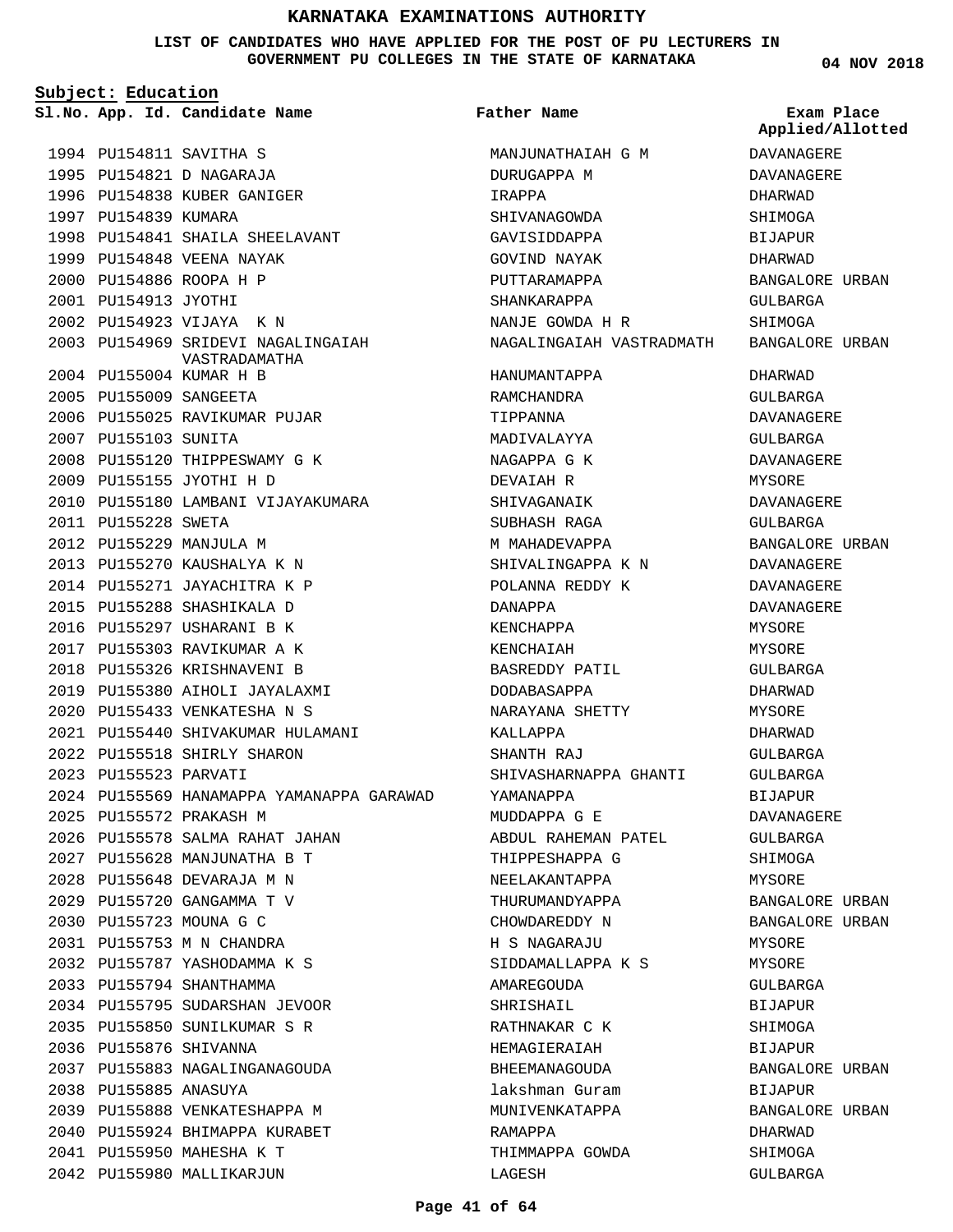# KARNATAKA EXAMINATIONS AUTHORITY

**LIST OF CANDIDATES WHO HAVE APPLIED FOR THE POST OF PU LECTURERS IN GOVERNMENT PU COLLEGES IN THE STATE OF KARNATAKA**

**04 NOV 2018**

**Subject: Education**

| Sl.No. | App. Id. | Candidate Name | Father Name | Exam Place Applied/Allotted |
|---|---|---|---|---|
| 1994 | PU154811 | SAVITHA S | MANJUNATHAIAH G M | DAVANAGERE |
| 1995 | PU154821 | D NAGARAJA | DURUGAPPA M | DAVANAGERE |
| 1996 | PU154838 | KUBER GANIGER | IRAPPA | DHARWAD |
| 1997 | PU154839 | KUMARA | SHIVANAGOWDA | SHIMOGA |
| 1998 | PU154841 | SHAILA SHEELAVANT | GAVISIDDAPPA | BIJAPUR |
| 1999 | PU154848 | VEENA NAYAK | GOVIND NAYAK | DHARWAD |
| 2000 | PU154886 | ROOPA H P | PUTTARAMAPPA | BANGALORE URBAN |
| 2001 | PU154913 | JYOTHI | SHANKARAPPA | GULBARGA |
| 2002 | PU154923 | VIJAYA K N | NANJE GOWDA H R | SHIMOGA |
| 2003 | PU154969 | SRIDEVI NAGALINGAIAH VASTRADAMATHA | NAGALINGAIAH VASTRADMATH | BANGALORE URBAN |
| 2004 | PU155004 | KUMAR H B | HANUMANTAPPA | DHARWAD |
| 2005 | PU155009 | SANGEETA | RAMCHANDRA | GULBARGA |
| 2006 | PU155025 | RAVIKUMAR PUJAR | TIPPANNA | DAVANAGERE |
| 2007 | PU155103 | SUNITA | MADIVALAYYA | GULBARGA |
| 2008 | PU155120 | THIPPESWAMY G K | NAGAPPA G K | DAVANAGERE |
| 2009 | PU155155 | JYOTHI H D | DEVAIAH R | MYSORE |
| 2010 | PU155180 | LAMBANI VIJAYAKUMARA | SHIVAGANAIK | DAVANAGERE |
| 2011 | PU155228 | SWETA | SUBHASH RAGA | GULBARGA |
| 2012 | PU155229 | MANJULA M | M MAHADEVAPPA | BANGALORE URBAN |
| 2013 | PU155270 | KAUSHALYA K N | SHIVALINGAPPA K N | DAVANAGERE |
| 2014 | PU155271 | JAYACHITRA K P | POLANNA REDDY K | DAVANAGERE |
| 2015 | PU155288 | SHASHIKALA D | DANAPPA | DAVANAGERE |
| 2016 | PU155297 | USHARANI B K | KENCHAPPA | MYSORE |
| 2017 | PU155303 | RAVIKUMAR A K | KENCHAIAH | MYSORE |
| 2018 | PU155326 | KRISHNAVENI B | BASREDDY PATIL | GULBARGA |
| 2019 | PU155380 | AIHOLI JAYALAXMI | DODABASAPPA | DHARWAD |
| 2020 | PU155433 | VENKATESHA N S | NARAYANA SHETTY | MYSORE |
| 2021 | PU155440 | SHIVAKUMAR HULAMANI | KALLAPPA | DHARWAD |
| 2022 | PU155518 | SHIRLY SHARON | SHANTH RAJ | GULBARGA |
| 2023 | PU155523 | PARVATI | SHIVASHARNAPPA GHANTI | GULBARGA |
| 2024 | PU155569 | HANAMAPPA YAMANAPPA GARAWAD | YAMANAPPA | BIJAPUR |
| 2025 | PU155572 | PRAKASH M | MUDDAPPA G E | DAVANAGERE |
| 2026 | PU155578 | SALMA RAHAT JAHAN | ABDUL RAHEMAN PATEL | GULBARGA |
| 2027 | PU155628 | MANJUNATHA B T | THIPPESHAPPA G | SHIMOGA |
| 2028 | PU155648 | DEVARAJA M N | NEELAKANTAPPA | MYSORE |
| 2029 | PU155720 | GANGAMMA T V | THURUMANDYAPPA | BANGALORE URBAN |
| 2030 | PU155723 | MOUNA G C | CHOWDAREDDY N | BANGALORE URBAN |
| 2031 | PU155753 | M N CHANDRA | H S NAGARAJU | MYSORE |
| 2032 | PU155787 | YASHODAMMA K S | SIDDAMALLAPPA K S | MYSORE |
| 2033 | PU155794 | SHANTHAMMA | AMAREGOUDA | GULBARGA |
| 2034 | PU155795 | SUDARSHAN JEVOOR | SHRISHAIL | BIJAPUR |
| 2035 | PU155850 | SUNILKUMAR S R | RATHNAKAR C K | SHIMOGA |
| 2036 | PU155876 | SHIVANNA | HEMAGIERAIAH | BIJAPUR |
| 2037 | PU155883 | NAGALINGANAGOUDA | BHEEMANAGOUDA | BANGALORE URBAN |
| 2038 | PU155885 | ANASUYA | lakshman Guram | BIJAPUR |
| 2039 | PU155888 | VENKATESHAPPA M | MUNIVENKATAPPA | BANGALORE URBAN |
| 2040 | PU155924 | BHIMAPPA KURABET | RAMAPPA | DHARWAD |
| 2041 | PU155950 | MAHESHA K T | THIMMAPPA GOWDA | SHIMOGA |
| 2042 | PU155980 | MALLIKARJUN | LAGESH | GULBARGA |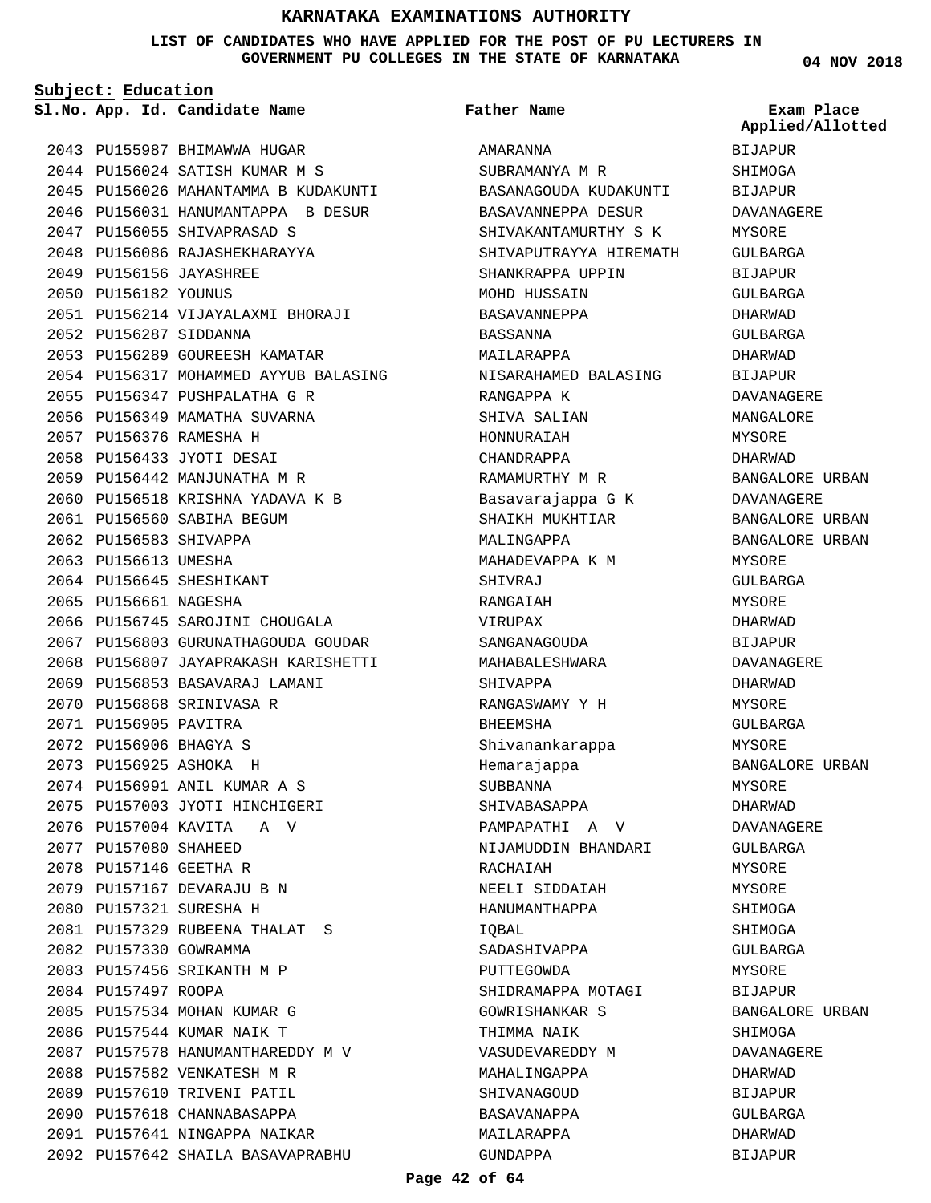# KARNATAKA EXAMINATIONS AUTHORITY

**LIST OF CANDIDATES WHO HAVE APPLIED FOR THE POST OF PU LECTURERS IN GOVERNMENT PU COLLEGES IN THE STATE OF KARNATAKA**

04 NOV 2018

**Subject: Education**

| Sl.No. | App. Id. | Candidate Name | Father Name | Exam Place Applied/Allotted |
|---|---|---|---|---|
| 2043 | PU155987 | BHIMAWWA HUGAR | AMARANNA | BIJAPUR |
| 2044 | PU156024 | SATISH KUMAR M S | SUBRAMANYA M R | SHIMOGA |
| 2045 | PU156026 | MAHANTAMMA B KUDAKUNTI | BASANAGOUDA KUDAKUNTI | BIJAPUR |
| 2046 | PU156031 | HANUMANTAPPA B DESUR | BASAVANNEPPA DESUR | DAVANAGERE |
| 2047 | PU156055 | SHIVAPRASAD S | SHIVAKANTAMURTHY S K | MYSORE |
| 2048 | PU156086 | RAJASHEKHARAYYA | SHIVAPUTRAYYA HIREMATH | GULBARGA |
| 2049 | PU156156 | JAYASHREE | SHANKRAPPA UPPIN | BIJAPUR |
| 2050 | PU156182 | YOUNUS | MOHD HUSSAIN | GULBARGA |
| 2051 | PU156214 | VIJAYALAXMI BHORAJI | BASAVANNEPPA | DHARWAD |
| 2052 | PU156287 | SIDDANNA | BASSANNA | GULBARGA |
| 2053 | PU156289 | GOUREESH KAMATAR | MAILARAPPA | DHARWAD |
| 2054 | PU156317 | MOHAMMED AYYUB BALASING | NISARAHAMED BALASING | BIJAPUR |
| 2055 | PU156347 | PUSHPALATHA G R | RANGAPPA K | DAVANAGERE |
| 2056 | PU156349 | MAMATHA SUVARNA | SHIVA SALIAN | MANGALORE |
| 2057 | PU156376 | RAMESHA H | HONNURAIAH | MYSORE |
| 2058 | PU156433 | JYOTI DESAI | CHANDRAPPA | DHARWAD |
| 2059 | PU156442 | MANJUNATHA M R | RAMAMURTHY M R | BANGALORE URBAN |
| 2060 | PU156518 | KRISHNA YADAVA K B | Basavarajappa G K | DAVANAGERE |
| 2061 | PU156560 | SABIHA BEGUM | SHAIKH MUKHTIAR | BANGALORE URBAN |
| 2062 | PU156583 | SHIVAPPA | MALINGAPPA | BANGALORE URBAN |
| 2063 | PU156613 | UMESHA | MAHADEVAPPA K M | MYSORE |
| 2064 | PU156645 | SHESHIKANT | SHIVRAJ | GULBARGA |
| 2065 | PU156661 | NAGESHA | RANGAIAH | MYSORE |
| 2066 | PU156745 | SAROJINI CHOUGALA | VIRUPAX | DHARWAD |
| 2067 | PU156803 | GURUNATHAGOUDA GOUDAR | SANGANAGOUDA | BIJAPUR |
| 2068 | PU156807 | JAYAPRAKASH KARISHETTI | MAHABALESHWARA | DAVANAGERE |
| 2069 | PU156853 | BASAVARAJ LAMANI | SHIVAPPA | DHARWAD |
| 2070 | PU156868 | SRINIVASA R | RANGASWAMY Y H | MYSORE |
| 2071 | PU156905 | PAVITRA | BHEEMSHA | GULBARGA |
| 2072 | PU156906 | BHAGYA S | Shivanankarappa | MYSORE |
| 2073 | PU156925 | ASHOKA H | Hemarajappa | BANGALORE URBAN |
| 2074 | PU156991 | ANIL KUMAR A S | SUBBANNA | MYSORE |
| 2075 | PU157003 | JYOTI HINCHIGERI | SHIVABASAPPA | DHARWAD |
| 2076 | PU157004 | KAVITA A V | PAMPAPATHI A V | DAVANAGERE |
| 2077 | PU157080 | SHAHEED | NIJAMUDDIN BHANDARI | GULBARGA |
| 2078 | PU157146 | GEETHA R | RACHAIAH | MYSORE |
| 2079 | PU157167 | DEVARAJU B N | NEELI SIDDAIAH | MYSORE |
| 2080 | PU157321 | SURESHA H | HANUMANTHAPPA | SHIMOGA |
| 2081 | PU157329 | RUBEENA THALAT S | IQBAL | SHIMOGA |
| 2082 | PU157330 | GOWRAMMA | SADASHIVAPPA | GULBARGA |
| 2083 | PU157456 | SRIKANTH M P | PUTTEGOWDA | MYSORE |
| 2084 | PU157497 | ROOPA | SHIDRAMAPPA MOTAGI | BIJAPUR |
| 2085 | PU157534 | MOHAN KUMAR G | GOWRISHANKAR S | BANGALORE URBAN |
| 2086 | PU157544 | KUMAR NAIK T | THIMMA NAIK | SHIMOGA |
| 2087 | PU157578 | HANUMANTHAREDDY M V | VASUDEVAREDDY M | DAVANAGERE |
| 2088 | PU157582 | VENKATESH M R | MAHALINGAPPA | DHARWAD |
| 2089 | PU157610 | TRIVENI PATIL | SHIVANAGOUD | BIJAPUR |
| 2090 | PU157618 | CHANNABASAPPA | BASAVANAPPA | GULBARGA |
| 2091 | PU157641 | NINGAPPA NAIKAR | MAILARAPPA | DHARWAD |
| 2092 | PU157642 | SHAILA BASAVAPRABHU | GUNDAPPA | BIJAPUR |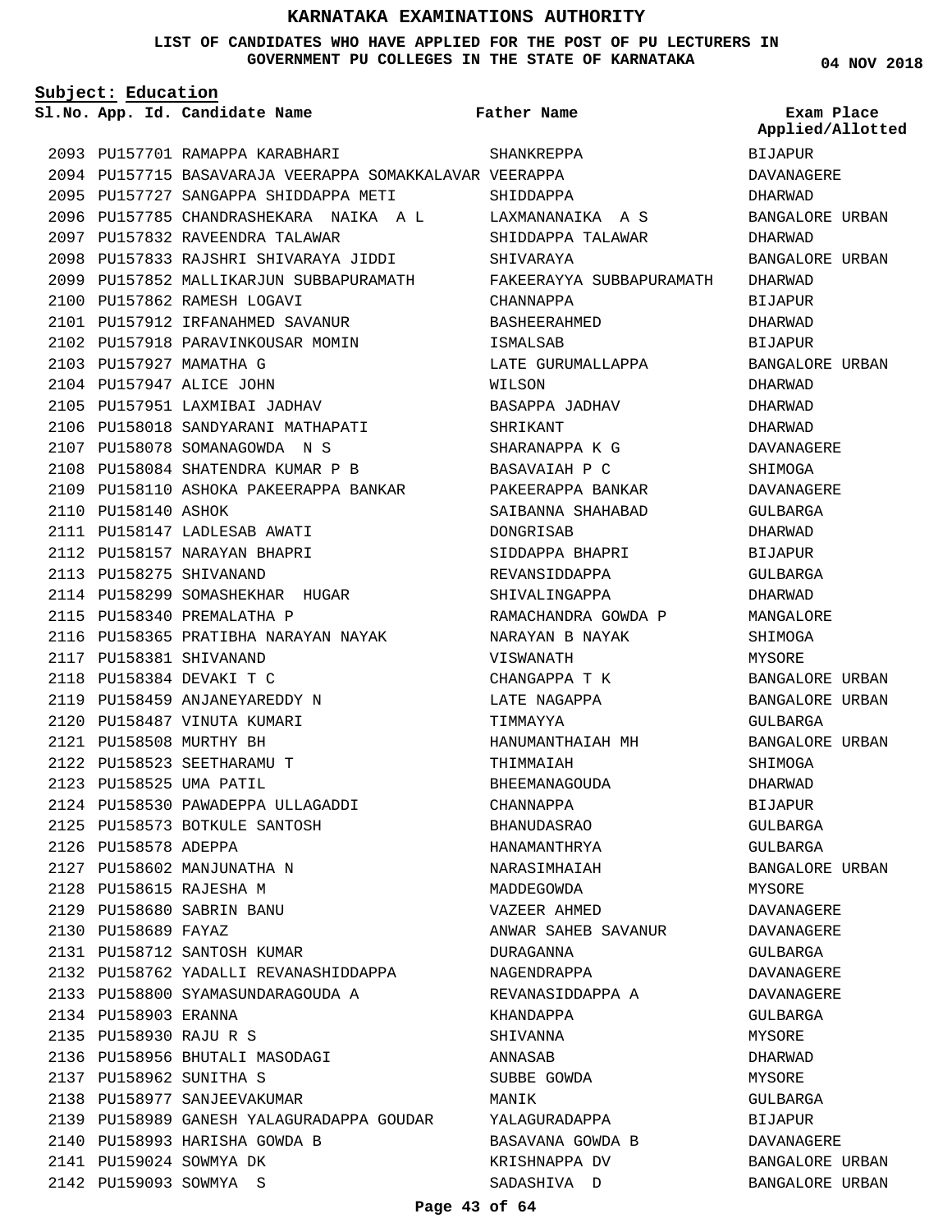# KARNATAKA EXAMINATIONS AUTHORITY

**LIST OF CANDIDATES WHO HAVE APPLIED FOR THE POST OF PU LECTURERS IN GOVERNMENT PU COLLEGES IN THE STATE OF KARNATAKA**

**04 NOV 2018**

**Subject: Education**

| Sl.No. | App. Id. | Candidate Name | Father Name | Exam Place Applied/Allotted |
|---|---|---|---|---|
| 2093 | PU157701 | RAMAPPA KARABHARI | SHANKREPPA | BIJAPUR |
| 2094 | PU157715 | BASAVARAJA VEERAPPA SOMAKKALAVAR | VEERAPPA | DAVANAGERE |
| 2095 | PU157727 | SANGAPPA SHIDDAPPA METI | SHIDDAPPA | DHARWAD |
| 2096 | PU157785 | CHANDRASHEKARA NAIKA A L | LAXMANANAIKA A S | BANGALORE URBAN |
| 2097 | PU157832 | RAVEENDRA TALAWAR | SHIDDAPPA TALAWAR | DHARWAD |
| 2098 | PU157833 | RAJSHRI SHIVARAYA JIDDI | SHIVARAYA | BANGALORE URBAN |
| 2099 | PU157852 | MALLIKARJUN SUBBAPURAMATH | FAKEERAYYA SUBBAPURAMATH | DHARWAD |
| 2100 | PU157862 | RAMESH LOGAVI | CHANNAPPA | BIJAPUR |
| 2101 | PU157912 | IRFANAHMED SAVANUR | BASHEERAHMED | DHARWAD |
| 2102 | PU157918 | PARAVINKOUSAR MOMIN | ISMALSAB | BIJAPUR |
| 2103 | PU157927 | MAMATHA G | LATE GURUMALLAPPA | BANGALORE URBAN |
| 2104 | PU157947 | ALICE JOHN | WILSON | DHARWAD |
| 2105 | PU157951 | LAXMIBAI JADHAV | BASAPPA JADHAV | DHARWAD |
| 2106 | PU158018 | SANDYARANI MATHAPATI | SHRIKANT | DHARWAD |
| 2107 | PU158078 | SOMANAGOWDA N S | SHARANAPPA K G | DAVANAGERE |
| 2108 | PU158084 | SHATENDRA KUMAR P B | BASAVAIAH P C | SHIMOGA |
| 2109 | PU158110 | ASHOKA PAKEERAPPA BANKAR | PAKEERAPPA BANKAR | DAVANAGERE |
| 2110 | PU158140 | ASHOK | SAIBANNA SHAHABAD | GULBARGA |
| 2111 | PU158147 | LADLESAB AWATI | DONGRISAB | DHARWAD |
| 2112 | PU158157 | NARAYAN BHAPRI | SIDDAPPA BHAPRI | BIJAPUR |
| 2113 | PU158275 | SHIVANAND | REVANSIDDAPPA | GULBARGA |
| 2114 | PU158299 | SOMASHEKHAR HUGAR | SHIVALINGAPPA | DHARWAD |
| 2115 | PU158340 | PREMALATHA P | RAMACHANDRA GOWDA P | MANGALORE |
| 2116 | PU158365 | PRATIBHA NARAYAN NAYAK | NARAYAN B NAYAK | SHIMOGA |
| 2117 | PU158381 | SHIVANAND | VISWANATH | MYSORE |
| 2118 | PU158384 | DEVAKI T C | CHANGAPPA T K | BANGALORE URBAN |
| 2119 | PU158459 | ANJANEYAREDDY N | LATE NAGAPPA | BANGALORE URBAN |
| 2120 | PU158487 | VINUTA KUMARI | TIMMAYYA | GULBARGA |
| 2121 | PU158508 | MURTHY BH | HANUMANTHAIAH MH | BANGALORE URBAN |
| 2122 | PU158523 | SEETHARAMU T | THIMMAIAH | SHIMOGA |
| 2123 | PU158525 | UMA PATIL | BHEEMANAGOUDA | DHARWAD |
| 2124 | PU158530 | PAWADEPPA ULLAGADDI | CHANNAPPA | BIJAPUR |
| 2125 | PU158573 | BOTKULE SANTOSH | BHANUDASRAO | GULBARGA |
| 2126 | PU158578 | ADEPPA | HANAMANTHRYA | GULBARGA |
| 2127 | PU158602 | MANJUNATHA N | NARASIMHAIAH | BANGALORE URBAN |
| 2128 | PU158615 | RAJESHA M | MADDEGOWDA | MYSORE |
| 2129 | PU158680 | SABRIN BANU | VAZEER AHMED | DAVANAGERE |
| 2130 | PU158689 | FAYAZ | ANWAR SAHEB SAVANUR | DAVANAGERE |
| 2131 | PU158712 | SANTOSH KUMAR | DURAGANNA | GULBARGA |
| 2132 | PU158762 | YADALLI REVANASHIDDAPPA | NAGENDRAPPA | DAVANAGERE |
| 2133 | PU158800 | SYAMASUNDARAGOUDA A | REVANASIDDAPPA A | DAVANAGERE |
| 2134 | PU158903 | ERANNA | KHANDAPPA | GULBARGA |
| 2135 | PU158930 | RAJU R S | SHIVANNA | MYSORE |
| 2136 | PU158956 | BHUTALI MASODAGI | ANNASAB | DHARWAD |
| 2137 | PU158962 | SUNITHA S | SUBBE GOWDA | MYSORE |
| 2138 | PU158977 | SANJEEVAKUMAR | MANIK | GULBARGA |
| 2139 | PU158989 | GANESH YALAGURADAPPA GOUDAR | YALAGURADAPPA | BIJAPUR |
| 2140 | PU158993 | HARISHA GOWDA B | BASAVANA GOWDA B | DAVANAGERE |
| 2141 | PU159024 | SOWMYA DK | KRISHNAPPA DV | BANGALORE URBAN |
| 2142 | PU159093 | SOWMYA S | SADASHIVA D | BANGALORE URBAN |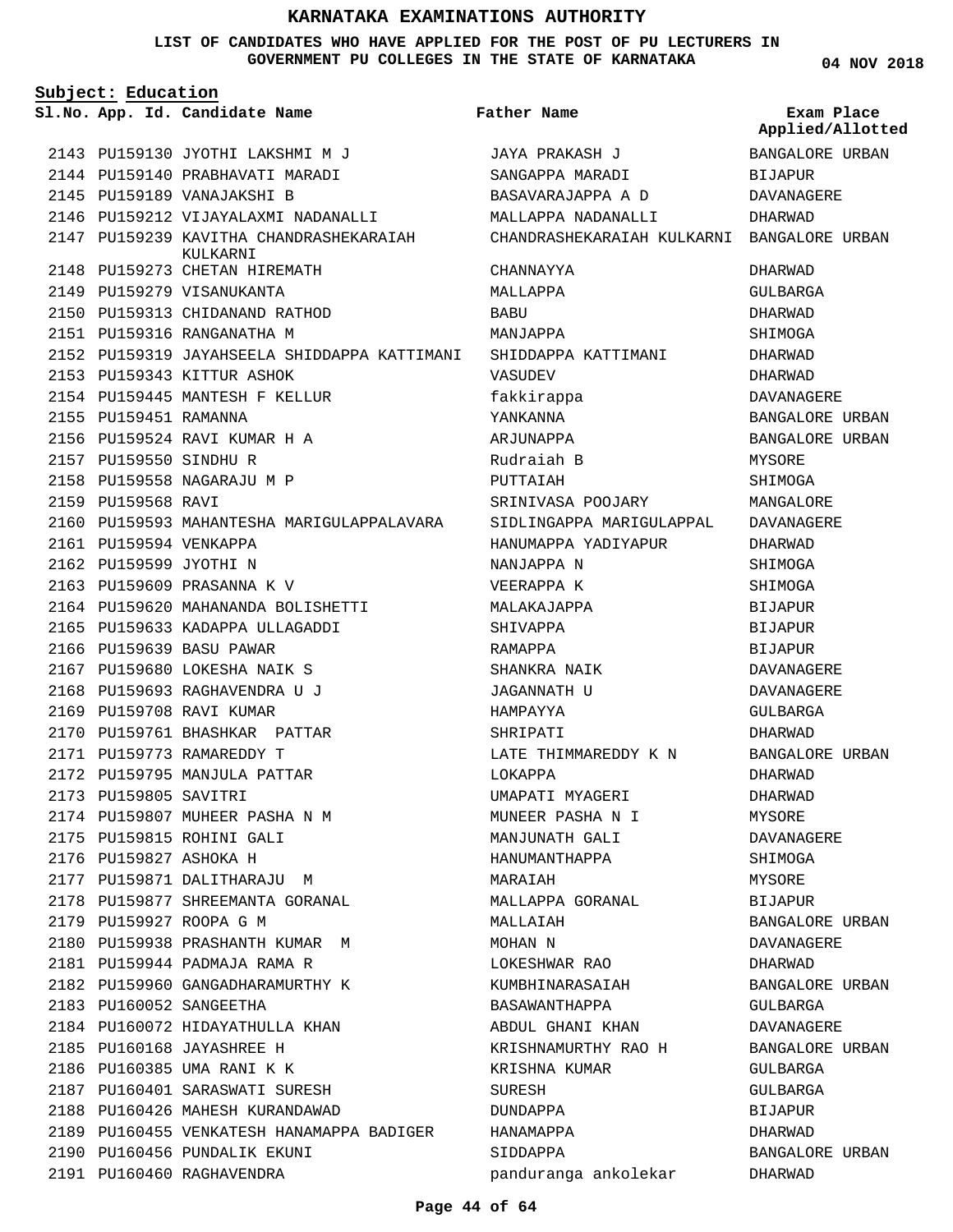# KARNATAKA EXAMINATIONS AUTHORITY

**LIST OF CANDIDATES WHO HAVE APPLIED FOR THE POST OF PU LECTURERS IN GOVERNMENT PU COLLEGES IN THE STATE OF KARNATAKA**

**04 NOV 2018**

**Subject: Education**

| Sl.No. | App. Id. | Candidate Name | Father Name | Exam Place Applied/Allotted |
|---|---|---|---|---|
| 2143 | PU159130 | JYOTHI LAKSHMI M J | JAYA PRAKASH J | BANGALORE URBAN |
| 2144 | PU159140 | PRABHAVATI MARADI | SANGAPPA MARADI | BIJAPUR |
| 2145 | PU159189 | VANAJAKSHI B | BASAVARAJAPPA A D | DAVANAGERE |
| 2146 | PU159212 | VIJAYALAXMI NADANALLI | MALLAPPA NADANALLI | DHARWAD |
| 2147 | PU159239 | KAVITHA CHANDRASHEKARAIAH KULKARNI | CHANDRASHEKARAIAH KULKARNI | BANGALORE URBAN |
| 2148 | PU159273 | CHETAN HIREMATH | CHANNAYYA | DHARWAD |
| 2149 | PU159279 | VISANUKANTA | MALLAPPA | GULBARGA |
| 2150 | PU159313 | CHIDANAND RATHOD | BABU | DHARWAD |
| 2151 | PU159316 | RANGANATHA M | MANJAPPA | SHIMOGA |
| 2152 | PU159319 | JAYAHSEELA SHIDDAPPA KATTIMANI | SHIDDAPPA KATTIMANI | DHARWAD |
| 2153 | PU159343 | KITTUR ASHOK | VASUDEV | DHARWAD |
| 2154 | PU159445 | MANTESH F KELLUR | fakkirappa | DAVANAGERE |
| 2155 | PU159451 | RAMANNA | YANKANNA | BANGALORE URBAN |
| 2156 | PU159524 | RAVI KUMAR H A | ARJUNAPPA | BANGALORE URBAN |
| 2157 | PU159550 | SINDHU R | Rudraiah B | MYSORE |
| 2158 | PU159558 | NAGARAJU M P | PUTTAIAH | SHIMOGA |
| 2159 | PU159568 | RAVI | SRINIVASA POOJARY | MANGALORE |
| 2160 | PU159593 | MAHANTESHA MARIGULAPPALAVARA | SIDLINGAPPA MARIGULAPPAL | DAVANAGERE |
| 2161 | PU159594 | VENKAPPA | HANUMAPPA YADIYAPUR | DHARWAD |
| 2162 | PU159599 | JYOTHI N | NANJAPPA N | SHIMOGA |
| 2163 | PU159609 | PRASANNA K V | VEERAPPA K | SHIMOGA |
| 2164 | PU159620 | MAHANANDA BOLISHETTI | MALAKAJAPPA | BIJAPUR |
| 2165 | PU159633 | KADAPPA ULLAGADDI | SHIVAPPA | BIJAPUR |
| 2166 | PU159639 | BASU PAWAR | RAMAPPA | BIJAPUR |
| 2167 | PU159680 | LOKESHA NAIK S | SHANKRA NAIK | DAVANAGERE |
| 2168 | PU159693 | RAGHAVENDRA U J | JAGANNATH U | DAVANAGERE |
| 2169 | PU159708 | RAVI KUMAR | HAMPAYYA | GULBARGA |
| 2170 | PU159761 | BHASHKAR PATTAR | SHRIPATI | DHARWAD |
| 2171 | PU159773 | RAMAREDDY T | LATE THIMMAREDDY K N | BANGALORE URBAN |
| 2172 | PU159795 | MANJULA PATTAR | LOKAPPA | DHARWAD |
| 2173 | PU159805 | SAVITRI | UMAPATI MYAGERI | DHARWAD |
| 2174 | PU159807 | MUHEER PASHA N M | MUNEER PASHA N I | MYSORE |
| 2175 | PU159815 | ROHINI GALI | MANJUNATH GALI | DAVANAGERE |
| 2176 | PU159827 | ASHOKA H | HANUMANTHAPPA | SHIMOGA |
| 2177 | PU159871 | DALITHARAJU M | MARAIAH | MYSORE |
| 2178 | PU159877 | SHREEMANTA GORANAL | MALLAPPA GORANAL | BIJAPUR |
| 2179 | PU159927 | ROOPA G M | MALLAIAH | BANGALORE URBAN |
| 2180 | PU159938 | PRASHANTH KUMAR M | MOHAN N | DAVANAGERE |
| 2181 | PU159944 | PADMAJA RAMA R | LOKESHWAR RAO | DHARWAD |
| 2182 | PU159960 | GANGADHARAMURTHY K | KUMBHINARASAIAH | BANGALORE URBAN |
| 2183 | PU160052 | SANGEETHA | BASAWANTHAPPA | GULBARGA |
| 2184 | PU160072 | HIDAYATHULLA KHAN | ABDUL GHANI KHAN | DAVANAGERE |
| 2185 | PU160168 | JAYASHREE H | KRISHNAMURTHY RAO H | BANGALORE URBAN |
| 2186 | PU160385 | UMA RANI K K | KRISHNA KUMAR | GULBARGA |
| 2187 | PU160401 | SARASWATI SURESH | SURESH | GULBARGA |
| 2188 | PU160426 | MAHESH KURANDAWAD | DUNDAPPA | BIJAPUR |
| 2189 | PU160455 | VENKATESH HANAMAPPA BADIGER | HANAMAPPA | DHARWAD |
| 2190 | PU160456 | PUNDALIK EKUNI | SIDDAPPA | BANGALORE URBAN |
| 2191 | PU160460 | RAGHAVENDRA | panduranga ankolekar | DHARWAD |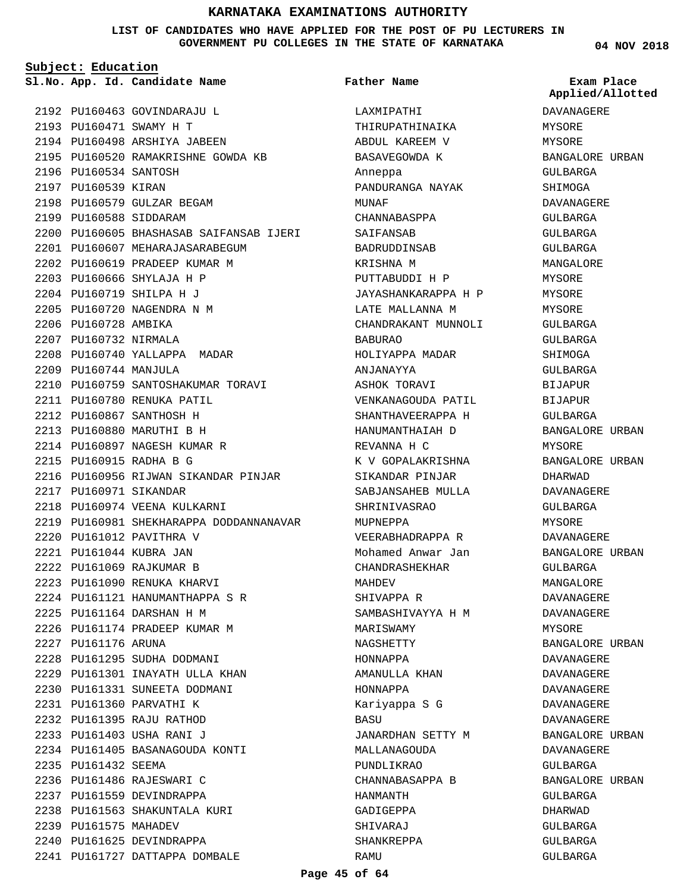# KARNATAKA EXAMINATIONS AUTHORITY

**LIST OF CANDIDATES WHO HAVE APPLIED FOR THE POST OF PU LECTURERS IN GOVERNMENT PU COLLEGES IN THE STATE OF KARNATAKA**

04 NOV 2018

**Subject: Education**

| Sl.No. | App. Id. | Candidate Name | Father Name | Exam Place Applied/Allotted |
|---|---|---|---|---|
| 2192 | PU160463 | GOVINDARAJU L | LAXMIPATHI | DAVANAGERE |
| 2193 | PU160471 | SWAMY H T | THIRUPATHINAIKA | MYSORE |
| 2194 | PU160498 | ARSHIYA JABEEN | ABDUL KAREEM V | MYSORE |
| 2195 | PU160520 | RAMAKRISHNE GOWDA KB | BASAVEGOWDA K | BANGALORE URBAN |
| 2196 | PU160534 | SANTOSH | Anneppa | GULBARGA |
| 2197 | PU160539 | KIRAN | PANDURANGA NAYAK | SHIMOGA |
| 2198 | PU160579 | GULZAR BEGAM | MUNAF | DAVANAGERE |
| 2199 | PU160588 | SIDDARAM | CHANNABASPPA | GULBARGA |
| 2200 | PU160605 | BHASHASAB SAIFANSAB IJERI | SAIFANSAB | GULBARGA |
| 2201 | PU160607 | MEHARAJASARABEGUM | BADRUDDINSAB | GULBARGA |
| 2202 | PU160619 | PRADEEP KUMAR M | KRISHNA M | MANGALORE |
| 2203 | PU160666 | SHYLAJA H P | PUTTABUDDI H P | MYSORE |
| 2204 | PU160719 | SHILPA H J | JAYASHANKARAPPA H P | MYSORE |
| 2205 | PU160720 | NAGENDRA N M | LATE MALLANNA M | MYSORE |
| 2206 | PU160728 | AMBIKA | CHANDRAKANT MUNNOLI | GULBARGA |
| 2207 | PU160732 | NIRMALA | BABURAO | GULBARGA |
| 2208 | PU160740 | YALLAPPA MADAR | HOLIYAPPA MADAR | SHIMOGA |
| 2209 | PU160744 | MANJULA | ANJANAYYA | GULBARGA |
| 2210 | PU160759 | SANTOSHAKUMAR TORAVI | ASHOK TORAVI | BIJAPUR |
| 2211 | PU160780 | RENUKA PATIL | VENKANAGOUDA PATIL | BIJAPUR |
| 2212 | PU160867 | SANTHOSH H | SHANTHAVEERAPPA H | GULBARGA |
| 2213 | PU160880 | MARUTHI B H | HANUMANTHAIAH D | BANGALORE URBAN |
| 2214 | PU160897 | NAGESH KUMAR R | REVANNA H C | MYSORE |
| 2215 | PU160915 | RADHA B G | K V GOPALAKRISHNA | BANGALORE URBAN |
| 2216 | PU160956 | RIJWAN SIKANDAR PINJAR | SIKANDAR PINJAR | DHARWAD |
| 2217 | PU160971 | SIKANDAR | SABJANSAHEB MULLA | DAVANAGERE |
| 2218 | PU160974 | VEENA KULKARNI | SHRINIVASRAO | GULBARGA |
| 2219 | PU160981 | SHEKHARAPPA DODDANNANAVAR | MUPNEPPA | MYSORE |
| 2220 | PU161012 | PAVITHRA V | VEERABHADRAPPA R | DAVANAGERE |
| 2221 | PU161044 | KUBRA JAN | Mohamed Anwar Jan | BANGALORE URBAN |
| 2222 | PU161069 | RAJKUMAR B | CHANDRASHEKHAR | GULBARGA |
| 2223 | PU161090 | RENUKA KHARVI | MAHDEV | MANGALORE |
| 2224 | PU161121 | HANUMANTHAPPA S R | SHIVAPPA R | DAVANAGERE |
| 2225 | PU161164 | DARSHAN H M | SAMBASHIVAYYA H M | DAVANAGERE |
| 2226 | PU161174 | PRADEEP KUMAR M | MARISWAMY | MYSORE |
| 2227 | PU161176 | ARUNA | NAGSHETTY | BANGALORE URBAN |
| 2228 | PU161295 | SUDHA DODMANI | HONNAPPA | DAVANAGERE |
| 2229 | PU161301 | INAYATH ULLA KHAN | AMANULLA KHAN | DAVANAGERE |
| 2230 | PU161331 | SUNEETA DODMANI | HONNAPPA | DAVANAGERE |
| 2231 | PU161360 | PARVATHI K | Kariyappa S G | DAVANAGERE |
| 2232 | PU161395 | RAJU RATHOD | BASU | DAVANAGERE |
| 2233 | PU161403 | USHA RANI J | JANARDHAN SETTY M | BANGALORE URBAN |
| 2234 | PU161405 | BASANAGOUDA KONTI | MALLANAGOUDA | DAVANAGERE |
| 2235 | PU161432 | SEEMA | PUNDLIKRAO | GULBARGA |
| 2236 | PU161486 | RAJESWARI C | CHANNABASAPPA B | BANGALORE URBAN |
| 2237 | PU161559 | DEVINDRAPPA | HANMANTH | GULBARGA |
| 2238 | PU161563 | SHAKUNTALA KURI | GADIGEPPA | DHARWAD |
| 2239 | PU161575 | MAHADEV | SHIVARAJ | GULBARGA |
| 2240 | PU161625 | DEVINDRAPPA | SHANKREPPA | GULBARGA |
| 2241 | PU161727 | DATTAPPA DOMBALE | RAMU | GULBARGA |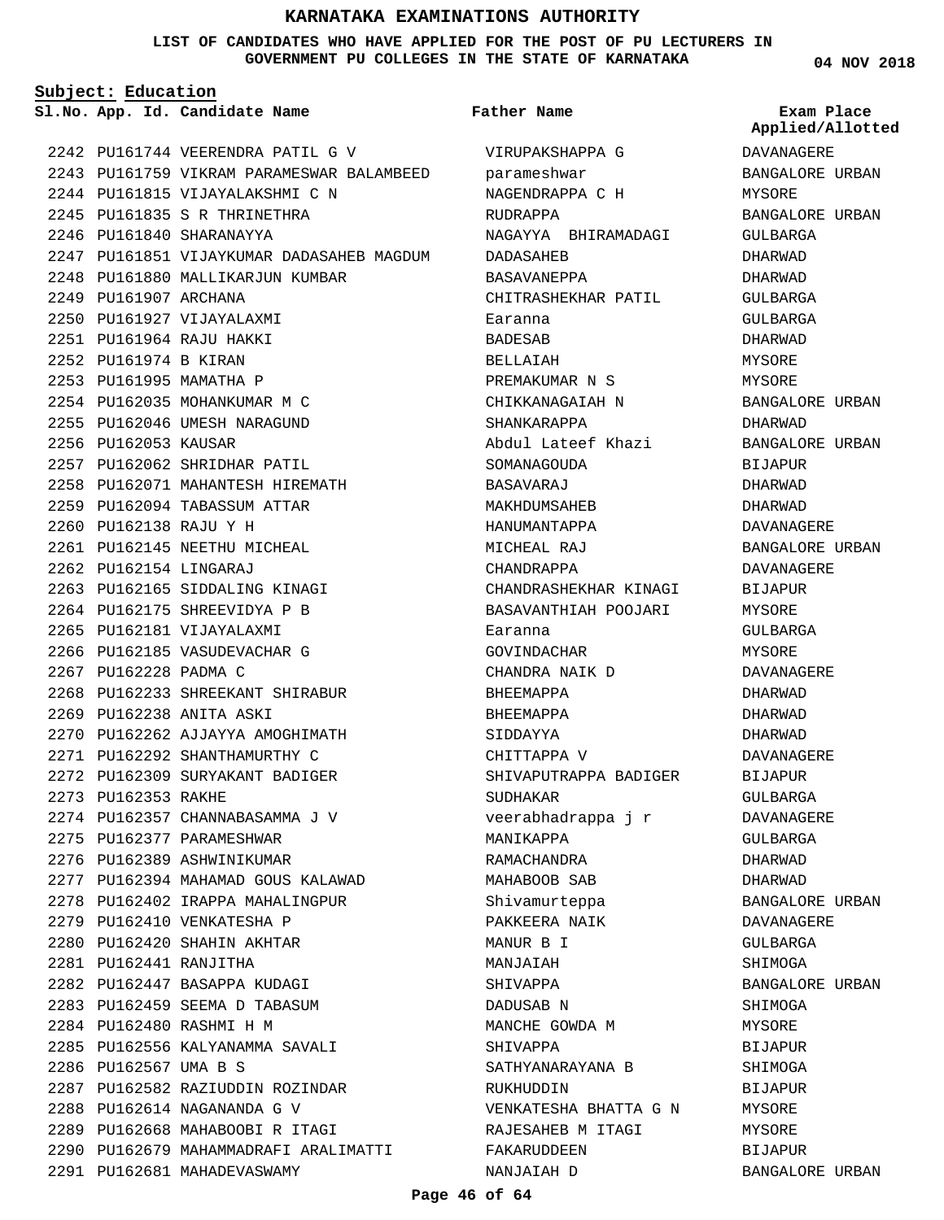# KARNATAKA EXAMINATIONS AUTHORITY

**LIST OF CANDIDATES WHO HAVE APPLIED FOR THE POST OF PU LECTURERS IN GOVERNMENT PU COLLEGES IN THE STATE OF KARNATAKA**

04 NOV 2018

**Subject: Education**

| Sl.No. | App. Id. | Candidate Name | Father Name | Exam Place Applied/Allotted |
|---|---|---|---|---|
| 2242 | PU161744 | VEERENDRA PATIL G V | VIRUPAKSHAPPA G | DAVANAGERE |
| 2243 | PU161759 | VIKRAM PARAMESWAR BALAMBEED | parameshwar | BANGALORE URBAN |
| 2244 | PU161815 | VIJAYALAKSHMI C N | NAGENDRAPPA C H | MYSORE |
| 2245 | PU161835 | S R THRINETHRA | RUDRAPPA | BANGALORE URBAN |
| 2246 | PU161840 | SHARANAYYA | NAGAYYA BHIRAMADAGI | GULBARGA |
| 2247 | PU161851 | VIJAYKUMAR DADASAHEB MAGDUM | DADASAHEB | DHARWAD |
| 2248 | PU161880 | MALLIKARJUN KUMBAR | BASAVANEPPA | DHARWAD |
| 2249 | PU161907 | ARCHANA | CHITRASHEKHAR PATIL | GULBARGA |
| 2250 | PU161927 | VIJAYALAXMI | Earanna | GULBARGA |
| 2251 | PU161964 | RAJU HAKKI | BADESAB | DHARWAD |
| 2252 | PU161974 | B KIRAN | BELLAIAH | MYSORE |
| 2253 | PU161995 | MAMATHA P | PREMAKUMAR N S | MYSORE |
| 2254 | PU162035 | MOHANKUMAR M C | CHIKKANAGAIAH N | BANGALORE URBAN |
| 2255 | PU162046 | UMESH NARAGUND | SHANKARAPPA | DHARWAD |
| 2256 | PU162053 | KAUSAR | Abdul Lateef Khazi | BANGALORE URBAN |
| 2257 | PU162062 | SHRIDHAR PATIL | SOMANAGOUDA | BIJAPUR |
| 2258 | PU162071 | MAHANTESH HIREMATH | BASAVARAJ | DHARWAD |
| 2259 | PU162094 | TABASSUM ATTAR | MAKHDUMSAHEB | DHARWAD |
| 2260 | PU162138 | RAJU Y H | HANUMANTAPPA | DAVANAGERE |
| 2261 | PU162145 | NEETHU MICHEAL | MICHEAL RAJ | BANGALORE URBAN |
| 2262 | PU162154 | LINGARAJ | CHANDRAPPA | DAVANAGERE |
| 2263 | PU162165 | SIDDALING KINAGI | CHANDRASHEKHAR KINAGI | BIJAPUR |
| 2264 | PU162175 | SHREEVIDYA P B | BASAVANTHIAH POOJARI | MYSORE |
| 2265 | PU162181 | VIJAYALAXMI | Earanna | GULBARGA |
| 2266 | PU162185 | VASUDEVACHAR G | GOVINDACHAR | MYSORE |
| 2267 | PU162228 | PADMA C | CHANDRA NAIK D | DAVANAGERE |
| 2268 | PU162233 | SHREEKANT SHIRABUR | BHEEMAPPA | DHARWAD |
| 2269 | PU162238 | ANITA ASKI | BHEEMAPPA | DHARWAD |
| 2270 | PU162262 | AJJAYYA AMOGHIMATH | SIDDAYYA | DHARWAD |
| 2271 | PU162292 | SHANTHAMURTHY C | CHITTAPPA V | DAVANAGERE |
| 2272 | PU162309 | SURYAKANT BADIGER | SHIVAPUTRAPPA BADIGER | BIJAPUR |
| 2273 | PU162353 | RAKHE | SUDHAKAR | GULBARGA |
| 2274 | PU162357 | CHANNABASAMMA J V | veerabhadrappa j r | DAVANAGERE |
| 2275 | PU162377 | PARAMESHWAR | MANIKAPPA | GULBARGA |
| 2276 | PU162389 | ASHWINIKUMAR | RAMACHANDRA | DHARWAD |
| 2277 | PU162394 | MAHAMAD GOUS KALAWAD | MAHABOOB SAB | DHARWAD |
| 2278 | PU162402 | IRAPPA MAHALINGPUR | Shivamurteppa | BANGALORE URBAN |
| 2279 | PU162410 | VENKATESHA P | PAKKEERA NAIK | DAVANAGERE |
| 2280 | PU162420 | SHAHIN AKHTAR | MANUR B I | GULBARGA |
| 2281 | PU162441 | RANJITHA | MANJAIAH | SHIMOGA |
| 2282 | PU162447 | BASAPPA KUDAGI | SHIVAPPA | BANGALORE URBAN |
| 2283 | PU162459 | SEEMA D TABASUM | DADUSAB N | SHIMOGA |
| 2284 | PU162480 | RASHMI H M | MANCHE GOWDA M | MYSORE |
| 2285 | PU162556 | KALYANAMMA SAVALI | SHIVAPPA | BIJAPUR |
| 2286 | PU162567 | UMA B S | SATHYANARAYANA B | SHIMOGA |
| 2287 | PU162582 | RAZIUDDIN ROZINDAR | RUKHUDDIN | BIJAPUR |
| 2288 | PU162614 | NAGANANDA G V | VENKATESHA BHATTA G N | MYSORE |
| 2289 | PU162668 | MAHABOOBI R ITAGI | RAJESAHEB M ITAGI | MYSORE |
| 2290 | PU162679 | MAHAMMADRAFI ARALIMATTI | FAKARUDDEEN | BIJAPUR |
| 2291 | PU162681 | MAHADEVASWAMY | NANJAIAH D | BANGALORE URBAN |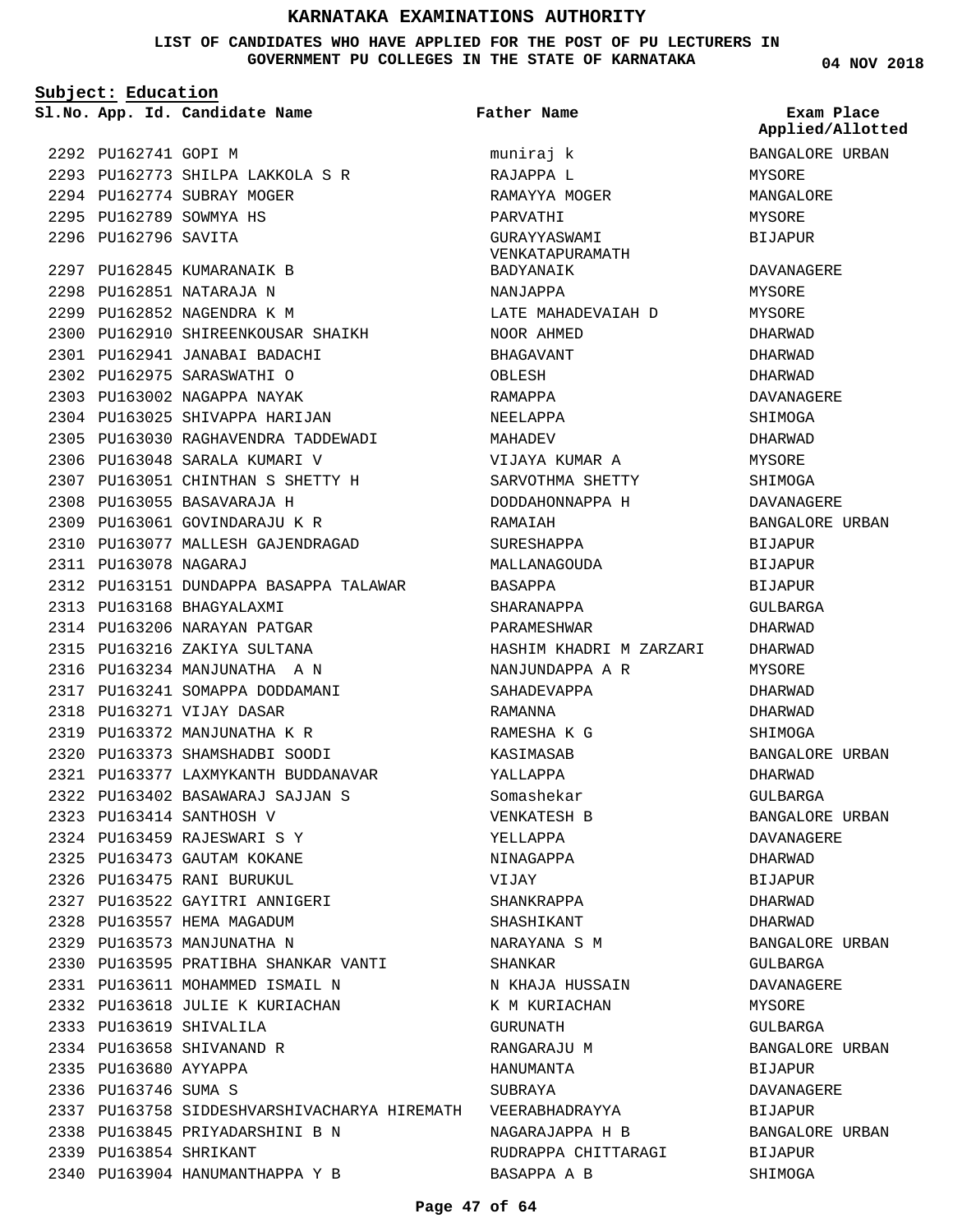# KARNATAKA EXAMINATIONS AUTHORITY

**LIST OF CANDIDATES WHO HAVE APPLIED FOR THE POST OF PU LECTURERS IN GOVERNMENT PU COLLEGES IN THE STATE OF KARNATAKA**

**04 NOV 2018**

**Subject: Education**

| Sl.No. | App. Id. | Candidate Name | Father Name | Exam Place Applied/Allotted |
|---|---|---|---|---|
| 2292 | PU162741 | GOPI M | muniraj k | BANGALORE URBAN |
| 2293 | PU162773 | SHILPA LAKKOLA S R | RAJAPPA L | MYSORE |
| 2294 | PU162774 | SUBRAY MOGER | RAMAYYA MOGER | MANGALORE |
| 2295 | PU162789 | SOWMYA HS | PARVATHI | MYSORE |
| 2296 | PU162796 | SAVITA | GURAYYASWAMI VENKATAPURAMATH | BIJAPUR |
| 2297 | PU162845 | KUMARANAIK B | BADYANAIK | DAVANAGERE |
| 2298 | PU162851 | NATARAJA N | NANJAPPA | MYSORE |
| 2299 | PU162852 | NAGENDRA K M | LATE MAHADEVAIAH D | MYSORE |
| 2300 | PU162910 | SHIREENKOUSAR SHAIKH | NOOR AHMED | DHARWAD |
| 2301 | PU162941 | JANABAI BADACHI | BHAGAVANT | DHARWAD |
| 2302 | PU162975 | SARASWATHI O | OBLESH | DHARWAD |
| 2303 | PU163002 | NAGAPPA NAYAK | RAMAPPA | DAVANAGERE |
| 2304 | PU163025 | SHIVAPPA HARIJAN | NEELAPPA | SHIMOGA |
| 2305 | PU163030 | RAGHAVENDRA TADDEWADI | MAHADEV | DHARWAD |
| 2306 | PU163048 | SARALA KUMARI V | VIJAYA KUMAR A | MYSORE |
| 2307 | PU163051 | CHINTHAN S SHETTY H | SARVOTHMA SHETTY | SHIMOGA |
| 2308 | PU163055 | BASAVARAJA H | DODDAHONNAPPA H | DAVANAGERE |
| 2309 | PU163061 | GOVINDARAJU K R | RAMAIAH | BANGALORE URBAN |
| 2310 | PU163077 | MALLESH GAJENDRAGAD | SURESHAPPA | BIJAPUR |
| 2311 | PU163078 | NAGARAJ | MALLANAGOUDA | BIJAPUR |
| 2312 | PU163151 | DUNDAPPA BASAPPA TALAWAR | BASAPPA | BIJAPUR |
| 2313 | PU163168 | BHAGYALAXMI | SHARANAPPA | GULBARGA |
| 2314 | PU163206 | NARAYAN PATGAR | PARAMESHWAR | DHARWAD |
| 2315 | PU163216 | ZAKIYA SULTANA | HASHIM KHADRI M ZARZARI | DHARWAD |
| 2316 | PU163234 | MANJUNATHA A N | NANJUNDAPPA A R | MYSORE |
| 2317 | PU163241 | SOMAPPA DODDAMANI | SAHADEVAPPA | DHARWAD |
| 2318 | PU163271 | VIJAY DASAR | RAMANNA | DHARWAD |
| 2319 | PU163372 | MANJUNATHA K R | RAMESHA K G | SHIMOGA |
| 2320 | PU163373 | SHAMSHADBI SOODI | KASIMASAB | BANGALORE URBAN |
| 2321 | PU163377 | LAXMYKANTH BUDDANAVAR | YALLAPPA | DHARWAD |
| 2322 | PU163402 | BASAWARAJ SAJJAN S | Somashekar | GULBARGA |
| 2323 | PU163414 | SANTHOSH V | VENKATESH B | BANGALORE URBAN |
| 2324 | PU163459 | RAJESWARI S Y | YELLAPPA | DAVANAGERE |
| 2325 | PU163473 | GAUTAM KOKANE | NINAGAPPA | DHARWAD |
| 2326 | PU163475 | RANI BURUKUL | VIJAY | BIJAPUR |
| 2327 | PU163522 | GAYITRI ANNIGERI | SHANKRAPPA | DHARWAD |
| 2328 | PU163557 | HEMA MAGADUM | SHASHIKANT | DHARWAD |
| 2329 | PU163573 | MANJUNATHA N | NARAYANA S M | BANGALORE URBAN |
| 2330 | PU163595 | PRATIBHA SHANKAR VANTI | SHANKAR | GULBARGA |
| 2331 | PU163611 | MOHAMMED ISMAIL N | N KHAJA HUSSAIN | DAVANAGERE |
| 2332 | PU163618 | JULIE K KURIACHAN | K M KURIACHAN | MYSORE |
| 2333 | PU163619 | SHIVALILA | GURUNATH | GULBARGA |
| 2334 | PU163658 | SHIVANAND R | RANGARAJU M | BANGALORE URBAN |
| 2335 | PU163680 | AYYAPPA | HANUMANTA | BIJAPUR |
| 2336 | PU163746 | SUMA S | SUBRAYA | DAVANAGERE |
| 2337 | PU163758 | SIDDESHVARSHIVACHARYA HIREMATH | VEERABHADRAYYA | BIJAPUR |
| 2338 | PU163845 | PRIYADARSHINI B N | NAGARAJAPPA H B | BANGALORE URBAN |
| 2339 | PU163854 | SHRIKANT | RUDRAPPA CHITTARAGI | BIJAPUR |
| 2340 | PU163904 | HANUMANTHAPPA Y B | BASAPPA A B | SHIMOGA |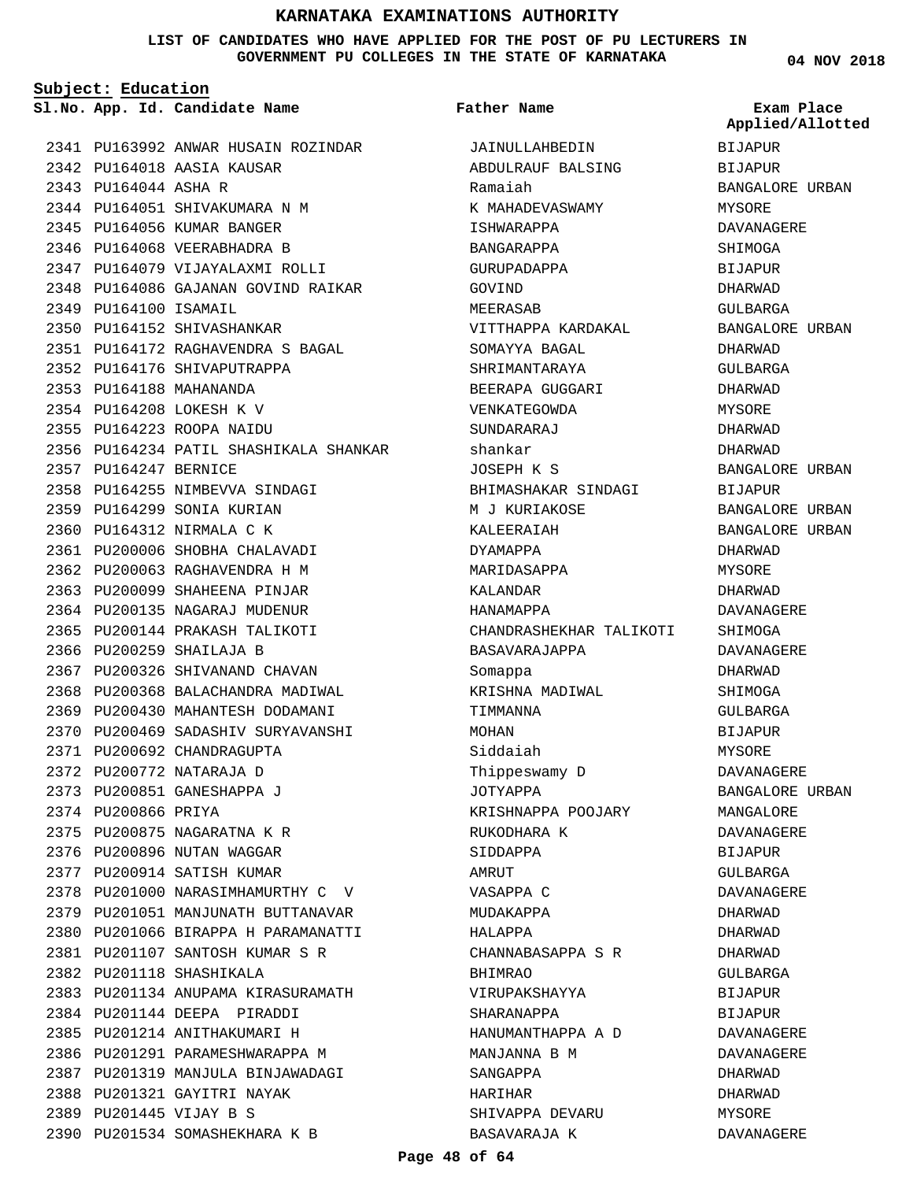# KARNATAKA EXAMINATIONS AUTHORITY

**LIST OF CANDIDATES WHO HAVE APPLIED FOR THE POST OF PU LECTURERS IN GOVERNMENT PU COLLEGES IN THE STATE OF KARNATAKA**

04 NOV 2018

**Subject: Education**

| Sl.No. | App. Id. | Candidate Name | Father Name | Exam Place Applied/Allotted |
|---|---|---|---|---|
| 2341 | PU163992 | ANWAR HUSAIN ROZINDAR | JAINULLAHBEDIN | BIJAPUR |
| 2342 | PU164018 | AASIA KAUSAR | ABDULRAUF BALSING | BIJAPUR |
| 2343 | PU164044 | ASHA R | Ramaiah | BANGALORE URBAN |
| 2344 | PU164051 | SHIVAKUMARA N M | K MAHADEVASWAMY | MYSORE |
| 2345 | PU164056 | KUMAR BANGER | ISHWARAPPA | DAVANAGERE |
| 2346 | PU164068 | VEERABHADRA B | BANGARAPPA | SHIMOGA |
| 2347 | PU164079 | VIJAYALAXMI ROLLI | GURUPADAPPA | BIJAPUR |
| 2348 | PU164086 | GAJANAN GOVIND RAIKAR | GOVIND | DHARWAD |
| 2349 | PU164100 | ISAMAIL | MEERASAB | GULBARGA |
| 2350 | PU164152 | SHIVASHANKAR | VITTHAPPA KARDAKAL | BANGALORE URBAN |
| 2351 | PU164172 | RAGHAVENDRA S BAGAL | SOMAYYA BAGAL | DHARWAD |
| 2352 | PU164176 | SHIVAPUTRAPPA | SHRIMANTARAYA | GULBARGA |
| 2353 | PU164188 | MAHANANDA | BEERAPA GUGGARI | DHARWAD |
| 2354 | PU164208 | LOKESH K V | VENKATEGOWDA | MYSORE |
| 2355 | PU164223 | ROOPA NAIDU | SUNDARARAJ | DHARWAD |
| 2356 | PU164234 | PATIL SHASHIKALA SHANKAR | shankar | DHARWAD |
| 2357 | PU164247 | BERNICE | JOSEPH K S | BANGALORE URBAN |
| 2358 | PU164255 | NIMBEVVA SINDAGI | BHIMASHAKAR SINDAGI | BIJAPUR |
| 2359 | PU164299 | SONIA KURIAN | M J KURIAKOSE | BANGALORE URBAN |
| 2360 | PU164312 | NIRMALA C K | KALEERAIAH | BANGALORE URBAN |
| 2361 | PU200006 | SHOBHA CHALAVADI | DYAMAPPA | DHARWAD |
| 2362 | PU200063 | RAGHAVENDRA H M | MARIDASAPPA | MYSORE |
| 2363 | PU200099 | SHAHEENA PINJAR | KALANDAR | DHARWAD |
| 2364 | PU200135 | NAGARAJ MUDENUR | HANAMAPPA | DAVANAGERE |
| 2365 | PU200144 | PRAKASH TALIKOTI | CHANDRASHEKHAR TALIKOTI | SHIMOGA |
| 2366 | PU200259 | SHAILAJA B | BASAVARAJAPPA | DAVANAGERE |
| 2367 | PU200326 | SHIVANAND CHAVAN | Somappa | DHARWAD |
| 2368 | PU200368 | BALACHANDRA MADIWAL | KRISHNA MADIWAL | SHIMOGA |
| 2369 | PU200430 | MAHANTESH DODAMANI | TIMMANNA | GULBARGA |
| 2370 | PU200469 | SADASHIV SURYAVANSHI | MOHAN | BIJAPUR |
| 2371 | PU200692 | CHANDRAGUPTA | Siddaiah | MYSORE |
| 2372 | PU200772 | NATARAJA D | Thippeswamy D | DAVANAGERE |
| 2373 | PU200851 | GANESHAPPA J | JOTYAPPA | BANGALORE URBAN |
| 2374 | PU200866 | PRIYA | KRISHNAPPA POOJARY | MANGALORE |
| 2375 | PU200875 | NAGARATNA K R | RUKODHARA K | DAVANAGERE |
| 2376 | PU200896 | NUTAN WAGGAR | SIDDAPPA | BIJAPUR |
| 2377 | PU200914 | SATISH KUMAR | AMRUT | GULBARGA |
| 2378 | PU201000 | NARASIMHAMURTHY C V | VASAPPA C | DAVANAGERE |
| 2379 | PU201051 | MANJUNATH BUTTANAVAR | MUDAKAPPA | DHARWAD |
| 2380 | PU201066 | BIRAPPA H PARAMANATTI | HALAPPA | DHARWAD |
| 2381 | PU201107 | SANTOSH KUMAR S R | CHANNABASAPPA S R | DHARWAD |
| 2382 | PU201118 | SHASHIKALA | BHIMRAO | GULBARGA |
| 2383 | PU201134 | ANUPAMA KIRASURAMATH | VIRUPAKSHAYYA | BIJAPUR |
| 2384 | PU201144 | DEEPA PIRADDI | SHARANAPPA | BIJAPUR |
| 2385 | PU201214 | ANITHAKUMARI H | HANUMANTHAPPA A D | DAVANAGERE |
| 2386 | PU201291 | PARAMESHWARAPPA M | MANJANNA B M | DAVANAGERE |
| 2387 | PU201319 | MANJULA BINJAWADAGI | SANGAPPA | DHARWAD |
| 2388 | PU201321 | GAYITRI NAYAK | HARIHAR | DHARWAD |
| 2389 | PU201445 | VIJAY B S | SHIVAPPA DEVARU | MYSORE |
| 2390 | PU201534 | SOMASHEKHARA K B | BASAVARAJA K | DAVANAGERE |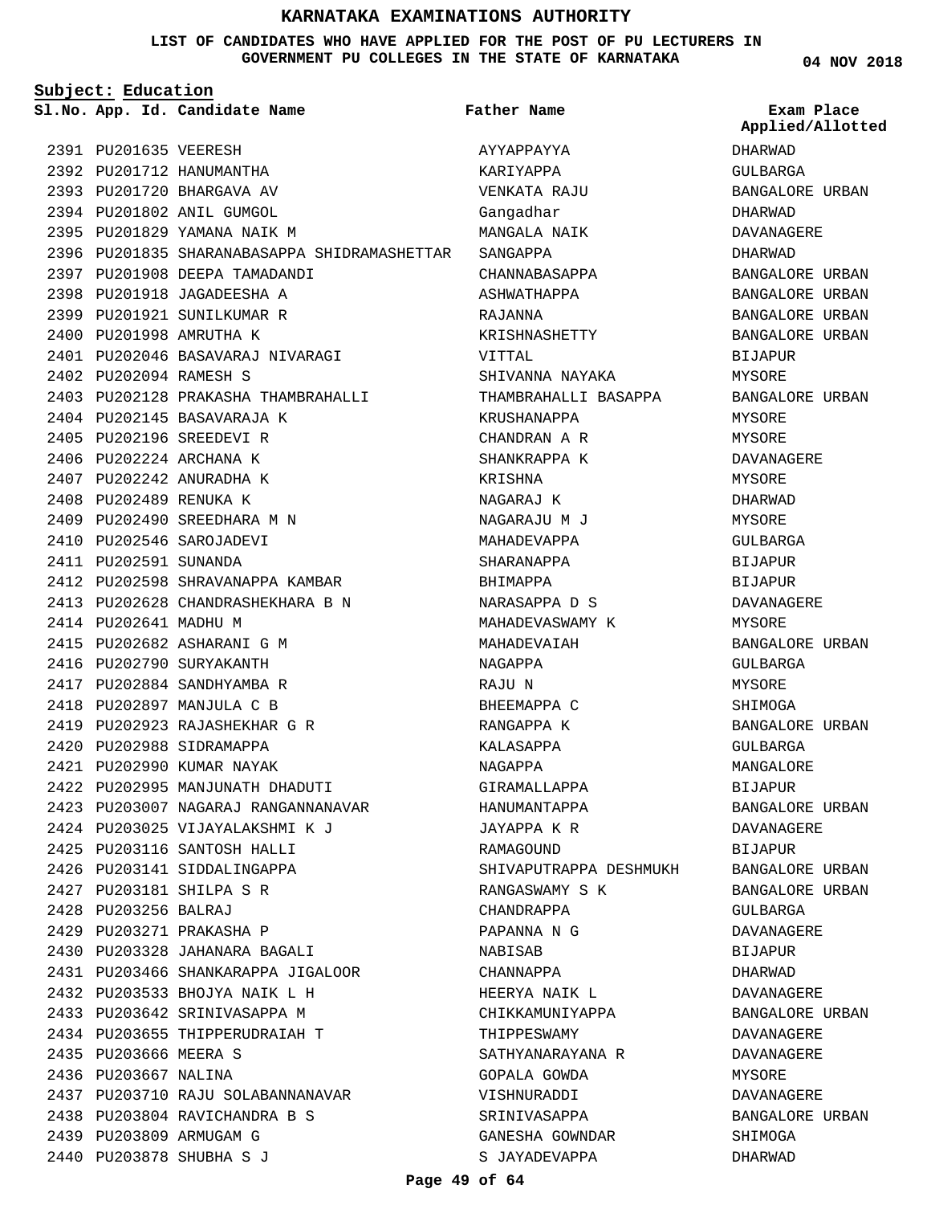# KARNATAKA EXAMINATIONS AUTHORITY

**LIST OF CANDIDATES WHO HAVE APPLIED FOR THE POST OF PU LECTURERS IN GOVERNMENT PU COLLEGES IN THE STATE OF KARNATAKA**

04 NOV 2018

**Subject: Education**

| Sl.No. | App. Id. | Candidate Name | Father Name | Exam Place Applied/Allotted |
|---|---|---|---|---|
| 2391 | PU201635 | VEERESH | AYYAPPAYYA | DHARWAD |
| 2392 | PU201712 | HANUMANTHA | KARIYAPPA | GULBARGA |
| 2393 | PU201720 | BHARGAVA AV | VENKATA RAJU | BANGALORE URBAN |
| 2394 | PU201802 | ANIL GUMGOL | Gangadhar | DHARWAD |
| 2395 | PU201829 | YAMANA NAIK M | MANGALA NAIK | DAVANAGERE |
| 2396 | PU201835 | SHARANABASAPPA SHIDRAMASHETTAR | SANGAPPA | DHARWAD |
| 2397 | PU201908 | DEEPA TAMADANDI | CHANNABASAPPA | BANGALORE URBAN |
| 2398 | PU201918 | JAGADEESHA A | ASHWATHAPPA | BANGALORE URBAN |
| 2399 | PU201921 | SUNILKUMAR R | RAJANNA | BANGALORE URBAN |
| 2400 | PU201998 | AMRUTHA K | KRISHNASHETTY | BANGALORE URBAN |
| 2401 | PU202046 | BASAVARAJ NIVARAGI | VITTAL | BIJAPUR |
| 2402 | PU202094 | RAMESH S | SHIVANNA NAYAKA | MYSORE |
| 2403 | PU202128 | PRAKASHA THAMBRAHALLI | THAMBRAHALLI BASAPPA | BANGALORE URBAN |
| 2404 | PU202145 | BASAVARAJA K | KRUSHANAPPA | MYSORE |
| 2405 | PU202196 | SREEDEVI R | CHANDRAN A R | MYSORE |
| 2406 | PU202224 | ARCHANA K | SHANKRAPPA K | DAVANAGERE |
| 2407 | PU202242 | ANURADHA K | KRISHNA | MYSORE |
| 2408 | PU202489 | RENUKA K | NAGARAJ K | DHARWAD |
| 2409 | PU202490 | SREEDHARA M N | NAGARAJU M J | MYSORE |
| 2410 | PU202546 | SAROJADEVI | MAHADEVAPPA | GULBARGA |
| 2411 | PU202591 | SUNANDA | SHARANAPPA | BIJAPUR |
| 2412 | PU202598 | SHRAVANAPPA KAMBAR | BHIMAPPA | BIJAPUR |
| 2413 | PU202628 | CHANDRASHEKHARA B N | NARASAPPA D S | DAVANAGERE |
| 2414 | PU202641 | MADHU M | MAHADEVASWAMY K | MYSORE |
| 2415 | PU202682 | ASHARANI G M | MAHADEVAIAH | BANGALORE URBAN |
| 2416 | PU202790 | SURYAKANTH | NAGAPPA | GULBARGA |
| 2417 | PU202884 | SANDHYAMBA R | RAJU N | MYSORE |
| 2418 | PU202897 | MANJULA C B | BHEEMAPPA C | SHIMOGA |
| 2419 | PU202923 | RAJASHEKHAR G R | RANGAPPA K | BANGALORE URBAN |
| 2420 | PU202988 | SIDRAMAPPA | KALASAPPA | GULBARGA |
| 2421 | PU202990 | KUMAR NAYAK | NAGAPPA | MANGALORE |
| 2422 | PU202995 | MANJUNATH DHADUTI | GIRAMALLAPPA | BIJAPUR |
| 2423 | PU203007 | NAGARAJ RANGANNANAVAR | HANUMANTAPPA | BANGALORE URBAN |
| 2424 | PU203025 | VIJAYALAKSHMI K J | JAYAPPA K R | DAVANAGERE |
| 2425 | PU203116 | SANTOSH HALLI | RAMAGOUND | BIJAPUR |
| 2426 | PU203141 | SIDDALINGAPPA | SHIVAPUTRAPPA DESHMUKH | BANGALORE URBAN |
| 2427 | PU203181 | SHILPA S R | RANGASWAMY S K | BANGALORE URBAN |
| 2428 | PU203256 | BALRAJ | CHANDRAPPA | GULBARGA |
| 2429 | PU203271 | PRAKASHA P | PAPANNA N G | DAVANAGERE |
| 2430 | PU203328 | JAHANARA BAGALI | NABISAB | BIJAPUR |
| 2431 | PU203466 | SHANKARAPPA JIGALOOR | CHANNAPPA | DHARWAD |
| 2432 | PU203533 | BHOJYA NAIK L H | HEERYA NAIK L | DAVANAGERE |
| 2433 | PU203642 | SRINIVASAPPA M | CHIKKAMUNIYAPPA | BANGALORE URBAN |
| 2434 | PU203655 | THIPPERUDRAIAH T | THIPPESWAMY | DAVANAGERE |
| 2435 | PU203666 | MEERA S | SATHYANARAYANA R | DAVANAGERE |
| 2436 | PU203667 | NALINA | GOPALA GOWDA | MYSORE |
| 2437 | PU203710 | RAJU SOLABANNANAVAR | VISHNURADDI | DAVANAGERE |
| 2438 | PU203804 | RAVICHANDRA B S | SRINIVASAPPA | BANGALORE URBAN |
| 2439 | PU203809 | ARMUGAM G | GANESHA GOWNDAR | SHIMOGA |
| 2440 | PU203878 | SHUBHA S J | S JAYADEVAPPA | DHARWAD |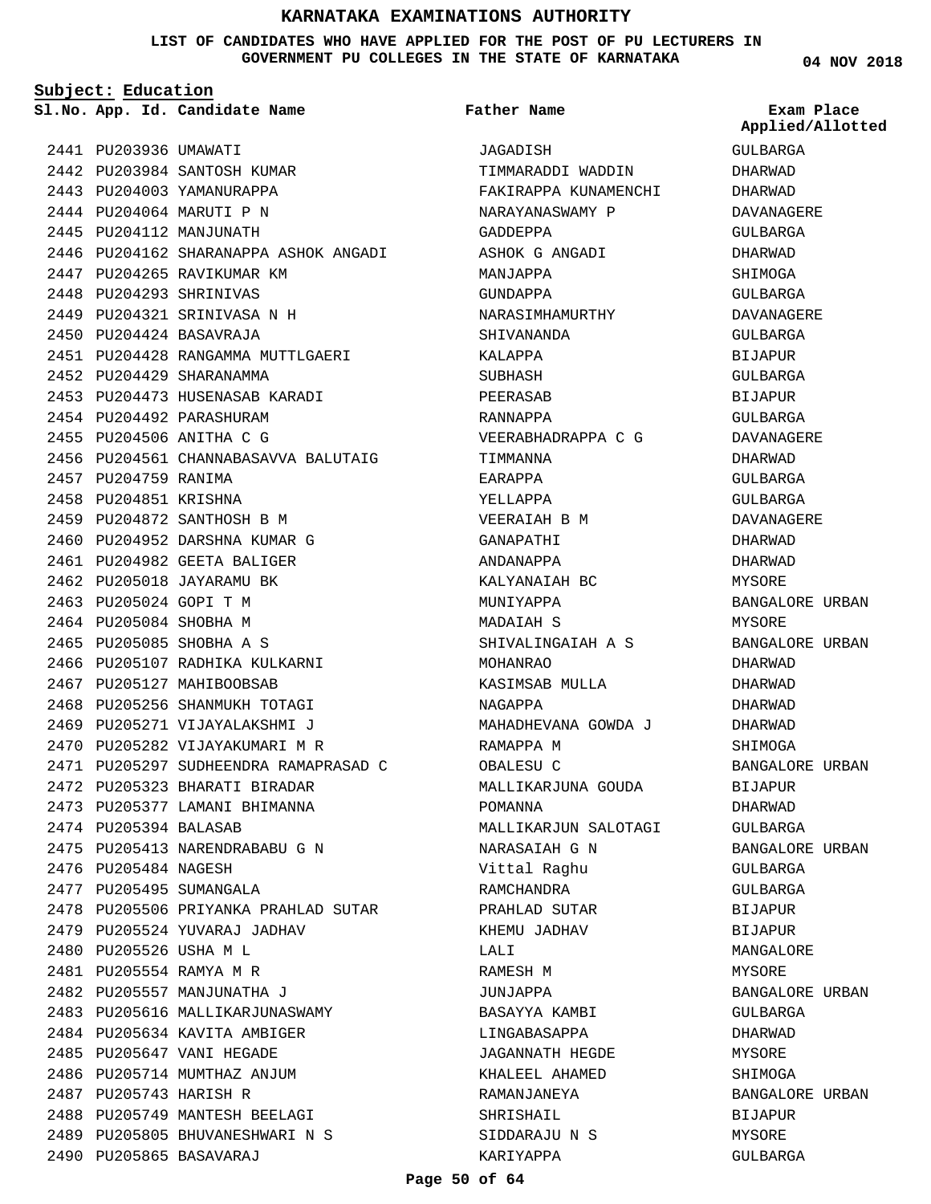# KARNATAKA EXAMINATIONS AUTHORITY

**LIST OF CANDIDATES WHO HAVE APPLIED FOR THE POST OF PU LECTURERS IN GOVERNMENT PU COLLEGES IN THE STATE OF KARNATAKA**

04 NOV 2018

**Subject: Education**

| Sl.No. | App. Id. | Candidate Name | Father Name | Exam Place Applied/Allotted |
|---|---|---|---|---|
| 2441 | PU203936 | UMAWATI | JAGADISH | GULBARGA |
| 2442 | PU203984 | SANTOSH KUMAR | TIMMARADDI WADDIN | DHARWAD |
| 2443 | PU204003 | YAMANURAPPA | FAKIRAPPA KUNAMENCHI | DHARWAD |
| 2444 | PU204064 | MARUTI P N | NARAYANASWAMY P | DAVANAGERE |
| 2445 | PU204112 | MANJUNATH | GADDEPPA | GULBARGA |
| 2446 | PU204162 | SHARANAPPA ASHOK ANGADI | ASHOK G ANGADI | DHARWAD |
| 2447 | PU204265 | RAVIKUMAR KM | MANJAPPA | SHIMOGA |
| 2448 | PU204293 | SHRINIVAS | GUNDAPPA | GULBARGA |
| 2449 | PU204321 | SRINIVASA N H | NARASIMHAMURTHY | DAVANAGERE |
| 2450 | PU204424 | BASAVRAJA | SHIVANANDA | GULBARGA |
| 2451 | PU204428 | RANGAMMA MUTTLGAERI | KALAPPA | BIJAPUR |
| 2452 | PU204429 | SHARANAMMA | SUBHASH | GULBARGA |
| 2453 | PU204473 | HUSENASAB KARADI | PEERASAB | BIJAPUR |
| 2454 | PU204492 | PARASHURAM | RANNAPPA | GULBARGA |
| 2455 | PU204506 | ANITHA C G | VEERABHADRAPPA C G | DAVANAGERE |
| 2456 | PU204561 | CHANNABASAVVA BALUTAIG | TIMMANNA | DHARWAD |
| 2457 | PU204759 | RANIMA | EARAPPA | GULBARGA |
| 2458 | PU204851 | KRISHNA | YELLAPPA | GULBARGA |
| 2459 | PU204872 | SANTHOSH B M | VEERAIAH B M | DAVANAGERE |
| 2460 | PU204952 | DARSHNA KUMAR G | GANAPATHI | DHARWAD |
| 2461 | PU204982 | GEETA BALIGER | ANDANAPPA | DHARWAD |
| 2462 | PU205018 | JAYARAMU BK | KALYANAIAH BC | MYSORE |
| 2463 | PU205024 | GOPI T M | MUNIYAPPA | BANGALORE URBAN |
| 2464 | PU205084 | SHOBHA M | MADAIAH S | MYSORE |
| 2465 | PU205085 | SHOBHA A S | SHIVALINGAIAH A S | BANGALORE URBAN |
| 2466 | PU205107 | RADHIKA KULKARNI | MOHANRAO | DHARWAD |
| 2467 | PU205127 | MAHIBOOBSAB | KASIMSAB MULLA | DHARWAD |
| 2468 | PU205256 | SHANMUKH TOTAGI | NAGAPPA | DHARWAD |
| 2469 | PU205271 | VIJAYALAKSHMI J | MAHADHEVANA GOWDA J | DHARWAD |
| 2470 | PU205282 | VIJAYAKUMARI M R | RAMAPPA M | SHIMOGA |
| 2471 | PU205297 | SUDHEENDRA RAMAPRASAD C | OBALESU C | BANGALORE URBAN |
| 2472 | PU205323 | BHARATI BIRADAR | MALLIKARJUNA GOUDA | BIJAPUR |
| 2473 | PU205377 | LAMANI BHIMANNA | POMANNA | DHARWAD |
| 2474 | PU205394 | BALASAB | MALLIKARJUN SALOTAGI | GULBARGA |
| 2475 | PU205413 | NARENDRABABU G N | NARASAIAH G N | BANGALORE URBAN |
| 2476 | PU205484 | NAGESH | Vittal Raghu | GULBARGA |
| 2477 | PU205495 | SUMANGALA | RAMCHANDRA | GULBARGA |
| 2478 | PU205506 | PRIYANKA PRAHLAD SUTAR | PRAHLAD SUTAR | BIJAPUR |
| 2479 | PU205524 | YUVARAJ JADHAV | KHEMU JADHAV | BIJAPUR |
| 2480 | PU205526 | USHA M L | LALI | MANGALORE |
| 2481 | PU205554 | RAMYA M R | RAMESH M | MYSORE |
| 2482 | PU205557 | MANJUNATHA J | JUNJAPPA | BANGALORE URBAN |
| 2483 | PU205616 | MALLIKARJUNASWAMY | BASAYYA KAMBI | GULBARGA |
| 2484 | PU205634 | KAVITA AMBIGER | LINGABASAPPA | DHARWAD |
| 2485 | PU205647 | VANI HEGADE | JAGANNATH HEGDE | MYSORE |
| 2486 | PU205714 | MUMTHAZ ANJUM | KHALEEL AHAMED | SHIMOGA |
| 2487 | PU205743 | HARISH R | RAMANJANEYA | BANGALORE URBAN |
| 2488 | PU205749 | MANTESH BEELAGI | SHRISHAIL | BIJAPUR |
| 2489 | PU205805 | BHUVANESHWARI N S | SIDDARAJU N S | MYSORE |
| 2490 | PU205865 | BASAVARAJ | KARIYAPPA | GULBARGA |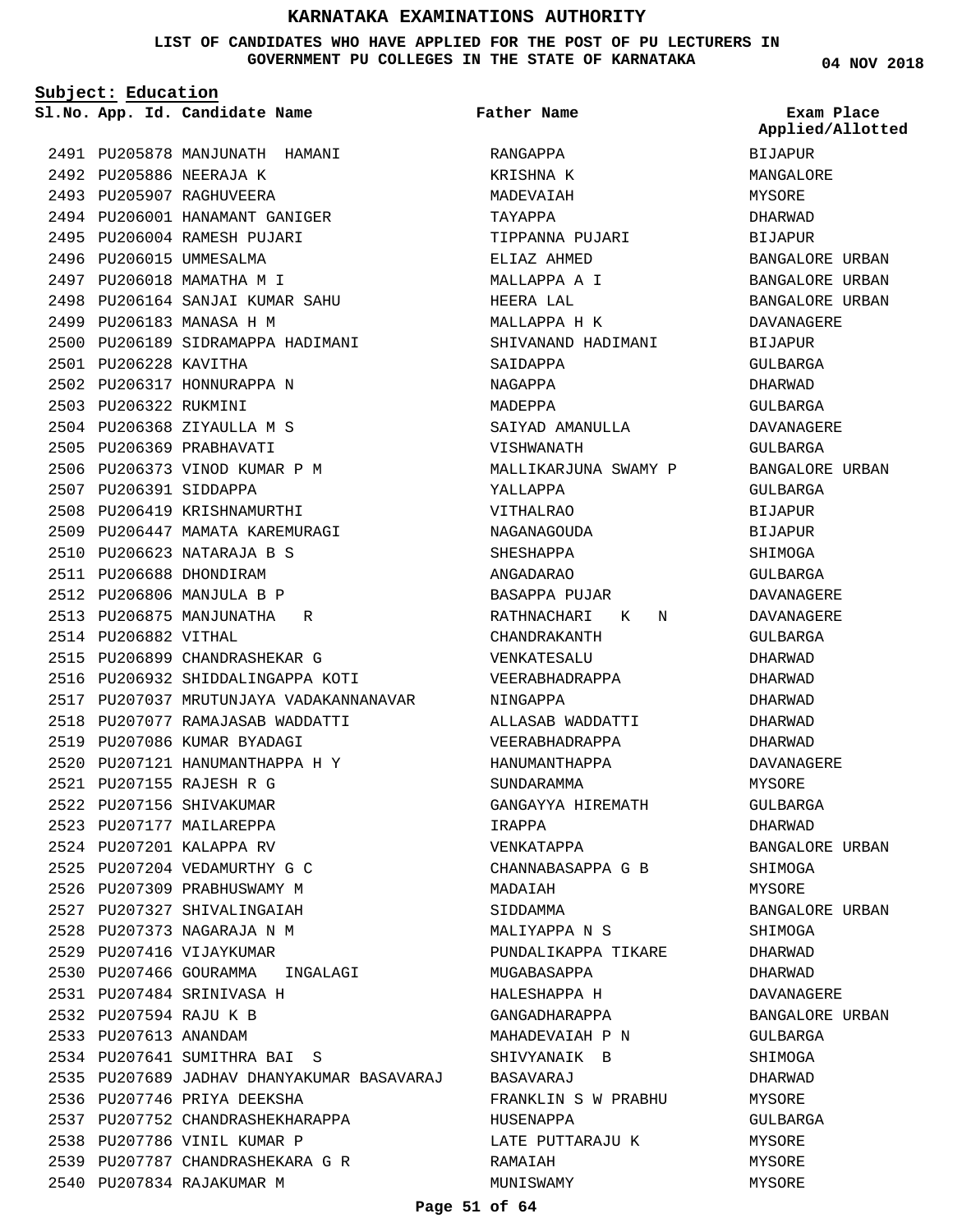# KARNATAKA EXAMINATIONS AUTHORITY

**LIST OF CANDIDATES WHO HAVE APPLIED FOR THE POST OF PU LECTURERS IN GOVERNMENT PU COLLEGES IN THE STATE OF KARNATAKA**

04 NOV 2018

**Subject: Education**

| Sl.No. | App. Id. | Candidate Name | Father Name | Exam Place Applied/Allotted |
|---|---|---|---|---|
| 2491 | PU205878 | MANJUNATH HAMANI | RANGAPPA | BIJAPUR |
| 2492 | PU205886 | NEERAJA K | KRISHNA K | MANGALORE |
| 2493 | PU205907 | RAGHUVEERA | MADEVAIAH | MYSORE |
| 2494 | PU206001 | HANAMANT GANIGER | TAYAPPA | DHARWAD |
| 2495 | PU206004 | RAMESH PUJARI | TIPPANNA PUJARI | BIJAPUR |
| 2496 | PU206015 | UMMESALMA | ELIAZ AHMED | BANGALORE URBAN |
| 2497 | PU206018 | MAMATHA M I | MALLAPPA A I | BANGALORE URBAN |
| 2498 | PU206164 | SANJAI KUMAR SAHU | HEERA LAL | BANGALORE URBAN |
| 2499 | PU206183 | MANASA H M | MALLAPPA H K | DAVANAGERE |
| 2500 | PU206189 | SIDRAMAPPA HADIMANI | SHIVANAND HADIMANI | BIJAPUR |
| 2501 | PU206228 | KAVITHA | SAIDAPPA | GULBARGA |
| 2502 | PU206317 | HONNURAPPA N | NAGAPPA | DHARWAD |
| 2503 | PU206322 | RUKMINI | MADEPPA | GULBARGA |
| 2504 | PU206368 | ZIYAULLA M S | SAIYAD AMANULLA | DAVANAGERE |
| 2505 | PU206369 | PRABHAVATI | VISHWANATH | GULBARGA |
| 2506 | PU206373 | VINOD KUMAR P M | MALLIKARJUNA SWAMY P | BANGALORE URBAN |
| 2507 | PU206391 | SIDDAPPA | YALLAPPA | GULBARGA |
| 2508 | PU206419 | KRISHNAMURTHI | VITHALRAO | BIJAPUR |
| 2509 | PU206447 | MAMATA KAREMURAGI | NAGANAGOUDA | BIJAPUR |
| 2510 | PU206623 | NATARAJA B S | SHESHAPPA | SHIMOGA |
| 2511 | PU206688 | DHONDIRAM | ANGADARAO | GULBARGA |
| 2512 | PU206806 | MANJULA B P | BASAPPA PUJAR | DAVANAGERE |
| 2513 | PU206875 | MANJUNATHA R | RATHNACHARI K N | DAVANAGERE |
| 2514 | PU206882 | VITHAL | CHANDRAKANTH | GULBARGA |
| 2515 | PU206899 | CHANDRASHEKAR G | VENKATESALU | DHARWAD |
| 2516 | PU206932 | SHIDDALINGAPPA KOTI | VEERABHADRAPPA | DHARWAD |
| 2517 | PU207037 | MRUTUNJAYA VADAKANNANAVAR | NINGAPPA | DHARWAD |
| 2518 | PU207077 | RAMAJASAB WADDATTI | ALLASAB WADDATTI | DHARWAD |
| 2519 | PU207086 | KUMAR BYADAGI | VEERABHADRAPPA | DHARWAD |
| 2520 | PU207121 | HANUMANTHAPPA H Y | HANUMANTHAPPA | DAVANAGERE |
| 2521 | PU207155 | RAJESH R G | SUNDARAMMA | MYSORE |
| 2522 | PU207156 | SHIVAKUMAR | GANGAYYA HIREMATH | GULBARGA |
| 2523 | PU207177 | MAILAREPPA | IRAPPA | DHARWAD |
| 2524 | PU207201 | KALAPPA RV | VENKATAPPA | BANGALORE URBAN |
| 2525 | PU207204 | VEDAMURTHY G C | CHANNABASAPPA G B | SHIMOGA |
| 2526 | PU207309 | PRABHUSWAMY M | MADAIAH | MYSORE |
| 2527 | PU207327 | SHIVALINGAIAH | SIDDAMMA | BANGALORE URBAN |
| 2528 | PU207373 | NAGARAJA N M | MALIYAPPA N S | SHIMOGA |
| 2529 | PU207416 | VIJAYKUMAR | PUNDALIKAPPA TIKARE | DHARWAD |
| 2530 | PU207466 | GOURAMMA INGALAGI | MUGABASAPPA | DHARWAD |
| 2531 | PU207484 | SRINIVASA H | HALESHAPPA H | DAVANAGERE |
| 2532 | PU207594 | RAJU K B | GANGADHARAPPA | BANGALORE URBAN |
| 2533 | PU207613 | ANANDAM | MAHADEVAIAH P N | GULBARGA |
| 2534 | PU207641 | SUMITHRA BAI S | SHIVYANAIK B | SHIMOGA |
| 2535 | PU207689 | JADHAV DHANYAKUMAR BASAVARAJ | BASAVARAJ | DHARWAD |
| 2536 | PU207746 | PRIYA DEEKSHA | FRANKLIN S W PRABHU | MYSORE |
| 2537 | PU207752 | CHANDRASHEKHARAPPA | HUSENAPPA | GULBARGA |
| 2538 | PU207786 | VINIL KUMAR P | LATE PUTTARAJU K | MYSORE |
| 2539 | PU207787 | CHANDRASHEKARA G R | RAMAIAH | MYSORE |
| 2540 | PU207834 | RAJAKUMAR M | MUNISWAMY | MYSORE |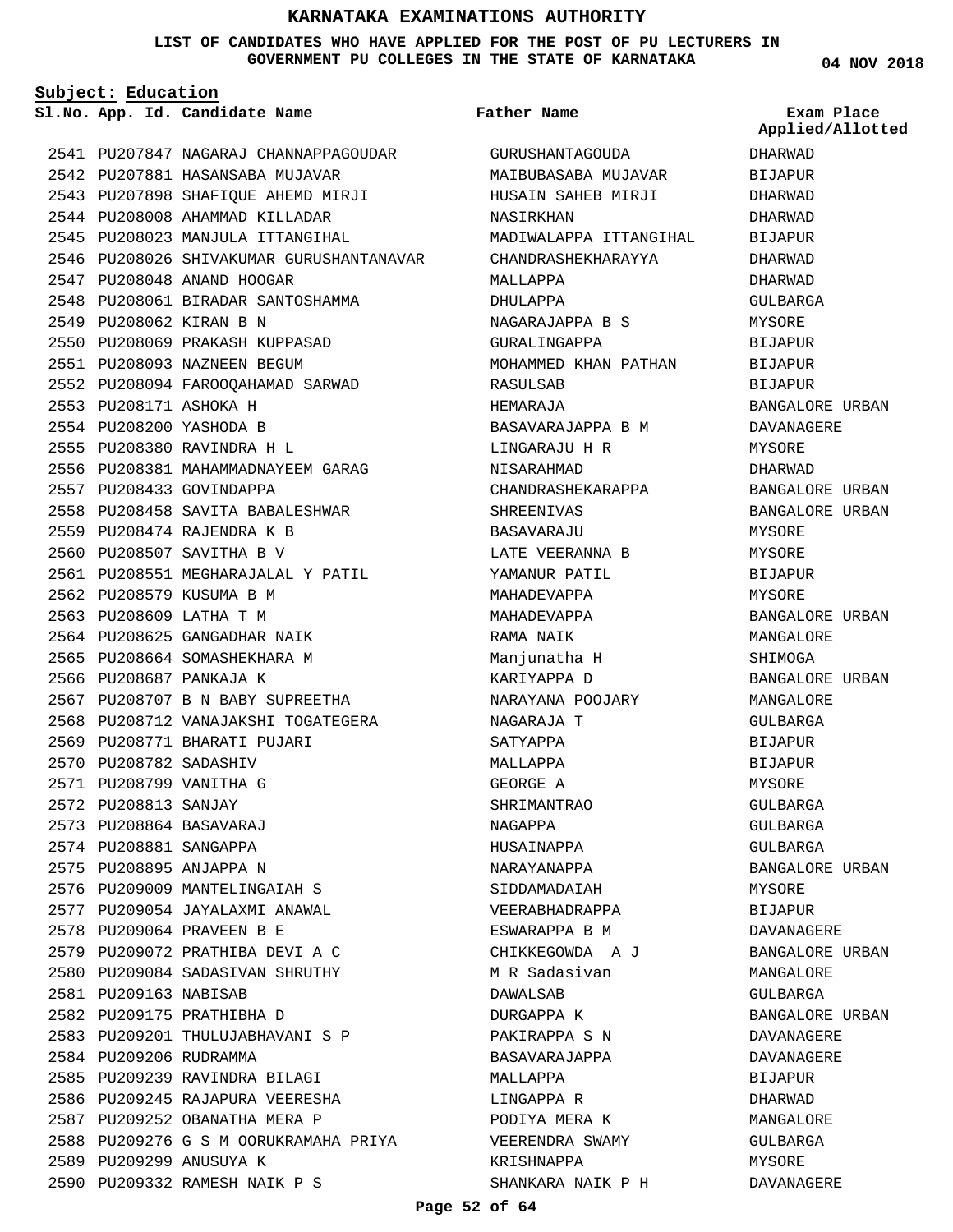# KARNATAKA EXAMINATIONS AUTHORITY

**LIST OF CANDIDATES WHO HAVE APPLIED FOR THE POST OF PU LECTURERS IN GOVERNMENT PU COLLEGES IN THE STATE OF KARNATAKA**

04 NOV 2018

**Subject: Education**

| Sl.No. | App. Id. | Candidate Name | Father Name | Exam Place Applied/Allotted |
|---|---|---|---|---|
| 2541 | PU207847 | NAGARAJ CHANNAPPAGOUDAR | GURUSHANTAGOUDA | DHARWAD |
| 2542 | PU207881 | HASANSABA MUJAVAR | MAIBUBASABA MUJAVAR | BIJAPUR |
| 2543 | PU207898 | SHAFIQUE AHEMD MIRJI | HUSAIN SAHEB MIRJI | DHARWAD |
| 2544 | PU208008 | AHAMMAD KILLADAR | NASIRKHAN | DHARWAD |
| 2545 | PU208023 | MANJULA ITTANGIHAL | MADIWALAPPA ITTANGIHAL | BIJAPUR |
| 2546 | PU208026 | SHIVAKUMAR GURUSHANTANAVAR | CHANDRASHEKHARAYYA | DHARWAD |
| 2547 | PU208048 | ANAND HOOGAR | MALLAPPA | DHARWAD |
| 2548 | PU208061 | BIRADAR SANTOSHAMMA | DHULAPPA | GULBARGA |
| 2549 | PU208062 | KIRAN B N | NAGARAJAPPA B S | MYSORE |
| 2550 | PU208069 | PRAKASH KUPPASAD | GURALINGAPPA | BIJAPUR |
| 2551 | PU208093 | NAZNEEN BEGUM | MOHAMMED KHAN PATHAN | BIJAPUR |
| 2552 | PU208094 | FAROOQAHAMAD SARWAD | RASULSAB | BIJAPUR |
| 2553 | PU208171 | ASHOKA H | HEMARAJA | BANGALORE URBAN |
| 2554 | PU208200 | YASHODA B | BASAVARAJAPPA B M | DAVANAGERE |
| 2555 | PU208380 | RAVINDRA H L | LINGARAJU H R | MYSORE |
| 2556 | PU208381 | MAHAMMADNAYEEM GARAG | NISARAHMAD | DHARWAD |
| 2557 | PU208433 | GOVINDAPPA | CHANDRASHEKARAPPA | BANGALORE URBAN |
| 2558 | PU208458 | SAVITA BABALESHWAR | SHREENIVAS | BANGALORE URBAN |
| 2559 | PU208474 | RAJENDRA K B | BASAVARAJU | MYSORE |
| 2560 | PU208507 | SAVITHA B V | LATE VEERANNA B | MYSORE |
| 2561 | PU208551 | MEGHARAJALAL Y PATIL | YAMANUR PATIL | BIJAPUR |
| 2562 | PU208579 | KUSUMA B M | MAHADEVAPPA | MYSORE |
| 2563 | PU208609 | LATHA T M | MAHADEVAPPA | BANGALORE URBAN |
| 2564 | PU208625 | GANGADHAR NAIK | RAMA NAIK | MANGALORE |
| 2565 | PU208664 | SOMASHEKHARA M | Manjunatha H | SHIMOGA |
| 2566 | PU208687 | PANKAJA K | KARIYAPPA D | BANGALORE URBAN |
| 2567 | PU208707 | B N BABY SUPREETHA | NARAYANA POOJARY | MANGALORE |
| 2568 | PU208712 | VANAJAKSHI TOGATEGERA | NAGARAJA T | GULBARGA |
| 2569 | PU208771 | BHARATI PUJARI | SATYAPPA | BIJAPUR |
| 2570 | PU208782 | SADASHIV | MALLAPPA | BIJAPUR |
| 2571 | PU208799 | VANITHA G | GEORGE A | MYSORE |
| 2572 | PU208813 | SANJAY | SHRIMANTRAO | GULBARGA |
| 2573 | PU208864 | BASAVARAJ | NAGAPPA | GULBARGA |
| 2574 | PU208881 | SANGAPPA | HUSAINAPPA | GULBARGA |
| 2575 | PU208895 | ANJAPPA N | NARAYANAPPA | BANGALORE URBAN |
| 2576 | PU209009 | MANTELINGAIAH S | SIDDAMADAIAH | MYSORE |
| 2577 | PU209054 | JAYALAXMI ANAWAL | VEERABHADRAPPA | BIJAPUR |
| 2578 | PU209064 | PRAVEEN B E | ESWARAPPA B M | DAVANAGERE |
| 2579 | PU209072 | PRATHIBA DEVI A C | CHIKKEGOWDA A J | BANGALORE URBAN |
| 2580 | PU209084 | SADASIVAN SHRUTHY | M R Sadasivan | MANGALORE |
| 2581 | PU209163 | NABISAB | DAWALSAB | GULBARGA |
| 2582 | PU209175 | PRATHIBHA D | DURGAPPA K | BANGALORE URBAN |
| 2583 | PU209201 | THULUJABHAVANI S P | PAKIRAPPA S N | DAVANAGERE |
| 2584 | PU209206 | RUDRAMMA | BASAVARAJAPPA | DAVANAGERE |
| 2585 | PU209239 | RAVINDRA BILAGI | MALLAPPA | BIJAPUR |
| 2586 | PU209245 | RAJAPURA VEERESHA | LINGAPPA R | DHARWAD |
| 2587 | PU209252 | OBANATHA MERA P | PODIYA MERA K | MANGALORE |
| 2588 | PU209276 | G S M OORUKRAMAHA PRIYA | VEERENDRA SWAMY | GULBARGA |
| 2589 | PU209299 | ANUSUYA K | KRISHNAPPA | MYSORE |
| 2590 | PU209332 | RAMESH NAIK P S | SHANKARA NAIK P H | DAVANAGERE |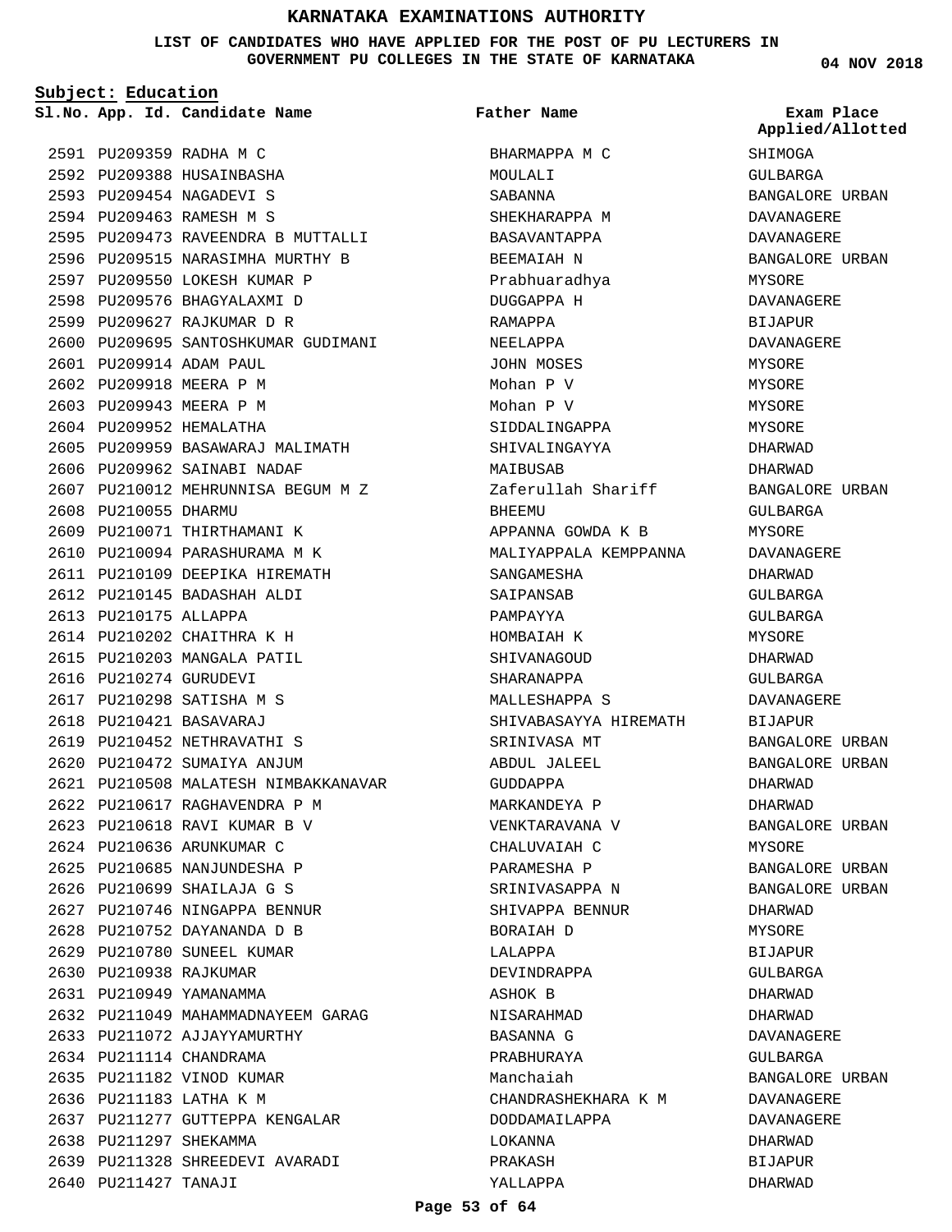# KARNATAKA EXAMINATIONS AUTHORITY

**LIST OF CANDIDATES WHO HAVE APPLIED FOR THE POST OF PU LECTURERS IN GOVERNMENT PU COLLEGES IN THE STATE OF KARNATAKA**

**04 NOV 2018**

**Subject: Education**

| Sl.No. | App. Id. | Candidate Name | Father Name | Exam Place Applied/Allotted |
|---|---|---|---|---|
| 2591 | PU209359 | RADHA M C | BHARMAPPA M C | SHIMOGA |
| 2592 | PU209388 | HUSAINBASHA | MOULALI | GULBARGA |
| 2593 | PU209454 | NAGADEVI S | SABANNA | BANGALORE URBAN |
| 2594 | PU209463 | RAMESH M S | SHEKHARAPPA M | DAVANAGERE |
| 2595 | PU209473 | RAVEENDRA B MUTTALLI | BASAVANTAPPA | DAVANAGERE |
| 2596 | PU209515 | NARASIMHA MURTHY B | BEEMAIAH N | BANGALORE URBAN |
| 2597 | PU209550 | LOKESH KUMAR P | Prabhuaradhya | MYSORE |
| 2598 | PU209576 | BHAGYALAXMI D | DUGGAPPA H | DAVANAGERE |
| 2599 | PU209627 | RAJKUMAR D R | RAMAPPA | BIJAPUR |
| 2600 | PU209695 | SANTOSHKUMAR GUDIMANI | NEELAPPA | DAVANAGERE |
| 2601 | PU209914 | ADAM PAUL | JOHN MOSES | MYSORE |
| 2602 | PU209918 | MEERA P M | Mohan P V | MYSORE |
| 2603 | PU209943 | MEERA P M | Mohan P V | MYSORE |
| 2604 | PU209952 | HEMALATHA | SIDDALINGAPPA | MYSORE |
| 2605 | PU209959 | BASAWARAJ MALIMATH | SHIVALINGAYYA | DHARWAD |
| 2606 | PU209962 | SAINABI NADAF | MAIBUSAB | DHARWAD |
| 2607 | PU210012 | MEHRUNNISA BEGUM M Z | Zaferullah Shariff | BANGALORE URBAN |
| 2608 | PU210055 | DHARMU | BHEEMU | GULBARGA |
| 2609 | PU210071 | THIRTHAMANI K | APPANNA GOWDA K B | MYSORE |
| 2610 | PU210094 | PARASHURAMA M K | MALIYAPPALA KEMPPANNA | DAVANAGERE |
| 2611 | PU210109 | DEEPIKA HIREMATH | SANGAMESHA | DHARWAD |
| 2612 | PU210145 | BADASHAH ALDI | SAIPANSAB | GULBARGA |
| 2613 | PU210175 | ALLAPPA | PAMPAYYA | GULBARGA |
| 2614 | PU210202 | CHAITHRA K H | HOMBAIAH K | MYSORE |
| 2615 | PU210203 | MANGALA PATIL | SHIVANAGOUD | DHARWAD |
| 2616 | PU210274 | GURUDEVI | SHARANAPPA | GULBARGA |
| 2617 | PU210298 | SATISHA M S | MALLESHAPPA S | DAVANAGERE |
| 2618 | PU210421 | BASAVARAJ | SHIVABASAYYA HIREMATH | BIJAPUR |
| 2619 | PU210452 | NETHRAVATHI S | SRINIVASA MT | BANGALORE URBAN |
| 2620 | PU210472 | SUMAIYA ANJUM | ABDUL JALEEL | BANGALORE URBAN |
| 2621 | PU210508 | MALATESH NIMBAKKANAVAR | GUDDAPPA | DHARWAD |
| 2622 | PU210617 | RAGHAVENDRA P M | MARKANDEYA P | DHARWAD |
| 2623 | PU210618 | RAVI KUMAR B V | VENKTARAVANA V | BANGALORE URBAN |
| 2624 | PU210636 | ARUNKUMAR C | CHALUVAIAH C | MYSORE |
| 2625 | PU210685 | NANJUNDESHA P | PARAMESHA P | BANGALORE URBAN |
| 2626 | PU210699 | SHAILAJA G S | SRINIVASAPPA N | BANGALORE URBAN |
| 2627 | PU210746 | NINGAPPA BENNUR | SHIVAPPA BENNUR | DHARWAD |
| 2628 | PU210752 | DAYANANDA D B | BORAIAH D | MYSORE |
| 2629 | PU210780 | SUNEEL KUMAR | LALAPPA | BIJAPUR |
| 2630 | PU210938 | RAJKUMAR | DEVINDRAPPA | GULBARGA |
| 2631 | PU210949 | YAMANAMMA | ASHOK B | DHARWAD |
| 2632 | PU211049 | MAHAMMADNAYEEM GARAG | NISARAHMAD | DHARWAD |
| 2633 | PU211072 | AJJAYYAMURTHY | BASANNA G | DAVANAGERE |
| 2634 | PU211114 | CHANDRAMA | PRABHURAYA | GULBARGA |
| 2635 | PU211182 | VINOD KUMAR | Manchaiah | BANGALORE URBAN |
| 2636 | PU211183 | LATHA K M | CHANDRASHEKHARA K M | DAVANAGERE |
| 2637 | PU211277 | GUTTEPPA KENGALAR | DODDAMAILAPPA | DAVANAGERE |
| 2638 | PU211297 | SHEKAMMA | LOKANNA | DHARWAD |
| 2639 | PU211328 | SHREEDEVI AVARADI | PRAKASH | BIJAPUR |
| 2640 | PU211427 | TANAJI | YALLAPPA | DHARWAD |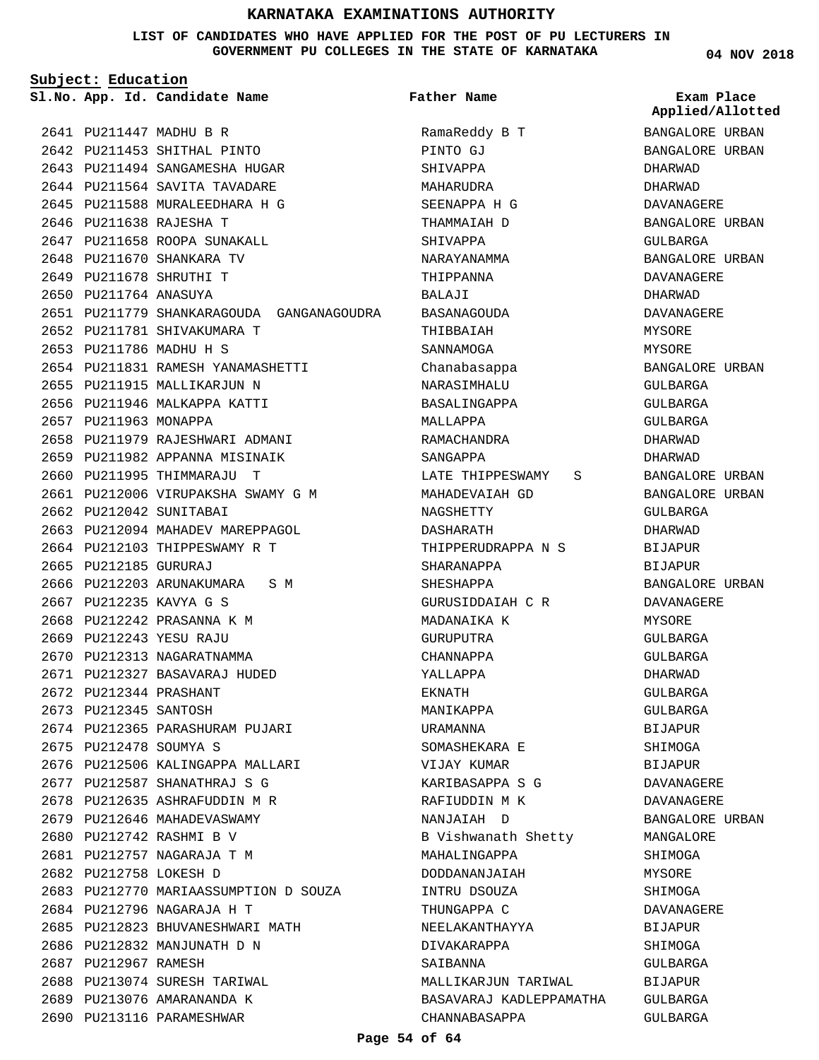# KARNATAKA EXAMINATIONS AUTHORITY

**LIST OF CANDIDATES WHO HAVE APPLIED FOR THE POST OF PU LECTURERS IN GOVERNMENT PU COLLEGES IN THE STATE OF KARNATAKA**

04 NOV 2018

**Subject: Education**

| Sl.No. | App. Id. | Candidate Name | Father Name | Exam Place Applied/Allotted |
|---|---|---|---|---|
| 2641 | PU211447 | MADHU B R | RamaReddy B T | BANGALORE URBAN |
| 2642 | PU211453 | SHITHAL PINTO | PINTO GJ | BANGALORE URBAN |
| 2643 | PU211494 | SANGAMESHA HUGAR | SHIVAPPA | DHARWAD |
| 2644 | PU211564 | SAVITA TAVADARE | MAHARUDRA | DHARWAD |
| 2645 | PU211588 | MURALEEDHARA H G | SEENAPPA H G | DAVANAGERE |
| 2646 | PU211638 | RAJESHA T | THAMMAIAH D | BANGALORE URBAN |
| 2647 | PU211658 | ROOPA SUNAKALL | SHIVAPPA | GULBARGA |
| 2648 | PU211670 | SHANKARA TV | NARAYANAMMA | BANGALORE URBAN |
| 2649 | PU211678 | SHRUTHI T | THIPPANNA | DAVANAGERE |
| 2650 | PU211764 | ANASUYA | BALAJI | DHARWAD |
| 2651 | PU211779 | SHANKARAGOUDA GANGANAGOUDRA | BASANAGOUDA | DAVANAGERE |
| 2652 | PU211781 | SHIVAKUMARA T | THIBBAIAH | MYSORE |
| 2653 | PU211786 | MADHU H S | SANNAMOGA | MYSORE |
| 2654 | PU211831 | RAMESH YANAMASHETTI | Chanabasappa | BANGALORE URBAN |
| 2655 | PU211915 | MALLIKARJUN N | NARASIMHALU | GULBARGA |
| 2656 | PU211946 | MALKAPPA KATTI | BASALINGAPPA | GULBARGA |
| 2657 | PU211963 | MONAPPA | MALLAPPA | GULBARGA |
| 2658 | PU211979 | RAJESHWARI ADMANI | RAMACHANDRA | DHARWAD |
| 2659 | PU211982 | APPANNA MISINAIK | SANGAPPA | DHARWAD |
| 2660 | PU211995 | THIMMARAJU T | LATE THIPPESWAMY S | BANGALORE URBAN |
| 2661 | PU212006 | VIRUPAKSHA SWAMY G M | MAHADEVAIAH GD | BANGALORE URBAN |
| 2662 | PU212042 | SUNITABAI | NAGSHETTY | GULBARGA |
| 2663 | PU212094 | MAHADEV MAREPPAGOL | DASHARATH | DHARWAD |
| 2664 | PU212103 | THIPPESWAMY R T | THIPPERUDRAPPA N S | BIJAPUR |
| 2665 | PU212185 | GURURAJ | SHARANAPPA | BIJAPUR |
| 2666 | PU212203 | ARUNAKUMARA S M | SHESHAPPA | BANGALORE URBAN |
| 2667 | PU212235 | KAVYA G S | GURUSIDDAIAH C R | DAVANAGERE |
| 2668 | PU212242 | PRASANNA K M | MADANAIKA K | MYSORE |
| 2669 | PU212243 | YESU RAJU | GURUPUTRA | GULBARGA |
| 2670 | PU212313 | NAGARATNAMMA | CHANNAPPA | GULBARGA |
| 2671 | PU212327 | BASAVARAJ HUDED | YALLAPPA | DHARWAD |
| 2672 | PU212344 | PRASHANT | EKNATH | GULBARGA |
| 2673 | PU212345 | SANTOSH | MANIKAPPA | GULBARGA |
| 2674 | PU212365 | PARASHURAM PUJARI | URAMANNA | BIJAPUR |
| 2675 | PU212478 | SOUMYA S | SOMASHEKARA E | SHIMOGA |
| 2676 | PU212506 | KALINGAPPA MALLARI | VIJAY KUMAR | BIJAPUR |
| 2677 | PU212587 | SHANATHRAJ S G | KARIBASAPPA S G | DAVANAGERE |
| 2678 | PU212635 | ASHRAFUDDIN M R | RAFIUDDIN M K | DAVANAGERE |
| 2679 | PU212646 | MAHADEVASWAMY | NANJAIAH D | BANGALORE URBAN |
| 2680 | PU212742 | RASHMI B V | B Vishwanath Shetty | MANGALORE |
| 2681 | PU212757 | NAGARAJA T M | MAHALINGAPPA | SHIMOGA |
| 2682 | PU212758 | LOKESH D | DODDANANJAIAH | MYSORE |
| 2683 | PU212770 | MARIAASSUMPTION D SOUZA | INTRU DSOUZA | SHIMOGA |
| 2684 | PU212796 | NAGARAJA H T | THUNGAPPA C | DAVANAGERE |
| 2685 | PU212823 | BHUVANESHWARI MATH | NEELAKANTHAYYA | BIJAPUR |
| 2686 | PU212832 | MANJUNATH D N | DIVAKARAPPA | SHIMOGA |
| 2687 | PU212967 | RAMESH | SAIBANNA | GULBARGA |
| 2688 | PU213074 | SURESH TARIWAL | MALLIKARJUN TARIWAL | BIJAPUR |
| 2689 | PU213076 | AMARANANDA K | BASAVARAJ KADLEPPAMATHA | GULBARGA |
| 2690 | PU213116 | PARAMESHWAR | CHANNABASAPPA | GULBARGA |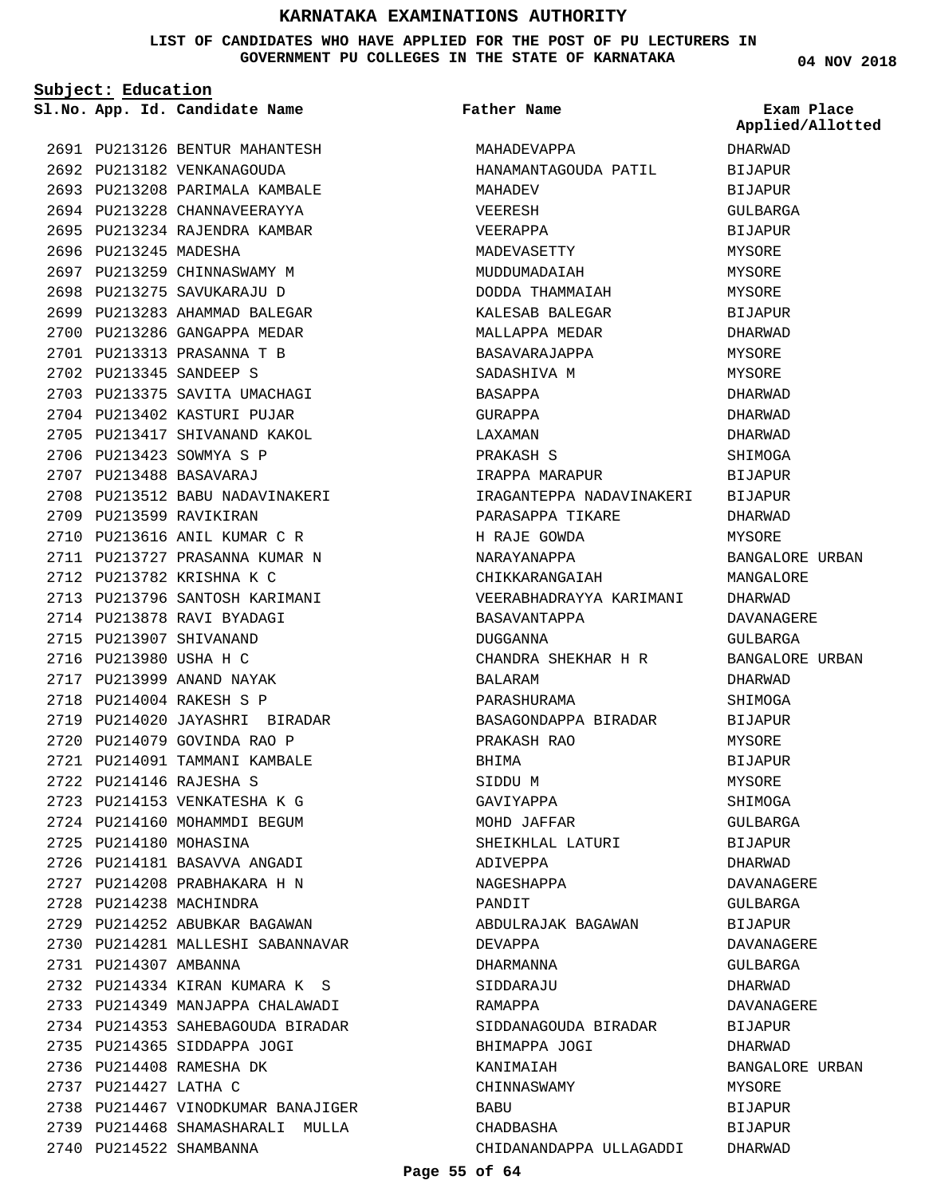# KARNATAKA EXAMINATIONS AUTHORITY

**LIST OF CANDIDATES WHO HAVE APPLIED FOR THE POST OF PU LECTURERS IN GOVERNMENT PU COLLEGES IN THE STATE OF KARNATAKA**

04 NOV 2018

**Subject: Education**

| Sl.No. | App. Id. | Candidate Name | Father Name | Exam Place Applied/Allotted |
|---|---|---|---|---|
| 2691 | PU213126 | BENTUR MAHANTESH | MAHADEVAPPA | DHARWAD |
| 2692 | PU213182 | VENKANAGOUDA | HANAMANTAGOUDA PATIL | BIJAPUR |
| 2693 | PU213208 | PARIMALA KAMBALE | MAHADEV | BIJAPUR |
| 2694 | PU213228 | CHANNAVEERAYYA | VEERESH | GULBARGA |
| 2695 | PU213234 | RAJENDRA KAMBAR | VEERAPPA | BIJAPUR |
| 2696 | PU213245 | MADESHA | MADEVASETTY | MYSORE |
| 2697 | PU213259 | CHINNASWAMY M | MUDDUMADAIAH | MYSORE |
| 2698 | PU213275 | SAVUKARAJU D | DODDA THAMMAIAH | MYSORE |
| 2699 | PU213283 | AHAMMAD BALEGAR | KALESAB BALEGAR | BIJAPUR |
| 2700 | PU213286 | GANGAPPA MEDAR | MALLAPPA MEDAR | DHARWAD |
| 2701 | PU213313 | PRASANNA T B | BASAVARAJAPPA | MYSORE |
| 2702 | PU213345 | SANDEEP S | SADASHIVA M | MYSORE |
| 2703 | PU213375 | SAVITA UMACHAGI | BASAPPA | DHARWAD |
| 2704 | PU213402 | KASTURI PUJAR | GURAPPA | DHARWAD |
| 2705 | PU213417 | SHIVANAND KAKOL | LAXAMAN | DHARWAD |
| 2706 | PU213423 | SOWMYA S P | PRAKASH S | SHIMOGA |
| 2707 | PU213488 | BASAVARAJ | IRAPPA MARAPUR | BIJAPUR |
| 2708 | PU213512 | BABU NADAVINAKERI | IRAGANTEPPA NADAVINAKERI | BIJAPUR |
| 2709 | PU213599 | RAVIKIRAN | PARASAPPA TIKARE | DHARWAD |
| 2710 | PU213616 | ANIL KUMAR C R | H RAJE GOWDA | MYSORE |
| 2711 | PU213727 | PRASANNA KUMAR N | NARAYANAPPA | BANGALORE URBAN |
| 2712 | PU213782 | KRISHNA K C | CHIKKARANGAIAH | MANGALORE |
| 2713 | PU213796 | SANTOSH KARIMANI | VEERABHADRAYYA KARIMANI | DHARWAD |
| 2714 | PU213878 | RAVI BYADAGI | BASAVANTAPPA | DAVANAGERE |
| 2715 | PU213907 | SHIVANAND | DUGGANNA | GULBARGA |
| 2716 | PU213980 | USHA H C | CHANDRA SHEKHAR H R | BANGALORE URBAN |
| 2717 | PU213999 | ANAND NAYAK | BALARAM | DHARWAD |
| 2718 | PU214004 | RAKESH S P | PARASHURAMA | SHIMOGA |
| 2719 | PU214020 | JAYASHRI BIRADAR | BASAGONDAPPA BIRADAR | BIJAPUR |
| 2720 | PU214079 | GOVINDA RAO P | PRAKASH RAO | MYSORE |
| 2721 | PU214091 | TAMMANI KAMBALE | BHIMA | BIJAPUR |
| 2722 | PU214146 | RAJESHA S | SIDDU M | MYSORE |
| 2723 | PU214153 | VENKATESHA K G | GAVIYAPPA | SHIMOGA |
| 2724 | PU214160 | MOHAMMDI BEGUM | MOHD JAFFAR | GULBARGA |
| 2725 | PU214180 | MOHASINA | SHEIKHLAL LATURI | BIJAPUR |
| 2726 | PU214181 | BASAVVA ANGADI | ADIVEPPA | DHARWAD |
| 2727 | PU214208 | PRABHAKARA H N | NAGESHAPPA | DAVANAGERE |
| 2728 | PU214238 | MACHINDRA | PANDIT | GULBARGA |
| 2729 | PU214252 | ABUBKAR BAGAWAN | ABDULRAJAK BAGAWAN | BIJAPUR |
| 2730 | PU214281 | MALLESHI SABANNAVAR | DEVAPPA | DAVANAGERE |
| 2731 | PU214307 | AMBANNA | DHARMANNA | GULBARGA |
| 2732 | PU214334 | KIRAN KUMARA K S | SIDDARAJU | DHARWAD |
| 2733 | PU214349 | MANJAPPA CHALAWADI | RAMAPPA | DAVANAGERE |
| 2734 | PU214353 | SAHEBAGOUDA BIRADAR | SIDDANAGOUDA BIRADAR | BIJAPUR |
| 2735 | PU214365 | SIDDAPPA JOGI | BHIMAPPA JOGI | DHARWAD |
| 2736 | PU214408 | RAMESHA DK | KANIMAIAH | BANGALORE URBAN |
| 2737 | PU214427 | LATHA C | CHINNASWAMY | MYSORE |
| 2738 | PU214467 | VINODKUMAR BANAJIGER | BABU | BIJAPUR |
| 2739 | PU214468 | SHAMASHARALI MULLA | CHADBASHA | BIJAPUR |
| 2740 | PU214522 | SHAMBANNA | CHIDANANDAPPA ULLAGADDI | DHARWAD |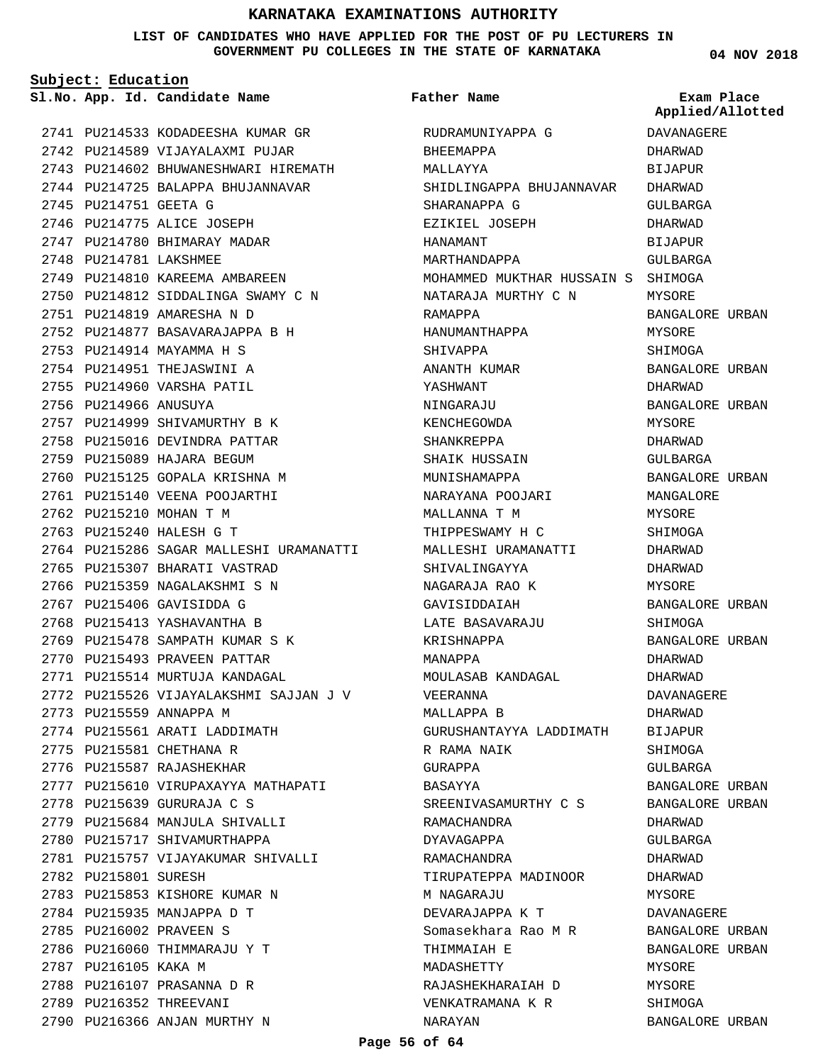# KARNATAKA EXAMINATIONS AUTHORITY

**LIST OF CANDIDATES WHO HAVE APPLIED FOR THE POST OF PU LECTURERS IN GOVERNMENT PU COLLEGES IN THE STATE OF KARNATAKA**

04 NOV 2018

**Subject: Education**

| Sl.No. | App. Id. | Candidate Name | Father Name | Exam Place Applied/Allotted |
|---|---|---|---|---|
| 2741 | PU214533 | KODADEESHA KUMAR GR | RUDRAMUNIYAPPA G | DAVANAGERE |
| 2742 | PU214589 | VIJAYALAXMI PUJAR | BHEEMAPPA | DHARWAD |
| 2743 | PU214602 | BHUWANESHWARI HIREMATH | MALLAYYA | BIJAPUR |
| 2744 | PU214725 | BALAPPA BHUJANNAVAR | SHIDLINGAPPA BHUJANNAVAR | DHARWAD |
| 2745 | PU214751 | GEETA G | SHARANAPPA G | GULBARGA |
| 2746 | PU214775 | ALICE JOSEPH | EZIKIEL JOSEPH | DHARWAD |
| 2747 | PU214780 | BHIMARAY MADAR | HANAMANT | BIJAPUR |
| 2748 | PU214781 | LAKSHMEE | MARTHANDAPPA | GULBARGA |
| 2749 | PU214810 | KAREEMA AMBAREEN | MOHAMMED MUKHTAR HUSSAIN S | SHIMOGA |
| 2750 | PU214812 | SIDDALINGA SWAMY C N | NATARAJA MURTHY C N | MYSORE |
| 2751 | PU214819 | AMARESHA N D | RAMAPPA | BANGALORE URBAN |
| 2752 | PU214877 | BASAVARAJAPPA B H | HANUMANTHAPPA | MYSORE |
| 2753 | PU214914 | MAYAMMA H S | SHIVAPPA | SHIMOGA |
| 2754 | PU214951 | THEJASWINI A | ANANTH KUMAR | BANGALORE URBAN |
| 2755 | PU214960 | VARSHA PATIL | YASHWANT | DHARWAD |
| 2756 | PU214966 | ANUSUYA | NINGARAJU | BANGALORE URBAN |
| 2757 | PU214999 | SHIVAMURTHY B K | KENCHEGOWDA | MYSORE |
| 2758 | PU215016 | DEVINDRA PATTAR | SHANKREPPA | DHARWAD |
| 2759 | PU215089 | HAJARA BEGUM | SHAIK HUSSAIN | GULBARGA |
| 2760 | PU215125 | GOPALA KRISHNA M | MUNISHAMAPPA | BANGALORE URBAN |
| 2761 | PU215140 | VEENA POOJARTHI | NARAYANA POOJARI | MANGALORE |
| 2762 | PU215210 | MOHAN T M | MALLANNA T M | MYSORE |
| 2763 | PU215240 | HALESH G T | THIPPESWAMY H C | SHIMOGA |
| 2764 | PU215286 | SAGAR MALLESHI URAMANATTI | MALLESHI URAMANATTI | DHARWAD |
| 2765 | PU215307 | BHARATI VASTRAD | SHIVALINGAYYA | DHARWAD |
| 2766 | PU215359 | NAGALAKSHMI S N | NAGARAJA RAO K | MYSORE |
| 2767 | PU215406 | GAVISIDDA G | GAVISIDDAIAH | BANGALORE URBAN |
| 2768 | PU215413 | YASHAVANTHA B | LATE BASAVARAJU | SHIMOGA |
| 2769 | PU215478 | SAMPATH KUMAR S K | KRISHNAPPA | BANGALORE URBAN |
| 2770 | PU215493 | PRAVEEN PATTAR | MANAPPA | DHARWAD |
| 2771 | PU215514 | MURTUJA KANDAGAL | MOULASAB KANDAGAL | DHARWAD |
| 2772 | PU215526 | VIJAYALAKSHMI SAJJAN J V | VEERANNA | DAVANAGERE |
| 2773 | PU215559 | ANNAPPA M | MALLAPPA B | DHARWAD |
| 2774 | PU215561 | ARATI LADDIMATH | GURUSHANTAYYA LADDIMATH | BIJAPUR |
| 2775 | PU215581 | CHETHANA R | R RAMA NAIK | SHIMOGA |
| 2776 | PU215587 | RAJASHEKHAR | GURAPPA | GULBARGA |
| 2777 | PU215610 | VIRUPAXAYYA MATHAPATI | BASAYYA | BANGALORE URBAN |
| 2778 | PU215639 | GURURAJA C S | SREENIVASAMURTHY C S | BANGALORE URBAN |
| 2779 | PU215684 | MANJULA SHIVALLI | RAMACHANDRA | DHARWAD |
| 2780 | PU215717 | SHIVAMURTHAPPA | DYAVAGAPPA | GULBARGA |
| 2781 | PU215757 | VIJAYAKUMAR SHIVALLI | RAMACHANDRA | DHARWAD |
| 2782 | PU215801 | SURESH | TIRUPATEPPA MADINOOR | DHARWAD |
| 2783 | PU215853 | KISHORE KUMAR N | M NAGARAJU | MYSORE |
| 2784 | PU215935 | MANJAPPA D T | DEVARAJAPPA K T | DAVANAGERE |
| 2785 | PU216002 | PRAVEEN S | Somasekhara Rao M R | BANGALORE URBAN |
| 2786 | PU216060 | THIMMARAJU Y T | THIMMAIAH E | BANGALORE URBAN |
| 2787 | PU216105 | KAKA M | MADASHETTY | MYSORE |
| 2788 | PU216107 | PRASANNA D R | RAJASHEKHARAIAH D | MYSORE |
| 2789 | PU216352 | THREEVANI | VENKATRAMANA K R | SHIMOGA |
| 2790 | PU216366 | ANJAN MURTHY N | NARAYAN | BANGALORE URBAN |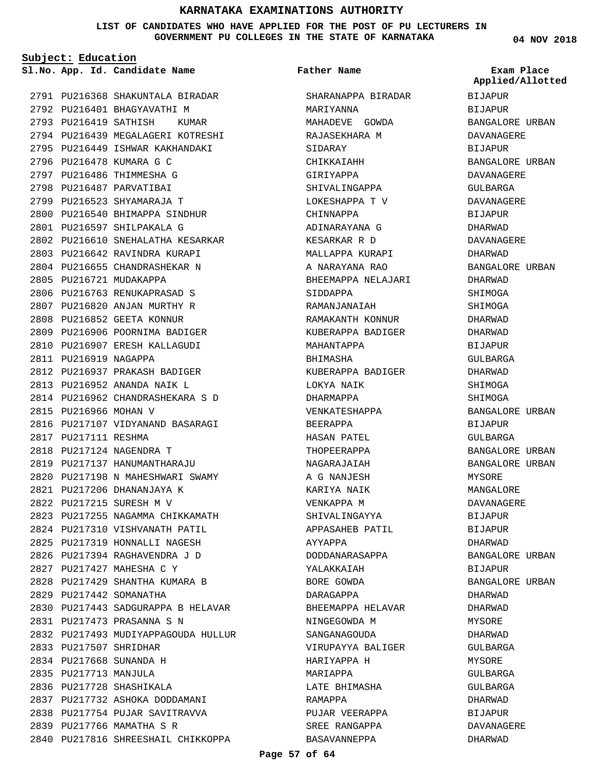# KARNATAKA EXAMINATIONS AUTHORITY

**LIST OF CANDIDATES WHO HAVE APPLIED FOR THE POST OF PU LECTURERS IN GOVERNMENT PU COLLEGES IN THE STATE OF KARNATAKA**

04 NOV 2018

**Subject: Education**

| Sl.No. | App. Id. | Candidate Name | Father Name | Exam Place Applied/Allotted |
|---|---|---|---|---|
| 2791 | PU216368 | SHAKUNTALA BIRADAR | SHARANAPPA BIRADAR | BIJAPUR |
| 2792 | PU216401 | BHAGYAVATHI M | MARIYANNA | BIJAPUR |
| 2793 | PU216419 | SATHISH KUMAR | MAHADEVE GOWDA | BANGALORE URBAN |
| 2794 | PU216439 | MEGALAGERI KOTRESHI | RAJASEKHARA M | DAVANAGERE |
| 2795 | PU216449 | ISHWAR KAKHANDAKI | SIDARAY | BIJAPUR |
| 2796 | PU216478 | KUMARA G C | CHIKKAIAHH | BANGALORE URBAN |
| 2797 | PU216486 | THIMMESHA G | GIRIYAPPA | DAVANAGERE |
| 2798 | PU216487 | PARVATIBAI | SHIVALINGAPPA | GULBARGA |
| 2799 | PU216523 | SHYAMARAJA T | LOKESHAPPA T V | DAVANAGERE |
| 2800 | PU216540 | BHIMAPPA SINDHUR | CHINNAPPA | BIJAPUR |
| 2801 | PU216597 | SHILPAKALA G | ADINARAYANA G | DHARWAD |
| 2802 | PU216610 | SNEHALATHA KESARKAR | KESARKAR R D | DAVANAGERE |
| 2803 | PU216642 | RAVINDRA KURAPI | MALLAPPA KURAPI | DHARWAD |
| 2804 | PU216655 | CHANDRASHEKAR N | A NARAYANA RAO | BANGALORE URBAN |
| 2805 | PU216721 | MUDAKAPPA | BHEEMAPPA NELAJARI | DHARWAD |
| 2806 | PU216763 | RENUKAPRASAD S | SIDDAPPA | SHIMOGA |
| 2807 | PU216820 | ANJAN MURTHY R | RAMANJANAIAH | SHIMOGA |
| 2808 | PU216852 | GEETA KONNUR | RAMAKANTH KONNUR | DHARWAD |
| 2809 | PU216906 | POORNIMA BADIGER | KUBERAPPA BADIGER | DHARWAD |
| 2810 | PU216907 | ERESH KALLAGUDI | MAHANTAPPA | BIJAPUR |
| 2811 | PU216919 | NAGAPPA | BHIMASHA | GULBARGA |
| 2812 | PU216937 | PRAKASH BADIGER | KUBERAPPA BADIGER | DHARWAD |
| 2813 | PU216952 | ANANDA NAIK L | LOKYA NAIK | SHIMOGA |
| 2814 | PU216962 | CHANDRASHEKARA S D | DHARMAPPA | SHIMOGA |
| 2815 | PU216966 | MOHAN V | VENKATESHAPPA | BANGALORE URBAN |
| 2816 | PU217107 | VIDYANAND BASARAGI | BEERAPPA | BIJAPUR |
| 2817 | PU217111 | RESHMA | HASAN PATEL | GULBARGA |
| 2818 | PU217124 | NAGENDRA T | THOPEERAPPA | BANGALORE URBAN |
| 2819 | PU217137 | HANUMANTHARAJU | NAGARAJAIAH | BANGALORE URBAN |
| 2820 | PU217198 | N MAHESHWARI SWAMY | A G NANJESH | MYSORE |
| 2821 | PU217206 | DHANANJAYA K | KARIYA NAIK | MANGALORE |
| 2822 | PU217215 | SURESH M V | VENKAPPA M | DAVANAGERE |
| 2823 | PU217255 | NAGAMMA CHIKKAMATH | SHIVALINGAYYA | BIJAPUR |
| 2824 | PU217310 | VISHVANATH PATIL | APPASAHEB PATIL | BIJAPUR |
| 2825 | PU217319 | HONNALLI NAGESH | AYYAPPA | DHARWAD |
| 2826 | PU217394 | RAGHAVENDRA J D | DODDANARASAPPA | BANGALORE URBAN |
| 2827 | PU217427 | MAHESHA C Y | YALAKKAIAH | BIJAPUR |
| 2828 | PU217429 | SHANTHA KUMARA B | BORE GOWDA | BANGALORE URBAN |
| 2829 | PU217442 | SOMANATHA | DARAGAPPA | DHARWAD |
| 2830 | PU217443 | SADGURAPPA B HELAVAR | BHEEMAPPA HELAVAR | DHARWAD |
| 2831 | PU217473 | PRASANNA S N | NINGEGOWDA M | MYSORE |
| 2832 | PU217493 | MUDIYAPPAGOUDA HULLUR | SANGANAGOUDA | DHARWAD |
| 2833 | PU217507 | SHRIDHAR | VIRUPAYYA BALIGER | GULBARGA |
| 2834 | PU217668 | SUNANDA H | HARIYAPPA H | MYSORE |
| 2835 | PU217713 | MANJULA | MARIAPPA | GULBARGA |
| 2836 | PU217728 | SHASHIKALA | LATE BHIMASHA | GULBARGA |
| 2837 | PU217732 | ASHOKA DODDAMANI | RAMAPPA | DHARWAD |
| 2838 | PU217754 | PUJAR SAVITRAVVA | PUJAR VEERAPPA | BIJAPUR |
| 2839 | PU217766 | MAMATHA S R | SREE RANGAPPA | DAVANAGERE |
| 2840 | PU217816 | SHREESHAIL CHIKKOPPA | BASAVANNEPPA | DHARWAD |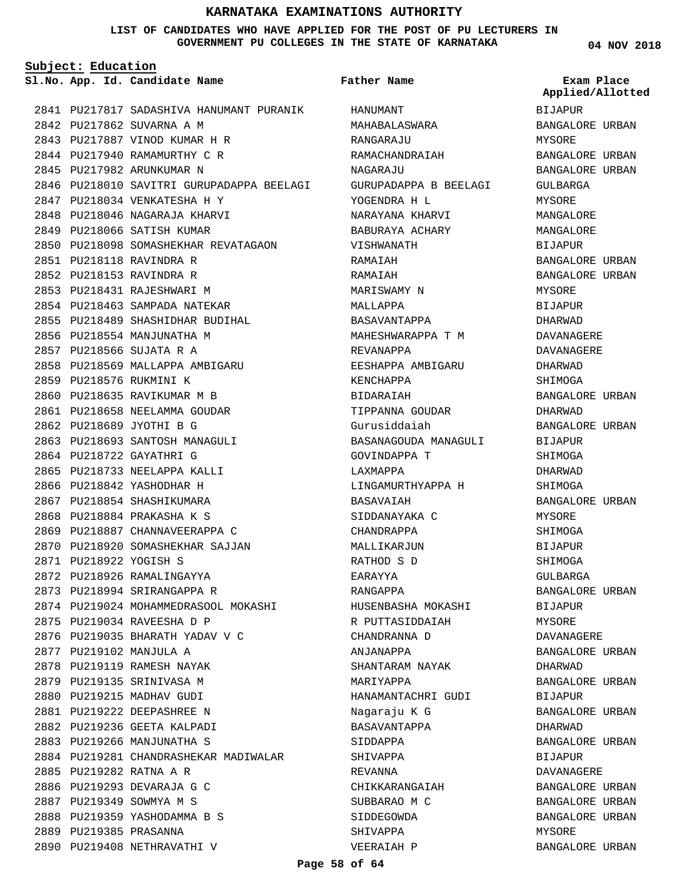# KARNATAKA EXAMINATIONS AUTHORITY

**LIST OF CANDIDATES WHO HAVE APPLIED FOR THE POST OF PU LECTURERS IN GOVERNMENT PU COLLEGES IN THE STATE OF KARNATAKA**

**04 NOV 2018**

**Subject: Education**

| Sl.No. | App. Id. | Candidate Name | Father Name | Exam Place Applied/Allotted |
|---|---|---|---|---|
| 2841 | PU217817 | SADASHIVA HANUMANT PURANIK | HANUMANT | BIJAPUR |
| 2842 | PU217862 | SUVARNA A M | MAHABALASWARA | BANGALORE URBAN |
| 2843 | PU217887 | VINOD KUMAR H R | RANGARAJU | MYSORE |
| 2844 | PU217940 | RAMAMURTHY C R | RAMACHANDRAIAH | BANGALORE URBAN |
| 2845 | PU217982 | ARUNKUMAR N | NAGARAJU | BANGALORE URBAN |
| 2846 | PU218010 | SAVITRI GURUPADAPPA BEELAGI | GURUPADAPPA B BEELAGI | GULBARGA |
| 2847 | PU218034 | VENKATESHA H Y | YOGENDRA H L | MYSORE |
| 2848 | PU218046 | NAGARAJA KHARVI | NARAYANA KHARVI | MANGALORE |
| 2849 | PU218066 | SATISH KUMAR | BABURAYA ACHARY | MANGALORE |
| 2850 | PU218098 | SOMASHEKHAR REVATAGAON | VISHWANATH | BIJAPUR |
| 2851 | PU218118 | RAVINDRA R | RAMAIAH | BANGALORE URBAN |
| 2852 | PU218153 | RAVINDRA R | RAMAIAH | BANGALORE URBAN |
| 2853 | PU218431 | RAJESHWARI M | MARISWAMY N | MYSORE |
| 2854 | PU218463 | SAMPADA NATEKAR | MALLAPPA | BIJAPUR |
| 2855 | PU218489 | SHASHIDHAR BUDIHAL | BASAVANTAPPA | DHARWAD |
| 2856 | PU218554 | MANJUNATHA M | MAHESHWARAPPA T M | DAVANAGERE |
| 2857 | PU218566 | SUJATA R A | REVANAPPA | DAVANAGERE |
| 2858 | PU218569 | MALLAPPA AMBIGARU | EESHAPPA AMBIGARU | DHARWAD |
| 2859 | PU218576 | RUKMINI K | KENCHAPPA | SHIMOGA |
| 2860 | PU218635 | RAVIKUMAR M B | BIDARAIAH | BANGALORE URBAN |
| 2861 | PU218658 | NEELAMMA GOUDAR | TIPPANNA GOUDAR | DHARWAD |
| 2862 | PU218689 | JYOTHI B G | Gurusiddaiah | BANGALORE URBAN |
| 2863 | PU218693 | SANTOSH MANAGULI | BASANAGOUDA MANAGULI | BIJAPUR |
| 2864 | PU218722 | GAYATHRI G | GOVINDAPPA T | SHIMOGA |
| 2865 | PU218733 | NEELAPPA KALLI | LAXMAPPA | DHARWAD |
| 2866 | PU218842 | YASHODHAR H | LINGAMURTHYAPPA H | SHIMOGA |
| 2867 | PU218854 | SHASHIKUMARA | BASAVAIAH | BANGALORE URBAN |
| 2868 | PU218884 | PRAKASHA K S | SIDDANAYAKA C | MYSORE |
| 2869 | PU218887 | CHANNAVEERAPPA C | CHANDRAPPA | SHIMOGA |
| 2870 | PU218920 | SOMASHEKHAR SAJJAN | MALLIKARJUN | BIJAPUR |
| 2871 | PU218922 | YOGISH S | RATHOD S D | SHIMOGA |
| 2872 | PU218926 | RAMALINGAYYA | EARAYYA | GULBARGA |
| 2873 | PU218994 | SRIRANGAPPA R | RANGAPPA | BANGALORE URBAN |
| 2874 | PU219024 | MOHAMMEDRASOOL MOKASHI | HUSENBASHA MOKASHI | BIJAPUR |
| 2875 | PU219034 | RAVEESHA D P | R PUTTASIDDAIAH | MYSORE |
| 2876 | PU219035 | BHARATH YADAV V C | CHANDRANNA D | DAVANAGERE |
| 2877 | PU219102 | MANJULA A | ANJANAPPA | BANGALORE URBAN |
| 2878 | PU219119 | RAMESH NAYAK | SHANTARAM NAYAK | DHARWAD |
| 2879 | PU219135 | SRINIVASA M | MARIYAPPA | BANGALORE URBAN |
| 2880 | PU219215 | MADHAV GUDI | HANAMANTACHRI GUDI | BIJAPUR |
| 2881 | PU219222 | DEEPASHREE N | Nagaraju K G | BANGALORE URBAN |
| 2882 | PU219236 | GEETA KALPADI | BASAVANTAPPA | DHARWAD |
| 2883 | PU219266 | MANJUNATHA S | SIDDAPPA | BANGALORE URBAN |
| 2884 | PU219281 | CHANDRASHEKAR MADIWALAR | SHIVAPPA | BIJAPUR |
| 2885 | PU219282 | RATNA A R | REVANNA | DAVANAGERE |
| 2886 | PU219293 | DEVARAJA G C | CHIKKARANGAIAH | BANGALORE URBAN |
| 2887 | PU219349 | SOWMYA M S | SUBBARAO M C | BANGALORE URBAN |
| 2888 | PU219359 | YASHODAMMA B S | SIDDEGOWDA | BANGALORE URBAN |
| 2889 | PU219385 | PRASANNA | SHIVAPPA | MYSORE |
| 2890 | PU219408 | NETHRAVATHI V | VEERAIAH P | BANGALORE URBAN |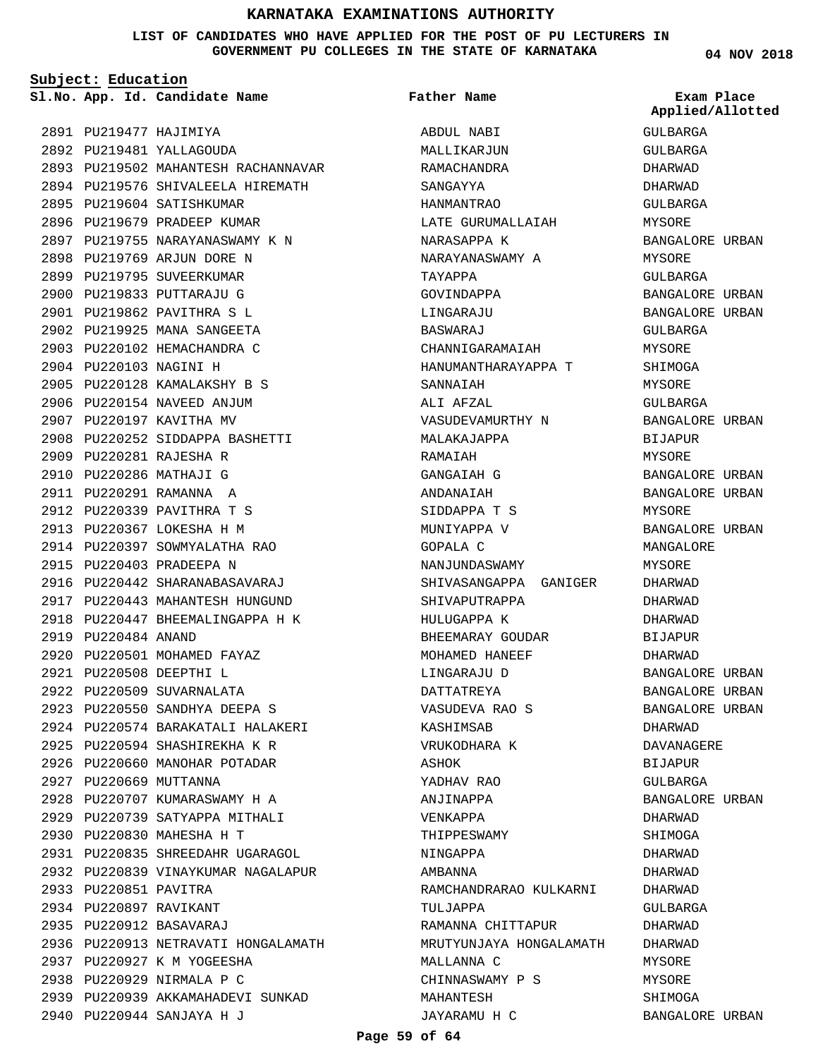# KARNATAKA EXAMINATIONS AUTHORITY

**LIST OF CANDIDATES WHO HAVE APPLIED FOR THE POST OF PU LECTURERS IN GOVERNMENT PU COLLEGES IN THE STATE OF KARNATAKA**

**04 NOV 2018**

**Subject: Education**

| Sl.No. | App. Id. | Candidate Name | Father Name | Exam Place Applied/Allotted |
|---|---|---|---|---|
| 2891 | PU219477 | HAJIMIYA | ABDUL NABI | GULBARGA |
| 2892 | PU219481 | YALLAGOUDA | MALLIKARJUN | GULBARGA |
| 2893 | PU219502 | MAHANTESH RACHANNAVAR | RAMACHANDRA | DHARWAD |
| 2894 | PU219576 | SHIVALEELA HIREMATH | SANGAYYA | DHARWAD |
| 2895 | PU219604 | SATISHKUMAR | HANMANTRAO | GULBARGA |
| 2896 | PU219679 | PRADEEP KUMAR | LATE GURUMALLAIAH | MYSORE |
| 2897 | PU219755 | NARAYANASWAMY K N | NARASAPPA K | BANGALORE URBAN |
| 2898 | PU219769 | ARJUN DORE N | NARAYANASWAMY A | MYSORE |
| 2899 | PU219795 | SUVEERKUMAR | TAYAPPA | GULBARGA |
| 2900 | PU219833 | PUTTARAJU G | GOVINDAPPA | BANGALORE URBAN |
| 2901 | PU219862 | PAVITHRA S L | LINGARAJU | BANGALORE URBAN |
| 2902 | PU219925 | MANA SANGEETA | BASWARAJ | GULBARGA |
| 2903 | PU220102 | HEMACHANDRA C | CHANNIGARAMAIAH | MYSORE |
| 2904 | PU220103 | NAGINI H | HANUMANTHARAYAPPA T | SHIMOGA |
| 2905 | PU220128 | KAMALAKSHY B S | SANNAIAH | MYSORE |
| 2906 | PU220154 | NAVEED ANJUM | ALI AFZAL | GULBARGA |
| 2907 | PU220197 | KAVITHA MV | VASUDEVAMURTHY N | BANGALORE URBAN |
| 2908 | PU220252 | SIDDAPPA BASHETTI | MALAKAJAPPA | BIJAPUR |
| 2909 | PU220281 | RAJESHA R | RAMAIAH | MYSORE |
| 2910 | PU220286 | MATHAJI G | GANGAIAH G | BANGALORE URBAN |
| 2911 | PU220291 | RAMANNA A | ANDANAIAH | BANGALORE URBAN |
| 2912 | PU220339 | PAVITHRA T S | SIDDAPPA T S | MYSORE |
| 2913 | PU220367 | LOKESHA H M | MUNIYAPPA V | BANGALORE URBAN |
| 2914 | PU220397 | SOWMYALATHA RAO | GOPALA C | MANGALORE |
| 2915 | PU220403 | PRADEEPA N | NANJUNDASWAMY | MYSORE |
| 2916 | PU220442 | SHARANABASAVARAJ | SHIVASANGAPPA GANIGER | DHARWAD |
| 2917 | PU220443 | MAHANTESH HUNGUND | SHIVAPUTRAPPA | DHARWAD |
| 2918 | PU220447 | BHEEMALINGAPPA H K | HULUGAPPA K | DHARWAD |
| 2919 | PU220484 | ANAND | BHEEMARAY GOUDAR | BIJAPUR |
| 2920 | PU220501 | MOHAMED FAYAZ | MOHAMED HANEEF | DHARWAD |
| 2921 | PU220508 | DEEPTHI L | LINGARAJU D | BANGALORE URBAN |
| 2922 | PU220509 | SUVARNALATA | DATTATREYA | BANGALORE URBAN |
| 2923 | PU220550 | SANDHYA DEEPA S | VASUDEVA RAO S | BANGALORE URBAN |
| 2924 | PU220574 | BARAKATALI HALAKERI | KASHIMSAB | DHARWAD |
| 2925 | PU220594 | SHASHIREKHA K R | VRUKODHARA K | DAVANAGERE |
| 2926 | PU220660 | MANOHAR POTADAR | ASHOK | BIJAPUR |
| 2927 | PU220669 | MUTTANNA | YADHAV RAO | GULBARGA |
| 2928 | PU220707 | KUMARASWAMY H A | ANJINAPPA | BANGALORE URBAN |
| 2929 | PU220739 | SATYAPPA MITHALI | VENKAPPA | DHARWAD |
| 2930 | PU220830 | MAHESHA H T | THIPPESWAMY | SHIMOGA |
| 2931 | PU220835 | SHREEDAHR UGARAGOL | NINGAPPA | DHARWAD |
| 2932 | PU220839 | VINAYKUMAR NAGALAPUR | AMBANNA | DHARWAD |
| 2933 | PU220851 | PAVITRA | RAMCHANDRARAO KULKARNI | DHARWAD |
| 2934 | PU220897 | RAVIKANT | TULJAPPA | GULBARGA |
| 2935 | PU220912 | BASAVARAJ | RAMANNA CHITTAPUR | DHARWAD |
| 2936 | PU220913 | NETRAVATI HONGALAMATH | MRUTYUNJAYA HONGALAMATH | DHARWAD |
| 2937 | PU220927 | K M YOGEESHA | MALLANNA C | MYSORE |
| 2938 | PU220929 | NIRMALA P C | CHINNASWAMY P S | MYSORE |
| 2939 | PU220939 | AKKAMAHADEVI SUNKAD | MAHANTESH | SHIMOGA |
| 2940 | PU220944 | SANJAYA H J | JAYARAMU H C | BANGALORE URBAN |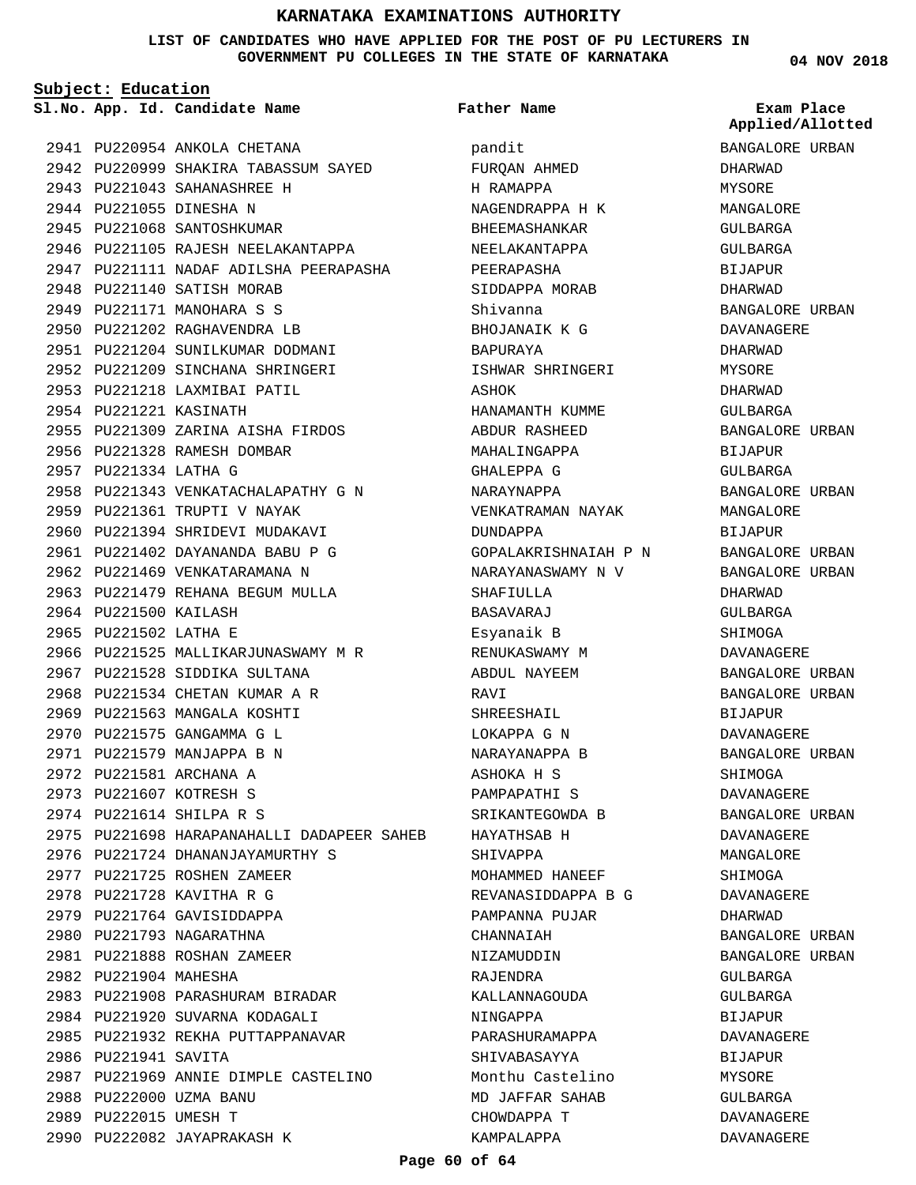# KARNATAKA EXAMINATIONS AUTHORITY

**LIST OF CANDIDATES WHO HAVE APPLIED FOR THE POST OF PU LECTURERS IN GOVERNMENT PU COLLEGES IN THE STATE OF KARNATAKA**

**04 NOV 2018**

**Subject: Education**

| Sl.No. | App. Id. | Candidate Name | Father Name | Exam Place Applied/Allotted |
|---|---|---|---|---|
| 2941 | PU220954 | ANKOLA CHETANA | pandit | BANGALORE URBAN |
| 2942 | PU220999 | SHAKIRA TABASSUM SAYED | FURQAN AHMED | DHARWAD |
| 2943 | PU221043 | SAHANASHREE H | H RAMAPPA | MYSORE |
| 2944 | PU221055 | DINESHA N | NAGENDRAPPA H K | MANGALORE |
| 2945 | PU221068 | SANTOSHKUMAR | BHEEMASHANKAR | GULBARGA |
| 2946 | PU221105 | RAJESH NEELAKANTAPPA | NEELAKANTAPPA | GULBARGA |
| 2947 | PU221111 | NADAF ADILSHA PEERAPASHA | PEERAPASHA | BIJAPUR |
| 2948 | PU221140 | SATISH MORAB | SIDDAPPA MORAB | DHARWAD |
| 2949 | PU221171 | MANOHARA S S | Shivanna | BANGALORE URBAN |
| 2950 | PU221202 | RAGHAVENDRA LB | BHOJANAIK K G | DAVANAGERE |
| 2951 | PU221204 | SUNILKUMAR DODMANI | BAPURAYA | DHARWAD |
| 2952 | PU221209 | SINCHANA SHRINGERI | ISHWAR SHRINGERI | MYSORE |
| 2953 | PU221218 | LAXMIBAI PATIL | ASHOK | DHARWAD |
| 2954 | PU221221 | KASINATH | HANAMANTH KUMME | GULBARGA |
| 2955 | PU221309 | ZARINA AISHA FIRDOS | ABDUR RASHEED | BANGALORE URBAN |
| 2956 | PU221328 | RAMESH DOMBAR | MAHALINGAPPA | BIJAPUR |
| 2957 | PU221334 | LATHA G | GHALEPPA G | GULBARGA |
| 2958 | PU221343 | VENKATACHALAPATHY G N | NARAYNAPPA | BANGALORE URBAN |
| 2959 | PU221361 | TRUPTI V NAYAK | VENKATRAMAN NAYAK | MANGALORE |
| 2960 | PU221394 | SHRIDEVI MUDAKAVI | DUNDAPPA | BIJAPUR |
| 2961 | PU221402 | DAYANANDA BABU P G | GOPALAKRISHNAIAH P N | BANGALORE URBAN |
| 2962 | PU221469 | VENKATARAMANA N | NARAYANASWAMY N V | BANGALORE URBAN |
| 2963 | PU221479 | REHANA BEGUM MULLA | SHAFIULLA | DHARWAD |
| 2964 | PU221500 | KAILASH | BASAVARAJ | GULBARGA |
| 2965 | PU221502 | LATHA E | Esyanaik B | SHIMOGA |
| 2966 | PU221525 | MALLIKARJUNASWAMY M R | RENUKASWAMY M | DAVANAGERE |
| 2967 | PU221528 | SIDDIKA SULTANA | ABDUL NAYEEM | BANGALORE URBAN |
| 2968 | PU221534 | CHETAN KUMAR A R | RAVI | BANGALORE URBAN |
| 2969 | PU221563 | MANGALA KOSHTI | SHREESHAIL | BIJAPUR |
| 2970 | PU221575 | GANGAMMA G L | LOKAPPA G N | DAVANAGERE |
| 2971 | PU221579 | MANJAPPA B N | NARAYANAPPA B | BANGALORE URBAN |
| 2972 | PU221581 | ARCHANA A | ASHOKA H S | SHIMOGA |
| 2973 | PU221607 | KOTRESH S | PAMPAPATHI S | DAVANAGERE |
| 2974 | PU221614 | SHILPA R S | SRIKANTEGOWDA B | BANGALORE URBAN |
| 2975 | PU221698 | HARAPANAHALLI DADAPEER SAHEB | HAYATHSAB H | DAVANAGERE |
| 2976 | PU221724 | DHANANJAYAMURTHY S | SHIVAPPA | MANGALORE |
| 2977 | PU221725 | ROSHEN ZAMEER | MOHAMMED HANEEF | SHIMOGA |
| 2978 | PU221728 | KAVITHA R G | REVANASIDDAPPA B G | DAVANAGERE |
| 2979 | PU221764 | GAVISIDDAPPA | PAMPANNA PUJAR | DHARWAD |
| 2980 | PU221793 | NAGARATHNA | CHANNAIAH | BANGALORE URBAN |
| 2981 | PU221888 | ROSHAN ZAMEER | NIZAMUDDIN | BANGALORE URBAN |
| 2982 | PU221904 | MAHESHA | RAJENDRA | GULBARGA |
| 2983 | PU221908 | PARASHURAM BIRADAR | KALLANNAGOUDA | GULBARGA |
| 2984 | PU221920 | SUVARNA KODAGALI | NINGAPPA | BIJAPUR |
| 2985 | PU221932 | REKHA PUTTAPPANAVAR | PARASHURAMAPPA | DAVANAGERE |
| 2986 | PU221941 | SAVITA | SHIVABASAYYA | BIJAPUR |
| 2987 | PU221969 | ANNIE DIMPLE CASTELINO | Monthu Castelino | MYSORE |
| 2988 | PU222000 | UZMA BANU | MD JAFFAR SAHAB | GULBARGA |
| 2989 | PU222015 | UMESH T | CHOWDAPPA T | DAVANAGERE |
| 2990 | PU222082 | JAYAPRAKASH K | KAMPALAPPA | DAVANAGERE |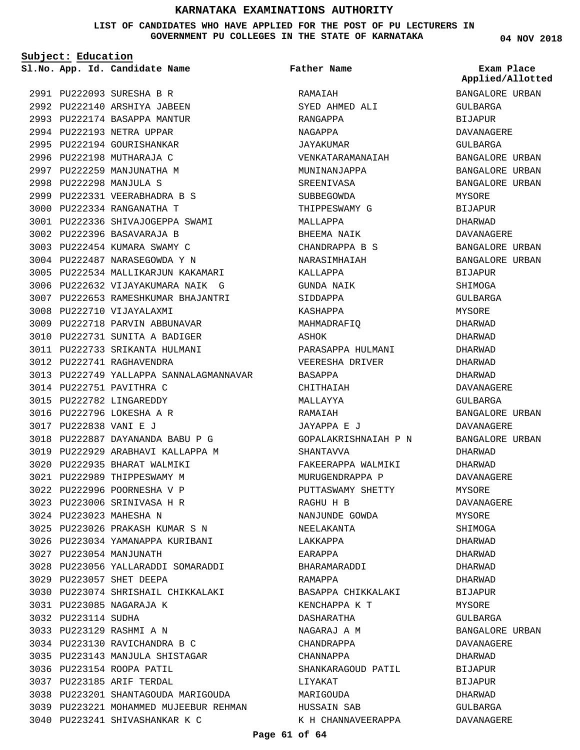# KARNATAKA EXAMINATIONS AUTHORITY

**LIST OF CANDIDATES WHO HAVE APPLIED FOR THE POST OF PU LECTURERS IN GOVERNMENT PU COLLEGES IN THE STATE OF KARNATAKA**

04 NOV 2018

**Subject: Education**

| Sl.No. | App. Id. | Candidate Name | Father Name | Exam Place Applied/Allotted |
|---|---|---|---|---|
| 2991 | PU222093 | SURESHA B R | RAMAIAH | BANGALORE URBAN |
| 2992 | PU222140 | ARSHIYA JABEEN | SYED AHMED ALI | GULBARGA |
| 2993 | PU222174 | BASAPPA MANTUR | RANGAPPA | BIJAPUR |
| 2994 | PU222193 | NETRA UPPAR | NAGAPPA | DAVANAGERE |
| 2995 | PU222194 | GOURISHANKAR | JAYAKUMAR | GULBARGA |
| 2996 | PU222198 | MUTHARAJA C | VENKATARAMANAIAH | BANGALORE URBAN |
| 2997 | PU222259 | MANJUNATHA M | MUNINANJAPPA | BANGALORE URBAN |
| 2998 | PU222298 | MANJULA S | SREENIVASA | BANGALORE URBAN |
| 2999 | PU222331 | VEERABHADRA B S | SUBBEGOWDA | MYSORE |
| 3000 | PU222334 | RANGANATHA T | THIPPESWAMY G | BIJAPUR |
| 3001 | PU222336 | SHIVAJOGEPPA SWAMI | MALLAPPA | DHARWAD |
| 3002 | PU222396 | BASAVARAJA B | BHEEMA NAIK | DAVANAGERE |
| 3003 | PU222454 | KUMARA SWAMY C | CHANDRAPPA B S | BANGALORE URBAN |
| 3004 | PU222487 | NARASEGOWDA Y N | NARASIMHAIAH | BANGALORE URBAN |
| 3005 | PU222534 | MALLIKARJUN KAKAMARI | KALLAPPA | BIJAPUR |
| 3006 | PU222632 | VIJAYAKUMARA NAIK G | GUNDA NAIK | SHIMOGA |
| 3007 | PU222653 | RAMESHKUMAR BHAJANTRI | SIDDAPPA | GULBARGA |
| 3008 | PU222710 | VIJAYALAXMI | KASHAPPA | MYSORE |
| 3009 | PU222718 | PARVIN ABBUNAVAR | MAHMADRAFIQ | DHARWAD |
| 3010 | PU222731 | SUNITA A BADIGER | ASHOK | DHARWAD |
| 3011 | PU222733 | SRIKANTA HULMANI | PARASAPPA HULMANI | DHARWAD |
| 3012 | PU222741 | RAGHAVENDRA | VEERESHA DRIVER | DHARWAD |
| 3013 | PU222749 | YALLAPPA SANNALAGMANNAVAR | BASAPPA | DHARWAD |
| 3014 | PU222751 | PAVITHRA C | CHITHAIAH | DAVANAGERE |
| 3015 | PU222782 | LINGAREDDY | MALLAYYA | GULBARGA |
| 3016 | PU222796 | LOKESHA A R | RAMAIAH | BANGALORE URBAN |
| 3017 | PU222838 | VANI E J | JAYAPPA E J | DAVANAGERE |
| 3018 | PU222887 | DAYANANDA BABU P G | GOPALAKRISHNAIAH P N | BANGALORE URBAN |
| 3019 | PU222929 | ARABHAVI KALLAPPA M | SHANTAVVA | DHARWAD |
| 3020 | PU222935 | BHARAT WALMIKI | FAKEERAPPA WALMIKI | DHARWAD |
| 3021 | PU222989 | THIPPESWAMY M | MURUGENDRAPPA P | DAVANAGERE |
| 3022 | PU222996 | POORNESHA V P | PUTTASWAMY SHETTY | MYSORE |
| 3023 | PU223006 | SRINIVASA H R | RAGHU H B | DAVANAGERE |
| 3024 | PU223023 | MAHESHA N | NANJUNDE GOWDA | MYSORE |
| 3025 | PU223026 | PRAKASH KUMAR S N | NEELAKANTA | SHIMOGA |
| 3026 | PU223034 | YAMANAPPA KURIBANI | LAKKAPPA | DHARWAD |
| 3027 | PU223054 | MANJUNATH | EARAPPA | DHARWAD |
| 3028 | PU223056 | YALLARADDI SOMARADDI | BHARAMARADDI | DHARWAD |
| 3029 | PU223057 | SHET DEEPA | RAMAPPA | DHARWAD |
| 3030 | PU223074 | SHRISHAIL CHIKKALAKI | BASAPPA CHIKKALAKI | BIJAPUR |
| 3031 | PU223085 | NAGARAJA K | KENCHAPPA K T | MYSORE |
| 3032 | PU223114 | SUDHA | DASHARATHA | GULBARGA |
| 3033 | PU223129 | RASHMI A N | NAGARAJ A M | BANGALORE URBAN |
| 3034 | PU223130 | RAVICHANDRA B C | CHANDRAPPA | DAVANAGERE |
| 3035 | PU223143 | MANJULA SHISTAGAR | CHANNAPPA | DHARWAD |
| 3036 | PU223154 | ROOPA PATIL | SHANKARAGOUD PATIL | BIJAPUR |
| 3037 | PU223185 | ARIF TERDAL | LIYAKAT | BIJAPUR |
| 3038 | PU223201 | SHANTAGOUDA MARIGOUDA | MARIGOUDA | DHARWAD |
| 3039 | PU223221 | MOHAMMED MUJEEBUR REHMAN | HUSSAIN SAB | GULBARGA |
| 3040 | PU223241 | SHIVASHANKAR K C | K H CHANNAVEERAPPA | DAVANAGERE |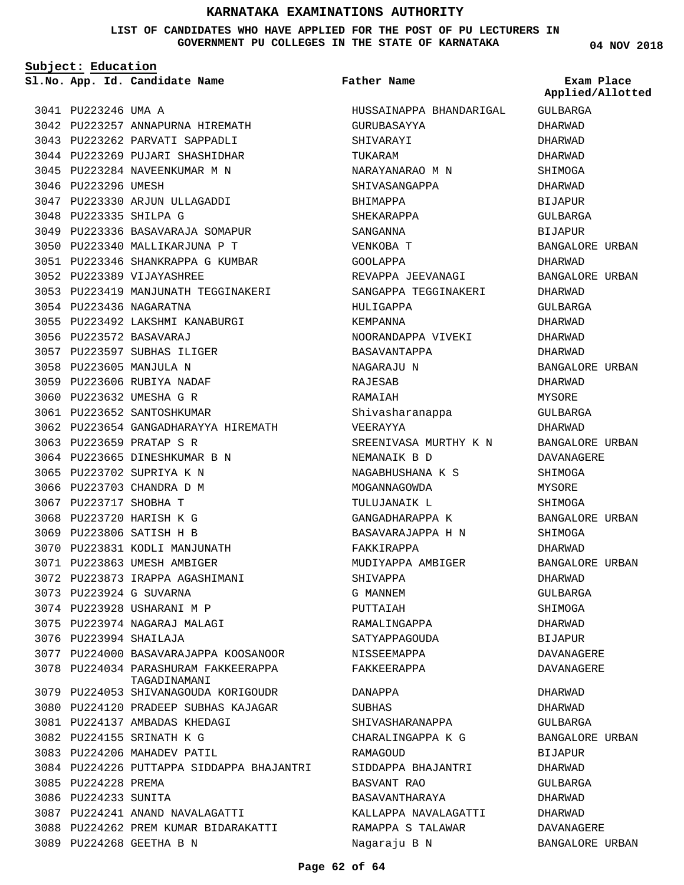# KARNATAKA EXAMINATIONS AUTHORITY

**LIST OF CANDIDATES WHO HAVE APPLIED FOR THE POST OF PU LECTURERS IN GOVERNMENT PU COLLEGES IN THE STATE OF KARNATAKA**

04 NOV 2018

**Subject: Education**

| Sl.No. | App. Id. | Candidate Name | Father Name | Exam Place Applied/Allotted |
|---|---|---|---|---|
| 3041 | PU223246 | UMA A | HUSSAINAPPA BHANDARIGAL | GULBARGA |
| 3042 | PU223257 | ANNAPURNA HIREMATH | GURUBASAYYA | DHARWAD |
| 3043 | PU223262 | PARVATI SAPPADLI | SHIVARAYI | DHARWAD |
| 3044 | PU223269 | PUJARI SHASHIDHAR | TUKARAM | DHARWAD |
| 3045 | PU223284 | NAVEENKUMAR M N | NARAYANARAO M N | SHIMOGA |
| 3046 | PU223296 | UMESH | SHIVASANGAPPA | DHARWAD |
| 3047 | PU223330 | ARJUN ULLAGADDI | BHIMAPPA | BIJAPUR |
| 3048 | PU223335 | SHILPA G | SHEKARAPPA | GULBARGA |
| 3049 | PU223336 | BASAVARAJA SOMAPUR | SANGANNA | BIJAPUR |
| 3050 | PU223340 | MALLIKARJUNA P T | VENKOBA T | BANGALORE URBAN |
| 3051 | PU223346 | SHANKRAPPA G KUMBAR | GOOLAPPA | DHARWAD |
| 3052 | PU223389 | VIJAYASHREE | REVAPPA JEEVANAGI | BANGALORE URBAN |
| 3053 | PU223419 | MANJUNATH TEGGINAKERI | SANGAPPA TEGGINAKERI | DHARWAD |
| 3054 | PU223436 | NAGARATNA | HULIGAPPA | GULBARGA |
| 3055 | PU223492 | LAKSHMI KANABURGI | KEMPANNA | DHARWAD |
| 3056 | PU223572 | BASAVARAJ | NOORANDAPPA VIVEKI | DHARWAD |
| 3057 | PU223597 | SUBHAS ILIGER | BASAVANTAPPA | DHARWAD |
| 3058 | PU223605 | MANJULA N | NAGARAJU N | BANGALORE URBAN |
| 3059 | PU223606 | RUBIYA NADAF | RAJESAB | DHARWAD |
| 3060 | PU223632 | UMESHA G R | RAMAIAH | MYSORE |
| 3061 | PU223652 | SANTOSHKUMAR | Shivasharanappa | GULBARGA |
| 3062 | PU223654 | GANGADHARAYYA HIREMATH | VEERAYYA | DHARWAD |
| 3063 | PU223659 | PRATAP S R | SREENIVASA MURTHY K N | BANGALORE URBAN |
| 3064 | PU223665 | DINESHKUMAR B N | NEMANAIK B D | DAVANAGERE |
| 3065 | PU223702 | SUPRIYA K N | NAGABHUSHANA K S | SHIMOGA |
| 3066 | PU223703 | CHANDRA D M | MOGANNAGOWDA | MYSORE |
| 3067 | PU223717 | SHOBHA T | TULUJANAIK L | SHIMOGA |
| 3068 | PU223720 | HARISH K G | GANGADHARAPPA K | BANGALORE URBAN |
| 3069 | PU223806 | SATISH H B | BASAVARAJAPPA H N | SHIMOGA |
| 3070 | PU223831 | KODLI MANJUNATH | FAKKIRAPPA | DHARWAD |
| 3071 | PU223863 | UMESH AMBIGER | MUDIYAPPA AMBIGER | BANGALORE URBAN |
| 3072 | PU223873 | IRAPPA AGASHIMANI | SHIVAPPA | DHARWAD |
| 3073 | PU223924 | G SUVARNA | G MANNEM | GULBARGA |
| 3074 | PU223928 | USHARANI M P | PUTTAIAH | SHIMOGA |
| 3075 | PU223974 | NAGARAJ MALAGI | RAMALINGAPPA | DHARWAD |
| 3076 | PU223994 | SHAILAJA | SATYAPPAGOUDA | BIJAPUR |
| 3077 | PU224000 | BASAVARAJAPPA KOOSANOOR | NISSEEMAPPA | DAVANAGERE |
| 3078 | PU224034 | PARASHURAM FAKKEERAPPA TAGADINAMANI | FAKKEERAPPA | DAVANAGERE |
| 3079 | PU224053 | SHIVANAGOUDA KORIGOUDR | DANAPPA | DHARWAD |
| 3080 | PU224120 | PRADEEP SUBHAS KAJAGAR | SUBHAS | DHARWAD |
| 3081 | PU224137 | AMBADAS KHEDAGI | SHIVASHARANAPPA | GULBARGA |
| 3082 | PU224155 | SRINATH K G | CHARALINGAPPA K G | BANGALORE URBAN |
| 3083 | PU224206 | MAHADEV PATIL | RAMAGOUD | BIJAPUR |
| 3084 | PU224226 | PUTTAPPA SIDDAPPA BHAJANTRI | SIDDAPPA BHAJANTRI | DHARWAD |
| 3085 | PU224228 | PREMA | BASVANT RAO | GULBARGA |
| 3086 | PU224233 | SUNITA | BASAVANTHARAYA | DHARWAD |
| 3087 | PU224241 | ANAND NAVALAGATTI | KALLAPPA NAVALAGATTI | DHARWAD |
| 3088 | PU224262 | PREM KUMAR BIDARAKATTI | RAMAPPA S TALAWAR | DAVANAGERE |
| 3089 | PU224268 | GEETHA B N | Nagaraju B N | BANGALORE URBAN |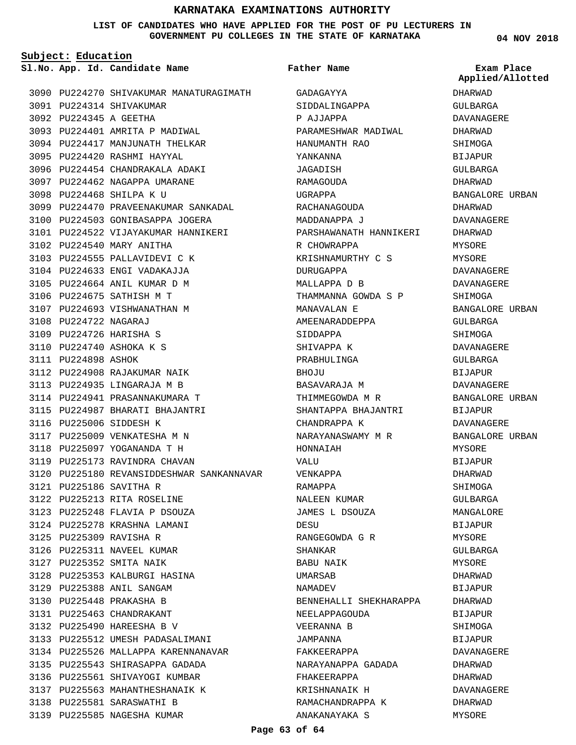# KARNATAKA EXAMINATIONS AUTHORITY

**LIST OF CANDIDATES WHO HAVE APPLIED FOR THE POST OF PU LECTURERS IN GOVERNMENT PU COLLEGES IN THE STATE OF KARNATAKA**

04 NOV 2018

**Subject: Education**

| Sl.No. | App. Id. | Candidate Name | Father Name | Exam Place Applied/Allotted |
|---|---|---|---|---|
| 3090 | PU224270 | SHIVAKUMAR MANATURAGIMATH | GADAGAYYA | DHARWAD |
| 3091 | PU224314 | SHIVAKUMAR | SIDDALINGAPPA | GULBARGA |
| 3092 | PU224345 | A GEETHA | P AJJAPPA | DAVANAGERE |
| 3093 | PU224401 | AMRITA P MADIWAL | PARAMESHWAR MADIWAL | DHARWAD |
| 3094 | PU224417 | MANJUNATH THELKAR | HANUMANTH RAO | SHIMOGA |
| 3095 | PU224420 | RASHMI HAYYAL | YANKANNA | BIJAPUR |
| 3096 | PU224454 | CHANDRAKALA ADAKI | JAGADISH | GULBARGA |
| 3097 | PU224462 | NAGAPPA UMARANE | RAMAGOUDA | DHARWAD |
| 3098 | PU224468 | SHILPA K U | UGRAPPA | BANGALORE URBAN |
| 3099 | PU224470 | PRAVEENAKUMAR SANKADAL | RACHANAGOUDA | DHARWAD |
| 3100 | PU224503 | GONIBASAPPA JOGERA | MADDANAPPA J | DAVANAGERE |
| 3101 | PU224522 | VIJAYAKUMAR HANNIKERI | PARSHAWANATH HANNIKERI | DHARWAD |
| 3102 | PU224540 | MARY ANITHA | R CHOWRAPPA | MYSORE |
| 3103 | PU224555 | PALLAVIDEVI C K | KRISHNAMURTHY C S | MYSORE |
| 3104 | PU224633 | ENGI VADAKAJJA | DURUGAPPA | DAVANAGERE |
| 3105 | PU224664 | ANIL KUMAR D M | MALLAPPA D B | DAVANAGERE |
| 3106 | PU224675 | SATHISH M T | THAMMANNA GOWDA S P | SHIMOGA |
| 3107 | PU224693 | VISHWANATHAN M | MANAVALAN E | BANGALORE URBAN |
| 3108 | PU224722 | NAGARAJ | AMEENARADDEPPA | GULBARGA |
| 3109 | PU224726 | HARISHA S | SIDDAPPA | SHIMOGA |
| 3110 | PU224740 | ASHOKA K S | SHIVAPPA K | DAVANAGERE |
| 3111 | PU224898 | ASHOK | PRABHULINGA | GULBARGA |
| 3112 | PU224908 | RAJAKUMAR NAIK | BHOJU | BIJAPUR |
| 3113 | PU224935 | LINGARAJA M B | BASAVARAJA M | DAVANAGERE |
| 3114 | PU224941 | PRASANNAKUMARA T | THIMMEGOWDA M R | BANGALORE URBAN |
| 3115 | PU224987 | BHARATI BHAJANTRI | SHANTAPPA BHAJANTRI | BIJAPUR |
| 3116 | PU225006 | SIDDESH K | CHANDRAPPA K | DAVANAGERE |
| 3117 | PU225009 | VENKATESHA M N | NARAYANASWAMY M R | BANGALORE URBAN |
| 3118 | PU225097 | YOGANANDA T H | HONNAIAH | MYSORE |
| 3119 | PU225173 | RAVINDRA CHAVAN | VALU | BIJAPUR |
| 3120 | PU225180 | REVANSIDDESHWAR SANKANNAVAR | VENKAPPA | DHARWAD |
| 3121 | PU225186 | SAVITHA R | RAMAPPA | SHIMOGA |
| 3122 | PU225213 | RITA ROSELINE | NALEEN KUMAR | GULBARGA |
| 3123 | PU225248 | FLAVIA P DSOUZA | JAMES L DSOUZA | MANGALORE |
| 3124 | PU225278 | KRASHNA LAMANI | DESU | BIJAPUR |
| 3125 | PU225309 | RAVISHA R | RANGEGOWDA G R | MYSORE |
| 3126 | PU225311 | NAVEEL KUMAR | SHANKAR | GULBARGA |
| 3127 | PU225352 | SMITA NAIK | BABU NAIK | MYSORE |
| 3128 | PU225353 | KALBURGI HASINA | UMARSAB | DHARWAD |
| 3129 | PU225388 | ANIL SANGAM | NAMADEV | BIJAPUR |
| 3130 | PU225448 | PRAKASHA B | BENNEHALLI SHEKHARAPPA | DHARWAD |
| 3131 | PU225463 | CHANDRAKANT | NEELAPPAGOUDA | BIJAPUR |
| 3132 | PU225490 | HAREESHA B V | VEERANNA B | SHIMOGA |
| 3133 | PU225512 | UMESH PADASALIMANI | JAMPANNA | BIJAPUR |
| 3134 | PU225526 | MALLAPPA KARENNANAVAR | FAKKEERAPPA | DAVANAGERE |
| 3135 | PU225543 | SHIRASAPPA GADADA | NARAYANAPPA GADADA | DHARWAD |
| 3136 | PU225561 | SHIVAYOGI KUMBAR | FHAKEERAPPA | DHARWAD |
| 3137 | PU225563 | MAHANTHESHANAIK K | KRISHNANAIK H | DAVANAGERE |
| 3138 | PU225581 | SARASWATHI B | RAMACHANDRAPPA K | DHARWAD |
| 3139 | PU225585 | NAGESHA KUMAR | ANAKANAYAKA S | MYSORE |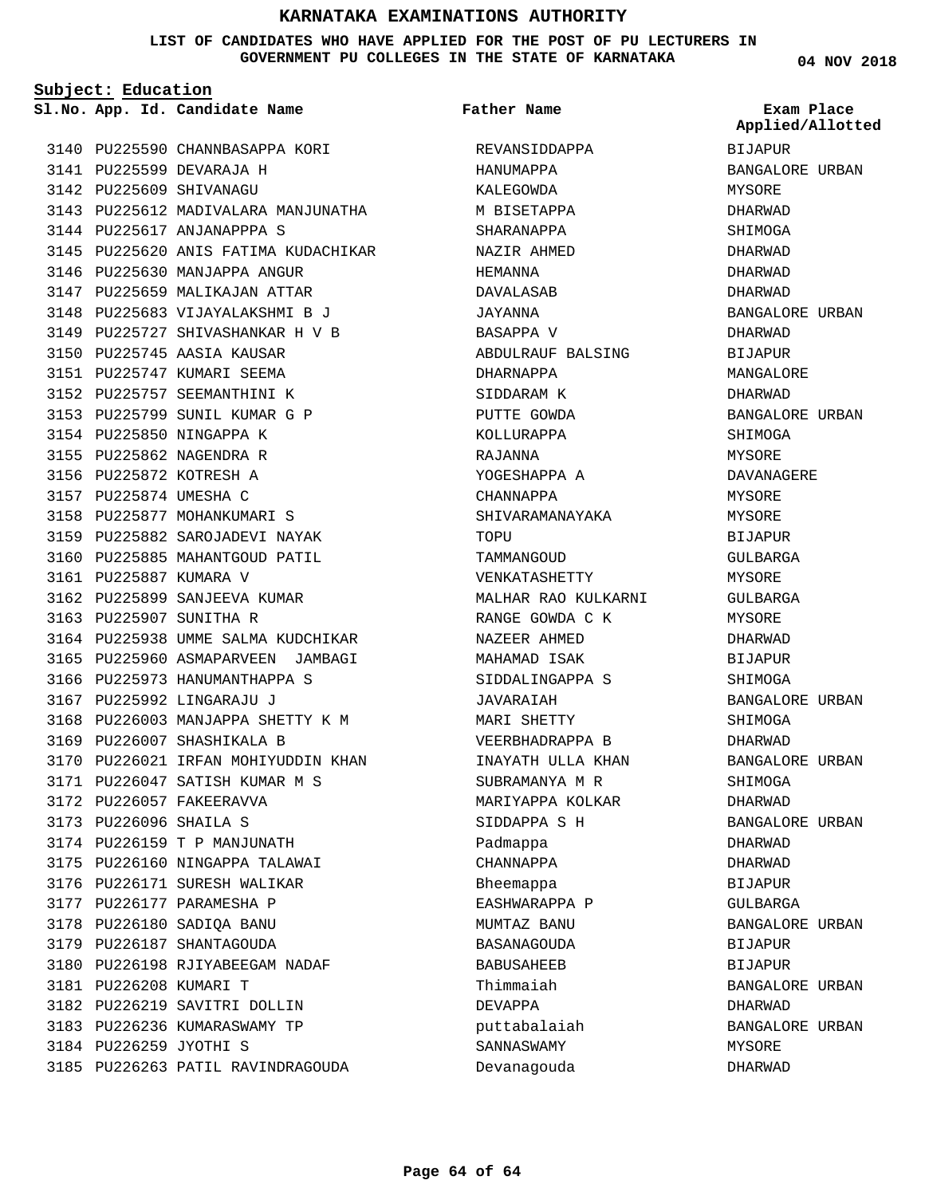# KARNATAKA EXAMINATIONS AUTHORITY

**LIST OF CANDIDATES WHO HAVE APPLIED FOR THE POST OF PU LECTURERS IN GOVERNMENT PU COLLEGES IN THE STATE OF KARNATAKA**

**04 NOV 2018**

**Subject: Education**

| Sl.No. | App. Id. | Candidate Name | Father Name | Exam Place Applied/Allotted |
|---|---|---|---|---|
| 3140 | PU225590 | CHANNBASAPPA KORI | REVANSIDDAPPA | BIJAPUR |
| 3141 | PU225599 | DEVARAJA H | HANUMAPPA | BANGALORE URBAN |
| 3142 | PU225609 | SHIVANAGU | KALEGOWDA | MYSORE |
| 3143 | PU225612 | MADIVALARA MANJUNATHA | M BISETAPPA | DHARWAD |
| 3144 | PU225617 | ANJANAPPPA S | SHARANAPPA | SHIMOGA |
| 3145 | PU225620 | ANIS FATIMA KUDACHIKAR | NAZIR AHMED | DHARWAD |
| 3146 | PU225630 | MANJAPPA ANGUR | HEMANNA | DHARWAD |
| 3147 | PU225659 | MALIKAJAN ATTAR | DAVALASAB | DHARWAD |
| 3148 | PU225683 | VIJAYALAKSHMI B J | JAYANNA | BANGALORE URBAN |
| 3149 | PU225727 | SHIVASHANKAR H V B | BASAPPA V | DHARWAD |
| 3150 | PU225745 | AASIA KAUSAR | ABDULRAUF BALSING | BIJAPUR |
| 3151 | PU225747 | KUMARI SEEMA | DHARNAPPA | MANGALORE |
| 3152 | PU225757 | SEEMANTHINI K | SIDDARAM K | DHARWAD |
| 3153 | PU225799 | SUNIL KUMAR G P | PUTTE GOWDA | BANGALORE URBAN |
| 3154 | PU225850 | NINGAPPA K | KOLLURAPPA | SHIMOGA |
| 3155 | PU225862 | NAGENDRA R | RAJANNA | MYSORE |
| 3156 | PU225872 | KOTRESH A | YOGESHAPPA A | DAVANAGERE |
| 3157 | PU225874 | UMESHA C | CHANNAPPA | MYSORE |
| 3158 | PU225877 | MOHANKUMARI S | SHIVARAMANAYAKA | MYSORE |
| 3159 | PU225882 | SAROJADEVI NAYAK | TOPU | BIJAPUR |
| 3160 | PU225885 | MAHANTGOUD PATIL | TAMMANGOUD | GULBARGA |
| 3161 | PU225887 | KUMARA V | VENKATASHETTY | MYSORE |
| 3162 | PU225899 | SANJEEVA KUMAR | MALHAR RAO KULKARNI | GULBARGA |
| 3163 | PU225907 | SUNITHA R | RANGE GOWDA C K | MYSORE |
| 3164 | PU225938 | UMME SALMA KUDCHIKAR | NAZEER AHMED | DHARWAD |
| 3165 | PU225960 | ASMAPARVEEN JAMBAGI | MAHAMAD ISAK | BIJAPUR |
| 3166 | PU225973 | HANUMANTHAPPA S | SIDDALINGAPPA S | SHIMOGA |
| 3167 | PU225992 | LINGARAJU J | JAVARAIAH | BANGALORE URBAN |
| 3168 | PU226003 | MANJAPPA SHETTY K M | MARI SHETTY | SHIMOGA |
| 3169 | PU226007 | SHASHIKALA B | VEERBHADRAPPA B | DHARWAD |
| 3170 | PU226021 | IRFAN MOHIYUDDIN KHAN | INAYATH ULLA KHAN | BANGALORE URBAN |
| 3171 | PU226047 | SATISH KUMAR M S | SUBRAMANYA M R | SHIMOGA |
| 3172 | PU226057 | FAKEERAVVA | MARIYAPPA KOLKAR | DHARWAD |
| 3173 | PU226096 | SHAILA S | SIDDAPPA S H | BANGALORE URBAN |
| 3174 | PU226159 | T P MANJUNATH | Padmappa | DHARWAD |
| 3175 | PU226160 | NINGAPPA TALAWAI | CHANNAPPA | DHARWAD |
| 3176 | PU226171 | SURESH WALIKAR | Bheemappa | BIJAPUR |
| 3177 | PU226177 | PARAMESHA P | EASHWARAPPA P | GULBARGA |
| 3178 | PU226180 | SADIQA BANU | MUMTAZ BANU | BANGALORE URBAN |
| 3179 | PU226187 | SHANTAGOUDA | BASANAGOUDA | BIJAPUR |
| 3180 | PU226198 | RJIYABEEGAM NADAF | BABUSAHEEB | BIJAPUR |
| 3181 | PU226208 | KUMARI T | Thimmaiah | BANGALORE URBAN |
| 3182 | PU226219 | SAVITRI DOLLIN | DEVAPPA | DHARWAD |
| 3183 | PU226236 | KUMARASWAMY TP | puttabalaiah | BANGALORE URBAN |
| 3184 | PU226259 | JYOTHI S | SANNASWAMY | MYSORE |
| 3185 | PU226263 | PATIL RAVINDRAGOUDA | Devanagouda | DHARWAD |